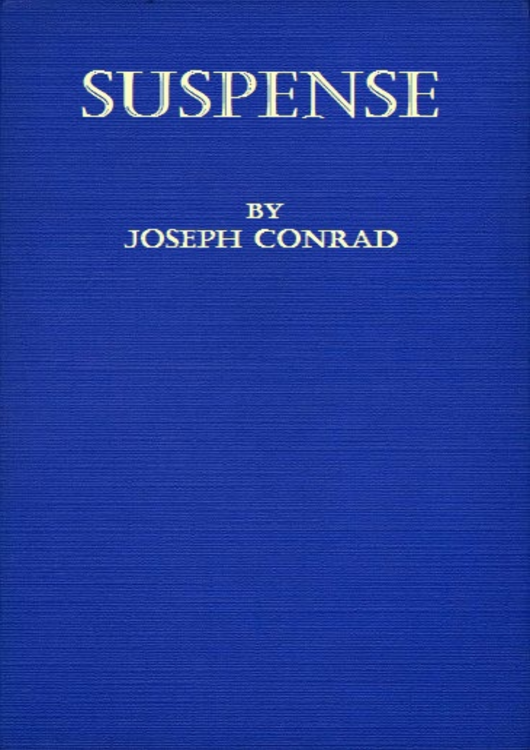# SUSPENSE

BY
JOSEPH CONRAD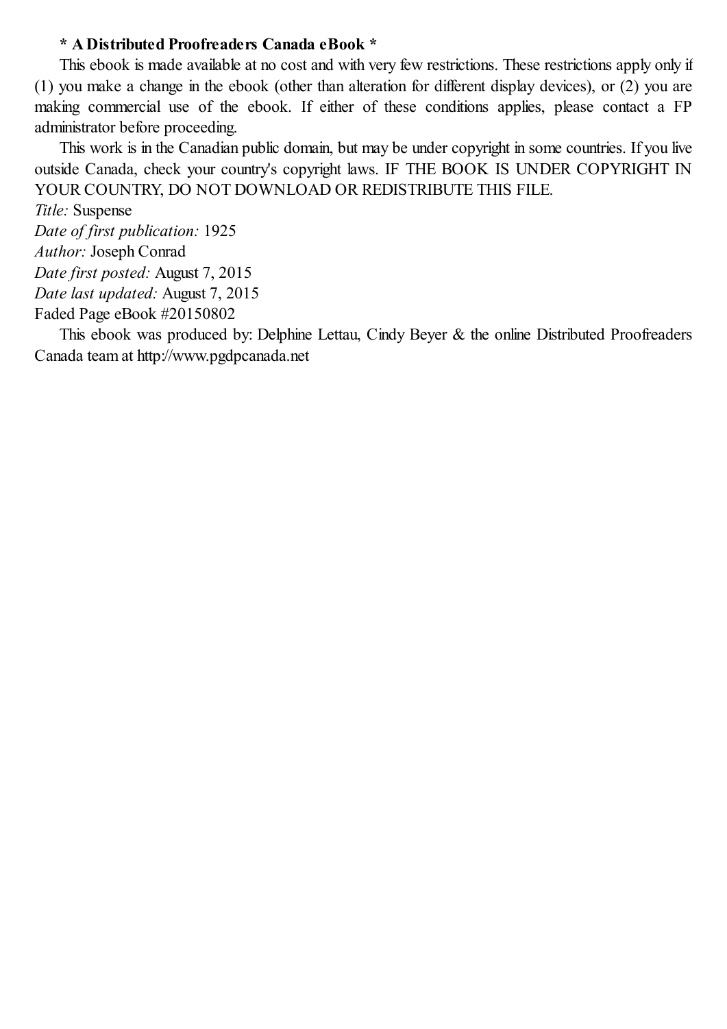**\* A Distributed Proofreaders Canada eBook \***

This ebook is made available at no cost and with very few restrictions. These restrictions apply only if (1) you make a change in the ebook (other than alteration for different display devices), or (2) you are making commercial use of the ebook. If either of these conditions applies, please contact a FP administrator before proceeding.

This work is in the Canadian public domain, but may be under copyright in some countries. If you live outside Canada, check your country's copyright laws. IF THE BOOK IS UNDER COPYRIGHT IN YOUR COUNTRY, DO NOT DOWNLOAD OR REDISTRIBUTE THIS FILE.

*Title:* Suspense
*Date of first publication:* 1925
*Author:* Joseph Conrad
*Date first posted:* August 7, 2015
*Date last updated:* August 7, 2015
Faded Page eBook #20150802

This ebook was produced by: Delphine Lettau, Cindy Beyer & the online Distributed Proofreaders Canada team at http://www.pgdpcanada.net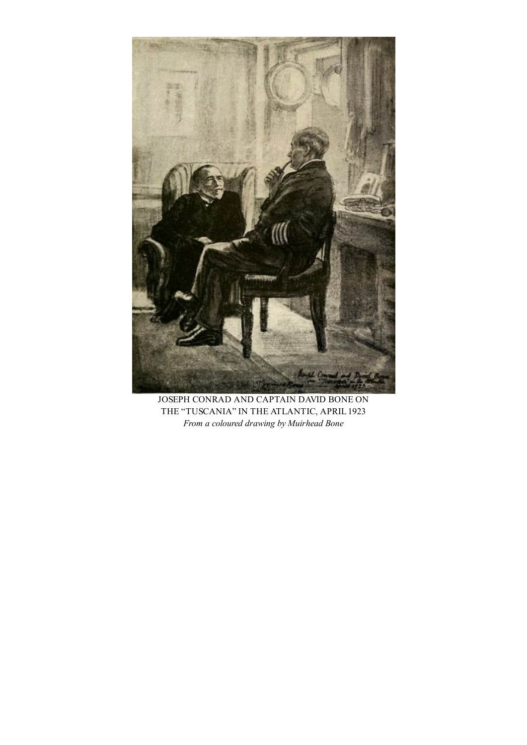JOSEPH CONRAD AND CAPTAIN DAVID BONE ON THE "TUSCANIA" IN THE ATLANTIC, APRIL 1923

*From a coloured drawing by Muirhead Bone*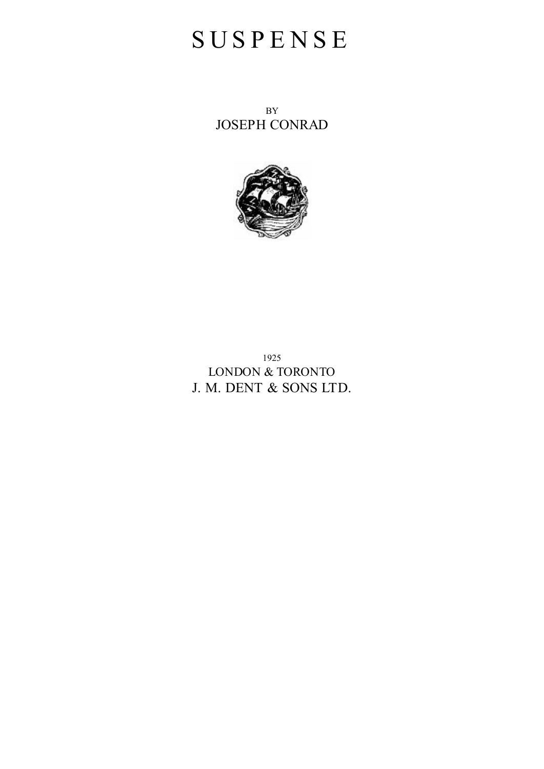# SUSPENSE

BY
JOSEPH CONRAD

1925
LONDON & TORONTO
J. M. DENT & SONS LTD.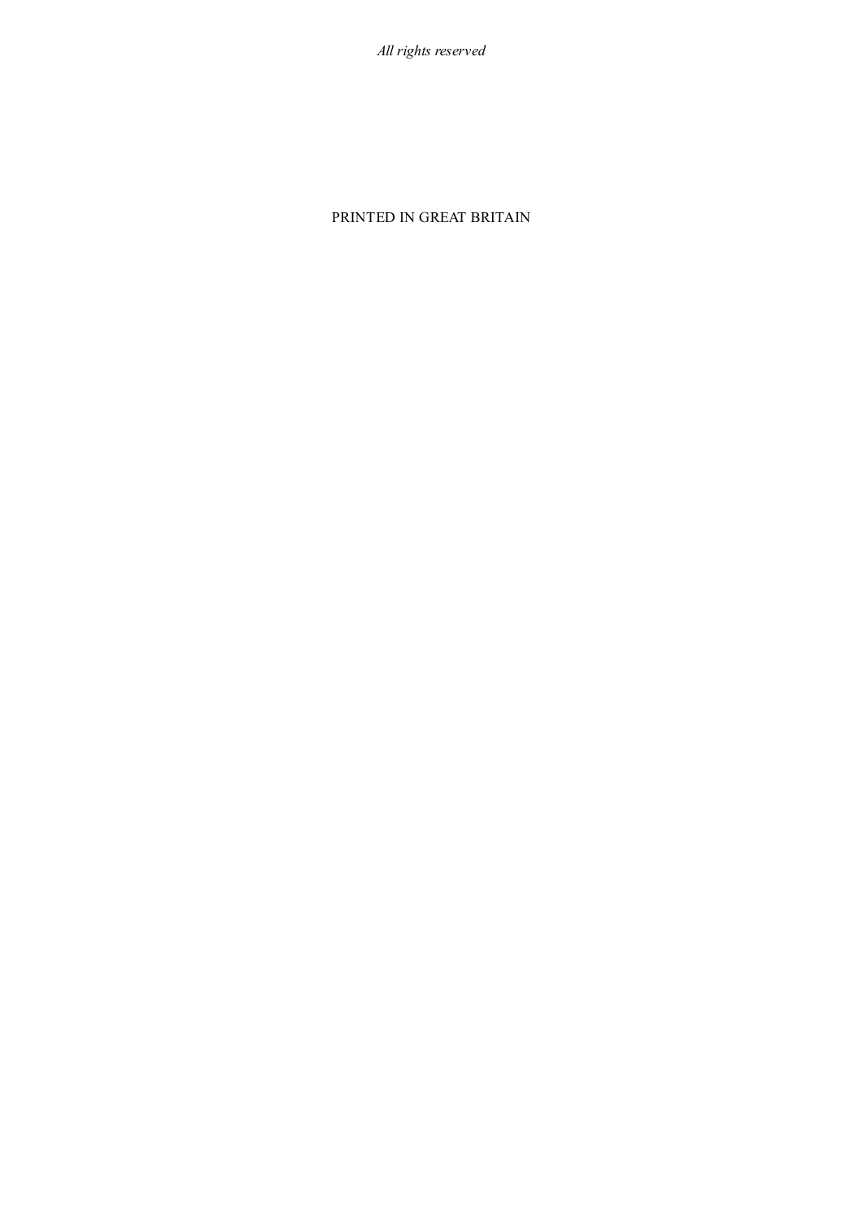*All rights reserved*

PRINTED IN GREAT BRITAIN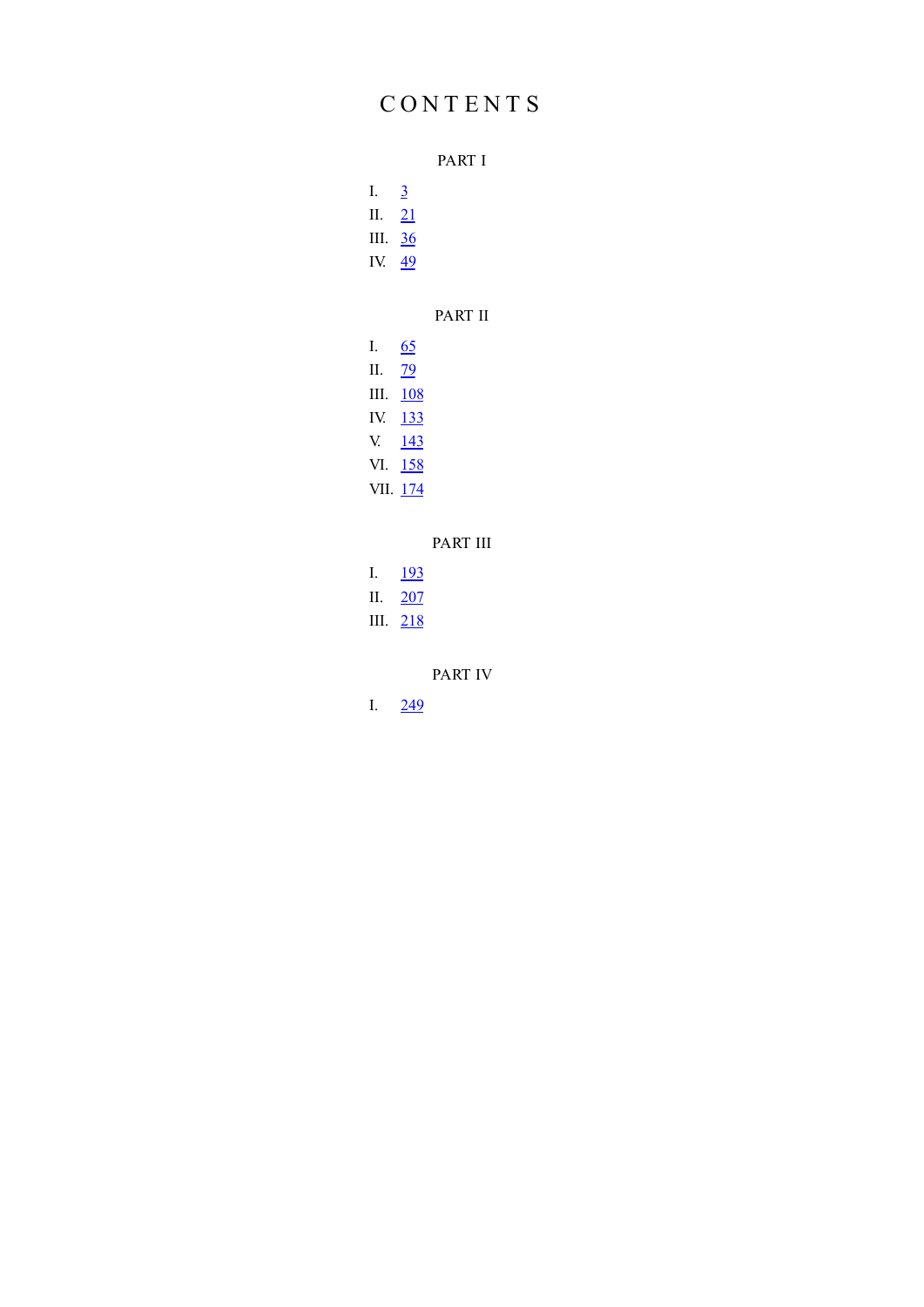# CONTENTS

## PART I

I. 3
II. 21
III. 36
IV. 49

## PART II

I. 65
II. 79
III. 108
IV. 133
V. 143
VI. 158
VII. 174

## PART III

I. 193
II. 207
III. 218

## PART IV

I. 249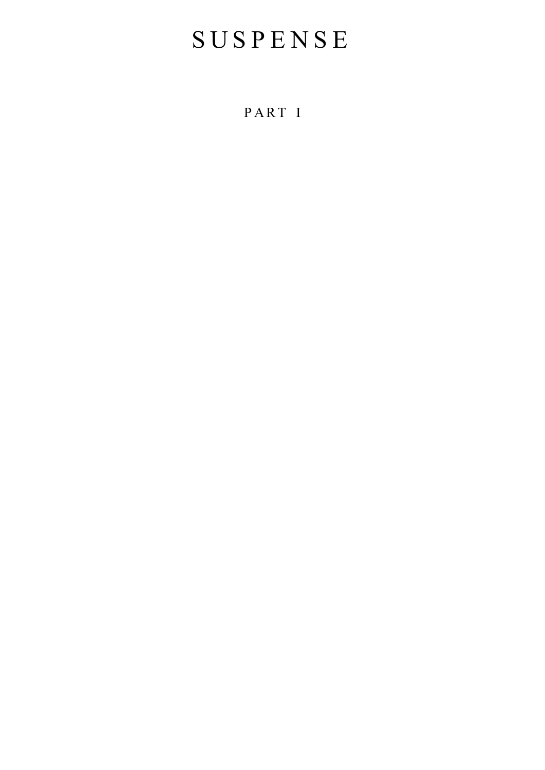# SUSPENSE

## PART I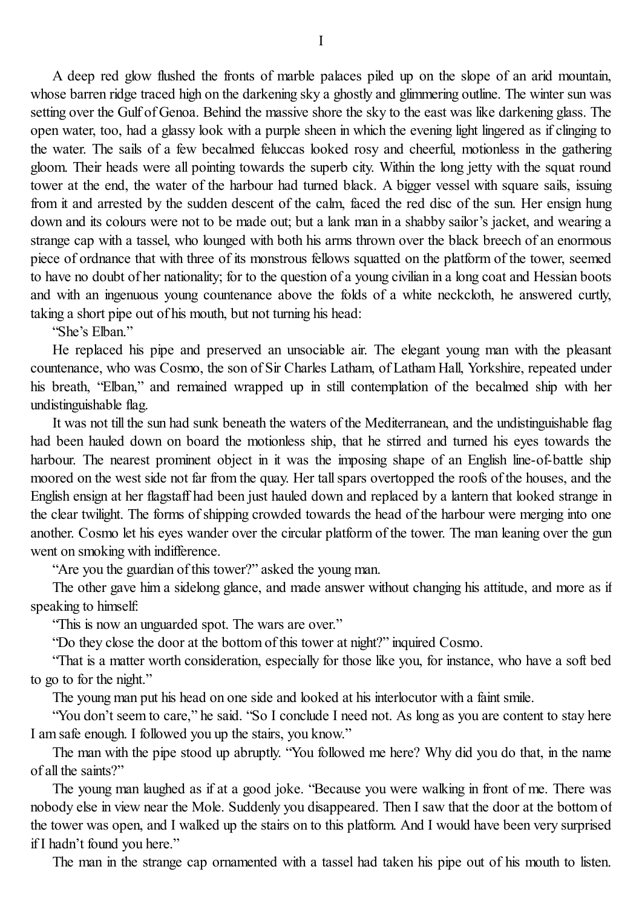# I

A deep red glow flushed the fronts of marble palaces piled up on the slope of an arid mountain, whose barren ridge traced high on the darkening sky a ghostly and glimmering outline. The winter sun was setting over the Gulf of Genoa. Behind the massive shore the sky to the east was like darkening glass. The open water, too, had a glassy look with a purple sheen in which the evening light lingered as if clinging to the water. The sails of a few becalmed feluccas looked rosy and cheerful, motionless in the gathering gloom. Their heads were all pointing towards the superb city. Within the long jetty with the squat round tower at the end, the water of the harbour had turned black. A bigger vessel with square sails, issuing from it and arrested by the sudden descent of the calm, faced the red disc of the sun. Her ensign hung down and its colours were not to be made out; but a lank man in a shabby sailor's jacket, and wearing a strange cap with a tassel, who lounged with both his arms thrown over the black breech of an enormous piece of ordnance that with three of its monstrous fellows squatted on the platform of the tower, seemed to have no doubt of her nationality; for to the question of a young civilian in a long coat and Hessian boots and with an ingenuous young countenance above the folds of a white neckcloth, he answered curtly, taking a short pipe out of his mouth, but not turning his head:

"She's Elban."

He replaced his pipe and preserved an unsociable air. The elegant young man with the pleasant countenance, who was Cosmo, the son of Sir Charles Latham, of Latham Hall, Yorkshire, repeated under his breath, "Elban," and remained wrapped up in still contemplation of the becalmed ship with her undistinguishable flag.

It was not till the sun had sunk beneath the waters of the Mediterranean, and the undistinguishable flag had been hauled down on board the motionless ship, that he stirred and turned his eyes towards the harbour. The nearest prominent object in it was the imposing shape of an English line-of-battle ship moored on the west side not far from the quay. Her tall spars overtopped the roofs of the houses, and the English ensign at her flagstaff had been just hauled down and replaced by a lantern that looked strange in the clear twilight. The forms of shipping crowded towards the head of the harbour were merging into one another. Cosmo let his eyes wander over the circular platform of the tower. The man leaning over the gun went on smoking with indifference.

"Are you the guardian of this tower?" asked the young man.

The other gave him a sidelong glance, and made answer without changing his attitude, and more as if speaking to himself:

"This is now an unguarded spot. The wars are over."

"Do they close the door at the bottom of this tower at night?" inquired Cosmo.

"That is a matter worth consideration, especially for those like you, for instance, who have a soft bed to go to for the night."

The young man put his head on one side and looked at his interlocutor with a faint smile.

"You don't seem to care," he said. "So I conclude I need not. As long as you are content to stay here I am safe enough. I followed you up the stairs, you know."

The man with the pipe stood up abruptly. "You followed me here? Why did you do that, in the name of all the saints?"

The young man laughed as if at a good joke. "Because you were walking in front of me. There was nobody else in view near the Mole. Suddenly you disappeared. Then I saw that the door at the bottom of the tower was open, and I walked up the stairs on to this platform. And I would have been very surprised if I hadn't found you here."

The man in the strange cap ornamented with a tassel had taken his pipe out of his mouth to listen.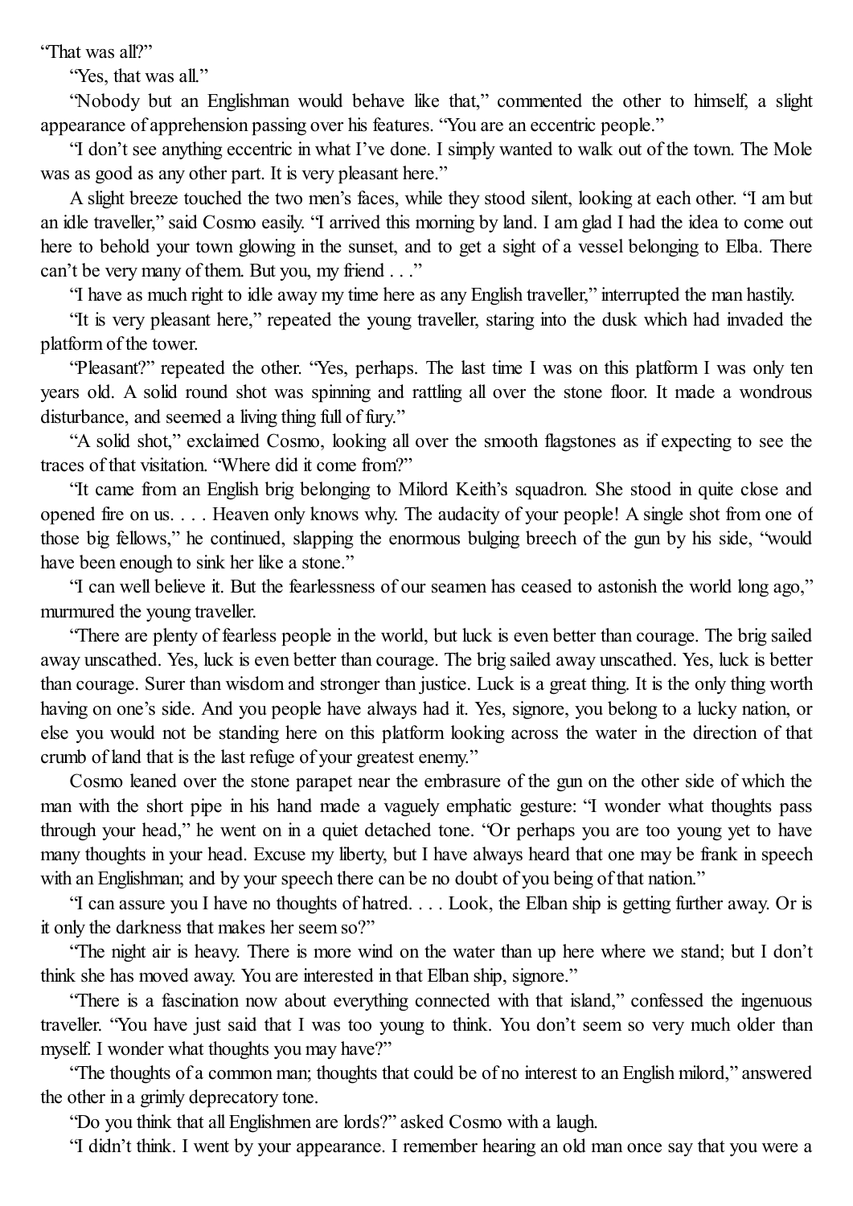"That was all?"

"Yes, that was all."

"Nobody but an Englishman would behave like that," commented the other to himself, a slight appearance of apprehension passing over his features. "You are an eccentric people."

"I don't see anything eccentric in what I've done. I simply wanted to walk out of the town. The Mole was as good as any other part. It is very pleasant here."

A slight breeze touched the two men's faces, while they stood silent, looking at each other. "I am but an idle traveller," said Cosmo easily. "I arrived this morning by land. I am glad I had the idea to come out here to behold your town glowing in the sunset, and to get a sight of a vessel belonging to Elba. There can't be very many of them. But you, my friend . . ."

"I have as much right to idle away my time here as any English traveller," interrupted the man hastily.

"It is very pleasant here," repeated the young traveller, staring into the dusk which had invaded the platform of the tower.

"Pleasant?" repeated the other. "Yes, perhaps. The last time I was on this platform I was only ten years old. A solid round shot was spinning and rattling all over the stone floor. It made a wondrous disturbance, and seemed a living thing full of fury."

"A solid shot," exclaimed Cosmo, looking all over the smooth flagstones as if expecting to see the traces of that visitation. "Where did it come from?"

"It came from an English brig belonging to Milord Keith's squadron. She stood in quite close and opened fire on us. . . . Heaven only knows why. The audacity of your people! A single shot from one of those big fellows," he continued, slapping the enormous bulging breech of the gun by his side, "would have been enough to sink her like a stone."

"I can well believe it. But the fearlessness of our seamen has ceased to astonish the world long ago," murmured the young traveller.

"There are plenty of fearless people in the world, but luck is even better than courage. The brig sailed away unscathed. Yes, luck is even better than courage. The brig sailed away unscathed. Yes, luck is better than courage. Surer than wisdom and stronger than justice. Luck is a great thing. It is the only thing worth having on one's side. And you people have always had it. Yes, signore, you belong to a lucky nation, or else you would not be standing here on this platform looking across the water in the direction of that crumb of land that is the last refuge of your greatest enemy."

Cosmo leaned over the stone parapet near the embrasure of the gun on the other side of which the man with the short pipe in his hand made a vaguely emphatic gesture: "I wonder what thoughts pass through your head," he went on in a quiet detached tone. "Or perhaps you are too young yet to have many thoughts in your head. Excuse my liberty, but I have always heard that one may be frank in speech with an Englishman; and by your speech there can be no doubt of you being of that nation."

"I can assure you I have no thoughts of hatred. . . . Look, the Elban ship is getting further away. Or is it only the darkness that makes her seem so?"

"The night air is heavy. There is more wind on the water than up here where we stand; but I don't think she has moved away. You are interested in that Elban ship, signore."

"There is a fascination now about everything connected with that island," confessed the ingenuous traveller. "You have just said that I was too young to think. You don't seem so very much older than myself. I wonder what thoughts you may have?"

"The thoughts of a common man; thoughts that could be of no interest to an English milord," answered the other in a grimly deprecatory tone.

"Do you think that all Englishmen are lords?" asked Cosmo with a laugh.

"I didn't think. I went by your appearance. I remember hearing an old man once say that you were a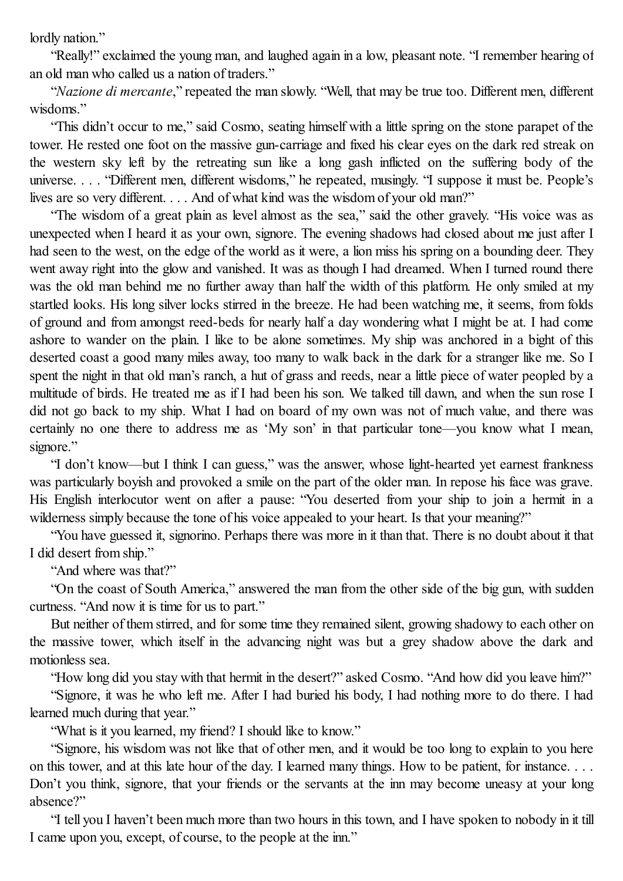lordly nation."

"Really!" exclaimed the young man, and laughed again in a low, pleasant note. "I remember hearing of an old man who called us a nation of traders."

"*Nazione di mercante*," repeated the man slowly. "Well, that may be true too. Different men, different wisdoms."

"This didn't occur to me," said Cosmo, seating himself with a little spring on the stone parapet of the tower. He rested one foot on the massive gun-carriage and fixed his clear eyes on the dark red streak on the western sky left by the retreating sun like a long gash inflicted on the suffering body of the universe. . . . "Different men, different wisdoms," he repeated, musingly. "I suppose it must be. People's lives are so very different. . . . And of what kind was the wisdom of your old man?"

"The wisdom of a great plain as level almost as the sea," said the other gravely. "His voice was as unexpected when I heard it as your own, signore. The evening shadows had closed about me just after I had seen to the west, on the edge of the world as it were, a lion miss his spring on a bounding deer. They went away right into the glow and vanished. It was as though I had dreamed. When I turned round there was the old man behind me no further away than half the width of this platform. He only smiled at my startled looks. His long silver locks stirred in the breeze. He had been watching me, it seems, from folds of ground and from amongst reed-beds for nearly half a day wondering what I might be at. I had come ashore to wander on the plain. I like to be alone sometimes. My ship was anchored in a bight of this deserted coast a good many miles away, too many to walk back in the dark for a stranger like me. So I spent the night in that old man's ranch, a hut of grass and reeds, near a little piece of water peopled by a multitude of birds. He treated me as if I had been his son. We talked till dawn, and when the sun rose I did not go back to my ship. What I had on board of my own was not of much value, and there was certainly no one there to address me as 'My son' in that particular tone—you know what I mean, signore."

"I don't know—but I think I can guess," was the answer, whose light-hearted yet earnest frankness was particularly boyish and provoked a smile on the part of the older man. In repose his face was grave. His English interlocutor went on after a pause: "You deserted from your ship to join a hermit in a wilderness simply because the tone of his voice appealed to your heart. Is that your meaning?"

"You have guessed it, signorino. Perhaps there was more in it than that. There is no doubt about it that I did desert from ship."

"And where was that?"

"On the coast of South America," answered the man from the other side of the big gun, with sudden curtness. "And now it is time for us to part."

But neither of them stirred, and for some time they remained silent, growing shadowy to each other on the massive tower, which itself in the advancing night was but a grey shadow above the dark and motionless sea.

"How long did you stay with that hermit in the desert?" asked Cosmo. "And how did you leave him?"

"Signore, it was he who left me. After I had buried his body, I had nothing more to do there. I had learned much during that year."

"What is it you learned, my friend? I should like to know."

"Signore, his wisdom was not like that of other men, and it would be too long to explain to you here on this tower, and at this late hour of the day. I learned many things. How to be patient, for instance. . . . Don't you think, signore, that your friends or the servants at the inn may become uneasy at your long absence?"

"I tell you I haven't been much more than two hours in this town, and I have spoken to nobody in it till I came upon you, except, of course, to the people at the inn."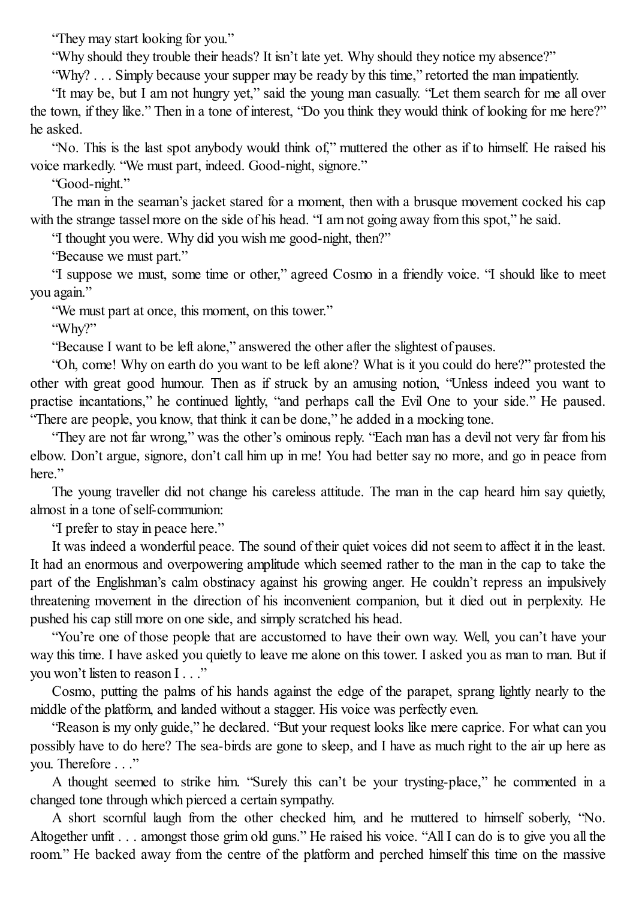"They may start looking for you."

"Why should they trouble their heads? It isn't late yet. Why should they notice my absence?"

"Why? . . . Simply because your supper may be ready by this time," retorted the man impatiently.

"It may be, but I am not hungry yet," said the young man casually. "Let them search for me all over the town, if they like." Then in a tone of interest, "Do you think they would think of looking for me here?" he asked.

"No. This is the last spot anybody would think of," muttered the other as if to himself. He raised his voice markedly. "We must part, indeed. Good-night, signore."

"Good-night."

The man in the seaman's jacket stared for a moment, then with a brusque movement cocked his cap with the strange tassel more on the side of his head. "I am not going away from this spot," he said.

"I thought you were. Why did you wish me good-night, then?"

"Because we must part."

"I suppose we must, some time or other," agreed Cosmo in a friendly voice. "I should like to meet you again."

"We must part at once, this moment, on this tower."

"Why?"

"Because I want to be left alone," answered the other after the slightest of pauses.

"Oh, come! Why on earth do you want to be left alone? What is it you could do here?" protested the other with great good humour. Then as if struck by an amusing notion, "Unless indeed you want to practise incantations," he continued lightly, "and perhaps call the Evil One to your side." He paused. "There are people, you know, that think it can be done," he added in a mocking tone.

"They are not far wrong," was the other's ominous reply. "Each man has a devil not very far from his elbow. Don't argue, signore, don't call him up in me! You had better say no more, and go in peace from here."

The young traveller did not change his careless attitude. The man in the cap heard him say quietly, almost in a tone of self-communion:

"I prefer to stay in peace here."

It was indeed a wonderful peace. The sound of their quiet voices did not seem to affect it in the least. It had an enormous and overpowering amplitude which seemed rather to the man in the cap to take the part of the Englishman's calm obstinacy against his growing anger. He couldn't repress an impulsively threatening movement in the direction of his inconvenient companion, but it died out in perplexity. He pushed his cap still more on one side, and simply scratched his head.

"You're one of those people that are accustomed to have their own way. Well, you can't have your way this time. I have asked you quietly to leave me alone on this tower. I asked you as man to man. But if you won't listen to reason I . . ."

Cosmo, putting the palms of his hands against the edge of the parapet, sprang lightly nearly to the middle of the platform, and landed without a stagger. His voice was perfectly even.

"Reason is my only guide," he declared. "But your request looks like mere caprice. For what can you possibly have to do here? The sea-birds are gone to sleep, and I have as much right to the air up here as you. Therefore . . ."

A thought seemed to strike him. "Surely this can't be your trysting-place," he commented in a changed tone through which pierced a certain sympathy.

A short scornful laugh from the other checked him, and he muttered to himself soberly, "No. Altogether unfit . . . amongst those grim old guns." He raised his voice. "All I can do is to give you all the room." He backed away from the centre of the platform and perched himself this time on the massive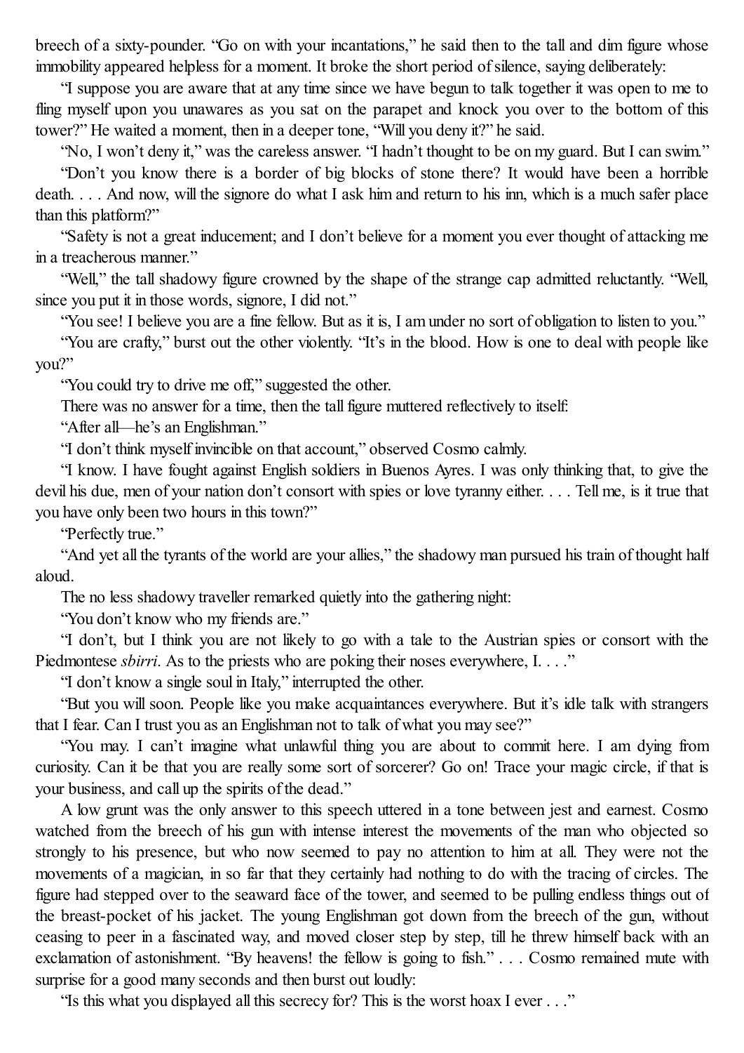breech of a sixty-pounder. "Go on with your incantations," he said then to the tall and dim figure whose immobility appeared helpless for a moment. It broke the short period of silence, saying deliberately:

"I suppose you are aware that at any time since we have begun to talk together it was open to me to fling myself upon you unawares as you sat on the parapet and knock you over to the bottom of this tower?" He waited a moment, then in a deeper tone, "Will you deny it?" he said.

"No, I won't deny it," was the careless answer. "I hadn't thought to be on my guard. But I can swim."

"Don't you know there is a border of big blocks of stone there? It would have been a horrible death. . . . And now, will the signore do what I ask him and return to his inn, which is a much safer place than this platform?"

"Safety is not a great inducement; and I don't believe for a moment you ever thought of attacking me in a treacherous manner."

"Well," the tall shadowy figure crowned by the shape of the strange cap admitted reluctantly. "Well, since you put it in those words, signore, I did not."

"You see! I believe you are a fine fellow. But as it is, I am under no sort of obligation to listen to you."

"You are crafty," burst out the other violently. "It's in the blood. How is one to deal with people like you?"

"You could try to drive me off," suggested the other.

There was no answer for a time, then the tall figure muttered reflectively to itself:

"After all—he's an Englishman."

"I don't think myself invincible on that account," observed Cosmo calmly.

"I know. I have fought against English soldiers in Buenos Ayres. I was only thinking that, to give the devil his due, men of your nation don't consort with spies or love tyranny either. . . . Tell me, is it true that you have only been two hours in this town?"

"Perfectly true."

"And yet all the tyrants of the world are your allies," the shadowy man pursued his train of thought half aloud.

The no less shadowy traveller remarked quietly into the gathering night:

"You don't know who my friends are."

"I don't, but I think you are not likely to go with a tale to the Austrian spies or consort with the Piedmontese *sbirri*. As to the priests who are poking their noses everywhere, I. . . ."

"I don't know a single soul in Italy," interrupted the other.

"But you will soon. People like you make acquaintances everywhere. But it's idle talk with strangers that I fear. Can I trust you as an Englishman not to talk of what you may see?"

"You may. I can't imagine what unlawful thing you are about to commit here. I am dying from curiosity. Can it be that you are really some sort of sorcerer? Go on! Trace your magic circle, if that is your business, and call up the spirits of the dead."

A low grunt was the only answer to this speech uttered in a tone between jest and earnest. Cosmo watched from the breech of his gun with intense interest the movements of the man who objected so strongly to his presence, but who now seemed to pay no attention to him at all. They were not the movements of a magician, in so far that they certainly had nothing to do with the tracing of circles. The figure had stepped over to the seaward face of the tower, and seemed to be pulling endless things out of the breast-pocket of his jacket. The young Englishman got down from the breech of the gun, without ceasing to peer in a fascinated way, and moved closer step by step, till he threw himself back with an exclamation of astonishment. "By heavens! the fellow is going to fish." . . . Cosmo remained mute with surprise for a good many seconds and then burst out loudly:

"Is this what you displayed all this secrecy for? This is the worst hoax I ever . . ."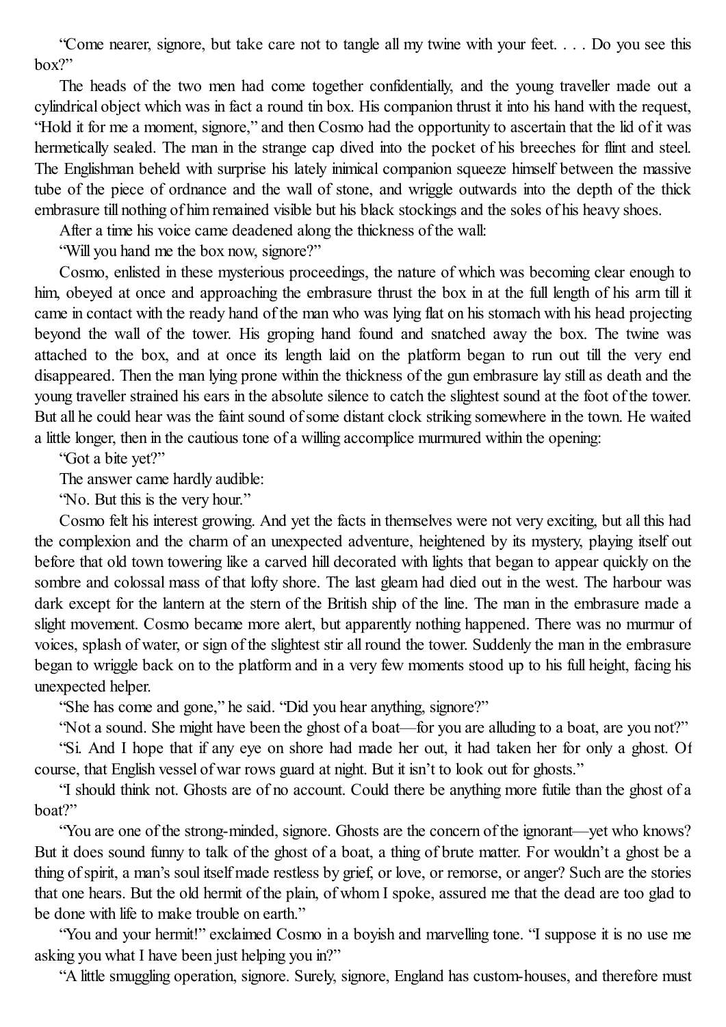"Come nearer, signore, but take care not to tangle all my twine with your feet. . . . Do you see this box?"

The heads of the two men had come together confidentially, and the young traveller made out a cylindrical object which was in fact a round tin box. His companion thrust it into his hand with the request, "Hold it for me a moment, signore," and then Cosmo had the opportunity to ascertain that the lid of it was hermetically sealed. The man in the strange cap dived into the pocket of his breeches for flint and steel. The Englishman beheld with surprise his lately inimical companion squeeze himself between the massive tube of the piece of ordnance and the wall of stone, and wriggle outwards into the depth of the thick embrasure till nothing of him remained visible but his black stockings and the soles of his heavy shoes.

After a time his voice came deadened along the thickness of the wall:

"Will you hand me the box now, signore?"

Cosmo, enlisted in these mysterious proceedings, the nature of which was becoming clear enough to him, obeyed at once and approaching the embrasure thrust the box in at the full length of his arm till it came in contact with the ready hand of the man who was lying flat on his stomach with his head projecting beyond the wall of the tower. His groping hand found and snatched away the box. The twine was attached to the box, and at once its length laid on the platform began to run out till the very end disappeared. Then the man lying prone within the thickness of the gun embrasure lay still as death and the young traveller strained his ears in the absolute silence to catch the slightest sound at the foot of the tower. But all he could hear was the faint sound of some distant clock striking somewhere in the town. He waited a little longer, then in the cautious tone of a willing accomplice murmured within the opening:

"Got a bite yet?"

The answer came hardly audible:

"No. But this is the very hour."

Cosmo felt his interest growing. And yet the facts in themselves were not very exciting, but all this had the complexion and the charm of an unexpected adventure, heightened by its mystery, playing itself out before that old town towering like a carved hill decorated with lights that began to appear quickly on the sombre and colossal mass of that lofty shore. The last gleam had died out in the west. The harbour was dark except for the lantern at the stern of the British ship of the line. The man in the embrasure made a slight movement. Cosmo became more alert, but apparently nothing happened. There was no murmur of voices, splash of water, or sign of the slightest stir all round the tower. Suddenly the man in the embrasure began to wriggle back on to the platform and in a very few moments stood up to his full height, facing his unexpected helper.

"She has come and gone," he said. "Did you hear anything, signore?"

"Not a sound. She might have been the ghost of a boat—for you are alluding to a boat, are you not?"

"Si. And I hope that if any eye on shore had made her out, it had taken her for only a ghost. Of course, that English vessel of war rows guard at night. But it isn't to look out for ghosts."

"I should think not. Ghosts are of no account. Could there be anything more futile than the ghost of a boat?"

"You are one of the strong-minded, signore. Ghosts are the concern of the ignorant—yet who knows? But it does sound funny to talk of the ghost of a boat, a thing of brute matter. For wouldn't a ghost be a thing of spirit, a man's soul itself made restless by grief, or love, or remorse, or anger? Such are the stories that one hears. But the old hermit of the plain, of whom I spoke, assured me that the dead are too glad to be done with life to make trouble on earth."

"You and your hermit!" exclaimed Cosmo in a boyish and marvelling tone. "I suppose it is no use me asking you what I have been just helping you in?"

"A little smuggling operation, signore. Surely, signore, England has custom-houses, and therefore must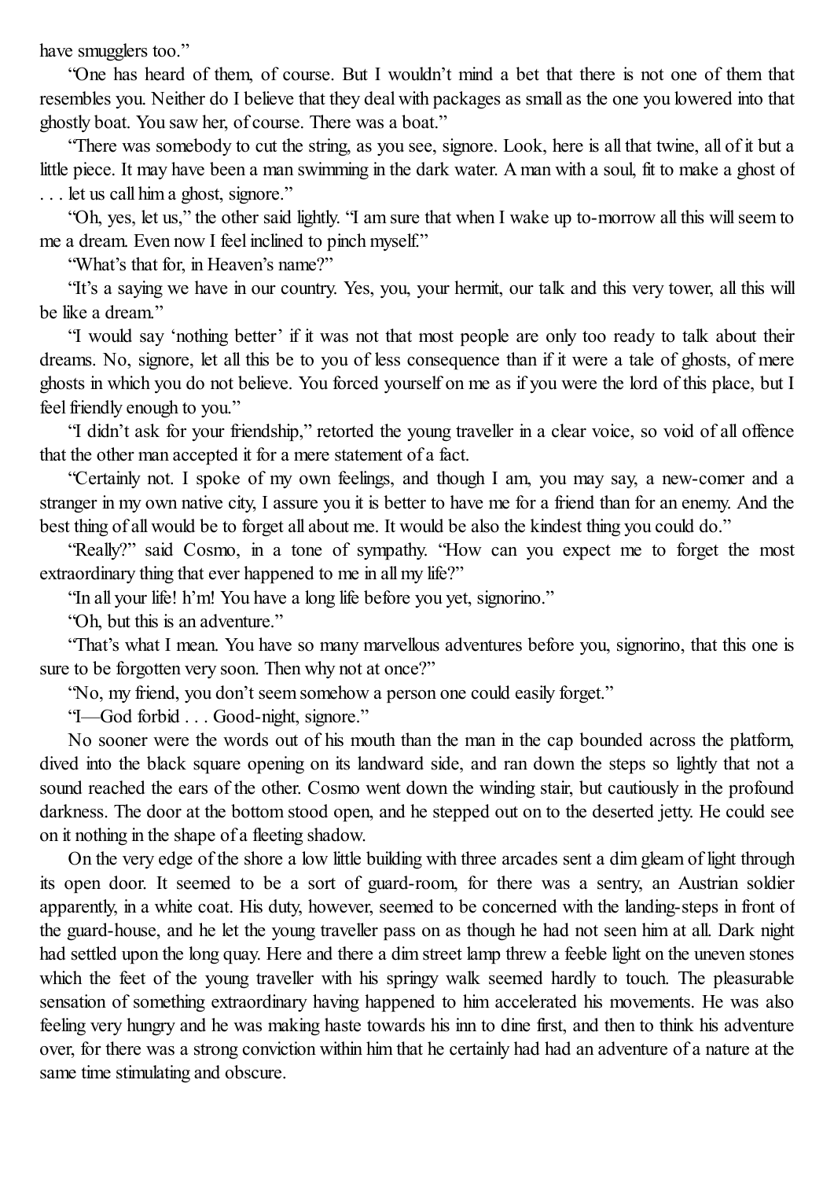have smugglers too."

"One has heard of them, of course. But I wouldn't mind a bet that there is not one of them that resembles you. Neither do I believe that they deal with packages as small as the one you lowered into that ghostly boat. You saw her, of course. There was a boat."

"There was somebody to cut the string, as you see, signore. Look, here is all that twine, all of it but a little piece. It may have been a man swimming in the dark water. A man with a soul, fit to make a ghost of . . . let us call him a ghost, signore."

"Oh, yes, let us," the other said lightly. "I am sure that when I wake up to-morrow all this will seem to me a dream. Even now I feel inclined to pinch myself."

"What's that for, in Heaven's name?"

"It's a saying we have in our country. Yes, you, your hermit, our talk and this very tower, all this will be like a dream."

"I would say 'nothing better' if it was not that most people are only too ready to talk about their dreams. No, signore, let all this be to you of less consequence than if it were a tale of ghosts, of mere ghosts in which you do not believe. You forced yourself on me as if you were the lord of this place, but I feel friendly enough to you."

"I didn't ask for your friendship," retorted the young traveller in a clear voice, so void of all offence that the other man accepted it for a mere statement of a fact.

"Certainly not. I spoke of my own feelings, and though I am, you may say, a new-comer and a stranger in my own native city, I assure you it is better to have me for a friend than for an enemy. And the best thing of all would be to forget all about me. It would be also the kindest thing you could do."

"Really?" said Cosmo, in a tone of sympathy. "How can you expect me to forget the most extraordinary thing that ever happened to me in all my life?"

"In all your life! h'm! You have a long life before you yet, signorino."

"Oh, but this is an adventure."

"That's what I mean. You have so many marvellous adventures before you, signorino, that this one is sure to be forgotten very soon. Then why not at once?"

"No, my friend, you don't seem somehow a person one could easily forget."

"I—God forbid . . . Good-night, signore."

No sooner were the words out of his mouth than the man in the cap bounded across the platform, dived into the black square opening on its landward side, and ran down the steps so lightly that not a sound reached the ears of the other. Cosmo went down the winding stair, but cautiously in the profound darkness. The door at the bottom stood open, and he stepped out on to the deserted jetty. He could see on it nothing in the shape of a fleeting shadow.

On the very edge of the shore a low little building with three arcades sent a dim gleam of light through its open door. It seemed to be a sort of guard-room, for there was a sentry, an Austrian soldier apparently, in a white coat. His duty, however, seemed to be concerned with the landing-steps in front of the guard-house, and he let the young traveller pass on as though he had not seen him at all. Dark night had settled upon the long quay. Here and there a dim street lamp threw a feeble light on the uneven stones which the feet of the young traveller with his springy walk seemed hardly to touch. The pleasurable sensation of something extraordinary having happened to him accelerated his movements. He was also feeling very hungry and he was making haste towards his inn to dine first, and then to think his adventure over, for there was a strong conviction within him that he certainly had had an adventure of a nature at the same time stimulating and obscure.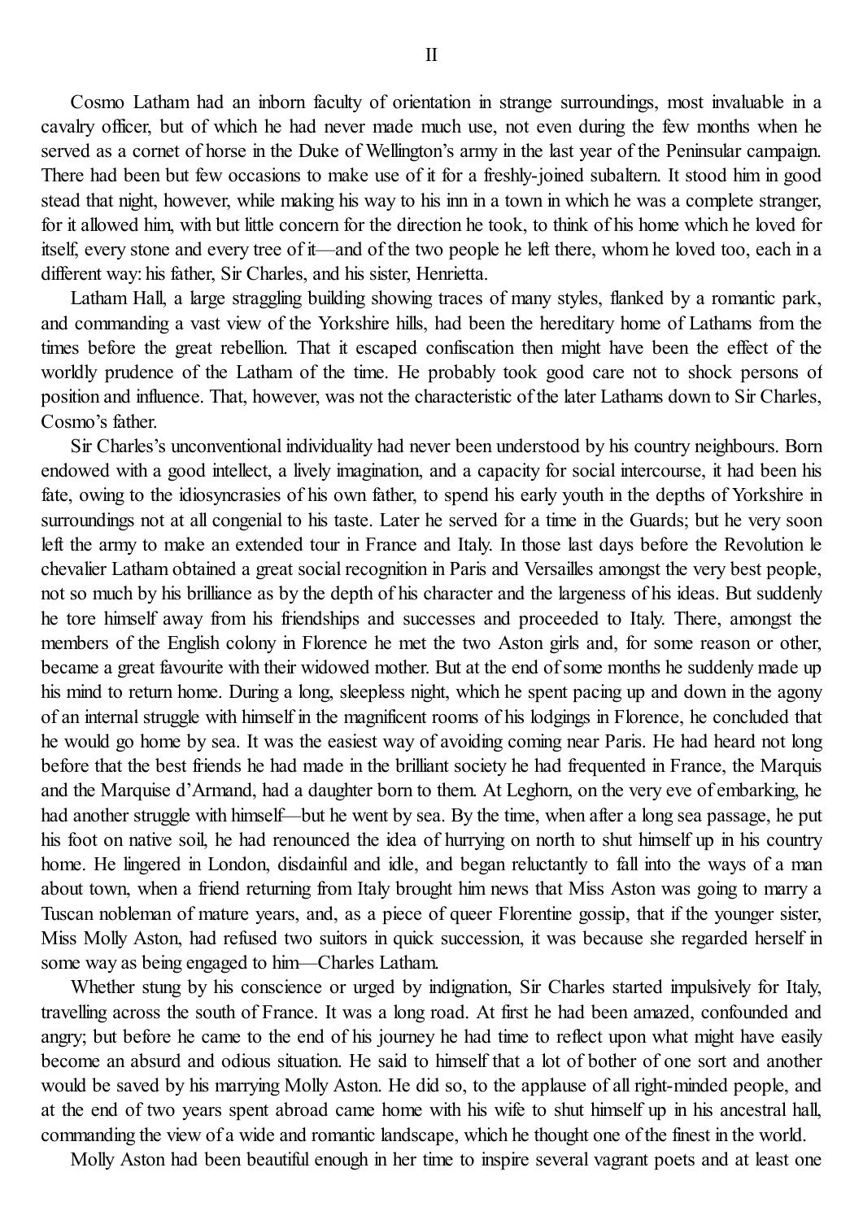## II

Cosmo Latham had an inborn faculty of orientation in strange surroundings, most invaluable in a cavalry officer, but of which he had never made much use, not even during the few months when he served as a cornet of horse in the Duke of Wellington's army in the last year of the Peninsular campaign. There had been but few occasions to make use of it for a freshly-joined subaltern. It stood him in good stead that night, however, while making his way to his inn in a town in which he was a complete stranger, for it allowed him, with but little concern for the direction he took, to think of his home which he loved for itself, every stone and every tree of it—and of the two people he left there, whom he loved too, each in a different way: his father, Sir Charles, and his sister, Henrietta.

Latham Hall, a large straggling building showing traces of many styles, flanked by a romantic park, and commanding a vast view of the Yorkshire hills, had been the hereditary home of Lathams from the times before the great rebellion. That it escaped confiscation then might have been the effect of the worldly prudence of the Latham of the time. He probably took good care not to shock persons of position and influence. That, however, was not the characteristic of the later Lathams down to Sir Charles, Cosmo's father.

Sir Charles's unconventional individuality had never been understood by his country neighbours. Born endowed with a good intellect, a lively imagination, and a capacity for social intercourse, it had been his fate, owing to the idiosyncrasies of his own father, to spend his early youth in the depths of Yorkshire in surroundings not at all congenial to his taste. Later he served for a time in the Guards; but he very soon left the army to make an extended tour in France and Italy. In those last days before the Revolution le chevalier Latham obtained a great social recognition in Paris and Versailles amongst the very best people, not so much by his brilliance as by the depth of his character and the largeness of his ideas. But suddenly he tore himself away from his friendships and successes and proceeded to Italy. There, amongst the members of the English colony in Florence he met the two Aston girls and, for some reason or other, became a great favourite with their widowed mother. But at the end of some months he suddenly made up his mind to return home. During a long, sleepless night, which he spent pacing up and down in the agony of an internal struggle with himself in the magnificent rooms of his lodgings in Florence, he concluded that he would go home by sea. It was the easiest way of avoiding coming near Paris. He had heard not long before that the best friends he had made in the brilliant society he had frequented in France, the Marquis and the Marquise d'Armand, had a daughter born to them. At Leghorn, on the very eve of embarking, he had another struggle with himself—but he went by sea. By the time, when after a long sea passage, he put his foot on native soil, he had renounced the idea of hurrying on north to shut himself up in his country home. He lingered in London, disdainful and idle, and began reluctantly to fall into the ways of a man about town, when a friend returning from Italy brought him news that Miss Aston was going to marry a Tuscan nobleman of mature years, and, as a piece of queer Florentine gossip, that if the younger sister, Miss Molly Aston, had refused two suitors in quick succession, it was because she regarded herself in some way as being engaged to him—Charles Latham.

Whether stung by his conscience or urged by indignation, Sir Charles started impulsively for Italy, travelling across the south of France. It was a long road. At first he had been amazed, confounded and angry; but before he came to the end of his journey he had time to reflect upon what might have easily become an absurd and odious situation. He said to himself that a lot of bother of one sort and another would be saved by his marrying Molly Aston. He did so, to the applause of all right-minded people, and at the end of two years spent abroad came home with his wife to shut himself up in his ancestral hall, commanding the view of a wide and romantic landscape, which he thought one of the finest in the world.

Molly Aston had been beautiful enough in her time to inspire several vagrant poets and at least one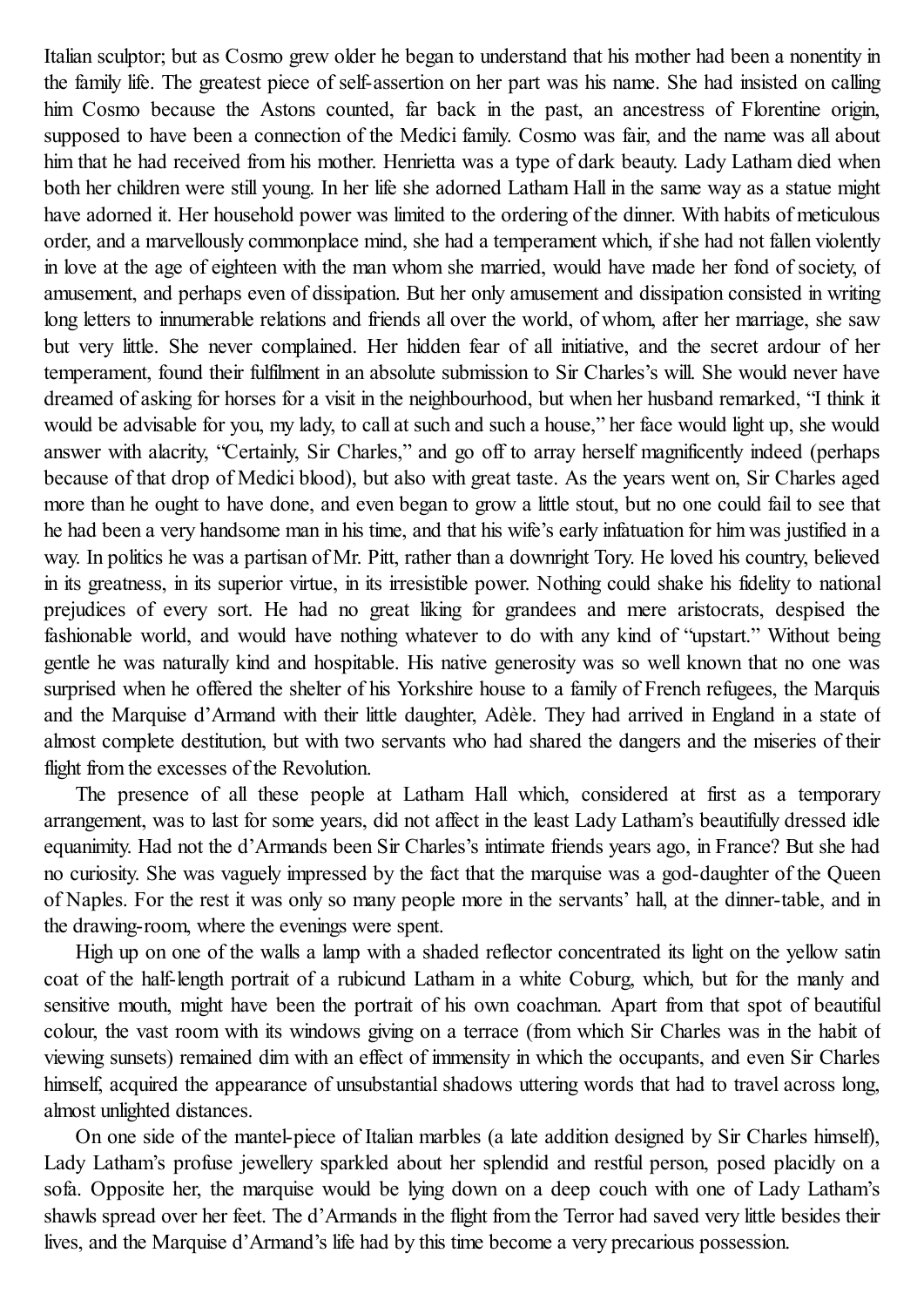Italian sculptor; but as Cosmo grew older he began to understand that his mother had been a nonentity in the family life. The greatest piece of self-assertion on her part was his name. She had insisted on calling him Cosmo because the Astons counted, far back in the past, an ancestress of Florentine origin, supposed to have been a connection of the Medici family. Cosmo was fair, and the name was all about him that he had received from his mother. Henrietta was a type of dark beauty. Lady Latham died when both her children were still young. In her life she adorned Latham Hall in the same way as a statue might have adorned it. Her household power was limited to the ordering of the dinner. With habits of meticulous order, and a marvellously commonplace mind, she had a temperament which, if she had not fallen violently in love at the age of eighteen with the man whom she married, would have made her fond of society, of amusement, and perhaps even of dissipation. But her only amusement and dissipation consisted in writing long letters to innumerable relations and friends all over the world, of whom, after her marriage, she saw but very little. She never complained. Her hidden fear of all initiative, and the secret ardour of her temperament, found their fulfilment in an absolute submission to Sir Charles's will. She would never have dreamed of asking for horses for a visit in the neighbourhood, but when her husband remarked, "I think it would be advisable for you, my lady, to call at such and such a house," her face would light up, she would answer with alacrity, "Certainly, Sir Charles," and go off to array herself magnificently indeed (perhaps because of that drop of Medici blood), but also with great taste. As the years went on, Sir Charles aged more than he ought to have done, and even began to grow a little stout, but no one could fail to see that he had been a very handsome man in his time, and that his wife's early infatuation for him was justified in a way. In politics he was a partisan of Mr. Pitt, rather than a downright Tory. He loved his country, believed in its greatness, in its superior virtue, in its irresistible power. Nothing could shake his fidelity to national prejudices of every sort. He had no great liking for grandees and mere aristocrats, despised the fashionable world, and would have nothing whatever to do with any kind of "upstart." Without being gentle he was naturally kind and hospitable. His native generosity was so well known that no one was surprised when he offered the shelter of his Yorkshire house to a family of French refugees, the Marquis and the Marquise d'Armand with their little daughter, Adèle. They had arrived in England in a state of almost complete destitution, but with two servants who had shared the dangers and the miseries of their flight from the excesses of the Revolution.

The presence of all these people at Latham Hall which, considered at first as a temporary arrangement, was to last for some years, did not affect in the least Lady Latham's beautifully dressed idle equanimity. Had not the d'Armands been Sir Charles's intimate friends years ago, in France? But she had no curiosity. She was vaguely impressed by the fact that the marquise was a god-daughter of the Queen of Naples. For the rest it was only so many people more in the servants' hall, at the dinner-table, and in the drawing-room, where the evenings were spent.

High up on one of the walls a lamp with a shaded reflector concentrated its light on the yellow satin coat of the half-length portrait of a rubicund Latham in a white Coburg, which, but for the manly and sensitive mouth, might have been the portrait of his own coachman. Apart from that spot of beautiful colour, the vast room with its windows giving on a terrace (from which Sir Charles was in the habit of viewing sunsets) remained dim with an effect of immensity in which the occupants, and even Sir Charles himself, acquired the appearance of unsubstantial shadows uttering words that had to travel across long, almost unlighted distances.

On one side of the mantel-piece of Italian marbles (a late addition designed by Sir Charles himself), Lady Latham's profuse jewellery sparkled about her splendid and restful person, posed placidly on a sofa. Opposite her, the marquise would be lying down on a deep couch with one of Lady Latham's shawls spread over her feet. The d'Armands in the flight from the Terror had saved very little besides their lives, and the Marquise d'Armand's life had by this time become a very precarious possession.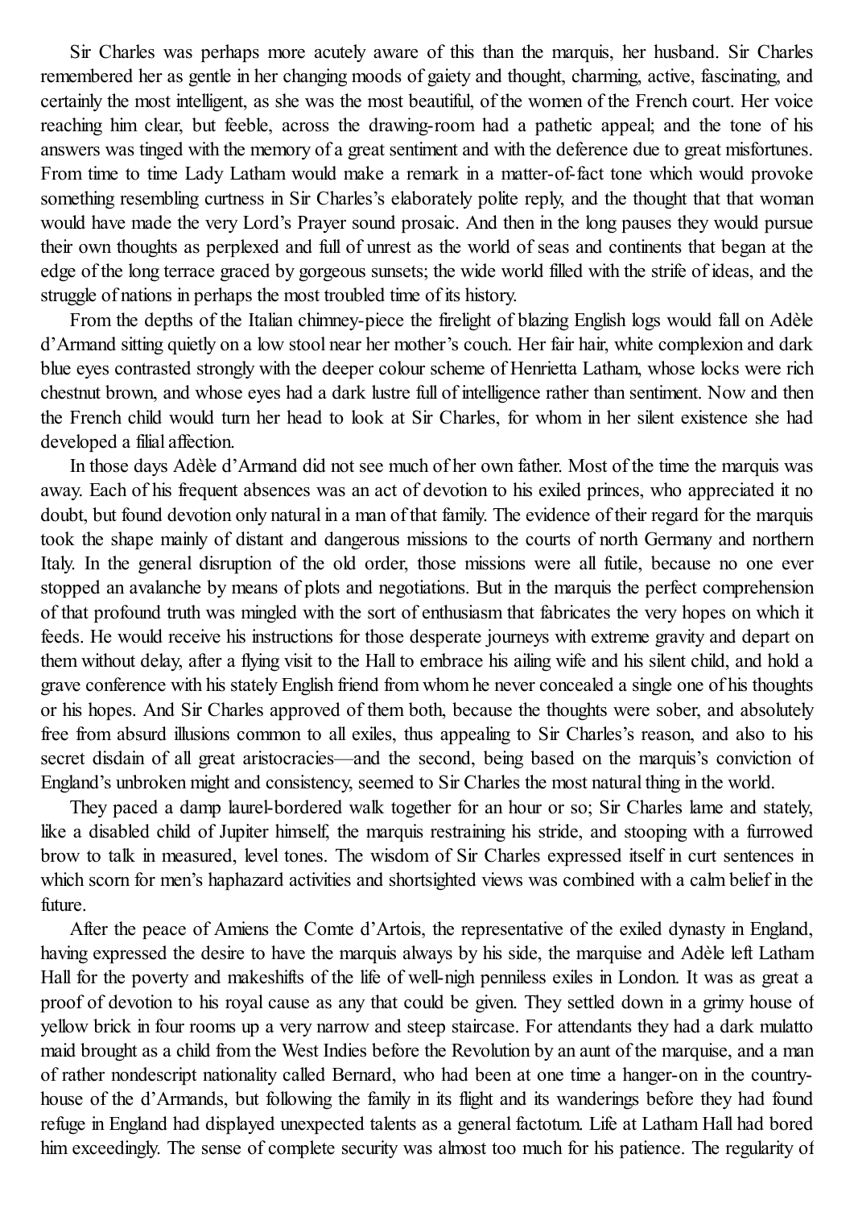Sir Charles was perhaps more acutely aware of this than the marquis, her husband. Sir Charles remembered her as gentle in her changing moods of gaiety and thought, charming, active, fascinating, and certainly the most intelligent, as she was the most beautiful, of the women of the French court. Her voice reaching him clear, but feeble, across the drawing-room had a pathetic appeal; and the tone of his answers was tinged with the memory of a great sentiment and with the deference due to great misfortunes. From time to time Lady Latham would make a remark in a matter-of-fact tone which would provoke something resembling curtness in Sir Charles's elaborately polite reply, and the thought that that woman would have made the very Lord's Prayer sound prosaic. And then in the long pauses they would pursue their own thoughts as perplexed and full of unrest as the world of seas and continents that began at the edge of the long terrace graced by gorgeous sunsets; the wide world filled with the strife of ideas, and the struggle of nations in perhaps the most troubled time of its history.

From the depths of the Italian chimney-piece the firelight of blazing English logs would fall on Adèle d'Armand sitting quietly on a low stool near her mother's couch. Her fair hair, white complexion and dark blue eyes contrasted strongly with the deeper colour scheme of Henrietta Latham, whose locks were rich chestnut brown, and whose eyes had a dark lustre full of intelligence rather than sentiment. Now and then the French child would turn her head to look at Sir Charles, for whom in her silent existence she had developed a filial affection.

In those days Adèle d'Armand did not see much of her own father. Most of the time the marquis was away. Each of his frequent absences was an act of devotion to his exiled princes, who appreciated it no doubt, but found devotion only natural in a man of that family. The evidence of their regard for the marquis took the shape mainly of distant and dangerous missions to the courts of north Germany and northern Italy. In the general disruption of the old order, those missions were all futile, because no one ever stopped an avalanche by means of plots and negotiations. But in the marquis the perfect comprehension of that profound truth was mingled with the sort of enthusiasm that fabricates the very hopes on which it feeds. He would receive his instructions for those desperate journeys with extreme gravity and depart on them without delay, after a flying visit to the Hall to embrace his ailing wife and his silent child, and hold a grave conference with his stately English friend from whom he never concealed a single one of his thoughts or his hopes. And Sir Charles approved of them both, because the thoughts were sober, and absolutely free from absurd illusions common to all exiles, thus appealing to Sir Charles's reason, and also to his secret disdain of all great aristocracies—and the second, being based on the marquis's conviction of England's unbroken might and consistency, seemed to Sir Charles the most natural thing in the world.

They paced a damp laurel-bordered walk together for an hour or so; Sir Charles lame and stately, like a disabled child of Jupiter himself, the marquis restraining his stride, and stooping with a furrowed brow to talk in measured, level tones. The wisdom of Sir Charles expressed itself in curt sentences in which scorn for men's haphazard activities and shortsighted views was combined with a calm belief in the future.

After the peace of Amiens the Comte d'Artois, the representative of the exiled dynasty in England, having expressed the desire to have the marquis always by his side, the marquise and Adèle left Latham Hall for the poverty and makeshifts of the life of well-nigh penniless exiles in London. It was as great a proof of devotion to his royal cause as any that could be given. They settled down in a grimy house of yellow brick in four rooms up a very narrow and steep staircase. For attendants they had a dark mulatto maid brought as a child from the West Indies before the Revolution by an aunt of the marquise, and a man of rather nondescript nationality called Bernard, who had been at one time a hanger-on in the country-house of the d'Armands, but following the family in its flight and its wanderings before they had found refuge in England had displayed unexpected talents as a general factotum. Life at Latham Hall had bored him exceedingly. The sense of complete security was almost too much for his patience. The regularity of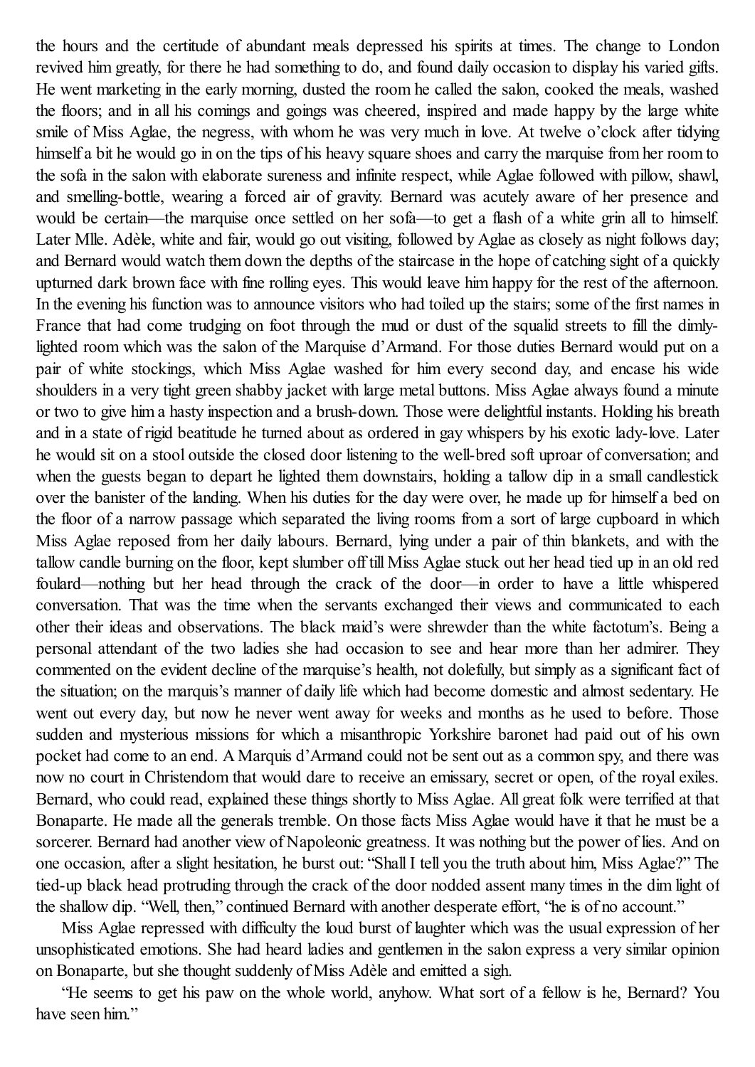the hours and the certitude of abundant meals depressed his spirits at times. The change to London revived him greatly, for there he had something to do, and found daily occasion to display his varied gifts. He went marketing in the early morning, dusted the room he called the salon, cooked the meals, washed the floors; and in all his comings and goings was cheered, inspired and made happy by the large white smile of Miss Aglae, the negress, with whom he was very much in love. At twelve o'clock after tidying himself a bit he would go in on the tips of his heavy square shoes and carry the marquise from her room to the sofa in the salon with elaborate sureness and infinite respect, while Aglae followed with pillow, shawl, and smelling-bottle, wearing a forced air of gravity. Bernard was acutely aware of her presence and would be certain—the marquise once settled on her sofa—to get a flash of a white grin all to himself. Later Mlle. Adèle, white and fair, would go out visiting, followed by Aglae as closely as night follows day; and Bernard would watch them down the depths of the staircase in the hope of catching sight of a quickly upturned dark brown face with fine rolling eyes. This would leave him happy for the rest of the afternoon. In the evening his function was to announce visitors who had toiled up the stairs; some of the first names in France that had come trudging on foot through the mud or dust of the squalid streets to fill the dimly-lighted room which was the salon of the Marquise d'Armand. For those duties Bernard would put on a pair of white stockings, which Miss Aglae washed for him every second day, and encase his wide shoulders in a very tight green shabby jacket with large metal buttons. Miss Aglae always found a minute or two to give him a hasty inspection and a brush-down. Those were delightful instants. Holding his breath and in a state of rigid beatitude he turned about as ordered in gay whispers by his exotic lady-love. Later he would sit on a stool outside the closed door listening to the well-bred soft uproar of conversation; and when the guests began to depart he lighted them downstairs, holding a tallow dip in a small candlestick over the banister of the landing. When his duties for the day were over, he made up for himself a bed on the floor of a narrow passage which separated the living rooms from a sort of large cupboard in which Miss Aglae reposed from her daily labours. Bernard, lying under a pair of thin blankets, and with the tallow candle burning on the floor, kept slumber off till Miss Aglae stuck out her head tied up in an old red foulard—nothing but her head through the crack of the door—in order to have a little whispered conversation. That was the time when the servants exchanged their views and communicated to each other their ideas and observations. The black maid's were shrewder than the white factotum's. Being a personal attendant of the two ladies she had occasion to see and hear more than her admirer. They commented on the evident decline of the marquise's health, not dolefully, but simply as a significant fact of the situation; on the marquis's manner of daily life which had become domestic and almost sedentary. He went out every day, but now he never went away for weeks and months as he used to before. Those sudden and mysterious missions for which a misanthropic Yorkshire baronet had paid out of his own pocket had come to an end. A Marquis d'Armand could not be sent out as a common spy, and there was now no court in Christendom that would dare to receive an emissary, secret or open, of the royal exiles. Bernard, who could read, explained these things shortly to Miss Aglae. All great folk were terrified at that Bonaparte. He made all the generals tremble. On those facts Miss Aglae would have it that he must be a sorcerer. Bernard had another view of Napoleonic greatness. It was nothing but the power of lies. And on one occasion, after a slight hesitation, he burst out: "Shall I tell you the truth about him, Miss Aglae?" The tied-up black head protruding through the crack of the door nodded assent many times in the dim light of the shallow dip. "Well, then," continued Bernard with another desperate effort, "he is of no account."

Miss Aglae repressed with difficulty the loud burst of laughter which was the usual expression of her unsophisticated emotions. She had heard ladies and gentlemen in the salon express a very similar opinion on Bonaparte, but she thought suddenly of Miss Adèle and emitted a sigh.

"He seems to get his paw on the whole world, anyhow. What sort of a fellow is he, Bernard? You have seen him."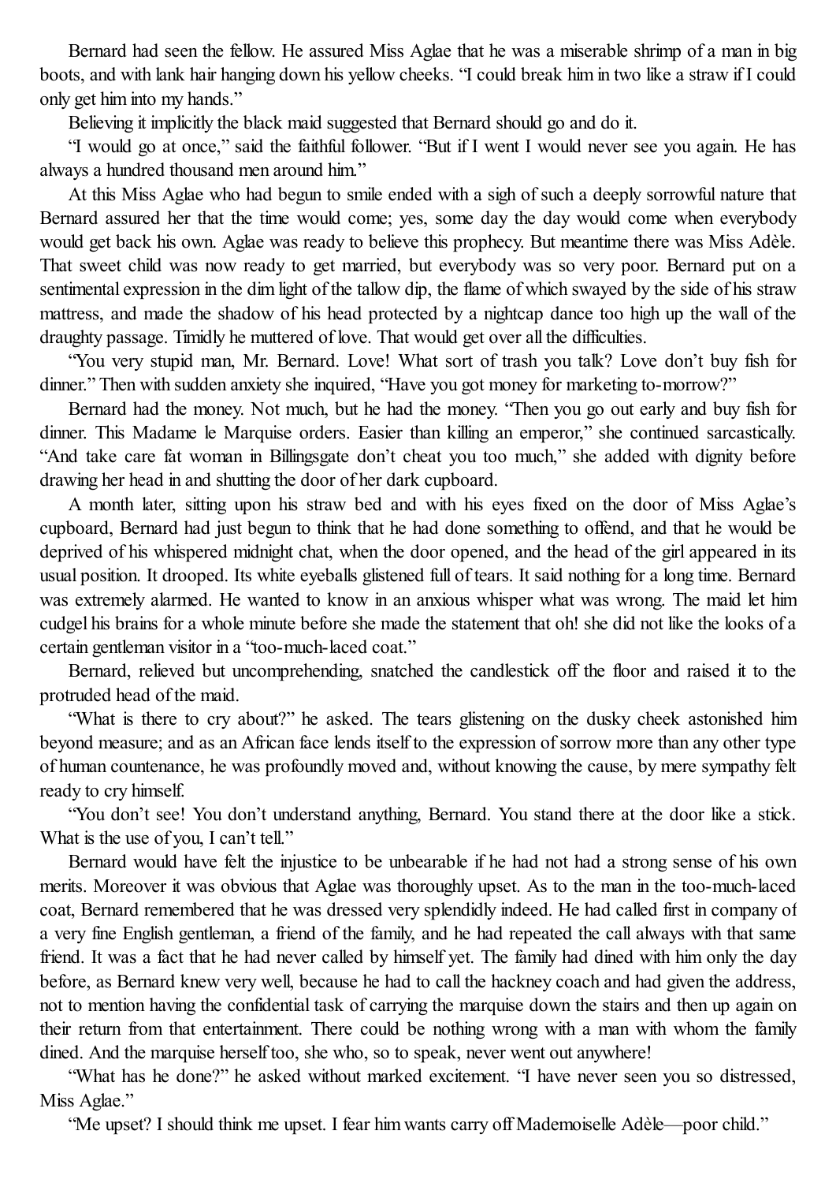Bernard had seen the fellow. He assured Miss Aglae that he was a miserable shrimp of a man in big boots, and with lank hair hanging down his yellow cheeks. "I could break him in two like a straw if I could only get him into my hands."

Believing it implicitly the black maid suggested that Bernard should go and do it.

"I would go at once," said the faithful follower. "But if I went I would never see you again. He has always a hundred thousand men around him."

At this Miss Aglae who had begun to smile ended with a sigh of such a deeply sorrowful nature that Bernard assured her that the time would come; yes, some day the day would come when everybody would get back his own. Aglae was ready to believe this prophecy. But meantime there was Miss Adèle. That sweet child was now ready to get married, but everybody was so very poor. Bernard put on a sentimental expression in the dim light of the tallow dip, the flame of which swayed by the side of his straw mattress, and made the shadow of his head protected by a nightcap dance too high up the wall of the draughty passage. Timidly he muttered of love. That would get over all the difficulties.

"You very stupid man, Mr. Bernard. Love! What sort of trash you talk? Love don't buy fish for dinner." Then with sudden anxiety she inquired, "Have you got money for marketing to-morrow?"

Bernard had the money. Not much, but he had the money. "Then you go out early and buy fish for dinner. This Madame le Marquise orders. Easier than killing an emperor," she continued sarcastically. "And take care fat woman in Billingsgate don't cheat you too much," she added with dignity before drawing her head in and shutting the door of her dark cupboard.

A month later, sitting upon his straw bed and with his eyes fixed on the door of Miss Aglae's cupboard, Bernard had just begun to think that he had done something to offend, and that he would be deprived of his whispered midnight chat, when the door opened, and the head of the girl appeared in its usual position. It drooped. Its white eyeballs glistened full of tears. It said nothing for a long time. Bernard was extremely alarmed. He wanted to know in an anxious whisper what was wrong. The maid let him cudgel his brains for a whole minute before she made the statement that oh! she did not like the looks of a certain gentleman visitor in a "too-much-laced coat."

Bernard, relieved but uncomprehending, snatched the candlestick off the floor and raised it to the protruded head of the maid.

"What is there to cry about?" he asked. The tears glistening on the dusky cheek astonished him beyond measure; and as an African face lends itself to the expression of sorrow more than any other type of human countenance, he was profoundly moved and, without knowing the cause, by mere sympathy felt ready to cry himself.

"You don't see! You don't understand anything, Bernard. You stand there at the door like a stick. What is the use of you, I can't tell."

Bernard would have felt the injustice to be unbearable if he had not had a strong sense of his own merits. Moreover it was obvious that Aglae was thoroughly upset. As to the man in the too-much-laced coat, Bernard remembered that he was dressed very splendidly indeed. He had called first in company of a very fine English gentleman, a friend of the family, and he had repeated the call always with that same friend. It was a fact that he had never called by himself yet. The family had dined with him only the day before, as Bernard knew very well, because he had to call the hackney coach and had given the address, not to mention having the confidential task of carrying the marquise down the stairs and then up again on their return from that entertainment. There could be nothing wrong with a man with whom the family dined. And the marquise herself too, she who, so to speak, never went out anywhere!

"What has he done?" he asked without marked excitement. "I have never seen you so distressed, Miss Aglae."

"Me upset? I should think me upset. I fear him wants carry off Mademoiselle Adèle—poor child."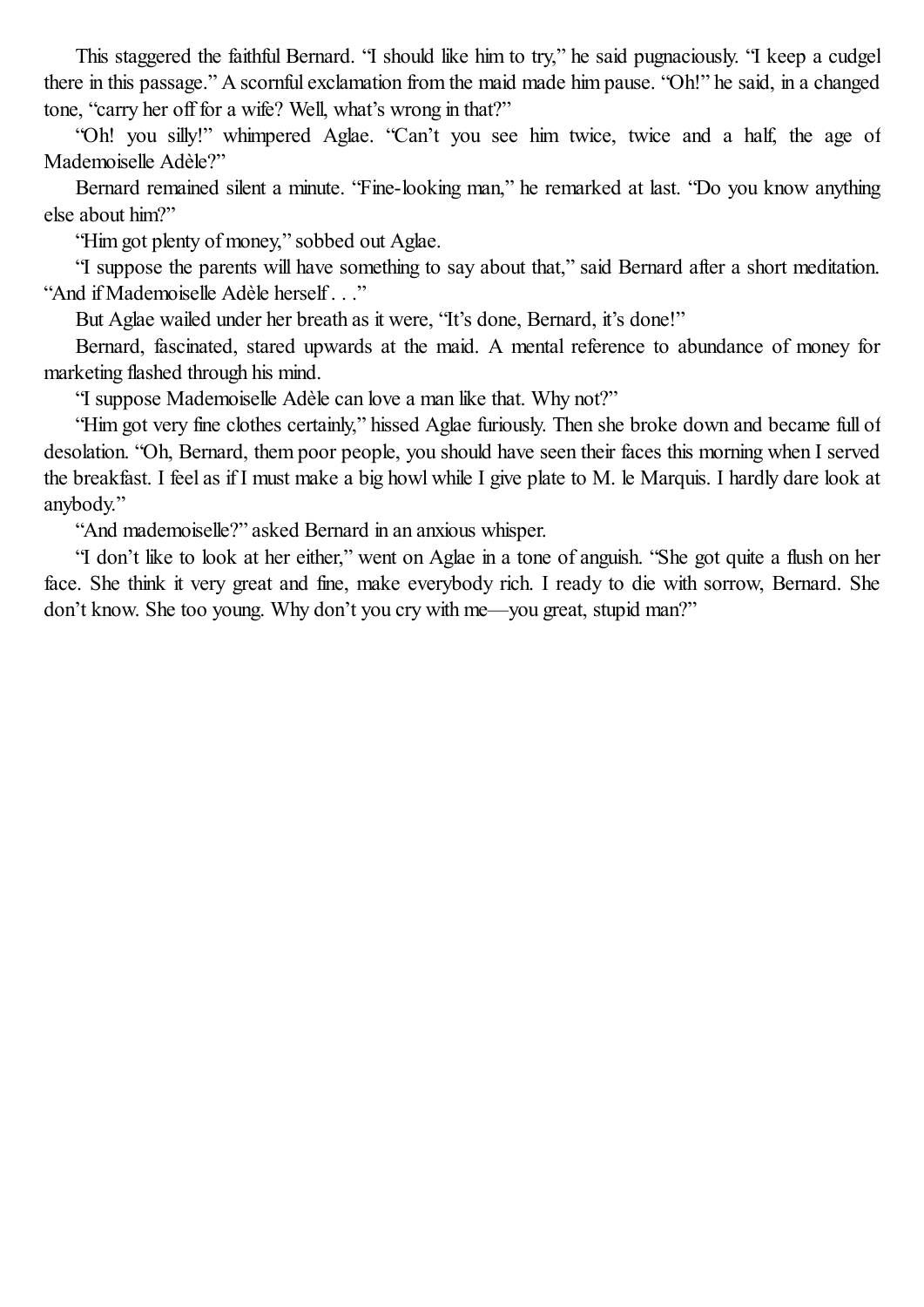This staggered the faithful Bernard. "I should like him to try," he said pugnaciously. "I keep a cudgel there in this passage." A scornful exclamation from the maid made him pause. "Oh!" he said, in a changed tone, "carry her off for a wife? Well, what's wrong in that?"

"Oh! you silly!" whimpered Aglae. "Can't you see him twice, twice and a half, the age of Mademoiselle Adèle?"

Bernard remained silent a minute. "Fine-looking man," he remarked at last. "Do you know anything else about him?"

"Him got plenty of money," sobbed out Aglae.

"I suppose the parents will have something to say about that," said Bernard after a short meditation. "And if Mademoiselle Adèle herself . . ."

But Aglae wailed under her breath as it were, "It's done, Bernard, it's done!"

Bernard, fascinated, stared upwards at the maid. A mental reference to abundance of money for marketing flashed through his mind.

"I suppose Mademoiselle Adèle can love a man like that. Why not?"

"Him got very fine clothes certainly," hissed Aglae furiously. Then she broke down and became full of desolation. "Oh, Bernard, them poor people, you should have seen their faces this morning when I served the breakfast. I feel as if I must make a big howl while I give plate to M. le Marquis. I hardly dare look at anybody."

"And mademoiselle?" asked Bernard in an anxious whisper.

"I don't like to look at her either," went on Aglae in a tone of anguish. "She got quite a flush on her face. She think it very great and fine, make everybody rich. I ready to die with sorrow, Bernard. She don't know. She too young. Why don't you cry with me—you great, stupid man?"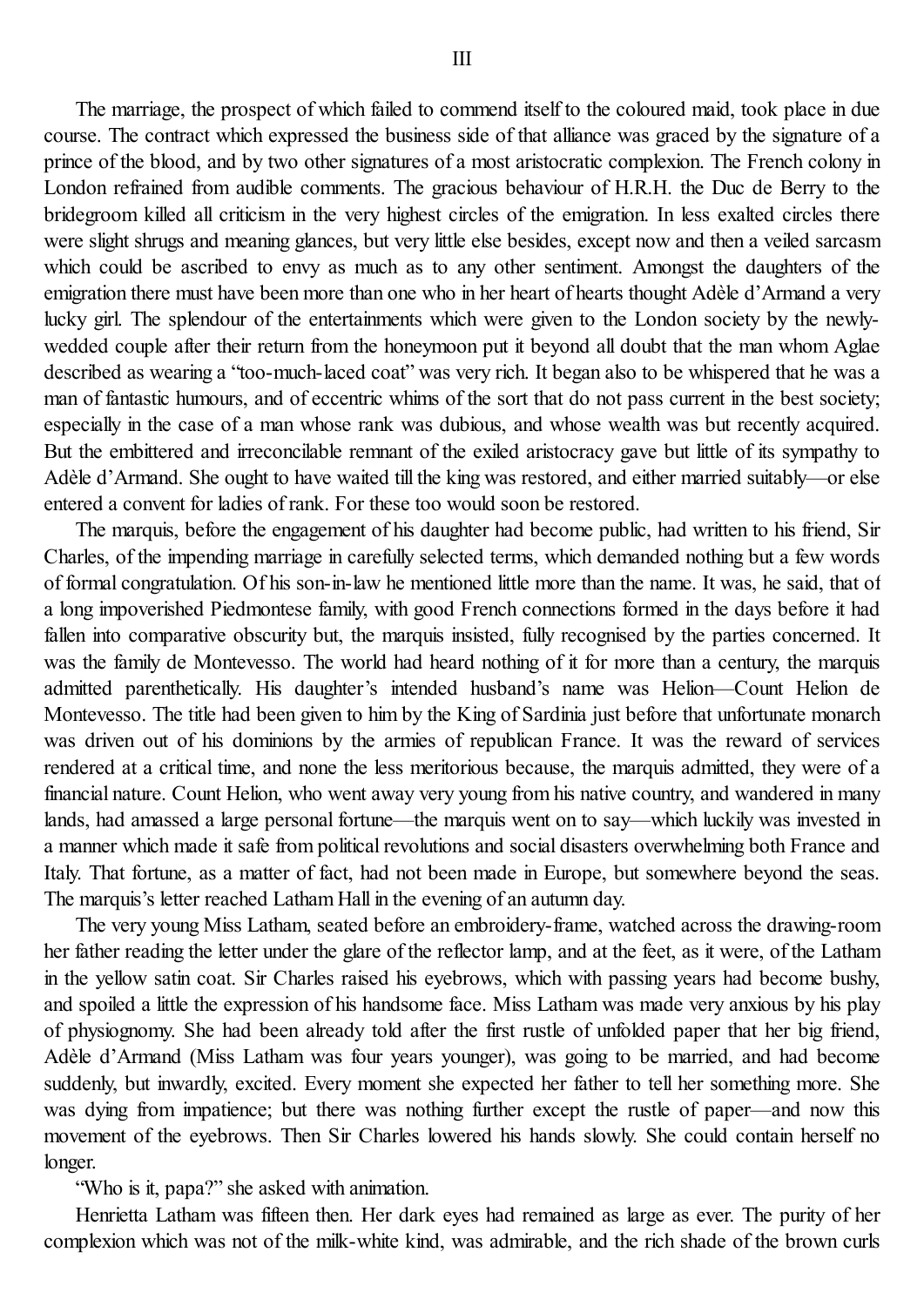# III

The marriage, the prospect of which failed to commend itself to the coloured maid, took place in due course. The contract which expressed the business side of that alliance was graced by the signature of a prince of the blood, and by two other signatures of a most aristocratic complexion. The French colony in London refrained from audible comments. The gracious behaviour of H.R.H. the Duc de Berry to the bridegroom killed all criticism in the very highest circles of the emigration. In less exalted circles there were slight shrugs and meaning glances, but very little else besides, except now and then a veiled sarcasm which could be ascribed to envy as much as to any other sentiment. Amongst the daughters of the emigration there must have been more than one who in her heart of hearts thought Adèle d'Armand a very lucky girl. The splendour of the entertainments which were given to the London society by the newly-wedded couple after their return from the honeymoon put it beyond all doubt that the man whom Aglae described as wearing a "too-much-laced coat" was very rich. It began also to be whispered that he was a man of fantastic humours, and of eccentric whims of the sort that do not pass current in the best society; especially in the case of a man whose rank was dubious, and whose wealth was but recently acquired. But the embittered and irreconcilable remnant of the exiled aristocracy gave but little of its sympathy to Adèle d'Armand. She ought to have waited till the king was restored, and either married suitably—or else entered a convent for ladies of rank. For these too would soon be restored.

The marquis, before the engagement of his daughter had become public, had written to his friend, Sir Charles, of the impending marriage in carefully selected terms, which demanded nothing but a few words of formal congratulation. Of his son-in-law he mentioned little more than the name. It was, he said, that of a long impoverished Piedmontese family, with good French connections formed in the days before it had fallen into comparative obscurity but, the marquis insisted, fully recognised by the parties concerned. It was the family de Montevesso. The world had heard nothing of it for more than a century, the marquis admitted parenthetically. His daughter's intended husband's name was Helion—Count Helion de Montevesso. The title had been given to him by the King of Sardinia just before that unfortunate monarch was driven out of his dominions by the armies of republican France. It was the reward of services rendered at a critical time, and none the less meritorious because, the marquis admitted, they were of a financial nature. Count Helion, who went away very young from his native country, and wandered in many lands, had amassed a large personal fortune—the marquis went on to say—which luckily was invested in a manner which made it safe from political revolutions and social disasters overwhelming both France and Italy. That fortune, as a matter of fact, had not been made in Europe, but somewhere beyond the seas. The marquis's letter reached Latham Hall in the evening of an autumn day.

The very young Miss Latham, seated before an embroidery-frame, watched across the drawing-room her father reading the letter under the glare of the reflector lamp, and at the feet, as it were, of the Latham in the yellow satin coat. Sir Charles raised his eyebrows, which with passing years had become bushy, and spoiled a little the expression of his handsome face. Miss Latham was made very anxious by his play of physiognomy. She had been already told after the first rustle of unfolded paper that her big friend, Adèle d'Armand (Miss Latham was four years younger), was going to be married, and had become suddenly, but inwardly, excited. Every moment she expected her father to tell her something more. She was dying from impatience; but there was nothing further except the rustle of paper—and now this movement of the eyebrows. Then Sir Charles lowered his hands slowly. She could contain herself no longer.

"Who is it, papa?" she asked with animation.

Henrietta Latham was fifteen then. Her dark eyes had remained as large as ever. The purity of her complexion which was not of the milk-white kind, was admirable, and the rich shade of the brown curls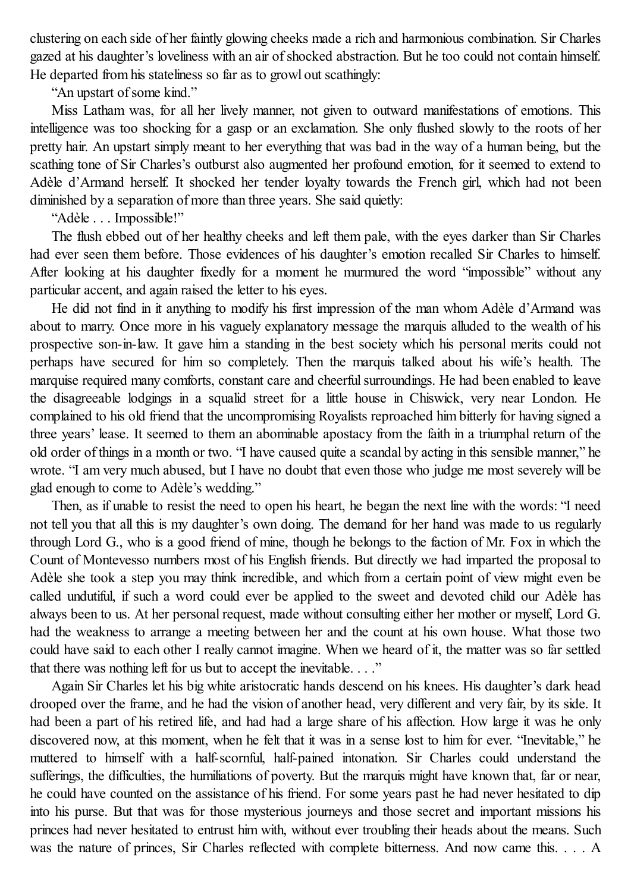clustering on each side of her faintly glowing cheeks made a rich and harmonious combination. Sir Charles gazed at his daughter's loveliness with an air of shocked abstraction. But he too could not contain himself. He departed from his stateliness so far as to growl out scathingly:

"An upstart of some kind."

Miss Latham was, for all her lively manner, not given to outward manifestations of emotions. This intelligence was too shocking for a gasp or an exclamation. She only flushed slowly to the roots of her pretty hair. An upstart simply meant to her everything that was bad in the way of a human being, but the scathing tone of Sir Charles's outburst also augmented her profound emotion, for it seemed to extend to Adèle d'Armand herself. It shocked her tender loyalty towards the French girl, which had not been diminished by a separation of more than three years. She said quietly:

"Adèle . . . Impossible!"

The flush ebbed out of her healthy cheeks and left them pale, with the eyes darker than Sir Charles had ever seen them before. Those evidences of his daughter's emotion recalled Sir Charles to himself. After looking at his daughter fixedly for a moment he murmured the word "impossible" without any particular accent, and again raised the letter to his eyes.

He did not find in it anything to modify his first impression of the man whom Adèle d'Armand was about to marry. Once more in his vaguely explanatory message the marquis alluded to the wealth of his prospective son-in-law. It gave him a standing in the best society which his personal merits could not perhaps have secured for him so completely. Then the marquis talked about his wife's health. The marquise required many comforts, constant care and cheerful surroundings. He had been enabled to leave the disagreeable lodgings in a squalid street for a little house in Chiswick, very near London. He complained to his old friend that the uncompromising Royalists reproached him bitterly for having signed a three years' lease. It seemed to them an abominable apostacy from the faith in a triumphal return of the old order of things in a month or two. "I have caused quite a scandal by acting in this sensible manner," he wrote. "I am very much abused, but I have no doubt that even those who judge me most severely will be glad enough to come to Adèle's wedding."

Then, as if unable to resist the need to open his heart, he began the next line with the words: "I need not tell you that all this is my daughter's own doing. The demand for her hand was made to us regularly through Lord G., who is a good friend of mine, though he belongs to the faction of Mr. Fox in which the Count of Montevesso numbers most of his English friends. But directly we had imparted the proposal to Adèle she took a step you may think incredible, and which from a certain point of view might even be called undutiful, if such a word could ever be applied to the sweet and devoted child our Adèle has always been to us. At her personal request, made without consulting either her mother or myself, Lord G. had the weakness to arrange a meeting between her and the count at his own house. What those two could have said to each other I really cannot imagine. When we heard of it, the matter was so far settled that there was nothing left for us but to accept the inevitable. . . ."

Again Sir Charles let his big white aristocratic hands descend on his knees. His daughter's dark head drooped over the frame, and he had the vision of another head, very different and very fair, by its side. It had been a part of his retired life, and had had a large share of his affection. How large it was he only discovered now, at this moment, when he felt that it was in a sense lost to him for ever. "Inevitable," he muttered to himself with a half-scornful, half-pained intonation. Sir Charles could understand the sufferings, the difficulties, the humiliations of poverty. But the marquis might have known that, far or near, he could have counted on the assistance of his friend. For some years past he had never hesitated to dip into his purse. But that was for those mysterious journeys and those secret and important missions his princes had never hesitated to entrust him with, without ever troubling their heads about the means. Such was the nature of princes, Sir Charles reflected with complete bitterness. And now came this. . . . A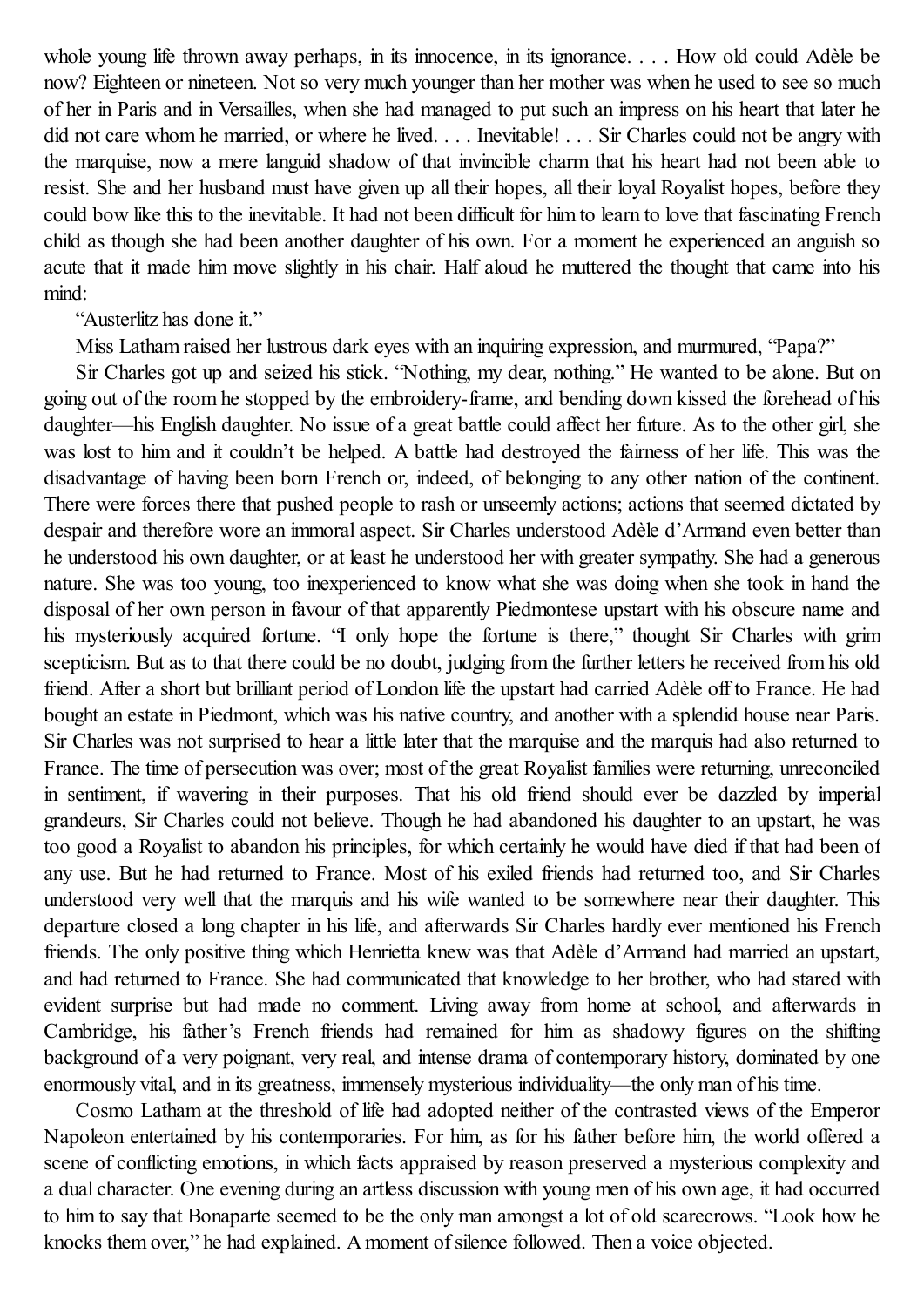whole young life thrown away perhaps, in its innocence, in its ignorance. . . . How old could Adèle be now? Eighteen or nineteen. Not so very much younger than her mother was when he used to see so much of her in Paris and in Versailles, when she had managed to put such an impress on his heart that later he did not care whom he married, or where he lived. . . . Inevitable! . . . Sir Charles could not be angry with the marquise, now a mere languid shadow of that invincible charm that his heart had not been able to resist. She and her husband must have given up all their hopes, all their loyal Royalist hopes, before they could bow like this to the inevitable. It had not been difficult for him to learn to love that fascinating French child as though she had been another daughter of his own. For a moment he experienced an anguish so acute that it made him move slightly in his chair. Half aloud he muttered the thought that came into his mind:

"Austerlitz has done it."

Miss Latham raised her lustrous dark eyes with an inquiring expression, and murmured, "Papa?"

Sir Charles got up and seized his stick. "Nothing, my dear, nothing." He wanted to be alone. But on going out of the room he stopped by the embroidery-frame, and bending down kissed the forehead of his daughter—his English daughter. No issue of a great battle could affect her future. As to the other girl, she was lost to him and it couldn't be helped. A battle had destroyed the fairness of her life. This was the disadvantage of having been born French or, indeed, of belonging to any other nation of the continent. There were forces there that pushed people to rash or unseemly actions; actions that seemed dictated by despair and therefore wore an immoral aspect. Sir Charles understood Adèle d'Armand even better than he understood his own daughter, or at least he understood her with greater sympathy. She had a generous nature. She was too young, too inexperienced to know what she was doing when she took in hand the disposal of her own person in favour of that apparently Piedmontese upstart with his obscure name and his mysteriously acquired fortune. "I only hope the fortune is there," thought Sir Charles with grim scepticism. But as to that there could be no doubt, judging from the further letters he received from his old friend. After a short but brilliant period of London life the upstart had carried Adèle off to France. He had bought an estate in Piedmont, which was his native country, and another with a splendid house near Paris. Sir Charles was not surprised to hear a little later that the marquise and the marquis had also returned to France. The time of persecution was over; most of the great Royalist families were returning, unreconciled in sentiment, if wavering in their purposes. That his old friend should ever be dazzled by imperial grandeurs, Sir Charles could not believe. Though he had abandoned his daughter to an upstart, he was too good a Royalist to abandon his principles, for which certainly he would have died if that had been of any use. But he had returned to France. Most of his exiled friends had returned too, and Sir Charles understood very well that the marquis and his wife wanted to be somewhere near their daughter. This departure closed a long chapter in his life, and afterwards Sir Charles hardly ever mentioned his French friends. The only positive thing which Henrietta knew was that Adèle d'Armand had married an upstart, and had returned to France. She had communicated that knowledge to her brother, who had stared with evident surprise but had made no comment. Living away from home at school, and afterwards in Cambridge, his father's French friends had remained for him as shadowy figures on the shifting background of a very poignant, very real, and intense drama of contemporary history, dominated by one enormously vital, and in its greatness, immensely mysterious individuality—the only man of his time.

Cosmo Latham at the threshold of life had adopted neither of the contrasted views of the Emperor Napoleon entertained by his contemporaries. For him, as for his father before him, the world offered a scene of conflicting emotions, in which facts appraised by reason preserved a mysterious complexity and a dual character. One evening during an artless discussion with young men of his own age, it had occurred to him to say that Bonaparte seemed to be the only man amongst a lot of old scarecrows. "Look how he knocks them over," he had explained. A moment of silence followed. Then a voice objected.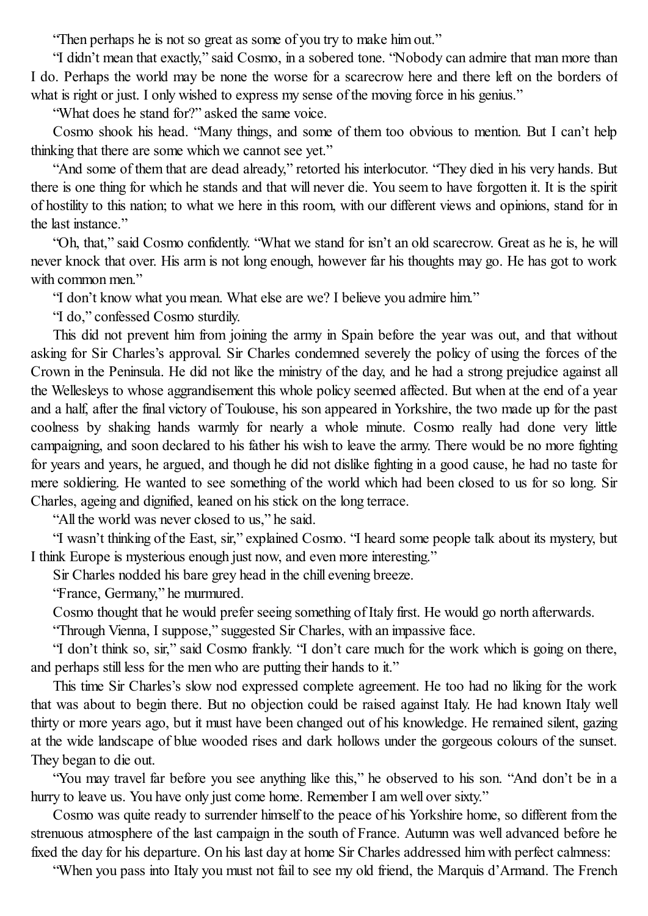"Then perhaps he is not so great as some of you try to make him out."

"I didn't mean that exactly," said Cosmo, in a sobered tone. "Nobody can admire that man more than I do. Perhaps the world may be none the worse for a scarecrow here and there left on the borders of what is right or just. I only wished to express my sense of the moving force in his genius."

"What does he stand for?" asked the same voice.

Cosmo shook his head. "Many things, and some of them too obvious to mention. But I can't help thinking that there are some which we cannot see yet."

"And some of them that are dead already," retorted his interlocutor. "They died in his very hands. But there is one thing for which he stands and that will never die. You seem to have forgotten it. It is the spirit of hostility to this nation; to what we here in this room, with our different views and opinions, stand for in the last instance."

"Oh, that," said Cosmo confidently. "What we stand for isn't an old scarecrow. Great as he is, he will never knock that over. His arm is not long enough, however far his thoughts may go. He has got to work with common men."

"I don't know what you mean. What else are we? I believe you admire him."

"I do," confessed Cosmo sturdily.

This did not prevent him from joining the army in Spain before the year was out, and that without asking for Sir Charles's approval. Sir Charles condemned severely the policy of using the forces of the Crown in the Peninsula. He did not like the ministry of the day, and he had a strong prejudice against all the Wellesleys to whose aggrandisement this whole policy seemed affected. But when at the end of a year and a half, after the final victory of Toulouse, his son appeared in Yorkshire, the two made up for the past coolness by shaking hands warmly for nearly a whole minute. Cosmo really had done very little campaigning, and soon declared to his father his wish to leave the army. There would be no more fighting for years and years, he argued, and though he did not dislike fighting in a good cause, he had no taste for mere soldiering. He wanted to see something of the world which had been closed to us for so long. Sir Charles, ageing and dignified, leaned on his stick on the long terrace.

"All the world was never closed to us," he said.

"I wasn't thinking of the East, sir," explained Cosmo. "I heard some people talk about its mystery, but I think Europe is mysterious enough just now, and even more interesting."

Sir Charles nodded his bare grey head in the chill evening breeze.

"France, Germany," he murmured.

Cosmo thought that he would prefer seeing something of Italy first. He would go north afterwards.

"Through Vienna, I suppose," suggested Sir Charles, with an impassive face.

"I don't think so, sir," said Cosmo frankly. "I don't care much for the work which is going on there, and perhaps still less for the men who are putting their hands to it."

This time Sir Charles's slow nod expressed complete agreement. He too had no liking for the work that was about to begin there. But no objection could be raised against Italy. He had known Italy well thirty or more years ago, but it must have been changed out of his knowledge. He remained silent, gazing at the wide landscape of blue wooded rises and dark hollows under the gorgeous colours of the sunset. They began to die out.

"You may travel far before you see anything like this," he observed to his son. "And don't be in a hurry to leave us. You have only just come home. Remember I am well over sixty."

Cosmo was quite ready to surrender himself to the peace of his Yorkshire home, so different from the strenuous atmosphere of the last campaign in the south of France. Autumn was well advanced before he fixed the day for his departure. On his last day at home Sir Charles addressed him with perfect calmness:

"When you pass into Italy you must not fail to see my old friend, the Marquis d'Armand. The French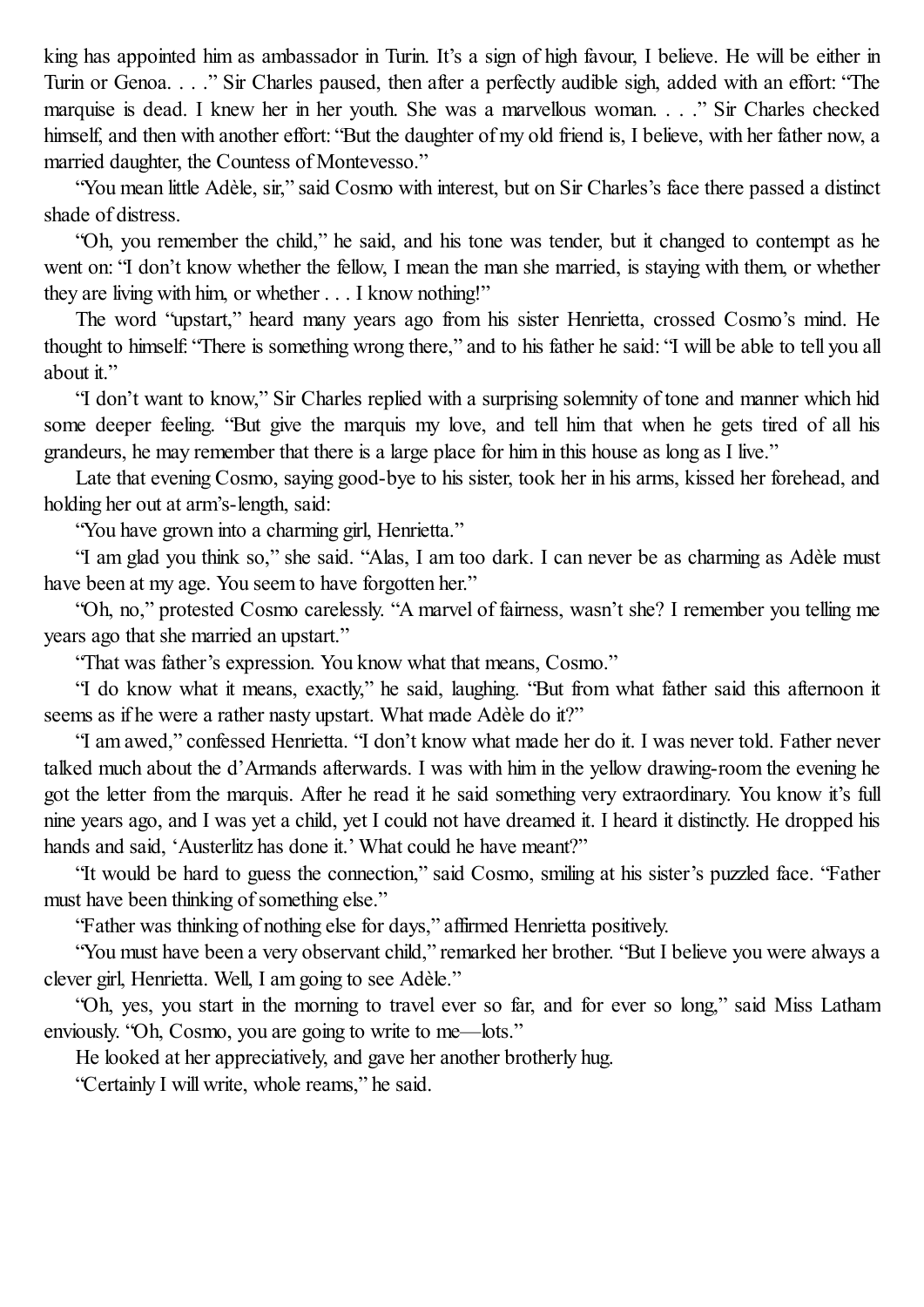king has appointed him as ambassador in Turin. It's a sign of high favour, I believe. He will be either in Turin or Genoa. . . ." Sir Charles paused, then after a perfectly audible sigh, added with an effort: "The marquise is dead. I knew her in her youth. She was a marvellous woman. . . ." Sir Charles checked himself, and then with another effort: "But the daughter of my old friend is, I believe, with her father now, a married daughter, the Countess of Montevesso."

"You mean little Adèle, sir," said Cosmo with interest, but on Sir Charles's face there passed a distinct shade of distress.

"Oh, you remember the child," he said, and his tone was tender, but it changed to contempt as he went on: "I don't know whether the fellow, I mean the man she married, is staying with them, or whether they are living with him, or whether . . . I know nothing!"

The word "upstart," heard many years ago from his sister Henrietta, crossed Cosmo's mind. He thought to himself: "There is something wrong there," and to his father he said: "I will be able to tell you all about it."

"I don't want to know," Sir Charles replied with a surprising solemnity of tone and manner which hid some deeper feeling. "But give the marquis my love, and tell him that when he gets tired of all his grandeurs, he may remember that there is a large place for him in this house as long as I live."

Late that evening Cosmo, saying good-bye to his sister, took her in his arms, kissed her forehead, and holding her out at arm's-length, said:

"You have grown into a charming girl, Henrietta."

"I am glad you think so," she said. "Alas, I am too dark. I can never be as charming as Adèle must have been at my age. You seem to have forgotten her."

"Oh, no," protested Cosmo carelessly. "A marvel of fairness, wasn't she? I remember you telling me years ago that she married an upstart."

"That was father's expression. You know what that means, Cosmo."

"I do know what it means, exactly," he said, laughing. "But from what father said this afternoon it seems as if he were a rather nasty upstart. What made Adèle do it?"

"I am awed," confessed Henrietta. "I don't know what made her do it. I was never told. Father never talked much about the d'Armands afterwards. I was with him in the yellow drawing-room the evening he got the letter from the marquis. After he read it he said something very extraordinary. You know it's full nine years ago, and I was yet a child, yet I could not have dreamed it. I heard it distinctly. He dropped his hands and said, 'Austerlitz has done it.' What could he have meant?"

"It would be hard to guess the connection," said Cosmo, smiling at his sister's puzzled face. "Father must have been thinking of something else."

"Father was thinking of nothing else for days," affirmed Henrietta positively.

"You must have been a very observant child," remarked her brother. "But I believe you were always a clever girl, Henrietta. Well, I am going to see Adèle."

"Oh, yes, you start in the morning to travel ever so far, and for ever so long," said Miss Latham enviously. "Oh, Cosmo, you are going to write to me—lots."

He looked at her appreciatively, and gave her another brotherly hug.

"Certainly I will write, whole reams," he said.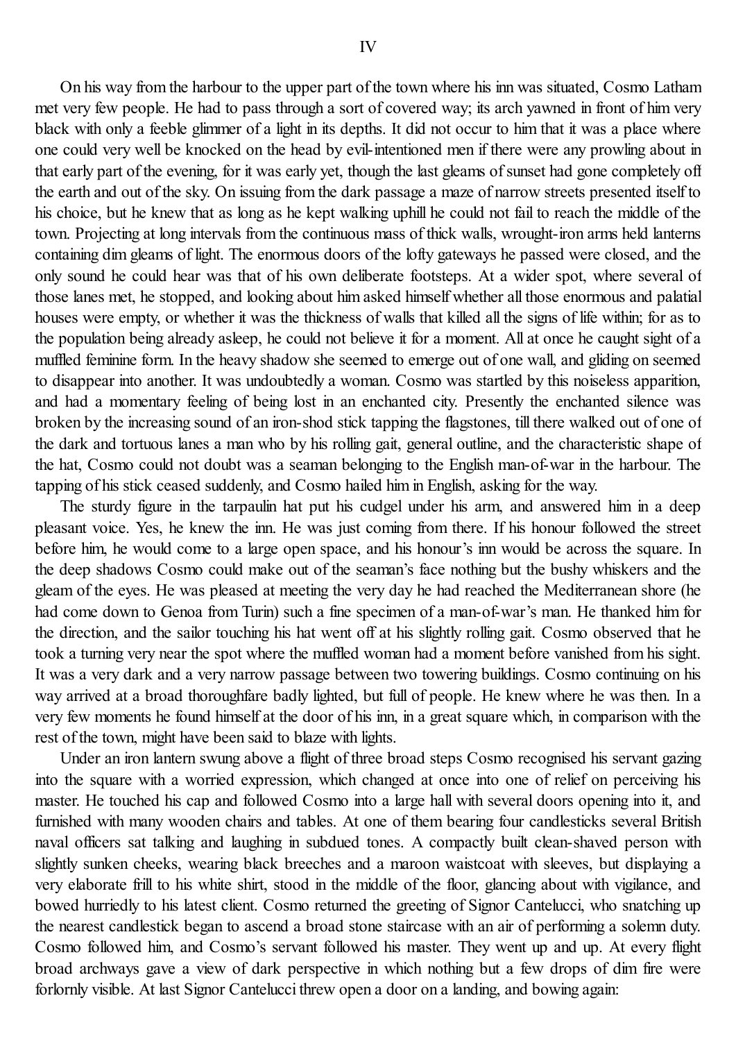# IV

On his way from the harbour to the upper part of the town where his inn was situated, Cosmo Latham met very few people. He had to pass through a sort of covered way; its arch yawned in front of him very black with only a feeble glimmer of a light in its depths. It did not occur to him that it was a place where one could very well be knocked on the head by evil-intentioned men if there were any prowling about in that early part of the evening, for it was early yet, though the last gleams of sunset had gone completely off the earth and out of the sky. On issuing from the dark passage a maze of narrow streets presented itself to his choice, but he knew that as long as he kept walking uphill he could not fail to reach the middle of the town. Projecting at long intervals from the continuous mass of thick walls, wrought-iron arms held lanterns containing dim gleams of light. The enormous doors of the lofty gateways he passed were closed, and the only sound he could hear was that of his own deliberate footsteps. At a wider spot, where several of those lanes met, he stopped, and looking about him asked himself whether all those enormous and palatial houses were empty, or whether it was the thickness of walls that killed all the signs of life within; for as to the population being already asleep, he could not believe it for a moment. All at once he caught sight of a muffled feminine form. In the heavy shadow she seemed to emerge out of one wall, and gliding on seemed to disappear into another. It was undoubtedly a woman. Cosmo was startled by this noiseless apparition, and had a momentary feeling of being lost in an enchanted city. Presently the enchanted silence was broken by the increasing sound of an iron-shod stick tapping the flagstones, till there walked out of one of the dark and tortuous lanes a man who by his rolling gait, general outline, and the characteristic shape of the hat, Cosmo could not doubt was a seaman belonging to the English man-of-war in the harbour. The tapping of his stick ceased suddenly, and Cosmo hailed him in English, asking for the way.

The sturdy figure in the tarpaulin hat put his cudgel under his arm, and answered him in a deep pleasant voice. Yes, he knew the inn. He was just coming from there. If his honour followed the street before him, he would come to a large open space, and his honour's inn would be across the square. In the deep shadows Cosmo could make out of the seaman's face nothing but the bushy whiskers and the gleam of the eyes. He was pleased at meeting the very day he had reached the Mediterranean shore (he had come down to Genoa from Turin) such a fine specimen of a man-of-war's man. He thanked him for the direction, and the sailor touching his hat went off at his slightly rolling gait. Cosmo observed that he took a turning very near the spot where the muffled woman had a moment before vanished from his sight. It was a very dark and a very narrow passage between two towering buildings. Cosmo continuing on his way arrived at a broad thoroughfare badly lighted, but full of people. He knew where he was then. In a very few moments he found himself at the door of his inn, in a great square which, in comparison with the rest of the town, might have been said to blaze with lights.

Under an iron lantern swung above a flight of three broad steps Cosmo recognised his servant gazing into the square with a worried expression, which changed at once into one of relief on perceiving his master. He touched his cap and followed Cosmo into a large hall with several doors opening into it, and furnished with many wooden chairs and tables. At one of them bearing four candlesticks several British naval officers sat talking and laughing in subdued tones. A compactly built clean-shaved person with slightly sunken cheeks, wearing black breeches and a maroon waistcoat with sleeves, but displaying a very elaborate frill to his white shirt, stood in the middle of the floor, glancing about with vigilance, and bowed hurriedly to his latest client. Cosmo returned the greeting of Signor Cantelucci, who snatching up the nearest candlestick began to ascend a broad stone staircase with an air of performing a solemn duty. Cosmo followed him, and Cosmo's servant followed his master. They went up and up. At every flight broad archways gave a view of dark perspective in which nothing but a few drops of dim fire were forlornly visible. At last Signor Cantelucci threw open a door on a landing, and bowing again: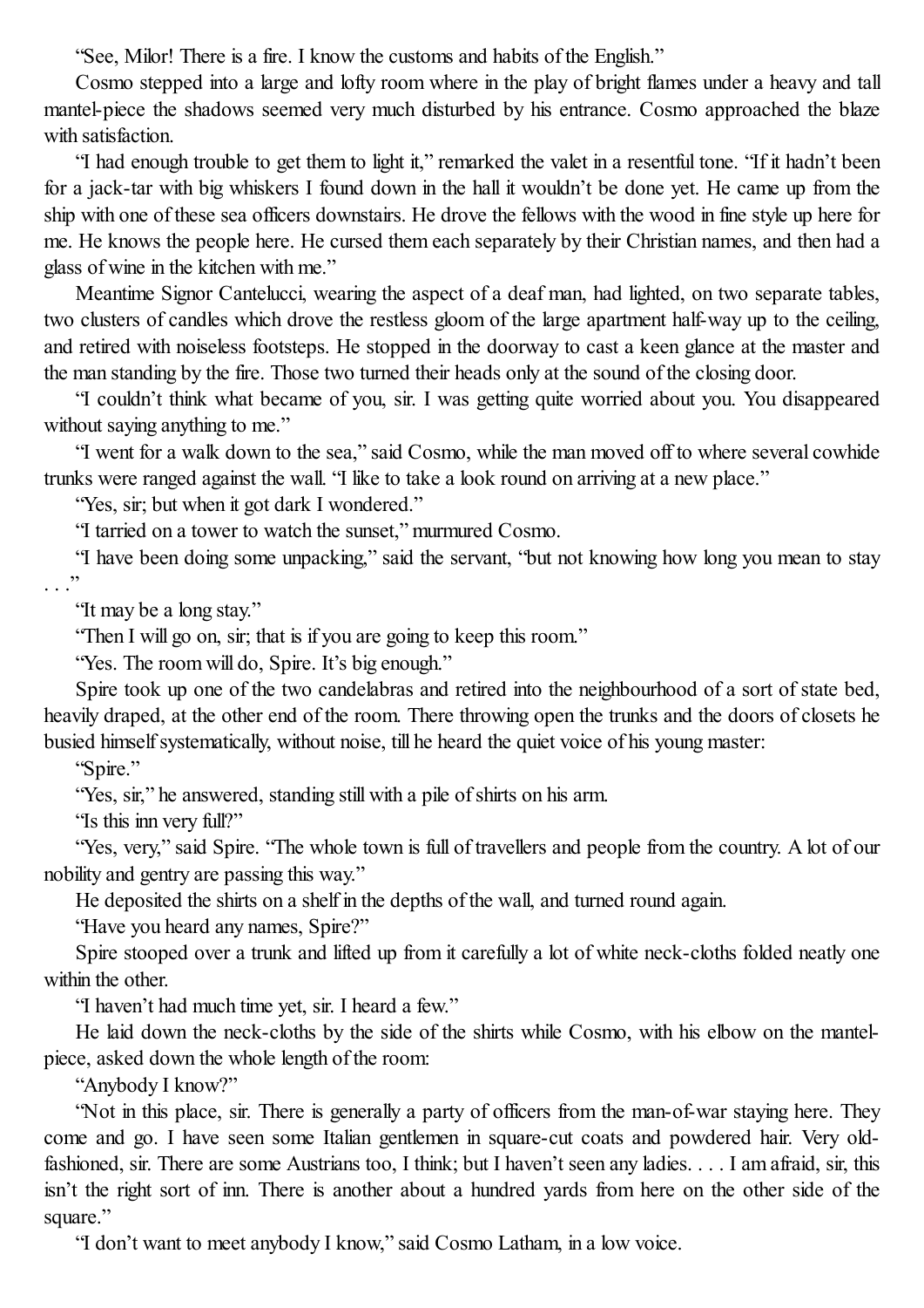"See, Milor! There is a fire. I know the customs and habits of the English."

Cosmo stepped into a large and lofty room where in the play of bright flames under a heavy and tall mantel-piece the shadows seemed very much disturbed by his entrance. Cosmo approached the blaze with satisfaction.

"I had enough trouble to get them to light it," remarked the valet in a resentful tone. "If it hadn't been for a jack-tar with big whiskers I found down in the hall it wouldn't be done yet. He came up from the ship with one of these sea officers downstairs. He drove the fellows with the wood in fine style up here for me. He knows the people here. He cursed them each separately by their Christian names, and then had a glass of wine in the kitchen with me."

Meantime Signor Cantelucci, wearing the aspect of a deaf man, had lighted, on two separate tables, two clusters of candles which drove the restless gloom of the large apartment half-way up to the ceiling, and retired with noiseless footsteps. He stopped in the doorway to cast a keen glance at the master and the man standing by the fire. Those two turned their heads only at the sound of the closing door.

"I couldn't think what became of you, sir. I was getting quite worried about you. You disappeared without saying anything to me."

"I went for a walk down to the sea," said Cosmo, while the man moved off to where several cowhide trunks were ranged against the wall. "I like to take a look round on arriving at a new place."

"Yes, sir; but when it got dark I wondered."

"I tarried on a tower to watch the sunset," murmured Cosmo.

"I have been doing some unpacking," said the servant, "but not knowing how long you mean to stay . . ."

"It may be a long stay."

"Then I will go on, sir; that is if you are going to keep this room."

"Yes. The room will do, Spire. It's big enough."

Spire took up one of the two candelabras and retired into the neighbourhood of a sort of state bed, heavily draped, at the other end of the room. There throwing open the trunks and the doors of closets he busied himself systematically, without noise, till he heard the quiet voice of his young master:

"Spire."

"Yes, sir," he answered, standing still with a pile of shirts on his arm.

"Is this inn very full?"

"Yes, very," said Spire. "The whole town is full of travellers and people from the country. A lot of our nobility and gentry are passing this way."

He deposited the shirts on a shelf in the depths of the wall, and turned round again.

"Have you heard any names, Spire?"

Spire stooped over a trunk and lifted up from it carefully a lot of white neck-cloths folded neatly one within the other.

"I haven't had much time yet, sir. I heard a few."

He laid down the neck-cloths by the side of the shirts while Cosmo, with his elbow on the mantel-piece, asked down the whole length of the room:

"Anybody I know?"

"Not in this place, sir. There is generally a party of officers from the man-of-war staying here. They come and go. I have seen some Italian gentlemen in square-cut coats and powdered hair. Very old-fashioned, sir. There are some Austrians too, I think; but I haven't seen any ladies. . . . I am afraid, sir, this isn't the right sort of inn. There is another about a hundred yards from here on the other side of the square."

"I don't want to meet anybody I know," said Cosmo Latham, in a low voice.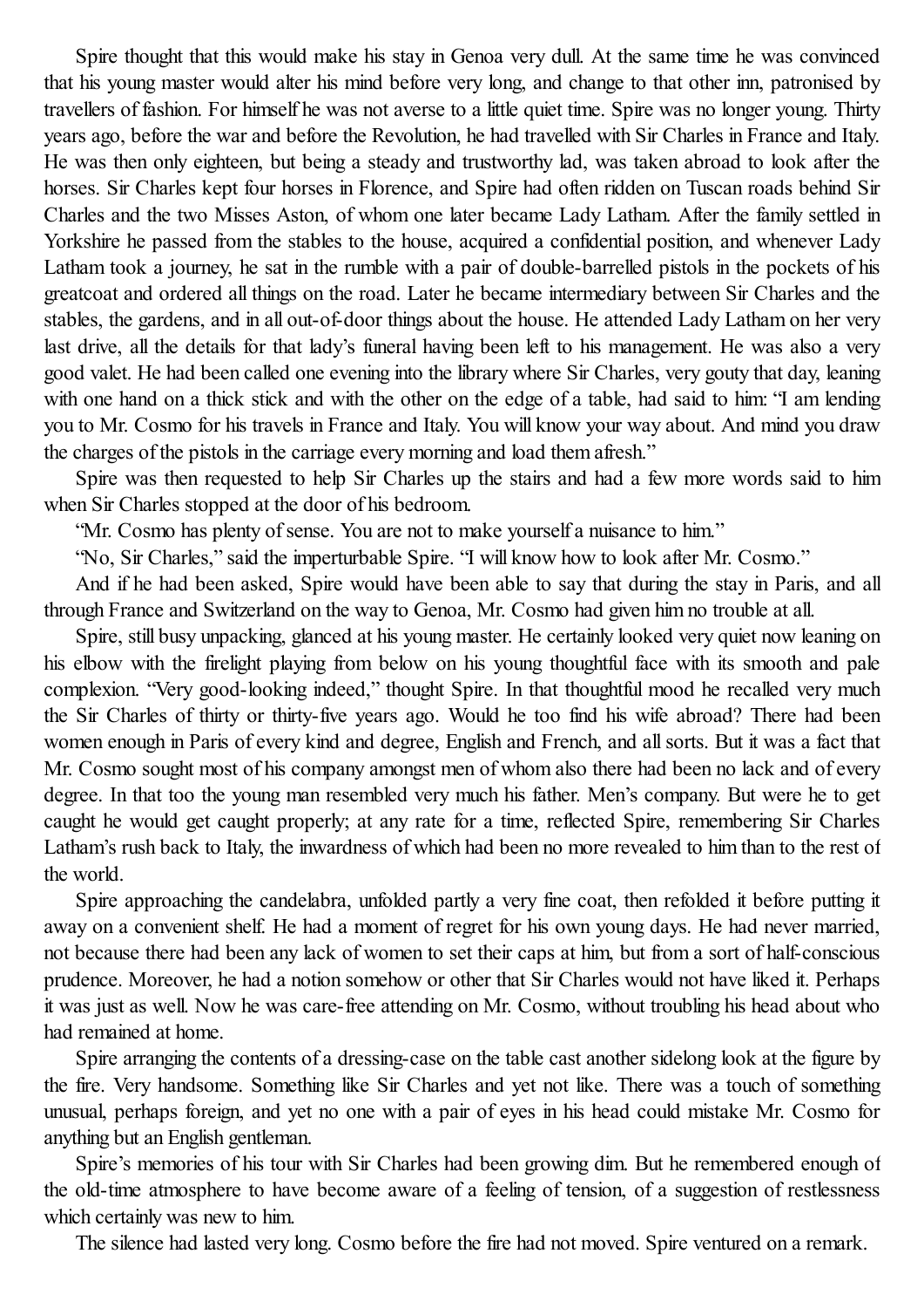Spire thought that this would make his stay in Genoa very dull. At the same time he was convinced that his young master would alter his mind before very long, and change to that other inn, patronised by travellers of fashion. For himself he was not averse to a little quiet time. Spire was no longer young. Thirty years ago, before the war and before the Revolution, he had travelled with Sir Charles in France and Italy. He was then only eighteen, but being a steady and trustworthy lad, was taken abroad to look after the horses. Sir Charles kept four horses in Florence, and Spire had often ridden on Tuscan roads behind Sir Charles and the two Misses Aston, of whom one later became Lady Latham. After the family settled in Yorkshire he passed from the stables to the house, acquired a confidential position, and whenever Lady Latham took a journey, he sat in the rumble with a pair of double-barrelled pistols in the pockets of his greatcoat and ordered all things on the road. Later he became intermediary between Sir Charles and the stables, the gardens, and in all out-of-door things about the house. He attended Lady Latham on her very last drive, all the details for that lady's funeral having been left to his management. He was also a very good valet. He had been called one evening into the library where Sir Charles, very gouty that day, leaning with one hand on a thick stick and with the other on the edge of a table, had said to him: "I am lending you to Mr. Cosmo for his travels in France and Italy. You will know your way about. And mind you draw the charges of the pistols in the carriage every morning and load them afresh."

Spire was then requested to help Sir Charles up the stairs and had a few more words said to him when Sir Charles stopped at the door of his bedroom.

"Mr. Cosmo has plenty of sense. You are not to make yourself a nuisance to him."

"No, Sir Charles," said the imperturbable Spire. "I will know how to look after Mr. Cosmo."

And if he had been asked, Spire would have been able to say that during the stay in Paris, and all through France and Switzerland on the way to Genoa, Mr. Cosmo had given him no trouble at all.

Spire, still busy unpacking, glanced at his young master. He certainly looked very quiet now leaning on his elbow with the firelight playing from below on his young thoughtful face with its smooth and pale complexion. "Very good-looking indeed," thought Spire. In that thoughtful mood he recalled very much the Sir Charles of thirty or thirty-five years ago. Would he too find his wife abroad? There had been women enough in Paris of every kind and degree, English and French, and all sorts. But it was a fact that Mr. Cosmo sought most of his company amongst men of whom also there had been no lack and of every degree. In that too the young man resembled very much his father. Men's company. But were he to get caught he would get caught properly; at any rate for a time, reflected Spire, remembering Sir Charles Latham's rush back to Italy, the inwardness of which had been no more revealed to him than to the rest of the world.

Spire approaching the candelabra, unfolded partly a very fine coat, then refolded it before putting it away on a convenient shelf. He had a moment of regret for his own young days. He had never married, not because there had been any lack of women to set their caps at him, but from a sort of half-conscious prudence. Moreover, he had a notion somehow or other that Sir Charles would not have liked it. Perhaps it was just as well. Now he was care-free attending on Mr. Cosmo, without troubling his head about who had remained at home.

Spire arranging the contents of a dressing-case on the table cast another sidelong look at the figure by the fire. Very handsome. Something like Sir Charles and yet not like. There was a touch of something unusual, perhaps foreign, and yet no one with a pair of eyes in his head could mistake Mr. Cosmo for anything but an English gentleman.

Spire's memories of his tour with Sir Charles had been growing dim. But he remembered enough of the old-time atmosphere to have become aware of a feeling of tension, of a suggestion of restlessness which certainly was new to him.

The silence had lasted very long. Cosmo before the fire had not moved. Spire ventured on a remark.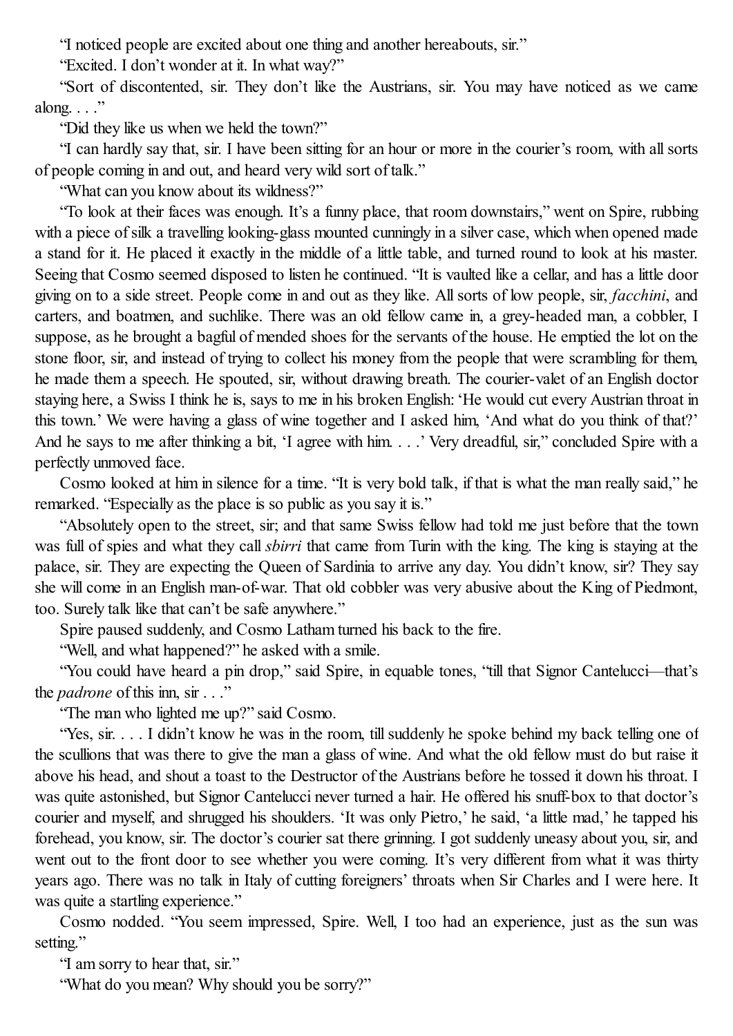"I noticed people are excited about one thing and another hereabouts, sir."

"Excited. I don't wonder at it. In what way?"

"Sort of discontented, sir. They don't like the Austrians, sir. You may have noticed as we came along. . . ."

"Did they like us when we held the town?"

"I can hardly say that, sir. I have been sitting for an hour or more in the courier's room, with all sorts of people coming in and out, and heard very wild sort of talk."

"What can you know about its wildness?"

"To look at their faces was enough. It's a funny place, that room downstairs," went on Spire, rubbing with a piece of silk a travelling looking-glass mounted cunningly in a silver case, which when opened made a stand for it. He placed it exactly in the middle of a little table, and turned round to look at his master. Seeing that Cosmo seemed disposed to listen he continued. "It is vaulted like a cellar, and has a little door giving on to a side street. People come in and out as they like. All sorts of low people, sir, *facchini*, and carters, and boatmen, and suchlike. There was an old fellow came in, a grey-headed man, a cobbler, I suppose, as he brought a bagful of mended shoes for the servants of the house. He emptied the lot on the stone floor, sir, and instead of trying to collect his money from the people that were scrambling for them, he made them a speech. He spouted, sir, without drawing breath. The courier-valet of an English doctor staying here, a Swiss I think he is, says to me in his broken English: 'He would cut every Austrian throat in this town.' We were having a glass of wine together and I asked him, 'And what do you think of that?' And he says to me after thinking a bit, 'I agree with him. . . .' Very dreadful, sir," concluded Spire with a perfectly unmoved face.

Cosmo looked at him in silence for a time. "It is very bold talk, if that is what the man really said," he remarked. "Especially as the place is so public as you say it is."

"Absolutely open to the street, sir; and that same Swiss fellow had told me just before that the town was full of spies and what they call *sbirri* that came from Turin with the king. The king is staying at the palace, sir. They are expecting the Queen of Sardinia to arrive any day. You didn't know, sir? They say she will come in an English man-of-war. That old cobbler was very abusive about the King of Piedmont, too. Surely talk like that can't be safe anywhere."

Spire paused suddenly, and Cosmo Latham turned his back to the fire.

"Well, and what happened?" he asked with a smile.

"You could have heard a pin drop," said Spire, in equable tones, "till that Signor Cantelucci—that's the *padrone* of this inn, sir . . ."

"The man who lighted me up?" said Cosmo.

"Yes, sir. . . . I didn't know he was in the room, till suddenly he spoke behind my back telling one of the scullions that was there to give the man a glass of wine. And what the old fellow must do but raise it above his head, and shout a toast to the Destructor of the Austrians before he tossed it down his throat. I was quite astonished, but Signor Cantelucci never turned a hair. He offered his snuff-box to that doctor's courier and myself, and shrugged his shoulders. 'It was only Pietro,' he said, 'a little mad,' he tapped his forehead, you know, sir. The doctor's courier sat there grinning. I got suddenly uneasy about you, sir, and went out to the front door to see whether you were coming. It's very different from what it was thirty years ago. There was no talk in Italy of cutting foreigners' throats when Sir Charles and I were here. It was quite a startling experience."

Cosmo nodded. "You seem impressed, Spire. Well, I too had an experience, just as the sun was setting."

"I am sorry to hear that, sir."

"What do you mean? Why should you be sorry?"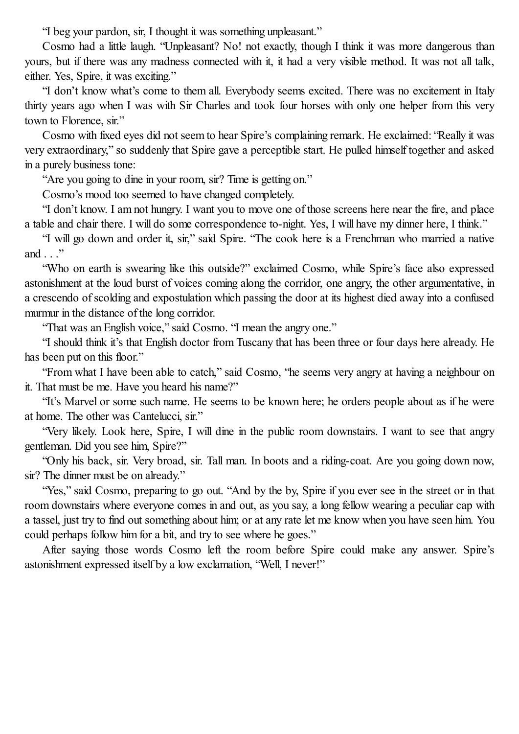"I beg your pardon, sir, I thought it was something unpleasant."

Cosmo had a little laugh. "Unpleasant? No! not exactly, though I think it was more dangerous than yours, but if there was any madness connected with it, it had a very visible method. It was not all talk, either. Yes, Spire, it was exciting."

"I don't know what's come to them all. Everybody seems excited. There was no excitement in Italy thirty years ago when I was with Sir Charles and took four horses with only one helper from this very town to Florence, sir."

Cosmo with fixed eyes did not seem to hear Spire's complaining remark. He exclaimed: "Really it was very extraordinary," so suddenly that Spire gave a perceptible start. He pulled himself together and asked in a purely business tone:

"Are you going to dine in your room, sir? Time is getting on."

Cosmo's mood too seemed to have changed completely.

"I don't know. I am not hungry. I want you to move one of those screens here near the fire, and place a table and chair there. I will do some correspondence to-night. Yes, I will have my dinner here, I think."

"I will go down and order it, sir," said Spire. "The cook here is a Frenchman who married a native and . . ."

"Who on earth is swearing like this outside?" exclaimed Cosmo, while Spire's face also expressed astonishment at the loud burst of voices coming along the corridor, one angry, the other argumentative, in a crescendo of scolding and expostulation which passing the door at its highest died away into a confused murmur in the distance of the long corridor.

"That was an English voice," said Cosmo. "I mean the angry one."

"I should think it's that English doctor from Tuscany that has been three or four days here already. He has been put on this floor."

"From what I have been able to catch," said Cosmo, "he seems very angry at having a neighbour on it. That must be me. Have you heard his name?"

"It's Marvel or some such name. He seems to be known here; he orders people about as if he were at home. The other was Cantelucci, sir."

"Very likely. Look here, Spire, I will dine in the public room downstairs. I want to see that angry gentleman. Did you see him, Spire?"

"Only his back, sir. Very broad, sir. Tall man. In boots and a riding-coat. Are you going down now, sir? The dinner must be on already."

"Yes," said Cosmo, preparing to go out. "And by the by, Spire if you ever see in the street or in that room downstairs where everyone comes in and out, as you say, a long fellow wearing a peculiar cap with a tassel, just try to find out something about him; or at any rate let me know when you have seen him. You could perhaps follow him for a bit, and try to see where he goes."

After saying those words Cosmo left the room before Spire could make any answer. Spire's astonishment expressed itself by a low exclamation, "Well, I never!"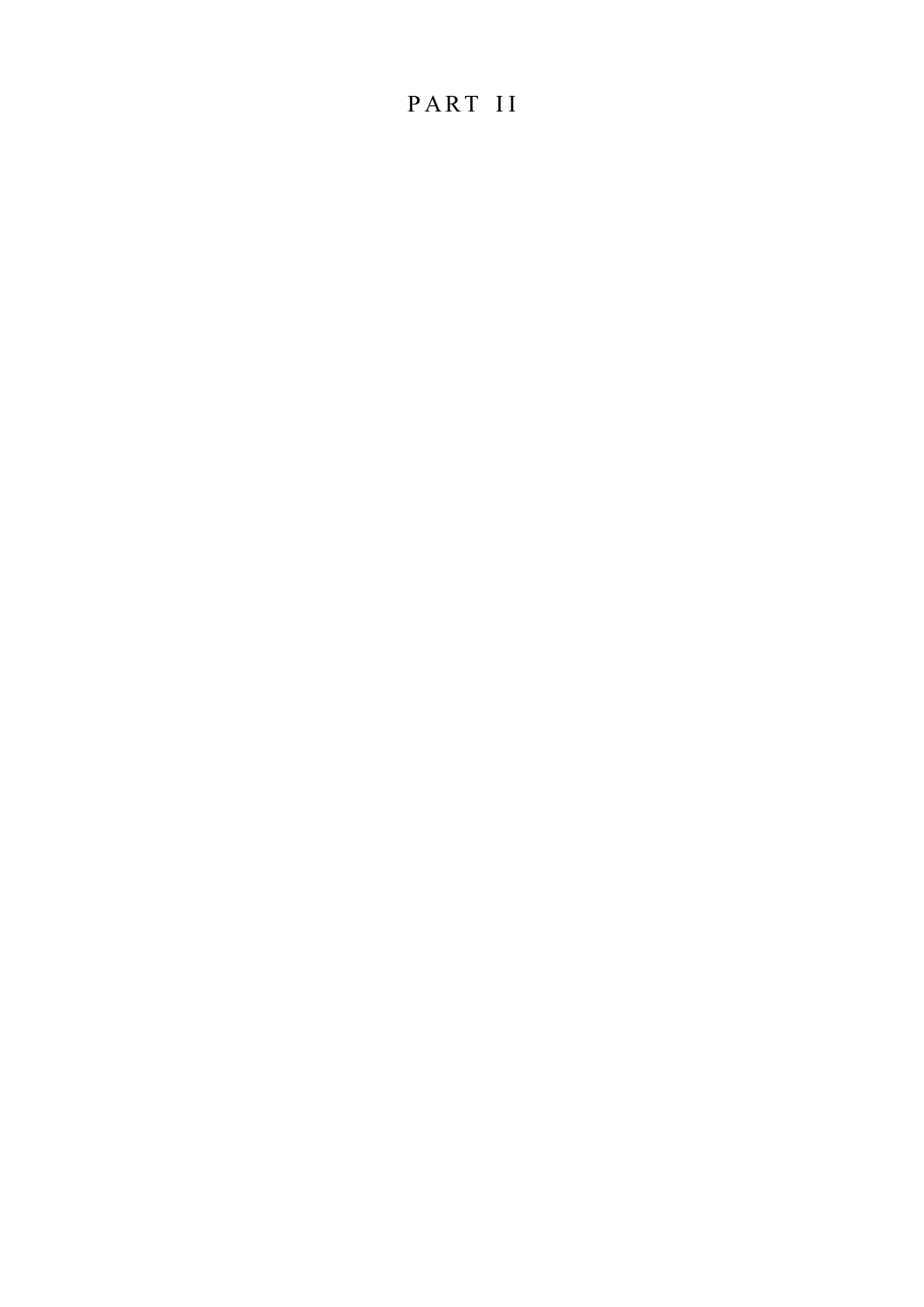# PART II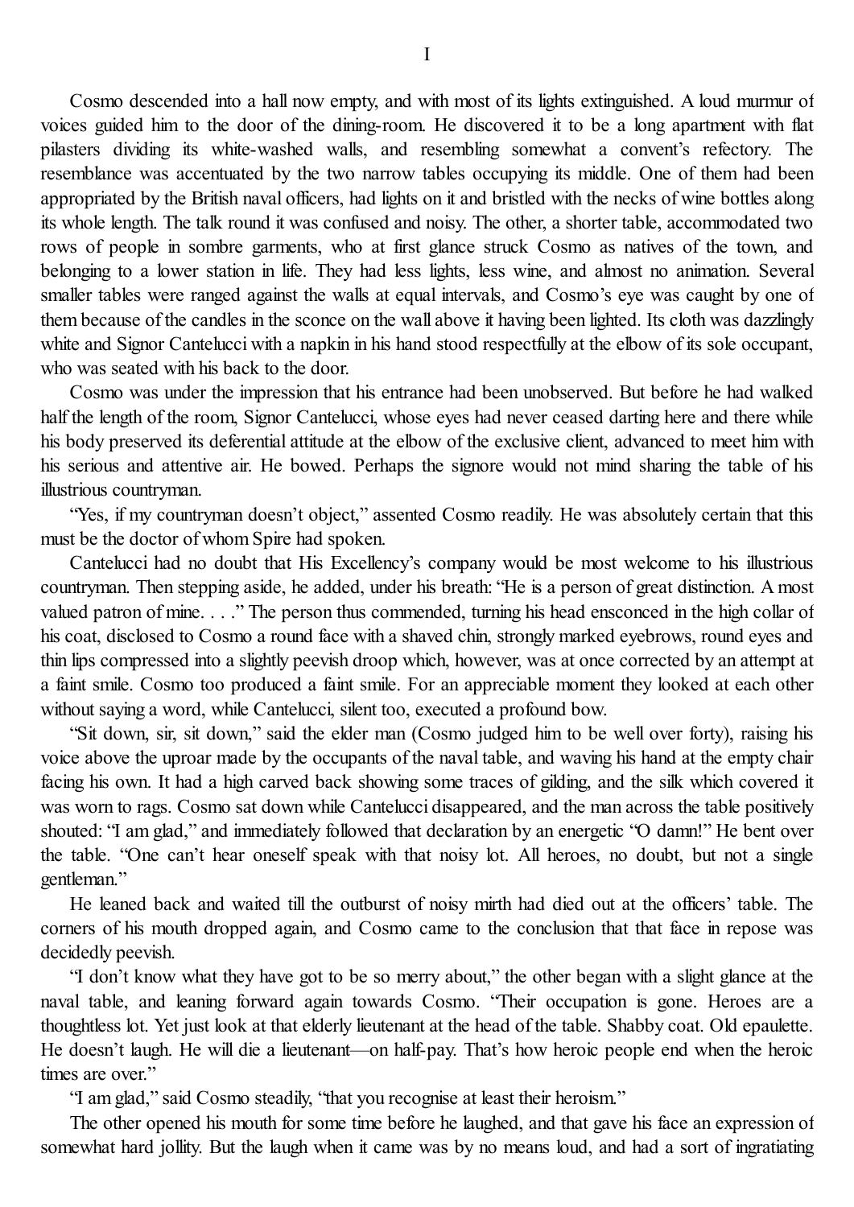# I

Cosmo descended into a hall now empty, and with most of its lights extinguished. A loud murmur of voices guided him to the door of the dining-room. He discovered it to be a long apartment with flat pilasters dividing its white-washed walls, and resembling somewhat a convent's refectory. The resemblance was accentuated by the two narrow tables occupying its middle. One of them had been appropriated by the British naval officers, had lights on it and bristled with the necks of wine bottles along its whole length. The talk round it was confused and noisy. The other, a shorter table, accommodated two rows of people in sombre garments, who at first glance struck Cosmo as natives of the town, and belonging to a lower station in life. They had less lights, less wine, and almost no animation. Several smaller tables were ranged against the walls at equal intervals, and Cosmo's eye was caught by one of them because of the candles in the sconce on the wall above it having been lighted. Its cloth was dazzlingly white and Signor Cantelucci with a napkin in his hand stood respectfully at the elbow of its sole occupant, who was seated with his back to the door.

Cosmo was under the impression that his entrance had been unobserved. But before he had walked half the length of the room, Signor Cantelucci, whose eyes had never ceased darting here and there while his body preserved its deferential attitude at the elbow of the exclusive client, advanced to meet him with his serious and attentive air. He bowed. Perhaps the signore would not mind sharing the table of his illustrious countryman.

"Yes, if my countryman doesn't object," assented Cosmo readily. He was absolutely certain that this must be the doctor of whom Spire had spoken.

Cantelucci had no doubt that His Excellency's company would be most welcome to his illustrious countryman. Then stepping aside, he added, under his breath: "He is a person of great distinction. A most valued patron of mine. . . ." The person thus commended, turning his head ensconced in the high collar of his coat, disclosed to Cosmo a round face with a shaved chin, strongly marked eyebrows, round eyes and thin lips compressed into a slightly peevish droop which, however, was at once corrected by an attempt at a faint smile. Cosmo too produced a faint smile. For an appreciable moment they looked at each other without saying a word, while Cantelucci, silent too, executed a profound bow.

"Sit down, sir, sit down," said the elder man (Cosmo judged him to be well over forty), raising his voice above the uproar made by the occupants of the naval table, and waving his hand at the empty chair facing his own. It had a high carved back showing some traces of gilding, and the silk which covered it was worn to rags. Cosmo sat down while Cantelucci disappeared, and the man across the table positively shouted: "I am glad," and immediately followed that declaration by an energetic "O damn!" He bent over the table. "One can't hear oneself speak with that noisy lot. All heroes, no doubt, but not a single gentleman."

He leaned back and waited till the outburst of noisy mirth had died out at the officers' table. The corners of his mouth dropped again, and Cosmo came to the conclusion that that face in repose was decidedly peevish.

"I don't know what they have got to be so merry about," the other began with a slight glance at the naval table, and leaning forward again towards Cosmo. "Their occupation is gone. Heroes are a thoughtless lot. Yet just look at that elderly lieutenant at the head of the table. Shabby coat. Old epaulette. He doesn't laugh. He will die a lieutenant—on half-pay. That's how heroic people end when the heroic times are over."

"I am glad," said Cosmo steadily, "that you recognise at least their heroism."

The other opened his mouth for some time before he laughed, and that gave his face an expression of somewhat hard jollity. But the laugh when it came was by no means loud, and had a sort of ingratiating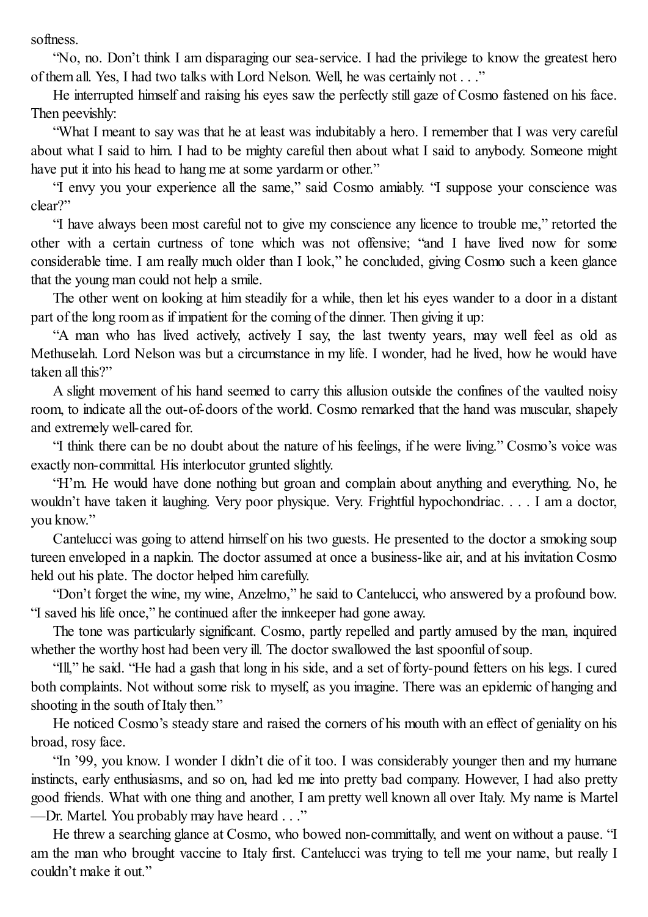softness.

"No, no. Don't think I am disparaging our sea-service. I had the privilege to know the greatest hero of them all. Yes, I had two talks with Lord Nelson. Well, he was certainly not . . ."

He interrupted himself and raising his eyes saw the perfectly still gaze of Cosmo fastened on his face. Then peevishly:

"What I meant to say was that he at least was indubitably a hero. I remember that I was very careful about what I said to him. I had to be mighty careful then about what I said to anybody. Someone might have put it into his head to hang me at some yardarm or other."

"I envy you your experience all the same," said Cosmo amiably. "I suppose your conscience was clear?"

"I have always been most careful not to give my conscience any licence to trouble me," retorted the other with a certain curtness of tone which was not offensive; "and I have lived now for some considerable time. I am really much older than I look," he concluded, giving Cosmo such a keen glance that the young man could not help a smile.

The other went on looking at him steadily for a while, then let his eyes wander to a door in a distant part of the long room as if impatient for the coming of the dinner. Then giving it up:

"A man who has lived actively, actively I say, the last twenty years, may well feel as old as Methuselah. Lord Nelson was but a circumstance in my life. I wonder, had he lived, how he would have taken all this?"

A slight movement of his hand seemed to carry this allusion outside the confines of the vaulted noisy room, to indicate all the out-of-doors of the world. Cosmo remarked that the hand was muscular, shapely and extremely well-cared for.

"I think there can be no doubt about the nature of his feelings, if he were living." Cosmo's voice was exactly non-committal. His interlocutor grunted slightly.

"H'm. He would have done nothing but groan and complain about anything and everything. No, he wouldn't have taken it laughing. Very poor physique. Very. Frightful hypochondriac. . . . I am a doctor, you know."

Cantelucci was going to attend himself on his two guests. He presented to the doctor a smoking soup tureen enveloped in a napkin. The doctor assumed at once a business-like air, and at his invitation Cosmo held out his plate. The doctor helped him carefully.

"Don't forget the wine, my wine, Anzelmo," he said to Cantelucci, who answered by a profound bow. "I saved his life once," he continued after the innkeeper had gone away.

The tone was particularly significant. Cosmo, partly repelled and partly amused by the man, inquired whether the worthy host had been very ill. The doctor swallowed the last spoonful of soup.

"Ill," he said. "He had a gash that long in his side, and a set of forty-pound fetters on his legs. I cured both complaints. Not without some risk to myself, as you imagine. There was an epidemic of hanging and shooting in the south of Italy then."

He noticed Cosmo's steady stare and raised the corners of his mouth with an effect of geniality on his broad, rosy face.

"In '99, you know. I wonder I didn't die of it too. I was considerably younger then and my humane instincts, early enthusiasms, and so on, had led me into pretty bad company. However, I had also pretty good friends. What with one thing and another, I am pretty well known all over Italy. My name is Martel—Dr. Martel. You probably may have heard . . ."

He threw a searching glance at Cosmo, who bowed non-committally, and went on without a pause. "I am the man who brought vaccine to Italy first. Cantelucci was trying to tell me your name, but really I couldn't make it out."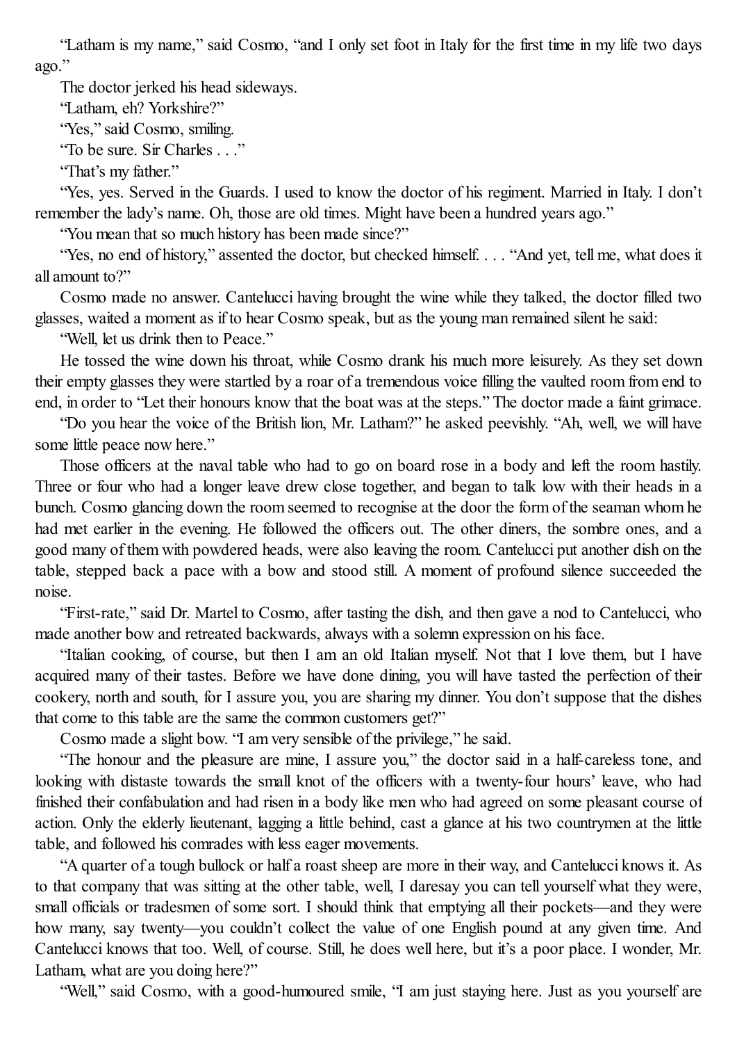"Latham is my name," said Cosmo, "and I only set foot in Italy for the first time in my life two days ago."

The doctor jerked his head sideways.

"Latham, eh? Yorkshire?"

"Yes," said Cosmo, smiling.

"To be sure. Sir Charles . . ."

"That's my father."

"Yes, yes. Served in the Guards. I used to know the doctor of his regiment. Married in Italy. I don't remember the lady's name. Oh, those are old times. Might have been a hundred years ago."

"You mean that so much history has been made since?"

"Yes, no end of history," assented the doctor, but checked himself. . . . "And yet, tell me, what does it all amount to?"

Cosmo made no answer. Cantelucci having brought the wine while they talked, the doctor filled two glasses, waited a moment as if to hear Cosmo speak, but as the young man remained silent he said:

"Well, let us drink then to Peace."

He tossed the wine down his throat, while Cosmo drank his much more leisurely. As they set down their empty glasses they were startled by a roar of a tremendous voice filling the vaulted room from end to end, in order to "Let their honours know that the boat was at the steps." The doctor made a faint grimace.

"Do you hear the voice of the British lion, Mr. Latham?" he asked peevishly. "Ah, well, we will have some little peace now here."

Those officers at the naval table who had to go on board rose in a body and left the room hastily. Three or four who had a longer leave drew close together, and began to talk low with their heads in a bunch. Cosmo glancing down the room seemed to recognise at the door the form of the seaman whom he had met earlier in the evening. He followed the officers out. The other diners, the sombre ones, and a good many of them with powdered heads, were also leaving the room. Cantelucci put another dish on the table, stepped back a pace with a bow and stood still. A moment of profound silence succeeded the noise.

"First-rate," said Dr. Martel to Cosmo, after tasting the dish, and then gave a nod to Cantelucci, who made another bow and retreated backwards, always with a solemn expression on his face.

"Italian cooking, of course, but then I am an old Italian myself. Not that I love them, but I have acquired many of their tastes. Before we have done dining, you will have tasted the perfection of their cookery, north and south, for I assure you, you are sharing my dinner. You don't suppose that the dishes that come to this table are the same the common customers get?"

Cosmo made a slight bow. "I am very sensible of the privilege," he said.

"The honour and the pleasure are mine, I assure you," the doctor said in a half-careless tone, and looking with distaste towards the small knot of the officers with a twenty-four hours' leave, who had finished their confabulation and had risen in a body like men who had agreed on some pleasant course of action. Only the elderly lieutenant, lagging a little behind, cast a glance at his two countrymen at the little table, and followed his comrades with less eager movements.

"A quarter of a tough bullock or half a roast sheep are more in their way, and Cantelucci knows it. As to that company that was sitting at the other table, well, I daresay you can tell yourself what they were, small officials or tradesmen of some sort. I should think that emptying all their pockets—and they were how many, say twenty—you couldn't collect the value of one English pound at any given time. And Cantelucci knows that too. Well, of course. Still, he does well here, but it's a poor place. I wonder, Mr. Latham, what are you doing here?"

"Well," said Cosmo, with a good-humoured smile, "I am just staying here. Just as you yourself are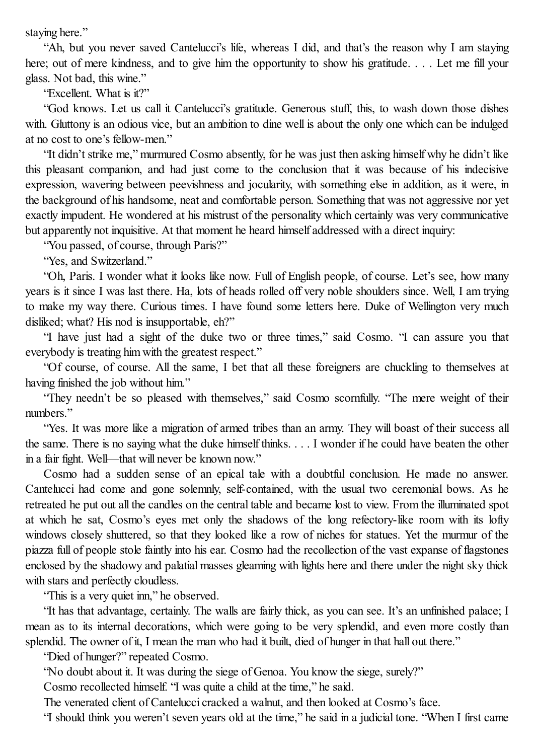staying here."

"Ah, but you never saved Cantelucci's life, whereas I did, and that's the reason why I am staying here; out of mere kindness, and to give him the opportunity to show his gratitude. . . . Let me fill your glass. Not bad, this wine."

"Excellent. What is it?"

"God knows. Let us call it Cantelucci's gratitude. Generous stuff, this, to wash down those dishes with. Gluttony is an odious vice, but an ambition to dine well is about the only one which can be indulged at no cost to one's fellow-men."

"It didn't strike me," murmured Cosmo absently, for he was just then asking himself why he didn't like this pleasant companion, and had just come to the conclusion that it was because of his indecisive expression, wavering between peevishness and jocularity, with something else in addition, as it were, in the background of his handsome, neat and comfortable person. Something that was not aggressive nor yet exactly impudent. He wondered at his mistrust of the personality which certainly was very communicative but apparently not inquisitive. At that moment he heard himself addressed with a direct inquiry:

"You passed, of course, through Paris?"

"Yes, and Switzerland."

"Oh, Paris. I wonder what it looks like now. Full of English people, of course. Let's see, how many years is it since I was last there. Ha, lots of heads rolled off very noble shoulders since. Well, I am trying to make my way there. Curious times. I have found some letters here. Duke of Wellington very much disliked; what? His nod is insupportable, eh?"

"I have just had a sight of the duke two or three times," said Cosmo. "I can assure you that everybody is treating him with the greatest respect."

"Of course, of course. All the same, I bet that all these foreigners are chuckling to themselves at having finished the job without him."

"They needn't be so pleased with themselves," said Cosmo scornfully. "The mere weight of their numbers."

"Yes. It was more like a migration of armed tribes than an army. They will boast of their success all the same. There is no saying what the duke himself thinks. . . . I wonder if he could have beaten the other in a fair fight. Well—that will never be known now."

Cosmo had a sudden sense of an epical tale with a doubtful conclusion. He made no answer. Cantelucci had come and gone solemnly, self-contained, with the usual two ceremonial bows. As he retreated he put out all the candles on the central table and became lost to view. From the illuminated spot at which he sat, Cosmo's eyes met only the shadows of the long refectory-like room with its lofty windows closely shuttered, so that they looked like a row of niches for statues. Yet the murmur of the piazza full of people stole faintly into his ear. Cosmo had the recollection of the vast expanse of flagstones enclosed by the shadowy and palatial masses gleaming with lights here and there under the night sky thick with stars and perfectly cloudless.

"This is a very quiet inn," he observed.

"It has that advantage, certainly. The walls are fairly thick, as you can see. It's an unfinished palace; I mean as to its internal decorations, which were going to be very splendid, and even more costly than splendid. The owner of it, I mean the man who had it built, died of hunger in that hall out there."

"Died of hunger?" repeated Cosmo.

"No doubt about it. It was during the siege of Genoa. You know the siege, surely?"

Cosmo recollected himself. "I was quite a child at the time," he said.

The venerated client of Cantelucci cracked a walnut, and then looked at Cosmo's face.

"I should think you weren't seven years old at the time," he said in a judicial tone. "When I first came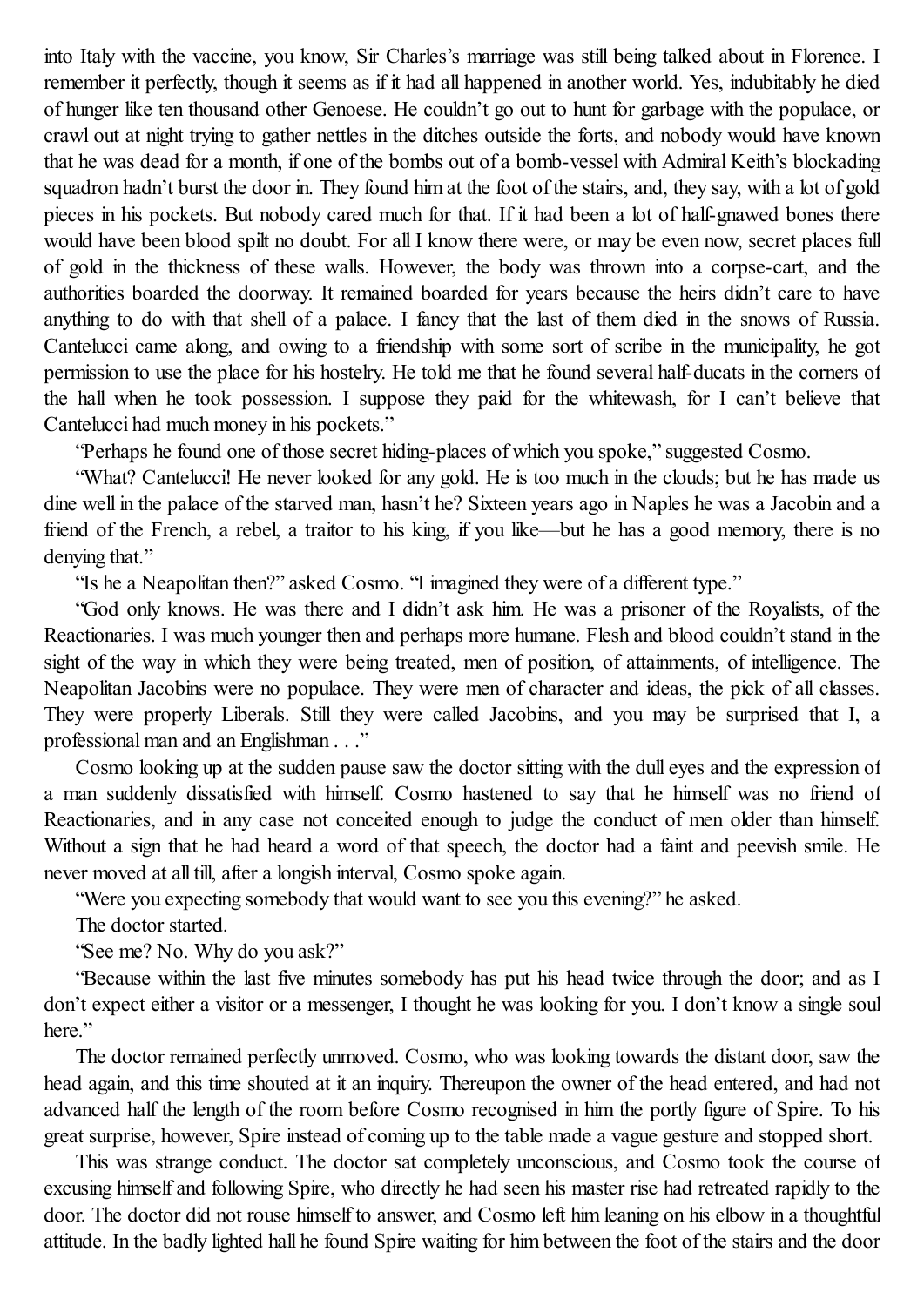into Italy with the vaccine, you know, Sir Charles's marriage was still being talked about in Florence. I remember it perfectly, though it seems as if it had all happened in another world. Yes, indubitably he died of hunger like ten thousand other Genoese. He couldn't go out to hunt for garbage with the populace, or crawl out at night trying to gather nettles in the ditches outside the forts, and nobody would have known that he was dead for a month, if one of the bombs out of a bomb-vessel with Admiral Keith's blockading squadron hadn't burst the door in. They found him at the foot of the stairs, and, they say, with a lot of gold pieces in his pockets. But nobody cared much for that. If it had been a lot of half-gnawed bones there would have been blood spilt no doubt. For all I know there were, or may be even now, secret places full of gold in the thickness of these walls. However, the body was thrown into a corpse-cart, and the authorities boarded the doorway. It remained boarded for years because the heirs didn't care to have anything to do with that shell of a palace. I fancy that the last of them died in the snows of Russia. Cantelucci came along, and owing to a friendship with some sort of scribe in the municipality, he got permission to use the place for his hostelry. He told me that he found several half-ducats in the corners of the hall when he took possession. I suppose they paid for the whitewash, for I can't believe that Cantelucci had much money in his pockets."

"Perhaps he found one of those secret hiding-places of which you spoke," suggested Cosmo.

"What? Cantelucci! He never looked for any gold. He is too much in the clouds; but he has made us dine well in the palace of the starved man, hasn't he? Sixteen years ago in Naples he was a Jacobin and a friend of the French, a rebel, a traitor to his king, if you like—but he has a good memory, there is no denying that."

"Is he a Neapolitan then?" asked Cosmo. "I imagined they were of a different type."

"God only knows. He was there and I didn't ask him. He was a prisoner of the Royalists, of the Reactionaries. I was much younger then and perhaps more humane. Flesh and blood couldn't stand in the sight of the way in which they were being treated, men of position, of attainments, of intelligence. The Neapolitan Jacobins were no populace. They were men of character and ideas, the pick of all classes. They were properly Liberals. Still they were called Jacobins, and you may be surprised that I, a professional man and an Englishman . . ."

Cosmo looking up at the sudden pause saw the doctor sitting with the dull eyes and the expression of a man suddenly dissatisfied with himself. Cosmo hastened to say that he himself was no friend of Reactionaries, and in any case not conceited enough to judge the conduct of men older than himself. Without a sign that he had heard a word of that speech, the doctor had a faint and peevish smile. He never moved at all till, after a longish interval, Cosmo spoke again.

"Were you expecting somebody that would want to see you this evening?" he asked.

The doctor started.

"See me? No. Why do you ask?"

"Because within the last five minutes somebody has put his head twice through the door; and as I don't expect either a visitor or a messenger, I thought he was looking for you. I don't know a single soul here."

The doctor remained perfectly unmoved. Cosmo, who was looking towards the distant door, saw the head again, and this time shouted at it an inquiry. Thereupon the owner of the head entered, and had not advanced half the length of the room before Cosmo recognised in him the portly figure of Spire. To his great surprise, however, Spire instead of coming up to the table made a vague gesture and stopped short.

This was strange conduct. The doctor sat completely unconscious, and Cosmo took the course of excusing himself and following Spire, who directly he had seen his master rise had retreated rapidly to the door. The doctor did not rouse himself to answer, and Cosmo left him leaning on his elbow in a thoughtful attitude. In the badly lighted hall he found Spire waiting for him between the foot of the stairs and the door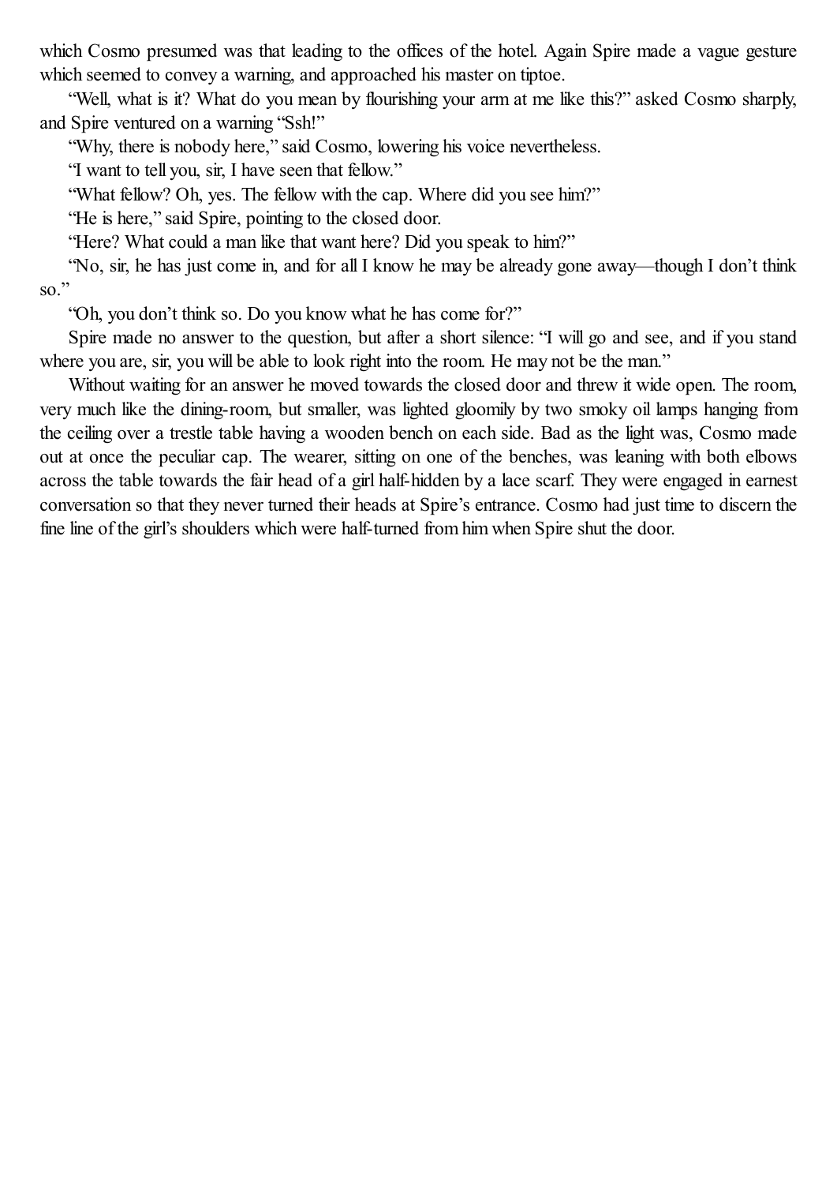which Cosmo presumed was that leading to the offices of the hotel. Again Spire made a vague gesture which seemed to convey a warning, and approached his master on tiptoe.

"Well, what is it? What do you mean by flourishing your arm at me like this?" asked Cosmo sharply, and Spire ventured on a warning "Ssh!"

"Why, there is nobody here," said Cosmo, lowering his voice nevertheless.

"I want to tell you, sir, I have seen that fellow."

"What fellow? Oh, yes. The fellow with the cap. Where did you see him?"

"He is here," said Spire, pointing to the closed door.

"Here? What could a man like that want here? Did you speak to him?"

"No, sir, he has just come in, and for all I know he may be already gone away—though I don't think so."

"Oh, you don't think so. Do you know what he has come for?"

Spire made no answer to the question, but after a short silence: "I will go and see, and if you stand where you are, sir, you will be able to look right into the room. He may not be the man."

Without waiting for an answer he moved towards the closed door and threw it wide open. The room, very much like the dining-room, but smaller, was lighted gloomily by two smoky oil lamps hanging from the ceiling over a trestle table having a wooden bench on each side. Bad as the light was, Cosmo made out at once the peculiar cap. The wearer, sitting on one of the benches, was leaning with both elbows across the table towards the fair head of a girl half-hidden by a lace scarf. They were engaged in earnest conversation so that they never turned their heads at Spire's entrance. Cosmo had just time to discern the fine line of the girl's shoulders which were half-turned from him when Spire shut the door.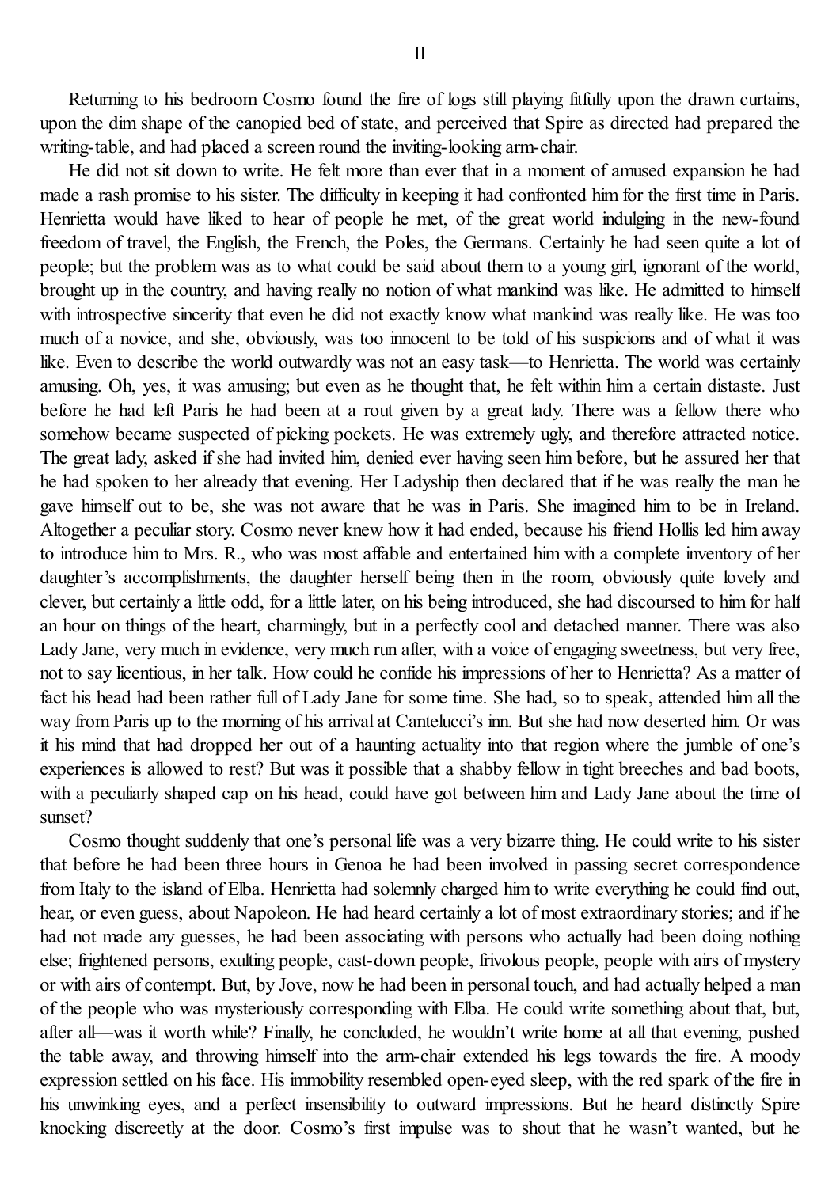## II

Returning to his bedroom Cosmo found the fire of logs still playing fitfully upon the drawn curtains, upon the dim shape of the canopied bed of state, and perceived that Spire as directed had prepared the writing-table, and had placed a screen round the inviting-looking arm-chair.

He did not sit down to write. He felt more than ever that in a moment of amused expansion he had made a rash promise to his sister. The difficulty in keeping it had confronted him for the first time in Paris. Henrietta would have liked to hear of people he met, of the great world indulging in the new-found freedom of travel, the English, the French, the Poles, the Germans. Certainly he had seen quite a lot of people; but the problem was as to what could be said about them to a young girl, ignorant of the world, brought up in the country, and having really no notion of what mankind was like. He admitted to himself with introspective sincerity that even he did not exactly know what mankind was really like. He was too much of a novice, and she, obviously, was too innocent to be told of his suspicions and of what it was like. Even to describe the world outwardly was not an easy task—to Henrietta. The world was certainly amusing. Oh, yes, it was amusing; but even as he thought that, he felt within him a certain distaste. Just before he had left Paris he had been at a rout given by a great lady. There was a fellow there who somehow became suspected of picking pockets. He was extremely ugly, and therefore attracted notice. The great lady, asked if she had invited him, denied ever having seen him before, but he assured her that he had spoken to her already that evening. Her Ladyship then declared that if he was really the man he gave himself out to be, she was not aware that he was in Paris. She imagined him to be in Ireland. Altogether a peculiar story. Cosmo never knew how it had ended, because his friend Hollis led him away to introduce him to Mrs. R., who was most affable and entertained him with a complete inventory of her daughter's accomplishments, the daughter herself being then in the room, obviously quite lovely and clever, but certainly a little odd, for a little later, on his being introduced, she had discoursed to him for half an hour on things of the heart, charmingly, but in a perfectly cool and detached manner. There was also Lady Jane, very much in evidence, very much run after, with a voice of engaging sweetness, but very free, not to say licentious, in her talk. How could he confide his impressions of her to Henrietta? As a matter of fact his head had been rather full of Lady Jane for some time. She had, so to speak, attended him all the way from Paris up to the morning of his arrival at Cantelucci's inn. But she had now deserted him. Or was it his mind that had dropped her out of a haunting actuality into that region where the jumble of one's experiences is allowed to rest? But was it possible that a shabby fellow in tight breeches and bad boots, with a peculiarly shaped cap on his head, could have got between him and Lady Jane about the time of sunset?

Cosmo thought suddenly that one's personal life was a very bizarre thing. He could write to his sister that before he had been three hours in Genoa he had been involved in passing secret correspondence from Italy to the island of Elba. Henrietta had solemnly charged him to write everything he could find out, hear, or even guess, about Napoleon. He had heard certainly a lot of most extraordinary stories; and if he had not made any guesses, he had been associating with persons who actually had been doing nothing else; frightened persons, exulting people, cast-down people, frivolous people, people with airs of mystery or with airs of contempt. But, by Jove, now he had been in personal touch, and had actually helped a man of the people who was mysteriously corresponding with Elba. He could write something about that, but, after all—was it worth while? Finally, he concluded, he wouldn't write home at all that evening, pushed the table away, and throwing himself into the arm-chair extended his legs towards the fire. A moody expression settled on his face. His immobility resembled open-eyed sleep, with the red spark of the fire in his unwinking eyes, and a perfect insensibility to outward impressions. But he heard distinctly Spire knocking discreetly at the door. Cosmo's first impulse was to shout that he wasn't wanted, but he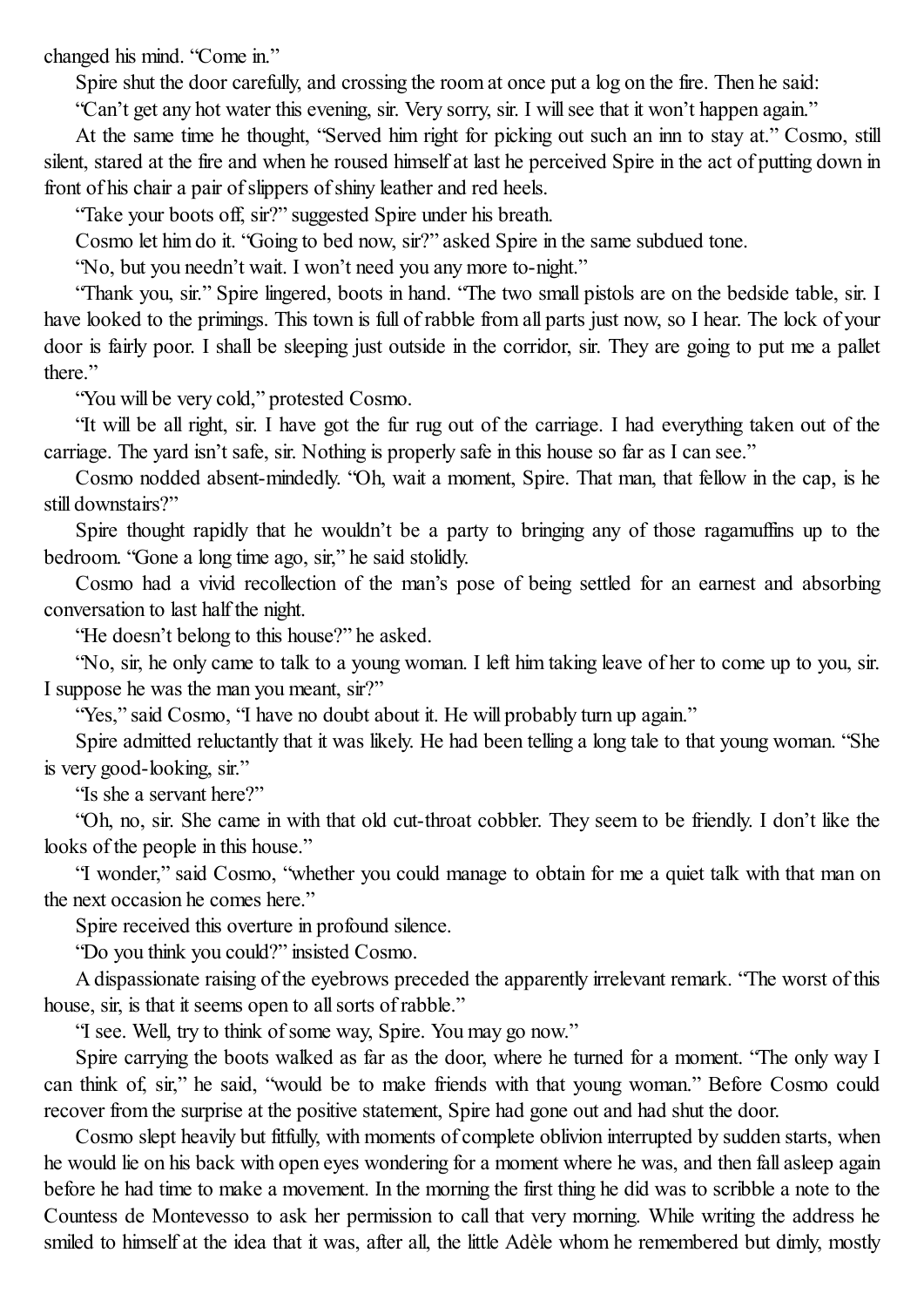changed his mind. “Come in.”

Spire shut the door carefully, and crossing the room at once put a log on the fire. Then he said:

“Can’t get any hot water this evening, sir. Very sorry, sir. I will see that it won’t happen again.”

At the same time he thought, “Served him right for picking out such an inn to stay at.” Cosmo, still silent, stared at the fire and when he roused himself at last he perceived Spire in the act of putting down in front of his chair a pair of slippers of shiny leather and red heels.

“Take your boots off, sir?” suggested Spire under his breath.

Cosmo let him do it. “Going to bed now, sir?” asked Spire in the same subdued tone.

“No, but you needn’t wait. I won’t need you any more to-night.”

“Thank you, sir.” Spire lingered, boots in hand. “The two small pistols are on the bedside table, sir. I have looked to the primings. This town is full of rabble from all parts just now, so I hear. The lock of your door is fairly poor. I shall be sleeping just outside in the corridor, sir. They are going to put me a pallet there.”

“You will be very cold,” protested Cosmo.

“It will be all right, sir. I have got the fur rug out of the carriage. I had everything taken out of the carriage. The yard isn’t safe, sir. Nothing is properly safe in this house so far as I can see.”

Cosmo nodded absent-mindedly. “Oh, wait a moment, Spire. That man, that fellow in the cap, is he still downstairs?”

Spire thought rapidly that he wouldn’t be a party to bringing any of those ragamuffins up to the bedroom. “Gone a long time ago, sir,” he said stolidly.

Cosmo had a vivid recollection of the man’s pose of being settled for an earnest and absorbing conversation to last half the night.

“He doesn’t belong to this house?” he asked.

“No, sir, he only came to talk to a young woman. I left him taking leave of her to come up to you, sir. I suppose he was the man you meant, sir?”

“Yes,” said Cosmo, “I have no doubt about it. He will probably turn up again.”

Spire admitted reluctantly that it was likely. He had been telling a long tale to that young woman. “She is very good-looking, sir.”

“Is she a servant here?”

“Oh, no, sir. She came in with that old cut-throat cobbler. They seem to be friendly. I don’t like the looks of the people in this house.”

“I wonder,” said Cosmo, “whether you could manage to obtain for me a quiet talk with that man on the next occasion he comes here.”

Spire received this overture in profound silence.

“Do you think you could?” insisted Cosmo.

A dispassionate raising of the eyebrows preceded the apparently irrelevant remark. “The worst of this house, sir, is that it seems open to all sorts of rabble.”

“I see. Well, try to think of some way, Spire. You may go now.”

Spire carrying the boots walked as far as the door, where he turned for a moment. “The only way I can think of, sir,” he said, “would be to make friends with that young woman.” Before Cosmo could recover from the surprise at the positive statement, Spire had gone out and had shut the door.

Cosmo slept heavily but fitfully, with moments of complete oblivion interrupted by sudden starts, when he would lie on his back with open eyes wondering for a moment where he was, and then fall asleep again before he had time to make a movement. In the morning the first thing he did was to scribble a note to the Countess de Montevesso to ask her permission to call that very morning. While writing the address he smiled to himself at the idea that it was, after all, the little Adèle whom he remembered but dimly, mostly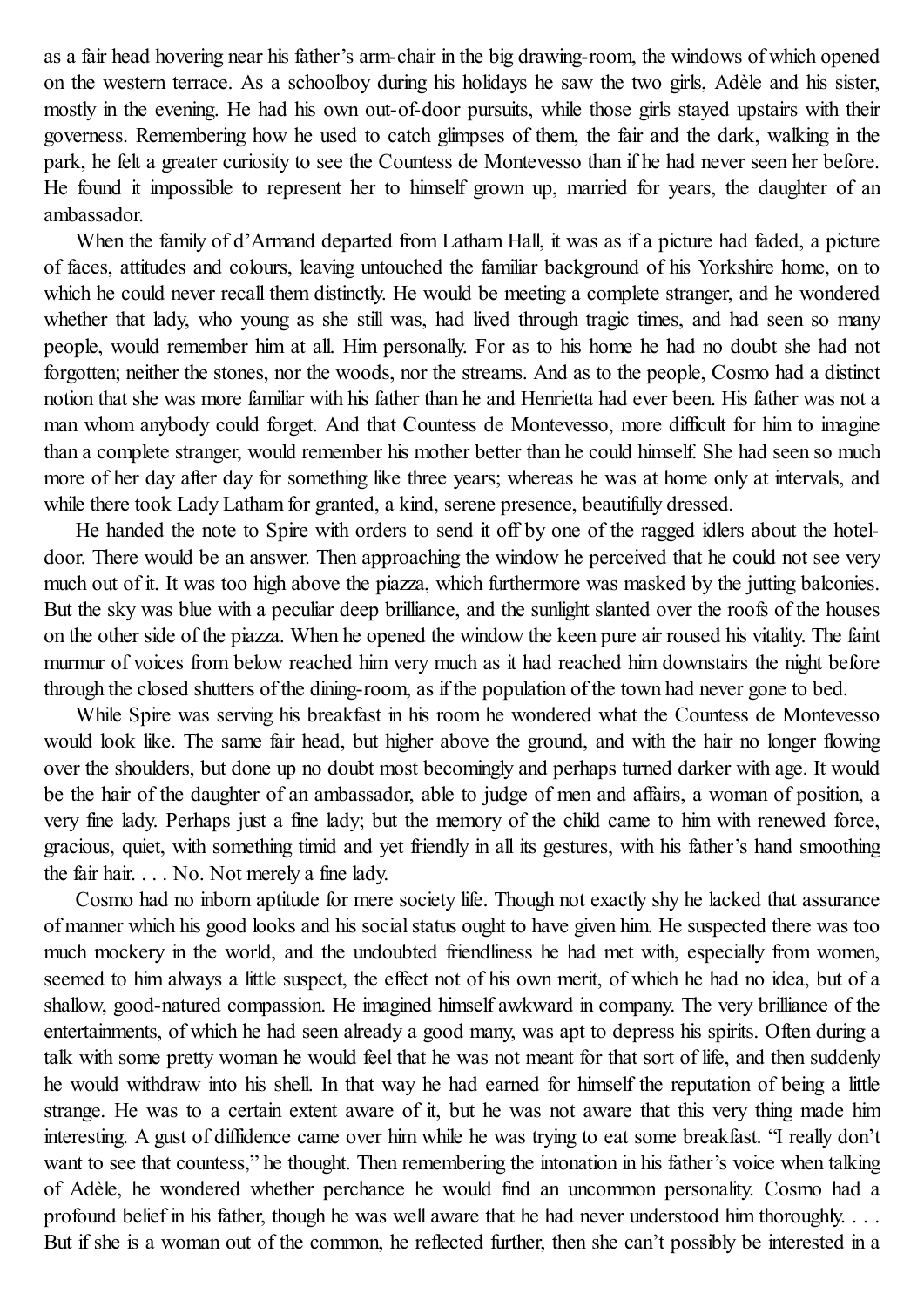as a fair head hovering near his father's arm-chair in the big drawing-room, the windows of which opened on the western terrace. As a schoolboy during his holidays he saw the two girls, Adèle and his sister, mostly in the evening. He had his own out-of-door pursuits, while those girls stayed upstairs with their governess. Remembering how he used to catch glimpses of them, the fair and the dark, walking in the park, he felt a greater curiosity to see the Countess de Montevesso than if he had never seen her before. He found it impossible to represent her to himself grown up, married for years, the daughter of an ambassador.

When the family of d'Armand departed from Latham Hall, it was as if a picture had faded, a picture of faces, attitudes and colours, leaving untouched the familiar background of his Yorkshire home, on to which he could never recall them distinctly. He would be meeting a complete stranger, and he wondered whether that lady, who young as she still was, had lived through tragic times, and had seen so many people, would remember him at all. Him personally. For as to his home he had no doubt she had not forgotten; neither the stones, nor the woods, nor the streams. And as to the people, Cosmo had a distinct notion that she was more familiar with his father than he and Henrietta had ever been. His father was not a man whom anybody could forget. And that Countess de Montevesso, more difficult for him to imagine than a complete stranger, would remember his mother better than he could himself. She had seen so much more of her day after day for something like three years; whereas he was at home only at intervals, and while there took Lady Latham for granted, a kind, serene presence, beautifully dressed.

He handed the note to Spire with orders to send it off by one of the ragged idlers about the hotel-door. There would be an answer. Then approaching the window he perceived that he could not see very much out of it. It was too high above the piazza, which furthermore was masked by the jutting balconies. But the sky was blue with a peculiar deep brilliance, and the sunlight slanted over the roofs of the houses on the other side of the piazza. When he opened the window the keen pure air roused his vitality. The faint murmur of voices from below reached him very much as it had reached him downstairs the night before through the closed shutters of the dining-room, as if the population of the town had never gone to bed.

While Spire was serving his breakfast in his room he wondered what the Countess de Montevesso would look like. The same fair head, but higher above the ground, and with the hair no longer flowing over the shoulders, but done up no doubt most becomingly and perhaps turned darker with age. It would be the hair of the daughter of an ambassador, able to judge of men and affairs, a woman of position, a very fine lady. Perhaps just a fine lady; but the memory of the child came to him with renewed force, gracious, quiet, with something timid and yet friendly in all its gestures, with his father's hand smoothing the fair hair. . . . No. Not merely a fine lady.

Cosmo had no inborn aptitude for mere society life. Though not exactly shy he lacked that assurance of manner which his good looks and his social status ought to have given him. He suspected there was too much mockery in the world, and the undoubted friendliness he had met with, especially from women, seemed to him always a little suspect, the effect not of his own merit, of which he had no idea, but of a shallow, good-natured compassion. He imagined himself awkward in company. The very brilliance of the entertainments, of which he had seen already a good many, was apt to depress his spirits. Often during a talk with some pretty woman he would feel that he was not meant for that sort of life, and then suddenly he would withdraw into his shell. In that way he had earned for himself the reputation of being a little strange. He was to a certain extent aware of it, but he was not aware that this very thing made him interesting. A gust of diffidence came over him while he was trying to eat some breakfast. "I really don't want to see that countess," he thought. Then remembering the intonation in his father's voice when talking of Adèle, he wondered whether perchance he would find an uncommon personality. Cosmo had a profound belief in his father, though he was well aware that he had never understood him thoroughly. . . . But if she is a woman out of the common, he reflected further, then she can't possibly be interested in a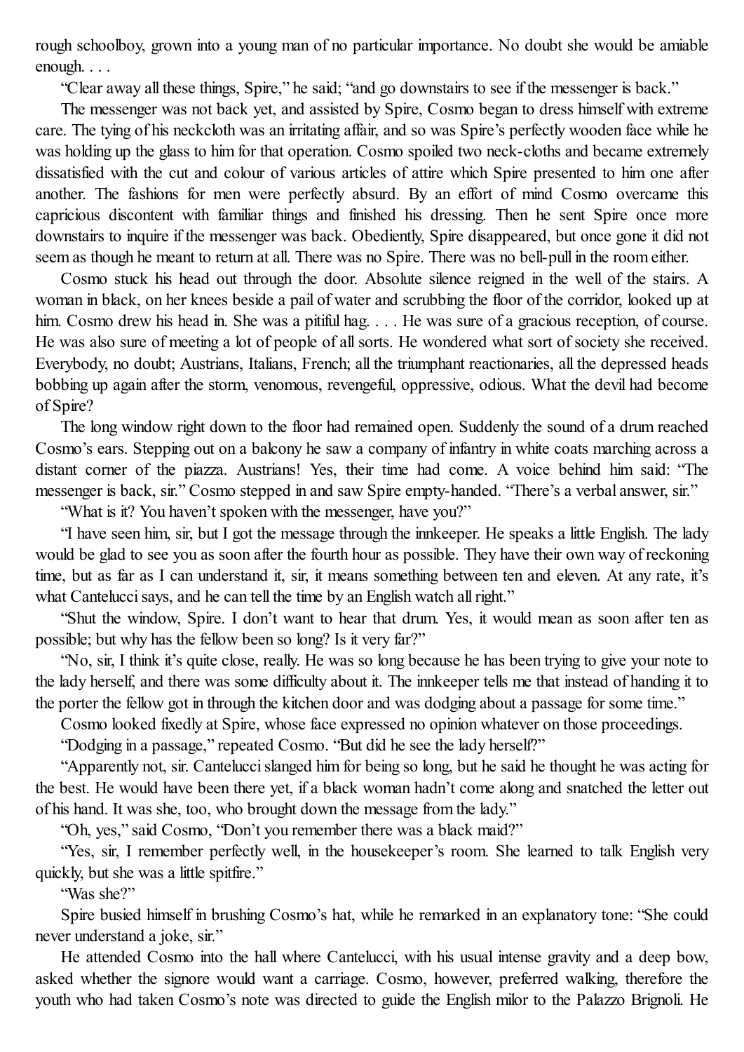rough schoolboy, grown into a young man of no particular importance. No doubt she would be amiable enough. . . .

"Clear away all these things, Spire," he said; "and go downstairs to see if the messenger is back."

The messenger was not back yet, and assisted by Spire, Cosmo began to dress himself with extreme care. The tying of his neckcloth was an irritating affair, and so was Spire's perfectly wooden face while he was holding up the glass to him for that operation. Cosmo spoiled two neck-cloths and became extremely dissatisfied with the cut and colour of various articles of attire which Spire presented to him one after another. The fashions for men were perfectly absurd. By an effort of mind Cosmo overcame this capricious discontent with familiar things and finished his dressing. Then he sent Spire once more downstairs to inquire if the messenger was back. Obediently, Spire disappeared, but once gone it did not seem as though he meant to return at all. There was no Spire. There was no bell-pull in the room either.

Cosmo stuck his head out through the door. Absolute silence reigned in the well of the stairs. A woman in black, on her knees beside a pail of water and scrubbing the floor of the corridor, looked up at him. Cosmo drew his head in. She was a pitiful hag. . . . He was sure of a gracious reception, of course. He was also sure of meeting a lot of people of all sorts. He wondered what sort of society she received. Everybody, no doubt; Austrians, Italians, French; all the triumphant reactionaries, all the depressed heads bobbing up again after the storm, venomous, revengeful, oppressive, odious. What the devil had become of Spire?

The long window right down to the floor had remained open. Suddenly the sound of a drum reached Cosmo's ears. Stepping out on a balcony he saw a company of infantry in white coats marching across a distant corner of the piazza. Austrians! Yes, their time had come. A voice behind him said: "The messenger is back, sir." Cosmo stepped in and saw Spire empty-handed. "There's a verbal answer, sir."

"What is it? You haven't spoken with the messenger, have you?"

"I have seen him, sir, but I got the message through the innkeeper. He speaks a little English. The lady would be glad to see you as soon after the fourth hour as possible. They have their own way of reckoning time, but as far as I can understand it, sir, it means something between ten and eleven. At any rate, it's what Cantelucci says, and he can tell the time by an English watch all right."

"Shut the window, Spire. I don't want to hear that drum. Yes, it would mean as soon after ten as possible; but why has the fellow been so long? Is it very far?"

"No, sir, I think it's quite close, really. He was so long because he has been trying to give your note to the lady herself, and there was some difficulty about it. The innkeeper tells me that instead of handing it to the porter the fellow got in through the kitchen door and was dodging about a passage for some time."

Cosmo looked fixedly at Spire, whose face expressed no opinion whatever on those proceedings.

"Dodging in a passage," repeated Cosmo. "But did he see the lady herself?"

"Apparently not, sir. Cantelucci slanged him for being so long, but he said he thought he was acting for the best. He would have been there yet, if a black woman hadn't come along and snatched the letter out of his hand. It was she, too, who brought down the message from the lady."

"Oh, yes," said Cosmo, "Don't you remember there was a black maid?"

"Yes, sir, I remember perfectly well, in the housekeeper's room. She learned to talk English very quickly, but she was a little spitfire."

"Was she?"

Spire busied himself in brushing Cosmo's hat, while he remarked in an explanatory tone: "She could never understand a joke, sir."

He attended Cosmo into the hall where Cantelucci, with his usual intense gravity and a deep bow, asked whether the signore would want a carriage. Cosmo, however, preferred walking, therefore the youth who had taken Cosmo's note was directed to guide the English milor to the Palazzo Brignoli. He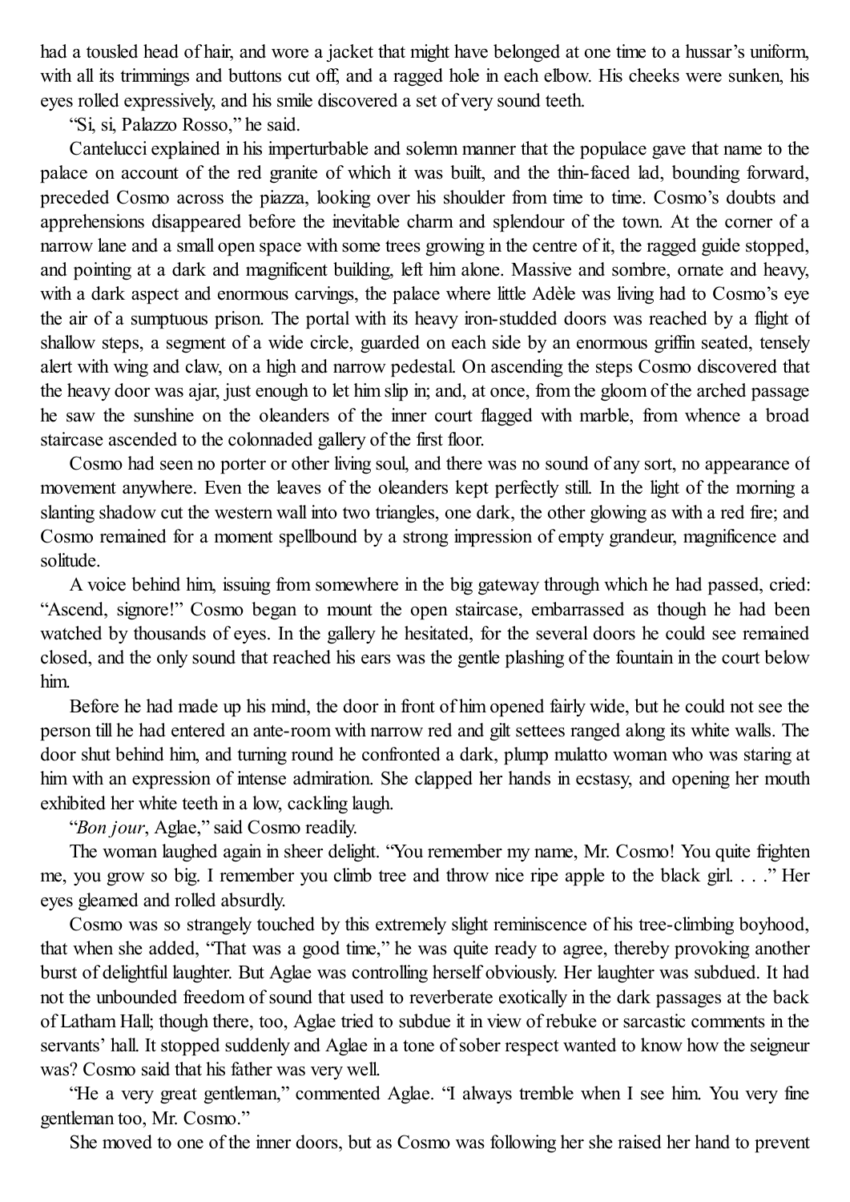had a tousled head of hair, and wore a jacket that might have belonged at one time to a hussar's uniform, with all its trimmings and buttons cut off, and a ragged hole in each elbow. His cheeks were sunken, his eyes rolled expressively, and his smile discovered a set of very sound teeth.

"Si, si, Palazzo Rosso," he said.

Cantelucci explained in his imperturbable and solemn manner that the populace gave that name to the palace on account of the red granite of which it was built, and the thin-faced lad, bounding forward, preceded Cosmo across the piazza, looking over his shoulder from time to time. Cosmo's doubts and apprehensions disappeared before the inevitable charm and splendour of the town. At the corner of a narrow lane and a small open space with some trees growing in the centre of it, the ragged guide stopped, and pointing at a dark and magnificent building, left him alone. Massive and sombre, ornate and heavy, with a dark aspect and enormous carvings, the palace where little Adèle was living had to Cosmo's eye the air of a sumptuous prison. The portal with its heavy iron-studded doors was reached by a flight of shallow steps, a segment of a wide circle, guarded on each side by an enormous griffin seated, tensely alert with wing and claw, on a high and narrow pedestal. On ascending the steps Cosmo discovered that the heavy door was ajar, just enough to let him slip in; and, at once, from the gloom of the arched passage he saw the sunshine on the oleanders of the inner court flagged with marble, from whence a broad staircase ascended to the colonnaded gallery of the first floor.

Cosmo had seen no porter or other living soul, and there was no sound of any sort, no appearance of movement anywhere. Even the leaves of the oleanders kept perfectly still. In the light of the morning a slanting shadow cut the western wall into two triangles, one dark, the other glowing as with a red fire; and Cosmo remained for a moment spellbound by a strong impression of empty grandeur, magnificence and solitude.

A voice behind him, issuing from somewhere in the big gateway through which he had passed, cried: "Ascend, signore!" Cosmo began to mount the open staircase, embarrassed as though he had been watched by thousands of eyes. In the gallery he hesitated, for the several doors he could see remained closed, and the only sound that reached his ears was the gentle plashing of the fountain in the court below him.

Before he had made up his mind, the door in front of him opened fairly wide, but he could not see the person till he had entered an ante-room with narrow red and gilt settees ranged along its white walls. The door shut behind him, and turning round he confronted a dark, plump mulatto woman who was staring at him with an expression of intense admiration. She clapped her hands in ecstasy, and opening her mouth exhibited her white teeth in a low, cackling laugh.

"*Bon jour*, Aglae," said Cosmo readily.

The woman laughed again in sheer delight. "You remember my name, Mr. Cosmo! You quite frighten me, you grow so big. I remember you climb tree and throw nice ripe apple to the black girl. . . ." Her eyes gleamed and rolled absurdly.

Cosmo was so strangely touched by this extremely slight reminiscence of his tree-climbing boyhood, that when she added, "That was a good time," he was quite ready to agree, thereby provoking another burst of delightful laughter. But Aglae was controlling herself obviously. Her laughter was subdued. It had not the unbounded freedom of sound that used to reverberate exotically in the dark passages at the back of Latham Hall; though there, too, Aglae tried to subdue it in view of rebuke or sarcastic comments in the servants' hall. It stopped suddenly and Aglae in a tone of sober respect wanted to know how the seigneur was? Cosmo said that his father was very well.

"He a very great gentleman," commented Aglae. "I always tremble when I see him. You very fine gentleman too, Mr. Cosmo."

She moved to one of the inner doors, but as Cosmo was following her she raised her hand to prevent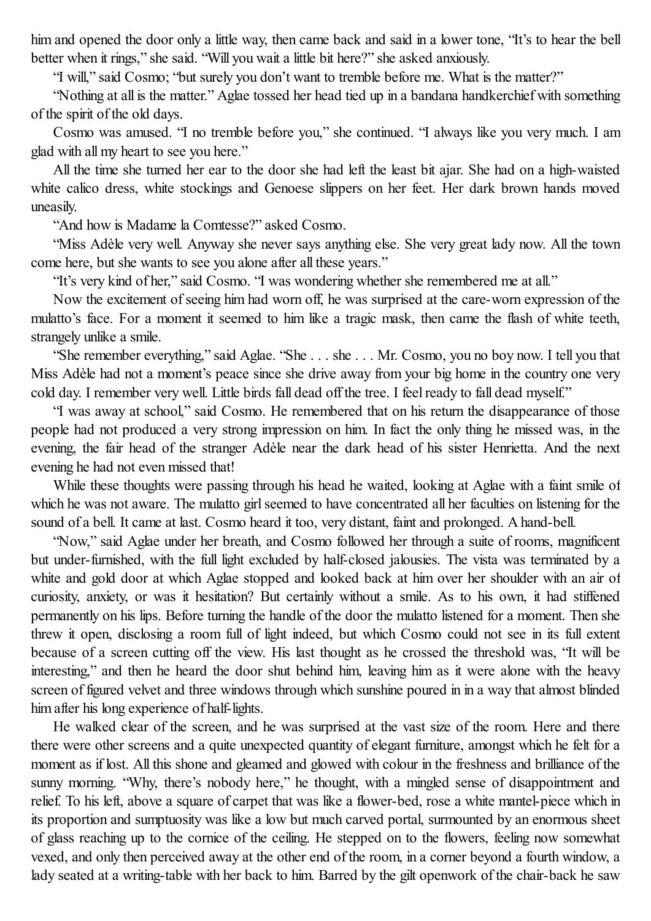him and opened the door only a little way, then came back and said in a lower tone, "It's to hear the bell better when it rings," she said. "Will you wait a little bit here?" she asked anxiously.

"I will," said Cosmo; "but surely you don't want to tremble before me. What is the matter?"

"Nothing at all is the matter." Aglae tossed her head tied up in a bandana handkerchief with something of the spirit of the old days.

Cosmo was amused. "I no tremble before you," she continued. "I always like you very much. I am glad with all my heart to see you here."

All the time she turned her ear to the door she had left the least bit ajar. She had on a high-waisted white calico dress, white stockings and Genoese slippers on her feet. Her dark brown hands moved uneasily.

"And how is Madame la Comtesse?" asked Cosmo.

"Miss Adèle very well. Anyway she never says anything else. She very great lady now. All the town come here, but she wants to see you alone after all these years."

"It's very kind of her," said Cosmo. "I was wondering whether she remembered me at all."

Now the excitement of seeing him had worn off, he was surprised at the care-worn expression of the mulatto's face. For a moment it seemed to him like a tragic mask, then came the flash of white teeth, strangely unlike a smile.

"She remember everything," said Aglae. "She . . . she . . . Mr. Cosmo, you no boy now. I tell you that Miss Adèle had not a moment's peace since she drive away from your big home in the country one very cold day. I remember very well. Little birds fall dead off the tree. I feel ready to fall dead myself."

"I was away at school," said Cosmo. He remembered that on his return the disappearance of those people had not produced a very strong impression on him. In fact the only thing he missed was, in the evening, the fair head of the stranger Adèle near the dark head of his sister Henrietta. And the next evening he had not even missed that!

While these thoughts were passing through his head he waited, looking at Aglae with a faint smile of which he was not aware. The mulatto girl seemed to have concentrated all her faculties on listening for the sound of a bell. It came at last. Cosmo heard it too, very distant, faint and prolonged. A hand-bell.

"Now," said Aglae under her breath, and Cosmo followed her through a suite of rooms, magnificent but under-furnished, with the full light excluded by half-closed jalousies. The vista was terminated by a white and gold door at which Aglae stopped and looked back at him over her shoulder with an air of curiosity, anxiety, or was it hesitation? But certainly without a smile. As to his own, it had stiffened permanently on his lips. Before turning the handle of the door the mulatto listened for a moment. Then she threw it open, disclosing a room full of light indeed, but which Cosmo could not see in its full extent because of a screen cutting off the view. His last thought as he crossed the threshold was, "It will be interesting," and then he heard the door shut behind him, leaving him as it were alone with the heavy screen of figured velvet and three windows through which sunshine poured in in a way that almost blinded him after his long experience of half-lights.

He walked clear of the screen, and he was surprised at the vast size of the room. Here and there there were other screens and a quite unexpected quantity of elegant furniture, amongst which he felt for a moment as if lost. All this shone and gleamed and glowed with colour in the freshness and brilliance of the sunny morning. "Why, there's nobody here," he thought, with a mingled sense of disappointment and relief. To his left, above a square of carpet that was like a flower-bed, rose a white mantel-piece which in its proportion and sumptuosity was like a low but much carved portal, surmounted by an enormous sheet of glass reaching up to the cornice of the ceiling. He stepped on to the flowers, feeling now somewhat vexed, and only then perceived away at the other end of the room, in a corner beyond a fourth window, a lady seated at a writing-table with her back to him. Barred by the gilt openwork of the chair-back he saw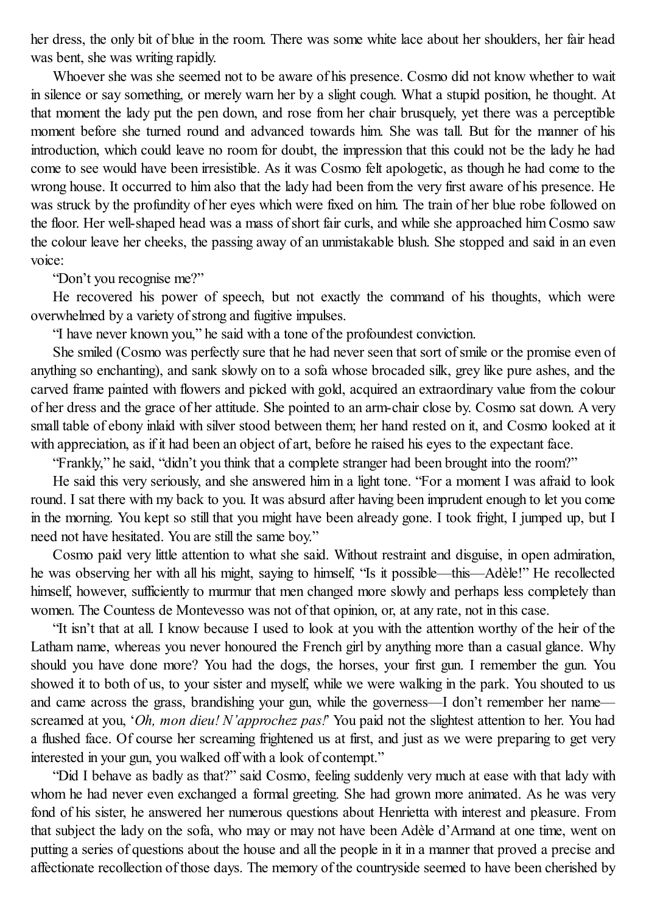her dress, the only bit of blue in the room. There was some white lace about her shoulders, her fair head was bent, she was writing rapidly.

Whoever she was she seemed not to be aware of his presence. Cosmo did not know whether to wait in silence or say something, or merely warn her by a slight cough. What a stupid position, he thought. At that moment the lady put the pen down, and rose from her chair brusquely, yet there was a perceptible moment before she turned round and advanced towards him. She was tall. But for the manner of his introduction, which could leave no room for doubt, the impression that this could not be the lady he had come to see would have been irresistible. As it was Cosmo felt apologetic, as though he had come to the wrong house. It occurred to him also that the lady had been from the very first aware of his presence. He was struck by the profundity of her eyes which were fixed on him. The train of her blue robe followed on the floor. Her well-shaped head was a mass of short fair curls, and while she approached him Cosmo saw the colour leave her cheeks, the passing away of an unmistakable blush. She stopped and said in an even voice:

"Don't you recognise me?"

He recovered his power of speech, but not exactly the command of his thoughts, which were overwhelmed by a variety of strong and fugitive impulses.

"I have never known you," he said with a tone of the profoundest conviction.

She smiled (Cosmo was perfectly sure that he had never seen that sort of smile or the promise even of anything so enchanting), and sank slowly on to a sofa whose brocaded silk, grey like pure ashes, and the carved frame painted with flowers and picked with gold, acquired an extraordinary value from the colour of her dress and the grace of her attitude. She pointed to an arm-chair close by. Cosmo sat down. A very small table of ebony inlaid with silver stood between them; her hand rested on it, and Cosmo looked at it with appreciation, as if it had been an object of art, before he raised his eyes to the expectant face.

"Frankly," he said, "didn't you think that a complete stranger had been brought into the room?"

He said this very seriously, and she answered him in a light tone. "For a moment I was afraid to look round. I sat there with my back to you. It was absurd after having been imprudent enough to let you come in the morning. You kept so still that you might have been already gone. I took fright, I jumped up, but I need not have hesitated. You are still the same boy."

Cosmo paid very little attention to what she said. Without restraint and disguise, in open admiration, he was observing her with all his might, saying to himself, "Is it possible—this—Adèle!" He recollected himself, however, sufficiently to murmur that men changed more slowly and perhaps less completely than women. The Countess de Montevesso was not of that opinion, or, at any rate, not in this case.

"It isn't that at all. I know because I used to look at you with the attention worthy of the heir of the Latham name, whereas you never honoured the French girl by anything more than a casual glance. Why should you have done more? You had the dogs, the horses, your first gun. I remember the gun. You showed it to both of us, to your sister and myself, while we were walking in the park. You shouted to us and came across the grass, brandishing your gun, while the governess—I don't remember her name—screamed at you, '*Oh, mon dieu! N'approchez pas!*' You paid not the slightest attention to her. You had a flushed face. Of course her screaming frightened us at first, and just as we were preparing to get very interested in your gun, you walked off with a look of contempt."

"Did I behave as badly as that?" said Cosmo, feeling suddenly very much at ease with that lady with whom he had never even exchanged a formal greeting. She had grown more animated. As he was very fond of his sister, he answered her numerous questions about Henrietta with interest and pleasure. From that subject the lady on the sofa, who may or may not have been Adèle d'Armand at one time, went on putting a series of questions about the house and all the people in it in a manner that proved a precise and affectionate recollection of those days. The memory of the countryside seemed to have been cherished by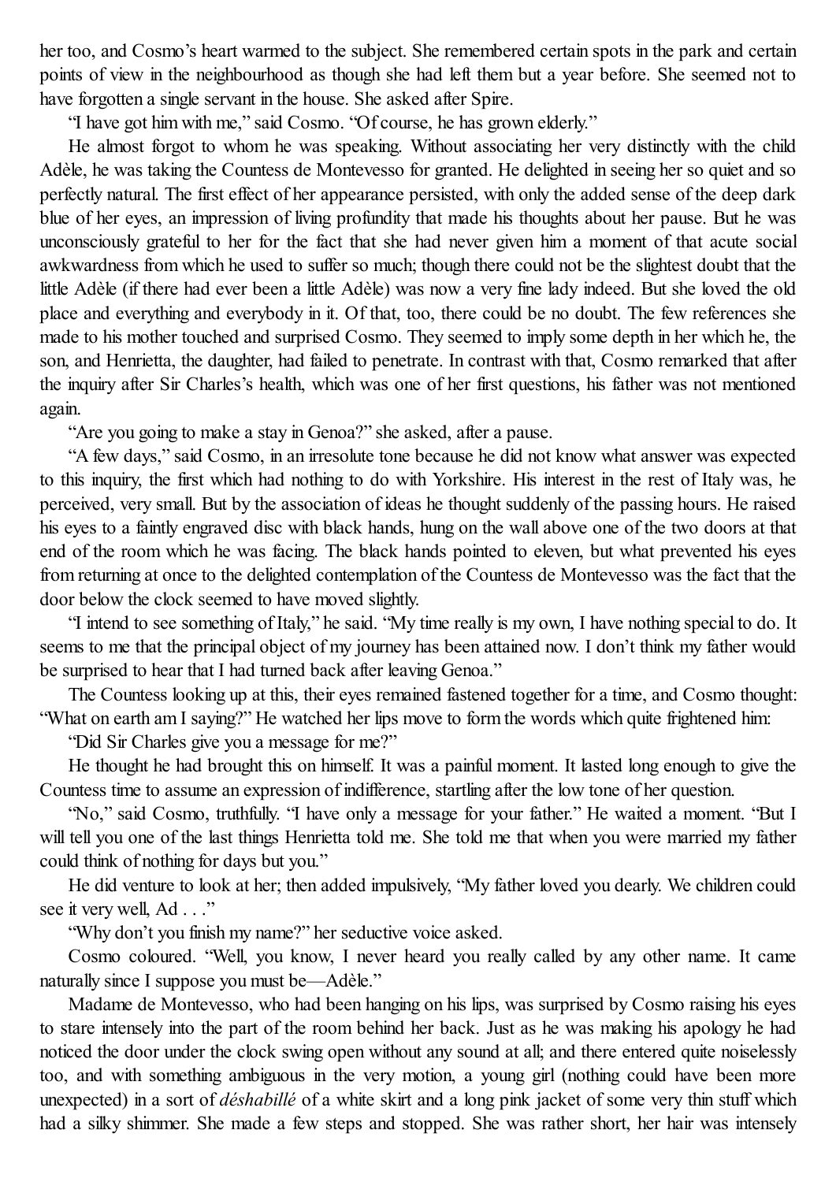her too, and Cosmo's heart warmed to the subject. She remembered certain spots in the park and certain points of view in the neighbourhood as though she had left them but a year before. She seemed not to have forgotten a single servant in the house. She asked after Spire.

"I have got him with me," said Cosmo. "Of course, he has grown elderly."

He almost forgot to whom he was speaking. Without associating her very distinctly with the child Adèle, he was taking the Countess de Montevesso for granted. He delighted in seeing her so quiet and so perfectly natural. The first effect of her appearance persisted, with only the added sense of the deep dark blue of her eyes, an impression of living profundity that made his thoughts about her pause. But he was unconsciously grateful to her for the fact that she had never given him a moment of that acute social awkwardness from which he used to suffer so much; though there could not be the slightest doubt that the little Adèle (if there had ever been a little Adèle) was now a very fine lady indeed. But she loved the old place and everything and everybody in it. Of that, too, there could be no doubt. The few references she made to his mother touched and surprised Cosmo. They seemed to imply some depth in her which he, the son, and Henrietta, the daughter, had failed to penetrate. In contrast with that, Cosmo remarked that after the inquiry after Sir Charles's health, which was one of her first questions, his father was not mentioned again.

"Are you going to make a stay in Genoa?" she asked, after a pause.

"A few days," said Cosmo, in an irresolute tone because he did not know what answer was expected to this inquiry, the first which had nothing to do with Yorkshire. His interest in the rest of Italy was, he perceived, very small. But by the association of ideas he thought suddenly of the passing hours. He raised his eyes to a faintly engraved disc with black hands, hung on the wall above one of the two doors at that end of the room which he was facing. The black hands pointed to eleven, but what prevented his eyes from returning at once to the delighted contemplation of the Countess de Montevesso was the fact that the door below the clock seemed to have moved slightly.

"I intend to see something of Italy," he said. "My time really is my own, I have nothing special to do. It seems to me that the principal object of my journey has been attained now. I don't think my father would be surprised to hear that I had turned back after leaving Genoa."

The Countess looking up at this, their eyes remained fastened together for a time, and Cosmo thought: "What on earth am I saying?" He watched her lips move to form the words which quite frightened him:

"Did Sir Charles give you a message for me?"

He thought he had brought this on himself. It was a painful moment. It lasted long enough to give the Countess time to assume an expression of indifference, startling after the low tone of her question.

"No," said Cosmo, truthfully. "I have only a message for your father." He waited a moment. "But I will tell you one of the last things Henrietta told me. She told me that when you were married my father could think of nothing for days but you."

He did venture to look at her; then added impulsively, "My father loved you dearly. We children could see it very well, Ad . . ."

"Why don't you finish my name?" her seductive voice asked.

Cosmo coloured. "Well, you know, I never heard you really called by any other name. It came naturally since I suppose you must be—Adèle."

Madame de Montevesso, who had been hanging on his lips, was surprised by Cosmo raising his eyes to stare intensely into the part of the room behind her back. Just as he was making his apology he had noticed the door under the clock swing open without any sound at all; and there entered quite noiselessly too, and with something ambiguous in the very motion, a young girl (nothing could have been more unexpected) in a sort of *déshabillé* of a white skirt and a long pink jacket of some very thin stuff which had a silky shimmer. She made a few steps and stopped. She was rather short, her hair was intensely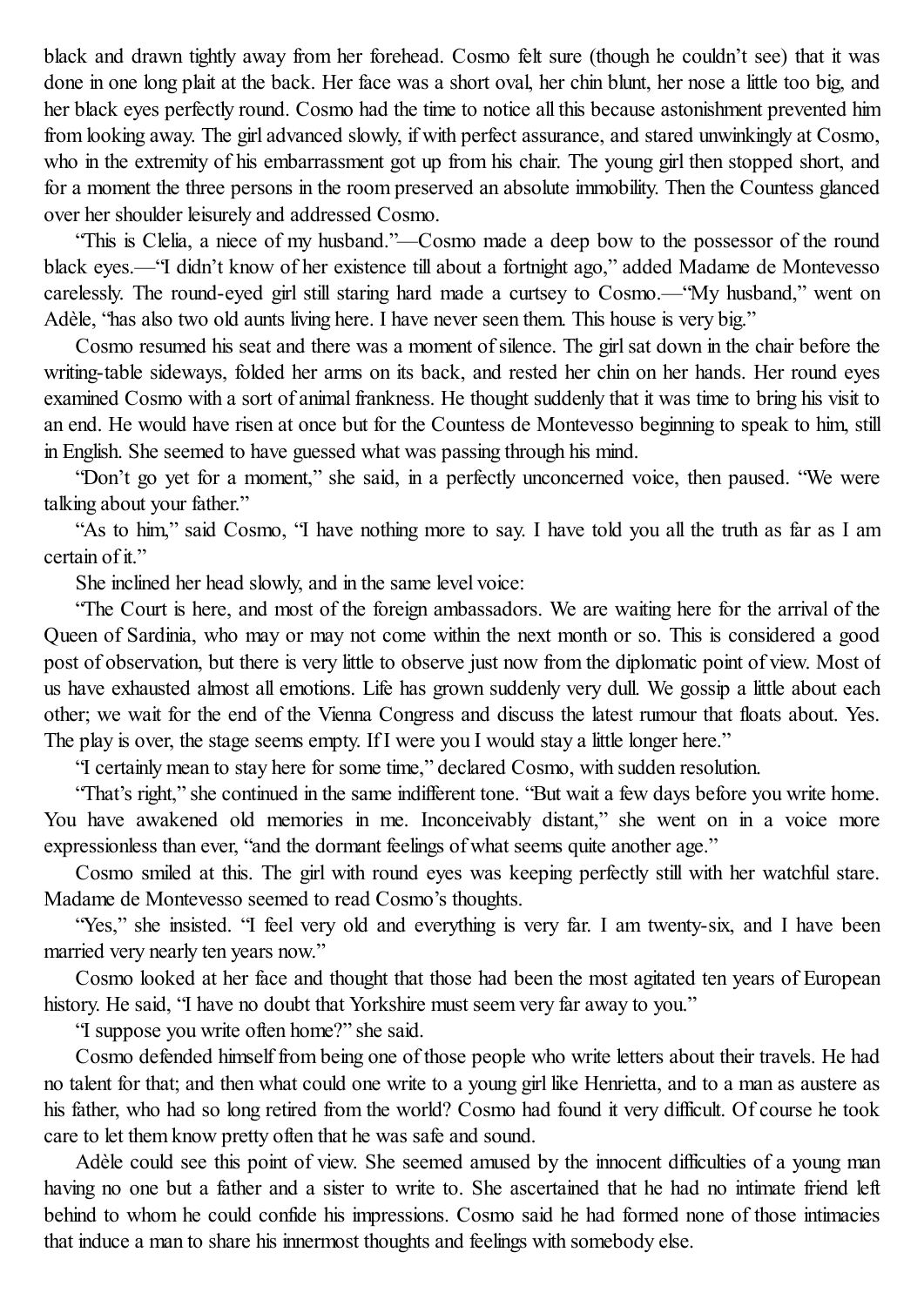black and drawn tightly away from her forehead. Cosmo felt sure (though he couldn't see) that it was done in one long plait at the back. Her face was a short oval, her chin blunt, her nose a little too big, and her black eyes perfectly round. Cosmo had the time to notice all this because astonishment prevented him from looking away. The girl advanced slowly, if with perfect assurance, and stared unwinkingly at Cosmo, who in the extremity of his embarrassment got up from his chair. The young girl then stopped short, and for a moment the three persons in the room preserved an absolute immobility. Then the Countess glanced over her shoulder leisurely and addressed Cosmo.

"This is Clelia, a niece of my husband."—Cosmo made a deep bow to the possessor of the round black eyes.—"I didn't know of her existence till about a fortnight ago," added Madame de Montevesso carelessly. The round-eyed girl still staring hard made a curtsey to Cosmo.—"My husband," went on Adèle, "has also two old aunts living here. I have never seen them. This house is very big."

Cosmo resumed his seat and there was a moment of silence. The girl sat down in the chair before the writing-table sideways, folded her arms on its back, and rested her chin on her hands. Her round eyes examined Cosmo with a sort of animal frankness. He thought suddenly that it was time to bring his visit to an end. He would have risen at once but for the Countess de Montevesso beginning to speak to him, still in English. She seemed to have guessed what was passing through his mind.

"Don't go yet for a moment," she said, in a perfectly unconcerned voice, then paused. "We were talking about your father."

"As to him," said Cosmo, "I have nothing more to say. I have told you all the truth as far as I am certain of it."

She inclined her head slowly, and in the same level voice:

"The Court is here, and most of the foreign ambassadors. We are waiting here for the arrival of the Queen of Sardinia, who may or may not come within the next month or so. This is considered a good post of observation, but there is very little to observe just now from the diplomatic point of view. Most of us have exhausted almost all emotions. Life has grown suddenly very dull. We gossip a little about each other; we wait for the end of the Vienna Congress and discuss the latest rumour that floats about. Yes. The play is over, the stage seems empty. If I were you I would stay a little longer here."

"I certainly mean to stay here for some time," declared Cosmo, with sudden resolution.

"That's right," she continued in the same indifferent tone. "But wait a few days before you write home. You have awakened old memories in me. Inconceivably distant," she went on in a voice more expressionless than ever, "and the dormant feelings of what seems quite another age."

Cosmo smiled at this. The girl with round eyes was keeping perfectly still with her watchful stare. Madame de Montevesso seemed to read Cosmo's thoughts.

"Yes," she insisted. "I feel very old and everything is very far. I am twenty-six, and I have been married very nearly ten years now."

Cosmo looked at her face and thought that those had been the most agitated ten years of European history. He said, "I have no doubt that Yorkshire must seem very far away to you."

"I suppose you write often home?" she said.

Cosmo defended himself from being one of those people who write letters about their travels. He had no talent for that; and then what could one write to a young girl like Henrietta, and to a man as austere as his father, who had so long retired from the world? Cosmo had found it very difficult. Of course he took care to let them know pretty often that he was safe and sound.

Adèle could see this point of view. She seemed amused by the innocent difficulties of a young man having no one but a father and a sister to write to. She ascertained that he had no intimate friend left behind to whom he could confide his impressions. Cosmo said he had formed none of those intimacies that induce a man to share his innermost thoughts and feelings with somebody else.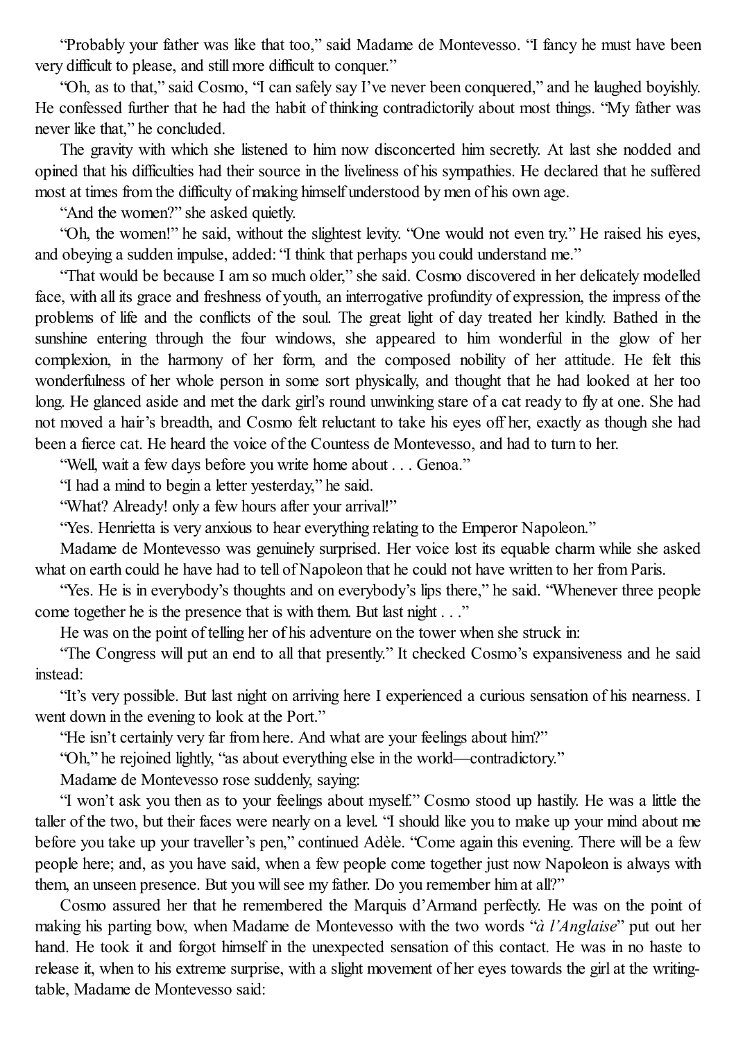"Probably your father was like that too," said Madame de Montevesso. "I fancy he must have been very difficult to please, and still more difficult to conquer."

"Oh, as to that," said Cosmo, "I can safely say I've never been conquered," and he laughed boyishly. He confessed further that he had the habit of thinking contradictorily about most things. "My father was never like that," he concluded.

The gravity with which she listened to him now disconcerted him secretly. At last she nodded and opined that his difficulties had their source in the liveliness of his sympathies. He declared that he suffered most at times from the difficulty of making himself understood by men of his own age.

"And the women?" she asked quietly.

"Oh, the women!" he said, without the slightest levity. "One would not even try." He raised his eyes, and obeying a sudden impulse, added: "I think that perhaps you could understand me."

"That would be because I am so much older," she said. Cosmo discovered in her delicately modelled face, with all its grace and freshness of youth, an interrogative profundity of expression, the impress of the problems of life and the conflicts of the soul. The great light of day treated her kindly. Bathed in the sunshine entering through the four windows, she appeared to him wonderful in the glow of her complexion, in the harmony of her form, and the composed nobility of her attitude. He felt this wonderfulness of her whole person in some sort physically, and thought that he had looked at her too long. He glanced aside and met the dark girl's round unwinking stare of a cat ready to fly at one. She had not moved a hair's breadth, and Cosmo felt reluctant to take his eyes off her, exactly as though she had been a fierce cat. He heard the voice of the Countess de Montevesso, and had to turn to her.

"Well, wait a few days before you write home about . . . Genoa."

"I had a mind to begin a letter yesterday," he said.

"What? Already! only a few hours after your arrival!"

"Yes. Henrietta is very anxious to hear everything relating to the Emperor Napoleon."

Madame de Montevesso was genuinely surprised. Her voice lost its equable charm while she asked what on earth could he have had to tell of Napoleon that he could not have written to her from Paris.

"Yes. He is in everybody's thoughts and on everybody's lips there," he said. "Whenever three people come together he is the presence that is with them. But last night . . ."

He was on the point of telling her of his adventure on the tower when she struck in:

"The Congress will put an end to all that presently." It checked Cosmo's expansiveness and he said instead:

"It's very possible. But last night on arriving here I experienced a curious sensation of his nearness. I went down in the evening to look at the Port."

"He isn't certainly very far from here. And what are your feelings about him?"

"Oh," he rejoined lightly, "as about everything else in the world—contradictory."

Madame de Montevesso rose suddenly, saying:

"I won't ask you then as to your feelings about myself." Cosmo stood up hastily. He was a little the taller of the two, but their faces were nearly on a level. "I should like you to make up your mind about me before you take up your traveller's pen," continued Adèle. "Come again this evening. There will be a few people here; and, as you have said, when a few people come together just now Napoleon is always with them, an unseen presence. But you will see my father. Do you remember him at all?"

Cosmo assured her that he remembered the Marquis d'Armand perfectly. He was on the point of making his parting bow, when Madame de Montevesso with the two words "*à l'Anglaise*" put out her hand. He took it and forgot himself in the unexpected sensation of this contact. He was in no haste to release it, when to his extreme surprise, with a slight movement of her eyes towards the girl at the writing-table, Madame de Montevesso said: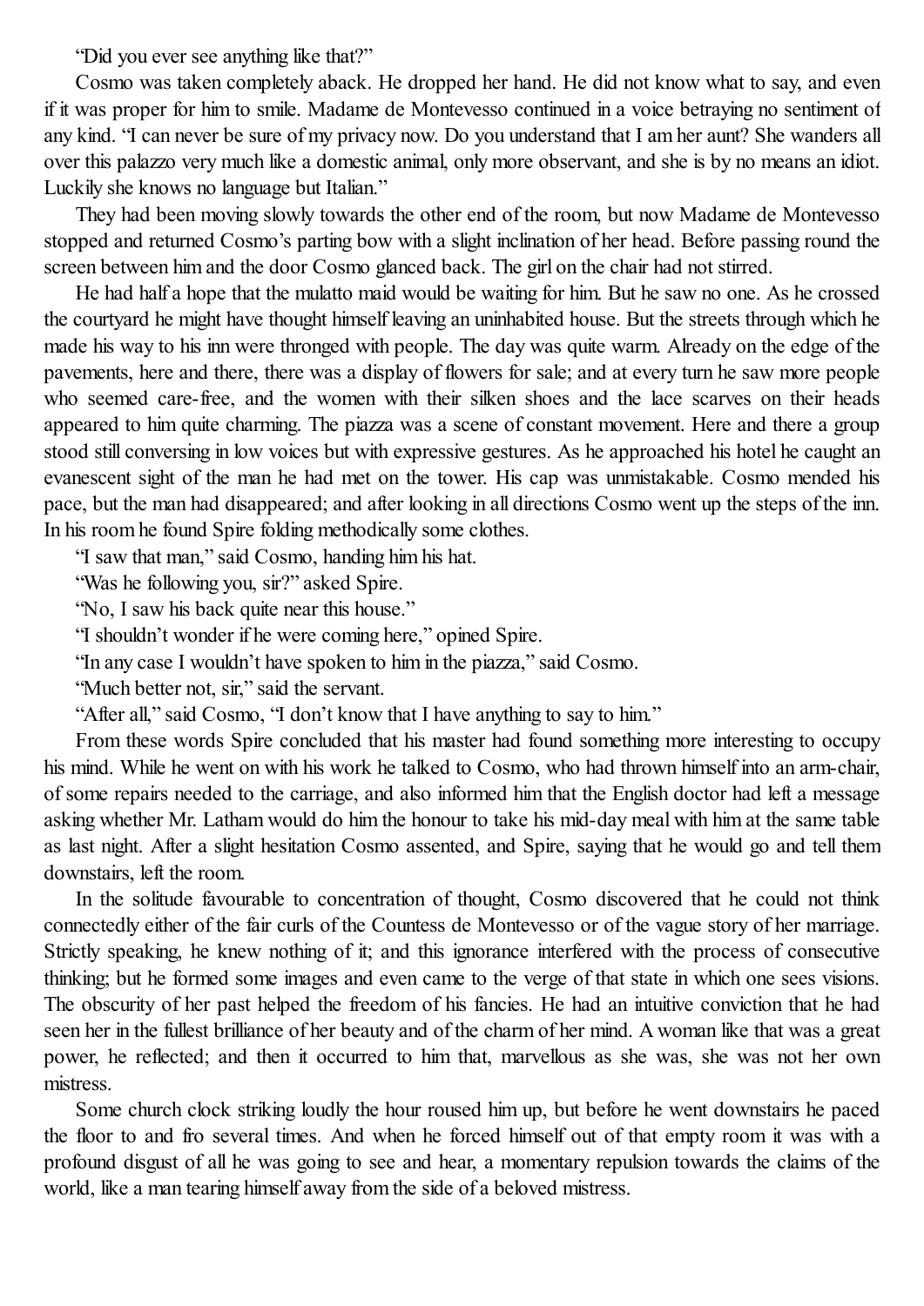"Did you ever see anything like that?"

Cosmo was taken completely aback. He dropped her hand. He did not know what to say, and even if it was proper for him to smile. Madame de Montevesso continued in a voice betraying no sentiment of any kind. "I can never be sure of my privacy now. Do you understand that I am her aunt? She wanders all over this palazzo very much like a domestic animal, only more observant, and she is by no means an idiot. Luckily she knows no language but Italian."

They had been moving slowly towards the other end of the room, but now Madame de Montevesso stopped and returned Cosmo's parting bow with a slight inclination of her head. Before passing round the screen between him and the door Cosmo glanced back. The girl on the chair had not stirred.

He had half a hope that the mulatto maid would be waiting for him. But he saw no one. As he crossed the courtyard he might have thought himself leaving an uninhabited house. But the streets through which he made his way to his inn were thronged with people. The day was quite warm. Already on the edge of the pavements, here and there, there was a display of flowers for sale; and at every turn he saw more people who seemed care-free, and the women with their silken shoes and the lace scarves on their heads appeared to him quite charming. The piazza was a scene of constant movement. Here and there a group stood still conversing in low voices but with expressive gestures. As he approached his hotel he caught an evanescent sight of the man he had met on the tower. His cap was unmistakable. Cosmo mended his pace, but the man had disappeared; and after looking in all directions Cosmo went up the steps of the inn. In his room he found Spire folding methodically some clothes.

"I saw that man," said Cosmo, handing him his hat.

"Was he following you, sir?" asked Spire.

"No, I saw his back quite near this house."

"I shouldn't wonder if he were coming here," opined Spire.

"In any case I wouldn't have spoken to him in the piazza," said Cosmo.

"Much better not, sir," said the servant.

"After all," said Cosmo, "I don't know that I have anything to say to him."

From these words Spire concluded that his master had found something more interesting to occupy his mind. While he went on with his work he talked to Cosmo, who had thrown himself into an arm-chair, of some repairs needed to the carriage, and also informed him that the English doctor had left a message asking whether Mr. Latham would do him the honour to take his mid-day meal with him at the same table as last night. After a slight hesitation Cosmo assented, and Spire, saying that he would go and tell them downstairs, left the room.

In the solitude favourable to concentration of thought, Cosmo discovered that he could not think connectedly either of the fair curls of the Countess de Montevesso or of the vague story of her marriage. Strictly speaking, he knew nothing of it; and this ignorance interfered with the process of consecutive thinking; but he formed some images and even came to the verge of that state in which one sees visions. The obscurity of her past helped the freedom of his fancies. He had an intuitive conviction that he had seen her in the fullest brilliance of her beauty and of the charm of her mind. A woman like that was a great power, he reflected; and then it occurred to him that, marvellous as she was, she was not her own mistress.

Some church clock striking loudly the hour roused him up, but before he went downstairs he paced the floor to and fro several times. And when he forced himself out of that empty room it was with a profound disgust of all he was going to see and hear, a momentary repulsion towards the claims of the world, like a man tearing himself away from the side of a beloved mistress.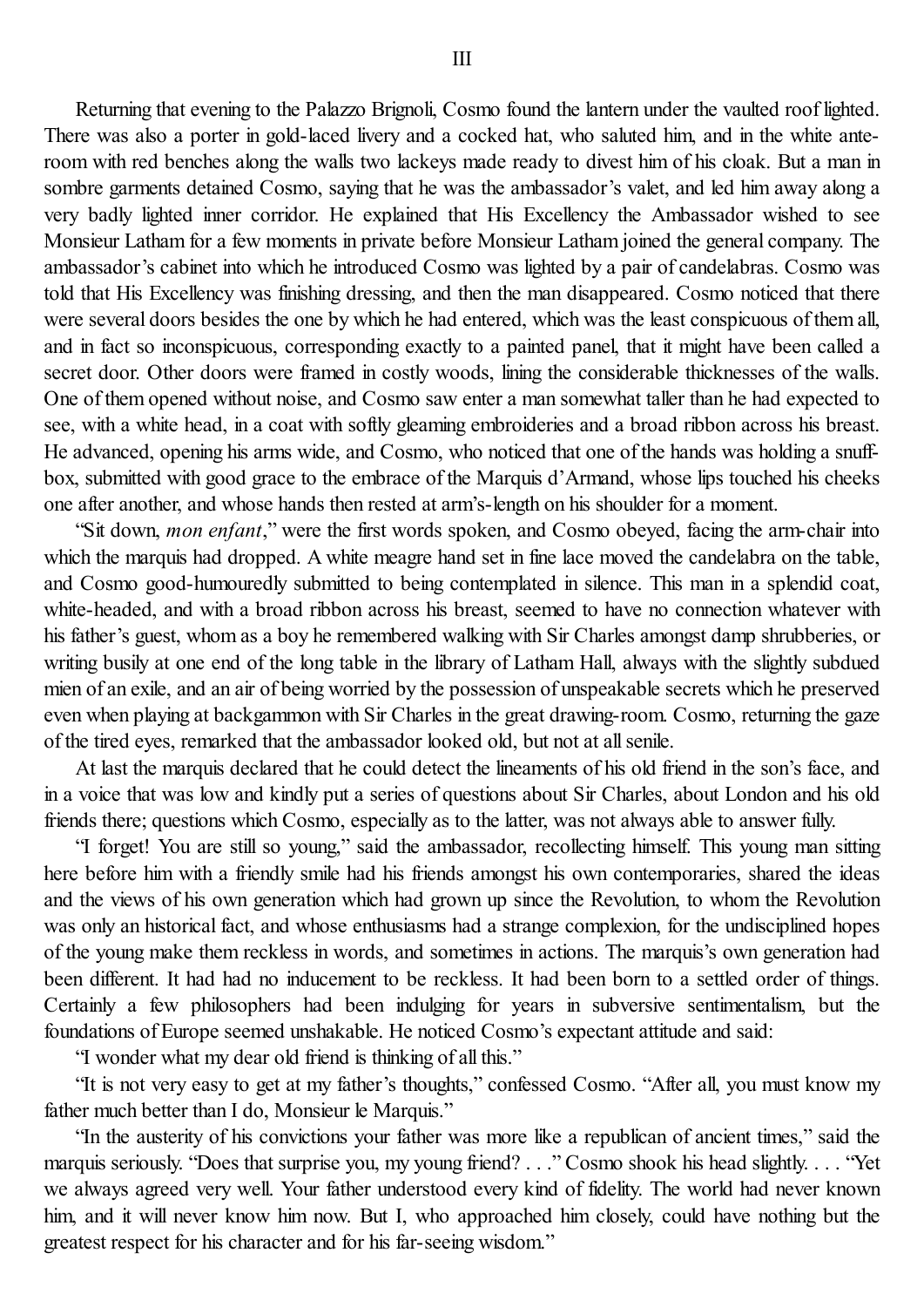# III

Returning that evening to the Palazzo Brignoli, Cosmo found the lantern under the vaulted roof lighted. There was also a porter in gold-laced livery and a cocked hat, who saluted him, and in the white ante-room with red benches along the walls two lackeys made ready to divest him of his cloak. But a man in sombre garments detained Cosmo, saying that he was the ambassador's valet, and led him away along a very badly lighted inner corridor. He explained that His Excellency the Ambassador wished to see Monsieur Latham for a few moments in private before Monsieur Latham joined the general company. The ambassador's cabinet into which he introduced Cosmo was lighted by a pair of candelabras. Cosmo was told that His Excellency was finishing dressing, and then the man disappeared. Cosmo noticed that there were several doors besides the one by which he had entered, which was the least conspicuous of them all, and in fact so inconspicuous, corresponding exactly to a painted panel, that it might have been called a secret door. Other doors were framed in costly woods, lining the considerable thicknesses of the walls. One of them opened without noise, and Cosmo saw enter a man somewhat taller than he had expected to see, with a white head, in a coat with softly gleaming embroideries and a broad ribbon across his breast. He advanced, opening his arms wide, and Cosmo, who noticed that one of the hands was holding a snuff-box, submitted with good grace to the embrace of the Marquis d'Armand, whose lips touched his cheeks one after another, and whose hands then rested at arm's-length on his shoulder for a moment.

"Sit down, *mon enfant*," were the first words spoken, and Cosmo obeyed, facing the arm-chair into which the marquis had dropped. A white meagre hand set in fine lace moved the candelabra on the table, and Cosmo good-humouredly submitted to being contemplated in silence. This man in a splendid coat, white-headed, and with a broad ribbon across his breast, seemed to have no connection whatever with his father's guest, whom as a boy he remembered walking with Sir Charles amongst damp shrubberies, or writing busily at one end of the long table in the library of Latham Hall, always with the slightly subdued mien of an exile, and an air of being worried by the possession of unspeakable secrets which he preserved even when playing at backgammon with Sir Charles in the great drawing-room. Cosmo, returning the gaze of the tired eyes, remarked that the ambassador looked old, but not at all senile.

At last the marquis declared that he could detect the lineaments of his old friend in the son's face, and in a voice that was low and kindly put a series of questions about Sir Charles, about London and his old friends there; questions which Cosmo, especially as to the latter, was not always able to answer fully.

"I forget! You are still so young," said the ambassador, recollecting himself. This young man sitting here before him with a friendly smile had his friends amongst his own contemporaries, shared the ideas and the views of his own generation which had grown up since the Revolution, to whom the Revolution was only an historical fact, and whose enthusiasms had a strange complexion, for the undisciplined hopes of the young make them reckless in words, and sometimes in actions. The marquis's own generation had been different. It had had no inducement to be reckless. It had been born to a settled order of things. Certainly a few philosophers had been indulging for years in subversive sentimentalism, but the foundations of Europe seemed unshakable. He noticed Cosmo's expectant attitude and said:

"I wonder what my dear old friend is thinking of all this."

"It is not very easy to get at my father's thoughts," confessed Cosmo. "After all, you must know my father much better than I do, Monsieur le Marquis."

"In the austerity of his convictions your father was more like a republican of ancient times," said the marquis seriously. "Does that surprise you, my young friend? . . ." Cosmo shook his head slightly. . . . "Yet we always agreed very well. Your father understood every kind of fidelity. The world had never known him, and it will never know him now. But I, who approached him closely, could have nothing but the greatest respect for his character and for his far-seeing wisdom."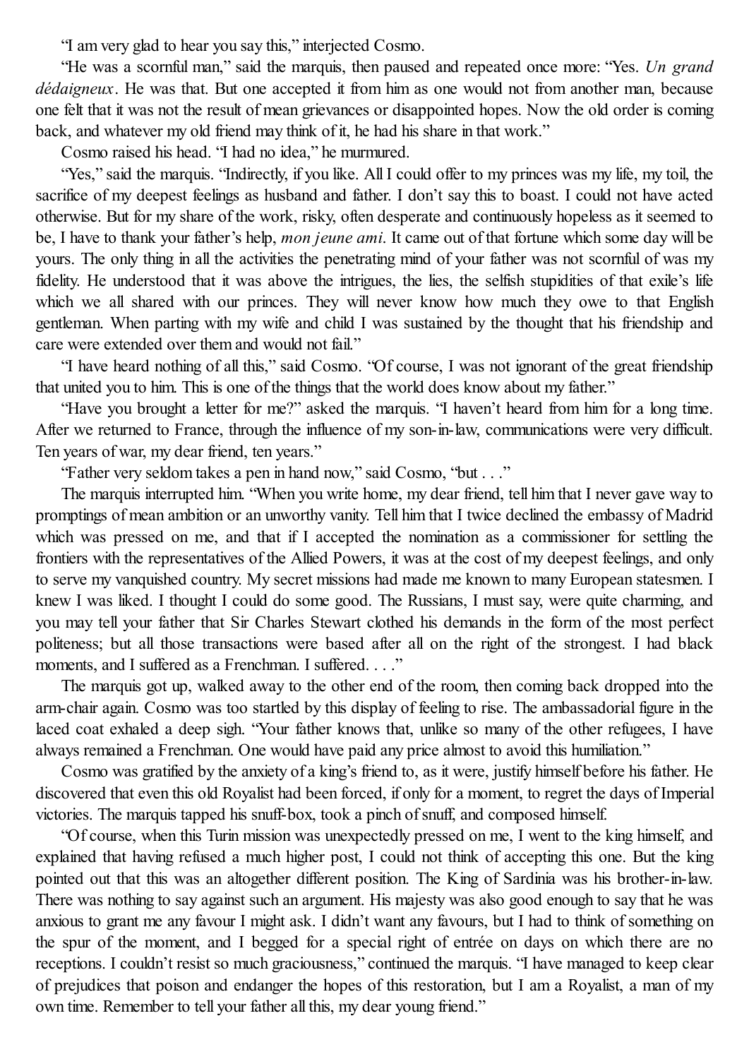"I am very glad to hear you say this," interjected Cosmo.

"He was a scornful man," said the marquis, then paused and repeated once more: "Yes. *Un grand dédaigneux*. He was that. But one accepted it from him as one would not from another man, because one felt that it was not the result of mean grievances or disappointed hopes. Now the old order is coming back, and whatever my old friend may think of it, he had his share in that work."

Cosmo raised his head. "I had no idea," he murmured.

"Yes," said the marquis. "Indirectly, if you like. All I could offer to my princes was my life, my toil, the sacrifice of my deepest feelings as husband and father. I don't say this to boast. I could not have acted otherwise. But for my share of the work, risky, often desperate and continuously hopeless as it seemed to be, I have to thank your father's help, *mon jeune ami*. It came out of that fortune which some day will be yours. The only thing in all the activities the penetrating mind of your father was not scornful of was my fidelity. He understood that it was above the intrigues, the lies, the selfish stupidities of that exile's life which we all shared with our princes. They will never know how much they owe to that English gentleman. When parting with my wife and child I was sustained by the thought that his friendship and care were extended over them and would not fail."

"I have heard nothing of all this," said Cosmo. "Of course, I was not ignorant of the great friendship that united you to him. This is one of the things that the world does know about my father."

"Have you brought a letter for me?" asked the marquis. "I haven't heard from him for a long time. After we returned to France, through the influence of my son-in-law, communications were very difficult. Ten years of war, my dear friend, ten years."

"Father very seldom takes a pen in hand now," said Cosmo, "but . . ."

The marquis interrupted him. "When you write home, my dear friend, tell him that I never gave way to promptings of mean ambition or an unworthy vanity. Tell him that I twice declined the embassy of Madrid which was pressed on me, and that if I accepted the nomination as a commissioner for settling the frontiers with the representatives of the Allied Powers, it was at the cost of my deepest feelings, and only to serve my vanquished country. My secret missions had made me known to many European statesmen. I knew I was liked. I thought I could do some good. The Russians, I must say, were quite charming, and you may tell your father that Sir Charles Stewart clothed his demands in the form of the most perfect politeness; but all those transactions were based after all on the right of the strongest. I had black moments, and I suffered as a Frenchman. I suffered. . . ."

The marquis got up, walked away to the other end of the room, then coming back dropped into the arm-chair again. Cosmo was too startled by this display of feeling to rise. The ambassadorial figure in the laced coat exhaled a deep sigh. "Your father knows that, unlike so many of the other refugees, I have always remained a Frenchman. One would have paid any price almost to avoid this humiliation."

Cosmo was gratified by the anxiety of a king's friend to, as it were, justify himself before his father. He discovered that even this old Royalist had been forced, if only for a moment, to regret the days of Imperial victories. The marquis tapped his snuff-box, took a pinch of snuff, and composed himself.

"Of course, when this Turin mission was unexpectedly pressed on me, I went to the king himself, and explained that having refused a much higher post, I could not think of accepting this one. But the king pointed out that this was an altogether different position. The King of Sardinia was his brother-in-law. There was nothing to say against such an argument. His majesty was also good enough to say that he was anxious to grant me any favour I might ask. I didn't want any favours, but I had to think of something on the spur of the moment, and I begged for a special right of entrée on days on which there are no receptions. I couldn't resist so much graciousness," continued the marquis. "I have managed to keep clear of prejudices that poison and endanger the hopes of this restoration, but I am a Royalist, a man of my own time. Remember to tell your father all this, my dear young friend."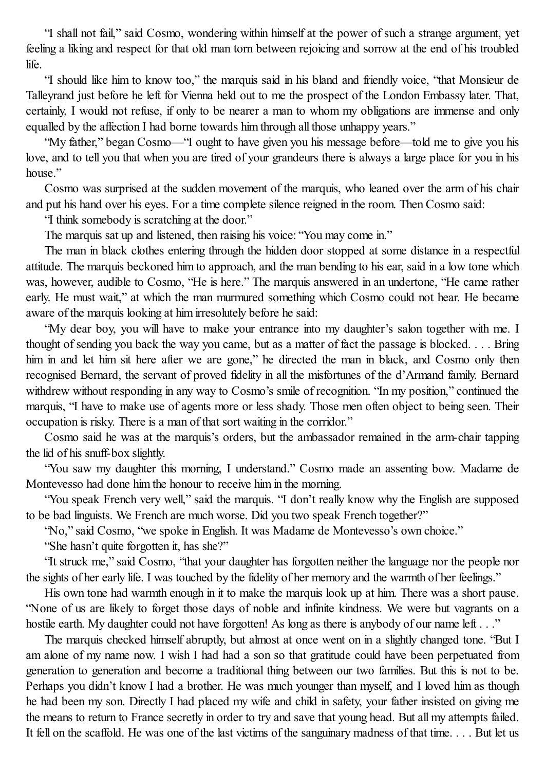"I shall not fail," said Cosmo, wondering within himself at the power of such a strange argument, yet feeling a liking and respect for that old man torn between rejoicing and sorrow at the end of his troubled life.

"I should like him to know too," the marquis said in his bland and friendly voice, "that Monsieur de Talleyrand just before he left for Vienna held out to me the prospect of the London Embassy later. That, certainly, I would not refuse, if only to be nearer a man to whom my obligations are immense and only equalled by the affection I had borne towards him through all those unhappy years."

"My father," began Cosmo—"I ought to have given you his message before—told me to give you his love, and to tell you that when you are tired of your grandeurs there is always a large place for you in his house."

Cosmo was surprised at the sudden movement of the marquis, who leaned over the arm of his chair and put his hand over his eyes. For a time complete silence reigned in the room. Then Cosmo said:

"I think somebody is scratching at the door."

The marquis sat up and listened, then raising his voice: "You may come in."

The man in black clothes entering through the hidden door stopped at some distance in a respectful attitude. The marquis beckoned him to approach, and the man bending to his ear, said in a low tone which was, however, audible to Cosmo, "He is here." The marquis answered in an undertone, "He came rather early. He must wait," at which the man murmured something which Cosmo could not hear. He became aware of the marquis looking at him irresolutely before he said:

"My dear boy, you will have to make your entrance into my daughter's salon together with me. I thought of sending you back the way you came, but as a matter of fact the passage is blocked. . . . Bring him in and let him sit here after we are gone," he directed the man in black, and Cosmo only then recognised Bernard, the servant of proved fidelity in all the misfortunes of the d'Armand family. Bernard withdrew without responding in any way to Cosmo's smile of recognition. "In my position," continued the marquis, "I have to make use of agents more or less shady. Those men often object to being seen. Their occupation is risky. There is a man of that sort waiting in the corridor."

Cosmo said he was at the marquis's orders, but the ambassador remained in the arm-chair tapping the lid of his snuff-box slightly.

"You saw my daughter this morning, I understand." Cosmo made an assenting bow. Madame de Montevesso had done him the honour to receive him in the morning.

"You speak French very well," said the marquis. "I don't really know why the English are supposed to be bad linguists. We French are much worse. Did you two speak French together?"

"No," said Cosmo, "we spoke in English. It was Madame de Montevesso's own choice."

"She hasn't quite forgotten it, has she?"

"It struck me," said Cosmo, "that your daughter has forgotten neither the language nor the people nor the sights of her early life. I was touched by the fidelity of her memory and the warmth of her feelings."

His own tone had warmth enough in it to make the marquis look up at him. There was a short pause. "None of us are likely to forget those days of noble and infinite kindness. We were but vagrants on a hostile earth. My daughter could not have forgotten! As long as there is anybody of our name left . . ."

The marquis checked himself abruptly, but almost at once went on in a slightly changed tone. "But I am alone of my name now. I wish I had had a son so that gratitude could have been perpetuated from generation to generation and become a traditional thing between our two families. But this is not to be. Perhaps you didn't know I had a brother. He was much younger than myself, and I loved him as though he had been my son. Directly I had placed my wife and child in safety, your father insisted on giving me the means to return to France secretly in order to try and save that young head. But all my attempts failed. It fell on the scaffold. He was one of the last victims of the sanguinary madness of that time. . . . But let us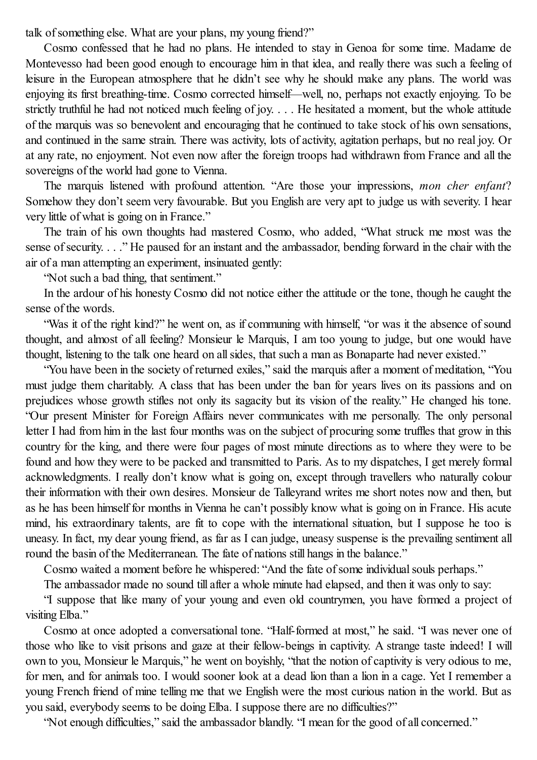talk of something else. What are your plans, my young friend?"

Cosmo confessed that he had no plans. He intended to stay in Genoa for some time. Madame de Montevesso had been good enough to encourage him in that idea, and really there was such a feeling of leisure in the European atmosphere that he didn't see why he should make any plans. The world was enjoying its first breathing-time. Cosmo corrected himself—well, no, perhaps not exactly enjoying. To be strictly truthful he had not noticed much feeling of joy. . . . He hesitated a moment, but the whole attitude of the marquis was so benevolent and encouraging that he continued to take stock of his own sensations, and continued in the same strain. There was activity, lots of activity, agitation perhaps, but no real joy. Or at any rate, no enjoyment. Not even now after the foreign troops had withdrawn from France and all the sovereigns of the world had gone to Vienna.

The marquis listened with profound attention. "Are those your impressions, *mon cher enfant*? Somehow they don't seem very favourable. But you English are very apt to judge us with severity. I hear very little of what is going on in France."

The train of his own thoughts had mastered Cosmo, who added, "What struck me most was the sense of security. . . ." He paused for an instant and the ambassador, bending forward in the chair with the air of a man attempting an experiment, insinuated gently:

"Not such a bad thing, that sentiment."

In the ardour of his honesty Cosmo did not notice either the attitude or the tone, though he caught the sense of the words.

"Was it of the right kind?" he went on, as if communing with himself, "or was it the absence of sound thought, and almost of all feeling? Monsieur le Marquis, I am too young to judge, but one would have thought, listening to the talk one heard on all sides, that such a man as Bonaparte had never existed."

"You have been in the society of returned exiles," said the marquis after a moment of meditation, "You must judge them charitably. A class that has been under the ban for years lives on its passions and on prejudices whose growth stifles not only its sagacity but its vision of the reality." He changed his tone. "Our present Minister for Foreign Affairs never communicates with me personally. The only personal letter I had from him in the last four months was on the subject of procuring some truffles that grow in this country for the king, and there were four pages of most minute directions as to where they were to be found and how they were to be packed and transmitted to Paris. As to my dispatches, I get merely formal acknowledgments. I really don't know what is going on, except through travellers who naturally colour their information with their own desires. Monsieur de Talleyrand writes me short notes now and then, but as he has been himself for months in Vienna he can't possibly know what is going on in France. His acute mind, his extraordinary talents, are fit to cope with the international situation, but I suppose he too is uneasy. In fact, my dear young friend, as far as I can judge, uneasy suspense is the prevailing sentiment all round the basin of the Mediterranean. The fate of nations still hangs in the balance."

Cosmo waited a moment before he whispered: "And the fate of some individual souls perhaps."

The ambassador made no sound till after a whole minute had elapsed, and then it was only to say:

"I suppose that like many of your young and even old countrymen, you have formed a project of visiting Elba."

Cosmo at once adopted a conversational tone. "Half-formed at most," he said. "I was never one of those who like to visit prisons and gaze at their fellow-beings in captivity. A strange taste indeed! I will own to you, Monsieur le Marquis," he went on boyishly, "that the notion of captivity is very odious to me, for men, and for animals too. I would sooner look at a dead lion than a lion in a cage. Yet I remember a young French friend of mine telling me that we English were the most curious nation in the world. But as you said, everybody seems to be doing Elba. I suppose there are no difficulties?"

"Not enough difficulties," said the ambassador blandly. "I mean for the good of all concerned."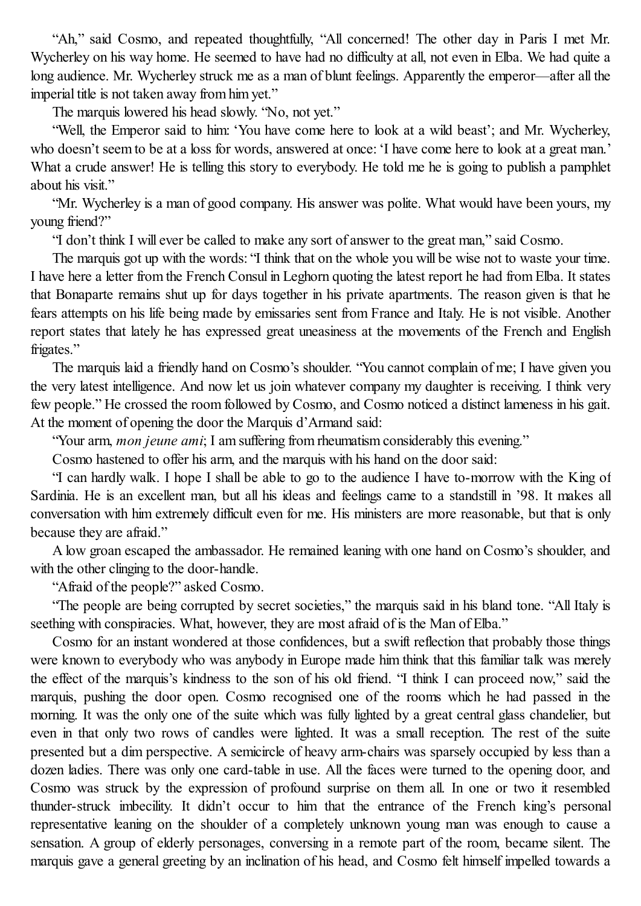"Ah," said Cosmo, and repeated thoughtfully, "All concerned! The other day in Paris I met Mr. Wycherley on his way home. He seemed to have had no difficulty at all, not even in Elba. We had quite a long audience. Mr. Wycherley struck me as a man of blunt feelings. Apparently the emperor—after all the imperial title is not taken away from him yet."

The marquis lowered his head slowly. "No, not yet."

"Well, the Emperor said to him: 'You have come here to look at a wild beast'; and Mr. Wycherley, who doesn't seem to be at a loss for words, answered at once: 'I have come here to look at a great man.' What a crude answer! He is telling this story to everybody. He told me he is going to publish a pamphlet about his visit."

"Mr. Wycherley is a man of good company. His answer was polite. What would have been yours, my young friend?"

"I don't think I will ever be called to make any sort of answer to the great man," said Cosmo.

The marquis got up with the words: "I think that on the whole you will be wise not to waste your time. I have here a letter from the French Consul in Leghorn quoting the latest report he had from Elba. It states that Bonaparte remains shut up for days together in his private apartments. The reason given is that he fears attempts on his life being made by emissaries sent from France and Italy. He is not visible. Another report states that lately he has expressed great uneasiness at the movements of the French and English frigates."

The marquis laid a friendly hand on Cosmo's shoulder. "You cannot complain of me; I have given you the very latest intelligence. And now let us join whatever company my daughter is receiving. I think very few people." He crossed the room followed by Cosmo, and Cosmo noticed a distinct lameness in his gait. At the moment of opening the door the Marquis d'Armand said:

"Your arm, *mon jeune ami*; I am suffering from rheumatism considerably this evening."

Cosmo hastened to offer his arm, and the marquis with his hand on the door said:

"I can hardly walk. I hope I shall be able to go to the audience I have to-morrow with the King of Sardinia. He is an excellent man, but all his ideas and feelings came to a standstill in '98. It makes all conversation with him extremely difficult even for me. His ministers are more reasonable, but that is only because they are afraid."

A low groan escaped the ambassador. He remained leaning with one hand on Cosmo's shoulder, and with the other clinging to the door-handle.

"Afraid of the people?" asked Cosmo.

"The people are being corrupted by secret societies," the marquis said in his bland tone. "All Italy is seething with conspiracies. What, however, they are most afraid of is the Man of Elba."

Cosmo for an instant wondered at those confidences, but a swift reflection that probably those things were known to everybody who was anybody in Europe made him think that this familiar talk was merely the effect of the marquis's kindness to the son of his old friend. "I think I can proceed now," said the marquis, pushing the door open. Cosmo recognised one of the rooms which he had passed in the morning. It was the only one of the suite which was fully lighted by a great central glass chandelier, but even in that only two rows of candles were lighted. It was a small reception. The rest of the suite presented but a dim perspective. A semicircle of heavy arm-chairs was sparsely occupied by less than a dozen ladies. There was only one card-table in use. All the faces were turned to the opening door, and Cosmo was struck by the expression of profound surprise on them all. In one or two it resembled thunder-struck imbecility. It didn't occur to him that the entrance of the French king's personal representative leaning on the shoulder of a completely unknown young man was enough to cause a sensation. A group of elderly personages, conversing in a remote part of the room, became silent. The marquis gave a general greeting by an inclination of his head, and Cosmo felt himself impelled towards a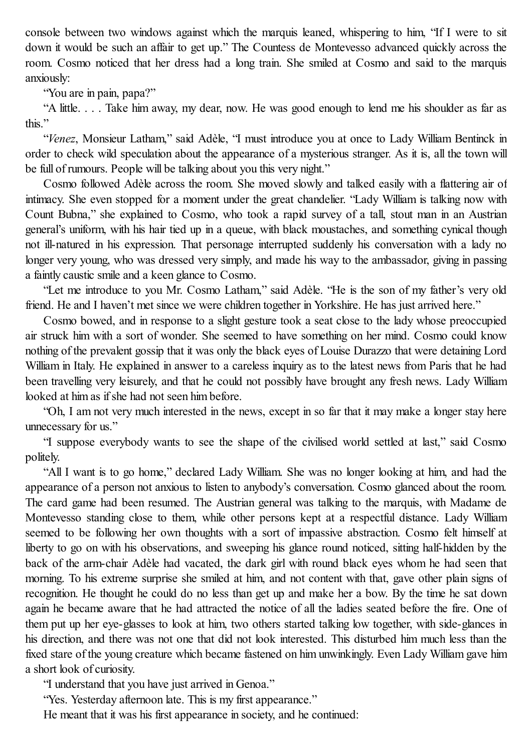console between two windows against which the marquis leaned, whispering to him, "If I were to sit down it would be such an affair to get up." The Countess de Montevesso advanced quickly across the room. Cosmo noticed that her dress had a long train. She smiled at Cosmo and said to the marquis anxiously:

"You are in pain, papa?"

"A little. . . . Take him away, my dear, now. He was good enough to lend me his shoulder as far as this."

"*Venez*, Monsieur Latham," said Adèle, "I must introduce you at once to Lady William Bentinck in order to check wild speculation about the appearance of a mysterious stranger. As it is, all the town will be full of rumours. People will be talking about you this very night."

Cosmo followed Adèle across the room. She moved slowly and talked easily with a flattering air of intimacy. She even stopped for a moment under the great chandelier. "Lady William is talking now with Count Bubna," she explained to Cosmo, who took a rapid survey of a tall, stout man in an Austrian general's uniform, with his hair tied up in a queue, with black moustaches, and something cynical though not ill-natured in his expression. That personage interrupted suddenly his conversation with a lady no longer very young, who was dressed very simply, and made his way to the ambassador, giving in passing a faintly caustic smile and a keen glance to Cosmo.

"Let me introduce to you Mr. Cosmo Latham," said Adèle. "He is the son of my father's very old friend. He and I haven't met since we were children together in Yorkshire. He has just arrived here."

Cosmo bowed, and in response to a slight gesture took a seat close to the lady whose preoccupied air struck him with a sort of wonder. She seemed to have something on her mind. Cosmo could know nothing of the prevalent gossip that it was only the black eyes of Louise Durazzo that were detaining Lord William in Italy. He explained in answer to a careless inquiry as to the latest news from Paris that he had been travelling very leisurely, and that he could not possibly have brought any fresh news. Lady William looked at him as if she had not seen him before.

"Oh, I am not very much interested in the news, except in so far that it may make a longer stay here unnecessary for us."

"I suppose everybody wants to see the shape of the civilised world settled at last," said Cosmo politely.

"All I want is to go home," declared Lady William. She was no longer looking at him, and had the appearance of a person not anxious to listen to anybody's conversation. Cosmo glanced about the room. The card game had been resumed. The Austrian general was talking to the marquis, with Madame de Montevesso standing close to them, while other persons kept at a respectful distance. Lady William seemed to be following her own thoughts with a sort of impassive abstraction. Cosmo felt himself at liberty to go on with his observations, and sweeping his glance round noticed, sitting half-hidden by the back of the arm-chair Adèle had vacated, the dark girl with round black eyes whom he had seen that morning. To his extreme surprise she smiled at him, and not content with that, gave other plain signs of recognition. He thought he could do no less than get up and make her a bow. By the time he sat down again he became aware that he had attracted the notice of all the ladies seated before the fire. One of them put up her eye-glasses to look at him, two others started talking low together, with side-glances in his direction, and there was not one that did not look interested. This disturbed him much less than the fixed stare of the young creature which became fastened on him unwinkingly. Even Lady William gave him a short look of curiosity.

"I understand that you have just arrived in Genoa."

"Yes. Yesterday afternoon late. This is my first appearance."

He meant that it was his first appearance in society, and he continued: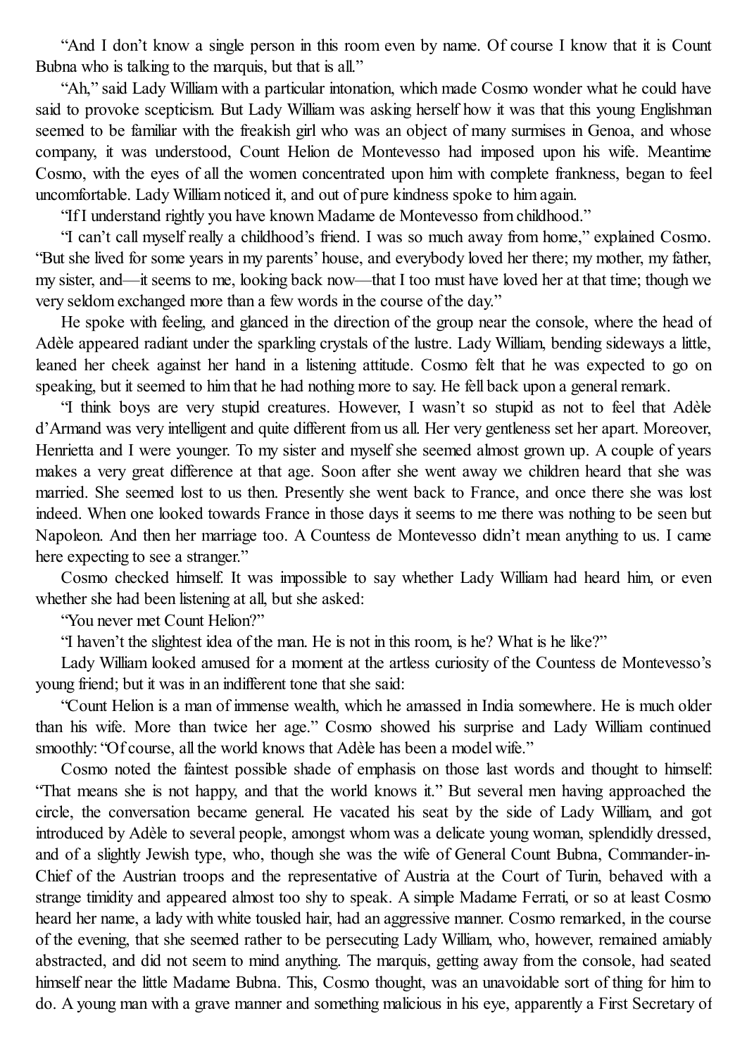"And I don't know a single person in this room even by name. Of course I know that it is Count Bubna who is talking to the marquis, but that is all."

"Ah," said Lady William with a particular intonation, which made Cosmo wonder what he could have said to provoke scepticism. But Lady William was asking herself how it was that this young Englishman seemed to be familiar with the freakish girl who was an object of many surmises in Genoa, and whose company, it was understood, Count Helion de Montevesso had imposed upon his wife. Meantime Cosmo, with the eyes of all the women concentrated upon him with complete frankness, began to feel uncomfortable. Lady William noticed it, and out of pure kindness spoke to him again.

"If I understand rightly you have known Madame de Montevesso from childhood."

"I can't call myself really a childhood's friend. I was so much away from home," explained Cosmo. "But she lived for some years in my parents' house, and everybody loved her there; my mother, my father, my sister, and—it seems to me, looking back now—that I too must have loved her at that time; though we very seldom exchanged more than a few words in the course of the day."

He spoke with feeling, and glanced in the direction of the group near the console, where the head of Adèle appeared radiant under the sparkling crystals of the lustre. Lady William, bending sideways a little, leaned her cheek against her hand in a listening attitude. Cosmo felt that he was expected to go on speaking, but it seemed to him that he had nothing more to say. He fell back upon a general remark.

"I think boys are very stupid creatures. However, I wasn't so stupid as not to feel that Adèle d'Armand was very intelligent and quite different from us all. Her very gentleness set her apart. Moreover, Henrietta and I were younger. To my sister and myself she seemed almost grown up. A couple of years makes a very great difference at that age. Soon after she went away we children heard that she was married. She seemed lost to us then. Presently she went back to France, and once there she was lost indeed. When one looked towards France in those days it seems to me there was nothing to be seen but Napoleon. And then her marriage too. A Countess de Montevesso didn't mean anything to us. I came here expecting to see a stranger."

Cosmo checked himself. It was impossible to say whether Lady William had heard him, or even whether she had been listening at all, but she asked:

"You never met Count Helion?"

"I haven't the slightest idea of the man. He is not in this room, is he? What is he like?"

Lady William looked amused for a moment at the artless curiosity of the Countess de Montevesso's young friend; but it was in an indifferent tone that she said:

"Count Helion is a man of immense wealth, which he amassed in India somewhere. He is much older than his wife. More than twice her age." Cosmo showed his surprise and Lady William continued smoothly: "Of course, all the world knows that Adèle has been a model wife."

Cosmo noted the faintest possible shade of emphasis on those last words and thought to himself: "That means she is not happy, and that the world knows it." But several men having approached the circle, the conversation became general. He vacated his seat by the side of Lady William, and got introduced by Adèle to several people, amongst whom was a delicate young woman, splendidly dressed, and of a slightly Jewish type, who, though she was the wife of General Count Bubna, Commander-in-Chief of the Austrian troops and the representative of Austria at the Court of Turin, behaved with a strange timidity and appeared almost too shy to speak. A simple Madame Ferrati, or so at least Cosmo heard her name, a lady with white tousled hair, had an aggressive manner. Cosmo remarked, in the course of the evening, that she seemed rather to be persecuting Lady William, who, however, remained amiably abstracted, and did not seem to mind anything. The marquis, getting away from the console, had seated himself near the little Madame Bubna. This, Cosmo thought, was an unavoidable sort of thing for him to do. A young man with a grave manner and something malicious in his eye, apparently a First Secretary of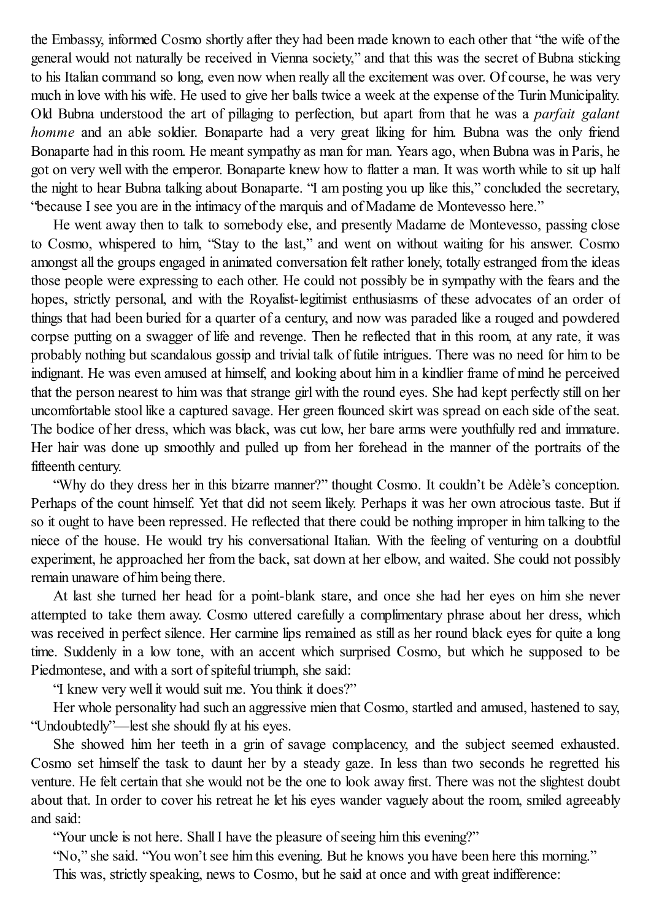the Embassy, informed Cosmo shortly after they had been made known to each other that "the wife of the general would not naturally be received in Vienna society," and that this was the secret of Bubna sticking to his Italian command so long, even now when really all the excitement was over. Of course, he was very much in love with his wife. He used to give her balls twice a week at the expense of the Turin Municipality. Old Bubna understood the art of pillaging to perfection, but apart from that he was a *parfait galant homme* and an able soldier. Bonaparte had a very great liking for him. Bubna was the only friend Bonaparte had in this room. He meant sympathy as man for man. Years ago, when Bubna was in Paris, he got on very well with the emperor. Bonaparte knew how to flatter a man. It was worth while to sit up half the night to hear Bubna talking about Bonaparte. "I am posting you up like this," concluded the secretary, "because I see you are in the intimacy of the marquis and of Madame de Montevesso here."

He went away then to talk to somebody else, and presently Madame de Montevesso, passing close to Cosmo, whispered to him, "Stay to the last," and went on without waiting for his answer. Cosmo amongst all the groups engaged in animated conversation felt rather lonely, totally estranged from the ideas those people were expressing to each other. He could not possibly be in sympathy with the fears and the hopes, strictly personal, and with the Royalist-legitimist enthusiasms of these advocates of an order of things that had been buried for a quarter of a century, and now was paraded like a rouged and powdered corpse putting on a swagger of life and revenge. Then he reflected that in this room, at any rate, it was probably nothing but scandalous gossip and trivial talk of futile intrigues. There was no need for him to be indignant. He was even amused at himself, and looking about him in a kindlier frame of mind he perceived that the person nearest to him was that strange girl with the round eyes. She had kept perfectly still on her uncomfortable stool like a captured savage. Her green flounced skirt was spread on each side of the seat. The bodice of her dress, which was black, was cut low, her bare arms were youthfully red and immature. Her hair was done up smoothly and pulled up from her forehead in the manner of the portraits of the fifteenth century.

"Why do they dress her in this bizarre manner?" thought Cosmo. It couldn't be Adèle's conception. Perhaps of the count himself. Yet that did not seem likely. Perhaps it was her own atrocious taste. But if so it ought to have been repressed. He reflected that there could be nothing improper in him talking to the niece of the house. He would try his conversational Italian. With the feeling of venturing on a doubtful experiment, he approached her from the back, sat down at her elbow, and waited. She could not possibly remain unaware of him being there.

At last she turned her head for a point-blank stare, and once she had her eyes on him she never attempted to take them away. Cosmo uttered carefully a complimentary phrase about her dress, which was received in perfect silence. Her carmine lips remained as still as her round black eyes for quite a long time. Suddenly in a low tone, with an accent which surprised Cosmo, but which he supposed to be Piedmontese, and with a sort of spiteful triumph, she said:

"I knew very well it would suit me. You think it does?"

Her whole personality had such an aggressive mien that Cosmo, startled and amused, hastened to say, "Undoubtedly"—lest she should fly at his eyes.

She showed him her teeth in a grin of savage complacency, and the subject seemed exhausted. Cosmo set himself the task to daunt her by a steady gaze. In less than two seconds he regretted his venture. He felt certain that she would not be the one to look away first. There was not the slightest doubt about that. In order to cover his retreat he let his eyes wander vaguely about the room, smiled agreeably and said:

"Your uncle is not here. Shall I have the pleasure of seeing him this evening?"

"No," she said. "You won't see him this evening. But he knows you have been here this morning."

This was, strictly speaking, news to Cosmo, but he said at once and with great indifference: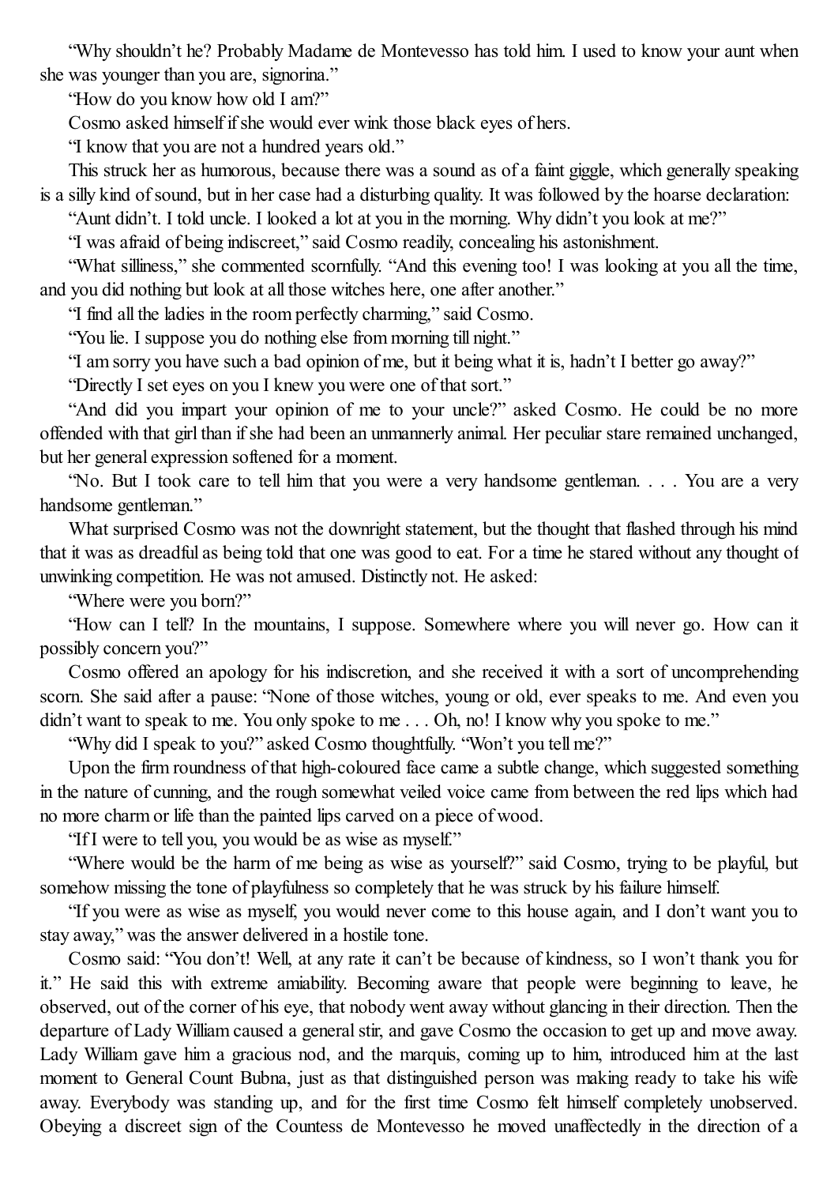"Why shouldn't he? Probably Madame de Montevesso has told him. I used to know your aunt when she was younger than you are, signorina."

"How do you know how old I am?"

Cosmo asked himself if she would ever wink those black eyes of hers.

"I know that you are not a hundred years old."

This struck her as humorous, because there was a sound as of a faint giggle, which generally speaking is a silly kind of sound, but in her case had a disturbing quality. It was followed by the hoarse declaration:

"Aunt didn't. I told uncle. I looked a lot at you in the morning. Why didn't you look at me?"

"I was afraid of being indiscreet," said Cosmo readily, concealing his astonishment.

"What silliness," she commented scornfully. "And this evening too! I was looking at you all the time, and you did nothing but look at all those witches here, one after another."

"I find all the ladies in the room perfectly charming," said Cosmo.

"You lie. I suppose you do nothing else from morning till night."

"I am sorry you have such a bad opinion of me, but it being what it is, hadn't I better go away?"

"Directly I set eyes on you I knew you were one of that sort."

"And did you impart your opinion of me to your uncle?" asked Cosmo. He could be no more offended with that girl than if she had been an unmannerly animal. Her peculiar stare remained unchanged, but her general expression softened for a moment.

"No. But I took care to tell him that you were a very handsome gentleman. . . . You are a very handsome gentleman."

What surprised Cosmo was not the downright statement, but the thought that flashed through his mind that it was as dreadful as being told that one was good to eat. For a time he stared without any thought of unwinking competition. He was not amused. Distinctly not. He asked:

"Where were you born?"

"How can I tell? In the mountains, I suppose. Somewhere where you will never go. How can it possibly concern you?"

Cosmo offered an apology for his indiscretion, and she received it with a sort of uncomprehending scorn. She said after a pause: "None of those witches, young or old, ever speaks to me. And even you didn't want to speak to me. You only spoke to me . . . Oh, no! I know why you spoke to me."

"Why did I speak to you?" asked Cosmo thoughtfully. "Won't you tell me?"

Upon the firm roundness of that high-coloured face came a subtle change, which suggested something in the nature of cunning, and the rough somewhat veiled voice came from between the red lips which had no more charm or life than the painted lips carved on a piece of wood.

"If I were to tell you, you would be as wise as myself."

"Where would be the harm of me being as wise as yourself?" said Cosmo, trying to be playful, but somehow missing the tone of playfulness so completely that he was struck by his failure himself.

"If you were as wise as myself, you would never come to this house again, and I don't want you to stay away," was the answer delivered in a hostile tone.

Cosmo said: "You don't! Well, at any rate it can't be because of kindness, so I won't thank you for it." He said this with extreme amiability. Becoming aware that people were beginning to leave, he observed, out of the corner of his eye, that nobody went away without glancing in their direction. Then the departure of Lady William caused a general stir, and gave Cosmo the occasion to get up and move away. Lady William gave him a gracious nod, and the marquis, coming up to him, introduced him at the last moment to General Count Bubna, just as that distinguished person was making ready to take his wife away. Everybody was standing up, and for the first time Cosmo felt himself completely unobserved. Obeying a discreet sign of the Countess de Montevesso he moved unaffectedly in the direction of a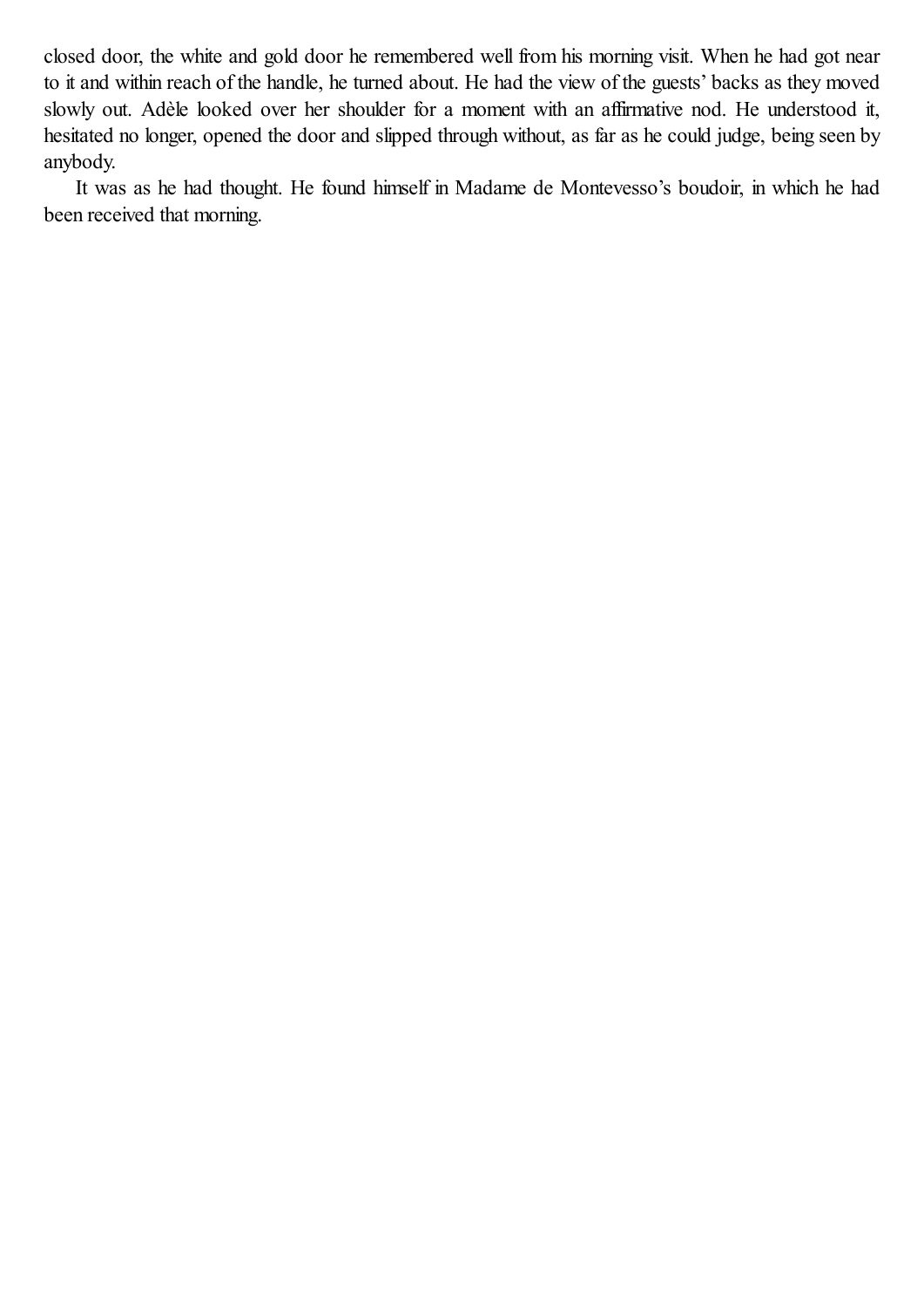closed door, the white and gold door he remembered well from his morning visit. When he had got near to it and within reach of the handle, he turned about. He had the view of the guests' backs as they moved slowly out. Adèle looked over her shoulder for a moment with an affirmative nod. He understood it, hesitated no longer, opened the door and slipped through without, as far as he could judge, being seen by anybody.

It was as he had thought. He found himself in Madame de Montevesso's boudoir, in which he had been received that morning.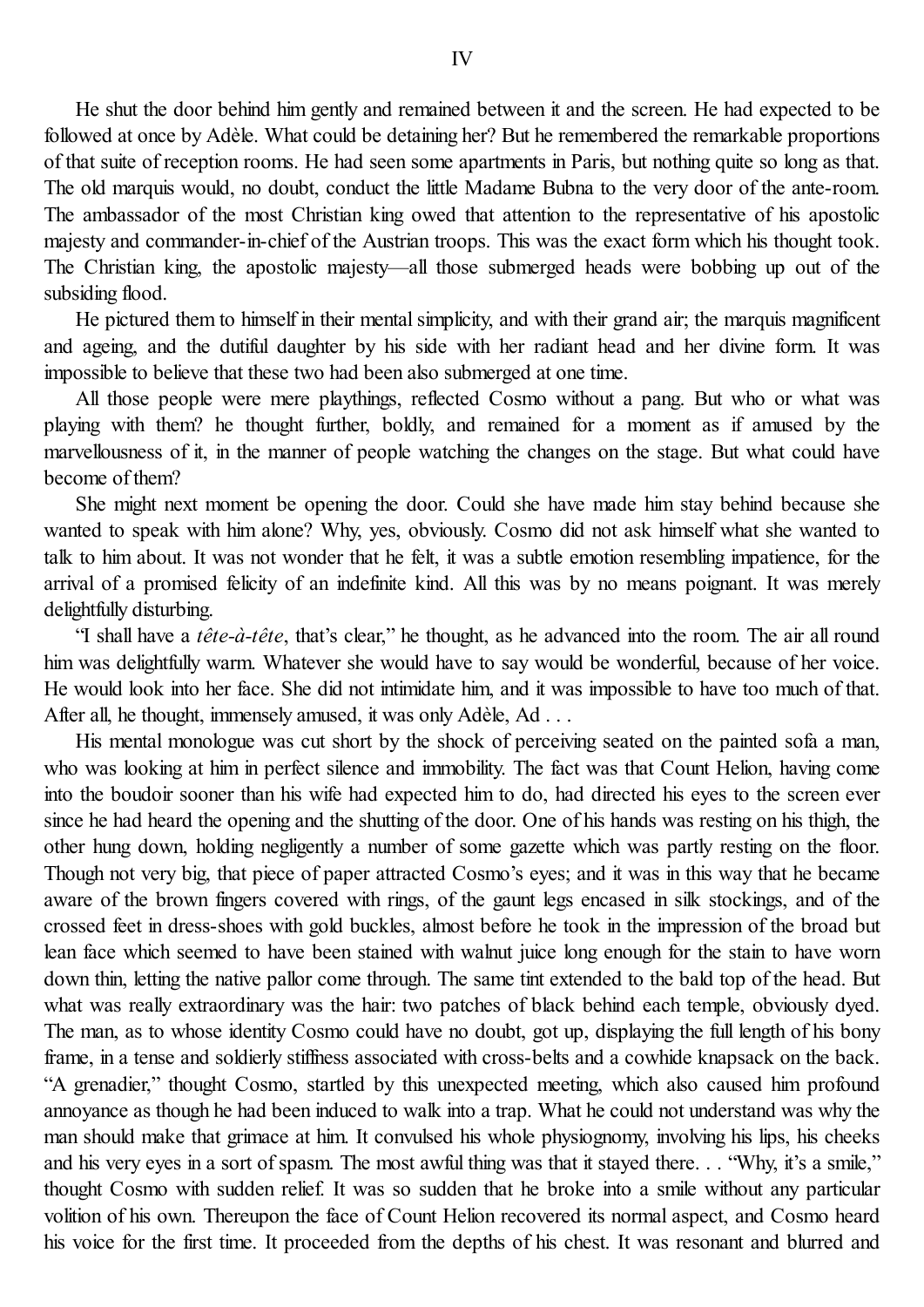# IV

He shut the door behind him gently and remained between it and the screen. He had expected to be followed at once by Adèle. What could be detaining her? But he remembered the remarkable proportions of that suite of reception rooms. He had seen some apartments in Paris, but nothing quite so long as that. The old marquis would, no doubt, conduct the little Madame Bubna to the very door of the ante-room. The ambassador of the most Christian king owed that attention to the representative of his apostolic majesty and commander-in-chief of the Austrian troops. This was the exact form which his thought took. The Christian king, the apostolic majesty—all those submerged heads were bobbing up out of the subsiding flood.

He pictured them to himself in their mental simplicity, and with their grand air; the marquis magnificent and ageing, and the dutiful daughter by his side with her radiant head and her divine form. It was impossible to believe that these two had been also submerged at one time.

All those people were mere playthings, reflected Cosmo without a pang. But who or what was playing with them? he thought further, boldly, and remained for a moment as if amused by the marvellousness of it, in the manner of people watching the changes on the stage. But what could have become of them?

She might next moment be opening the door. Could she have made him stay behind because she wanted to speak with him alone? Why, yes, obviously. Cosmo did not ask himself what she wanted to talk to him about. It was not wonder that he felt, it was a subtle emotion resembling impatience, for the arrival of a promised felicity of an indefinite kind. All this was by no means poignant. It was merely delightfully disturbing.

"I shall have a *tête-à-tête*, that's clear," he thought, as he advanced into the room. The air all round him was delightfully warm. Whatever she would have to say would be wonderful, because of her voice. He would look into her face. She did not intimidate him, and it was impossible to have too much of that. After all, he thought, immensely amused, it was only Adèle, Ad . . .

His mental monologue was cut short by the shock of perceiving seated on the painted sofa a man, who was looking at him in perfect silence and immobility. The fact was that Count Helion, having come into the boudoir sooner than his wife had expected him to do, had directed his eyes to the screen ever since he had heard the opening and the shutting of the door. One of his hands was resting on his thigh, the other hung down, holding negligently a number of some gazette which was partly resting on the floor. Though not very big, that piece of paper attracted Cosmo's eyes; and it was in this way that he became aware of the brown fingers covered with rings, of the gaunt legs encased in silk stockings, and of the crossed feet in dress-shoes with gold buckles, almost before he took in the impression of the broad but lean face which seemed to have been stained with walnut juice long enough for the stain to have worn down thin, letting the native pallor come through. The same tint extended to the bald top of the head. But what was really extraordinary was the hair: two patches of black behind each temple, obviously dyed. The man, as to whose identity Cosmo could have no doubt, got up, displaying the full length of his bony frame, in a tense and soldierly stiffness associated with cross-belts and a cowhide knapsack on the back. "A grenadier," thought Cosmo, startled by this unexpected meeting, which also caused him profound annoyance as though he had been induced to walk into a trap. What he could not understand was why the man should make that grimace at him. It convulsed his whole physiognomy, involving his lips, his cheeks and his very eyes in a sort of spasm. The most awful thing was that it stayed there. . . "Why, it's a smile," thought Cosmo with sudden relief. It was so sudden that he broke into a smile without any particular volition of his own. Thereupon the face of Count Helion recovered its normal aspect, and Cosmo heard his voice for the first time. It proceeded from the depths of his chest. It was resonant and blurred and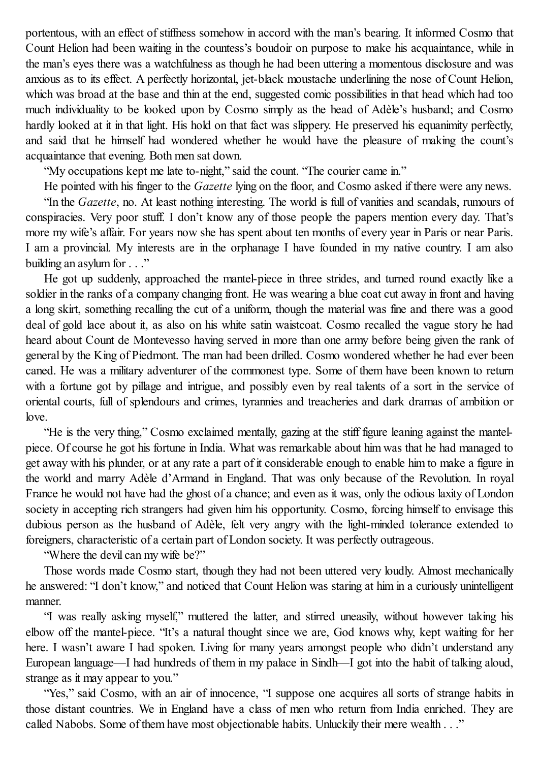portentous, with an effect of stiffness somehow in accord with the man's bearing. It informed Cosmo that Count Helion had been waiting in the countess's boudoir on purpose to make his acquaintance, while in the man's eyes there was a watchfulness as though he had been uttering a momentous disclosure and was anxious as to its effect. A perfectly horizontal, jet-black moustache underlining the nose of Count Helion, which was broad at the base and thin at the end, suggested comic possibilities in that head which had too much individuality to be looked upon by Cosmo simply as the head of Adèle's husband; and Cosmo hardly looked at it in that light. His hold on that fact was slippery. He preserved his equanimity perfectly, and said that he himself had wondered whether he would have the pleasure of making the count's acquaintance that evening. Both men sat down.

"My occupations kept me late to-night," said the count. "The courier came in."

He pointed with his finger to the *Gazette* lying on the floor, and Cosmo asked if there were any news.

"In the *Gazette*, no. At least nothing interesting. The world is full of vanities and scandals, rumours of conspiracies. Very poor stuff. I don't know any of those people the papers mention every day. That's more my wife's affair. For years now she has spent about ten months of every year in Paris or near Paris. I am a provincial. My interests are in the orphanage I have founded in my native country. I am also building an asylum for . . ."

He got up suddenly, approached the mantel-piece in three strides, and turned round exactly like a soldier in the ranks of a company changing front. He was wearing a blue coat cut away in front and having a long skirt, something recalling the cut of a uniform, though the material was fine and there was a good deal of gold lace about it, as also on his white satin waistcoat. Cosmo recalled the vague story he had heard about Count de Montevesso having served in more than one army before being given the rank of general by the King of Piedmont. The man had been drilled. Cosmo wondered whether he had ever been caned. He was a military adventurer of the commonest type. Some of them have been known to return with a fortune got by pillage and intrigue, and possibly even by real talents of a sort in the service of oriental courts, full of splendours and crimes, tyrannies and treacheries and dark dramas of ambition or love.

"He is the very thing," Cosmo exclaimed mentally, gazing at the stiff figure leaning against the mantel-piece. Of course he got his fortune in India. What was remarkable about him was that he had managed to get away with his plunder, or at any rate a part of it considerable enough to enable him to make a figure in the world and marry Adèle d'Armand in England. That was only because of the Revolution. In royal France he would not have had the ghost of a chance; and even as it was, only the odious laxity of London society in accepting rich strangers had given him his opportunity. Cosmo, forcing himself to envisage this dubious person as the husband of Adèle, felt very angry with the light-minded tolerance extended to foreigners, characteristic of a certain part of London society. It was perfectly outrageous.

"Where the devil can my wife be?"

Those words made Cosmo start, though they had not been uttered very loudly. Almost mechanically he answered: "I don't know," and noticed that Count Helion was staring at him in a curiously unintelligent manner.

"I was really asking myself," muttered the latter, and stirred uneasily, without however taking his elbow off the mantel-piece. "It's a natural thought since we are, God knows why, kept waiting for her here. I wasn't aware I had spoken. Living for many years amongst people who didn't understand any European language—I had hundreds of them in my palace in Sindh—I got into the habit of talking aloud, strange as it may appear to you."

"Yes," said Cosmo, with an air of innocence, "I suppose one acquires all sorts of strange habits in those distant countries. We in England have a class of men who return from India enriched. They are called Nabobs. Some of them have most objectionable habits. Unluckily their mere wealth . . ."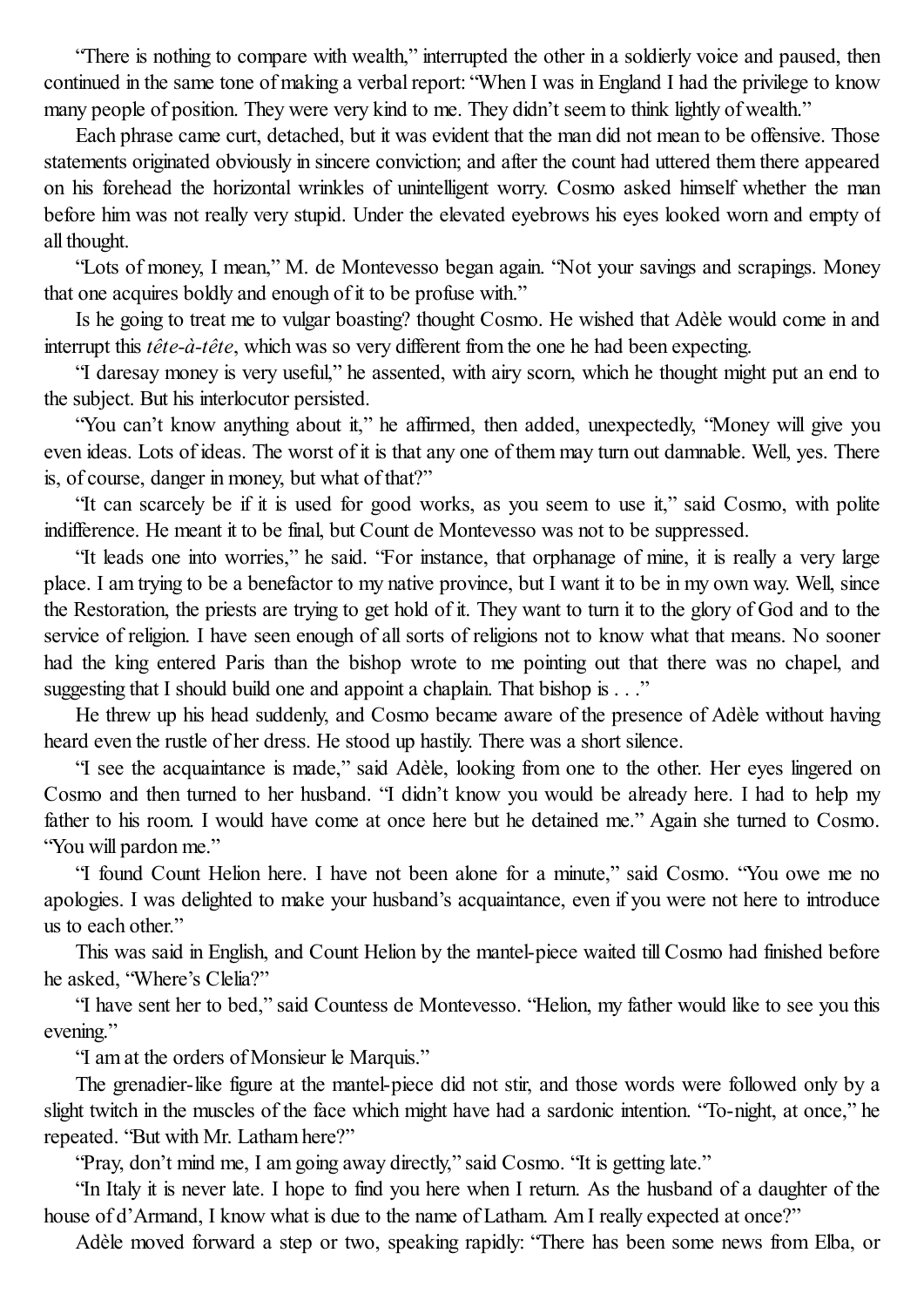"There is nothing to compare with wealth," interrupted the other in a soldierly voice and paused, then continued in the same tone of making a verbal report: "When I was in England I had the privilege to know many people of position. They were very kind to me. They didn't seem to think lightly of wealth."

Each phrase came curt, detached, but it was evident that the man did not mean to be offensive. Those statements originated obviously in sincere conviction; and after the count had uttered them there appeared on his forehead the horizontal wrinkles of unintelligent worry. Cosmo asked himself whether the man before him was not really very stupid. Under the elevated eyebrows his eyes looked worn and empty of all thought.

"Lots of money, I mean," M. de Montevesso began again. "Not your savings and scrapings. Money that one acquires boldly and enough of it to be profuse with."

Is he going to treat me to vulgar boasting? thought Cosmo. He wished that Adèle would come in and interrupt this *tête-à-tête*, which was so very different from the one he had been expecting.

"I daresay money is very useful," he assented, with airy scorn, which he thought might put an end to the subject. But his interlocutor persisted.

"You can't know anything about it," he affirmed, then added, unexpectedly, "Money will give you even ideas. Lots of ideas. The worst of it is that any one of them may turn out damnable. Well, yes. There is, of course, danger in money, but what of that?"

"It can scarcely be if it is used for good works, as you seem to use it," said Cosmo, with polite indifference. He meant it to be final, but Count de Montevesso was not to be suppressed.

"It leads one into worries," he said. "For instance, that orphanage of mine, it is really a very large place. I am trying to be a benefactor to my native province, but I want it to be in my own way. Well, since the Restoration, the priests are trying to get hold of it. They want to turn it to the glory of God and to the service of religion. I have seen enough of all sorts of religions not to know what that means. No sooner had the king entered Paris than the bishop wrote to me pointing out that there was no chapel, and suggesting that I should build one and appoint a chaplain. That bishop is . . ."

He threw up his head suddenly, and Cosmo became aware of the presence of Adèle without having heard even the rustle of her dress. He stood up hastily. There was a short silence.

"I see the acquaintance is made," said Adèle, looking from one to the other. Her eyes lingered on Cosmo and then turned to her husband. "I didn't know you would be already here. I had to help my father to his room. I would have come at once here but he detained me." Again she turned to Cosmo. "You will pardon me."

"I found Count Helion here. I have not been alone for a minute," said Cosmo. "You owe me no apologies. I was delighted to make your husband's acquaintance, even if you were not here to introduce us to each other."

This was said in English, and Count Helion by the mantel-piece waited till Cosmo had finished before he asked, "Where's Clelia?"

"I have sent her to bed," said Countess de Montevesso. "Helion, my father would like to see you this evening."

"I am at the orders of Monsieur le Marquis."

The grenadier-like figure at the mantel-piece did not stir, and those words were followed only by a slight twitch in the muscles of the face which might have had a sardonic intention. "To-night, at once," he repeated. "But with Mr. Latham here?"

"Pray, don't mind me, I am going away directly," said Cosmo. "It is getting late."

"In Italy it is never late. I hope to find you here when I return. As the husband of a daughter of the house of d'Armand, I know what is due to the name of Latham. Am I really expected at once?"

Adèle moved forward a step or two, speaking rapidly: "There has been some news from Elba, or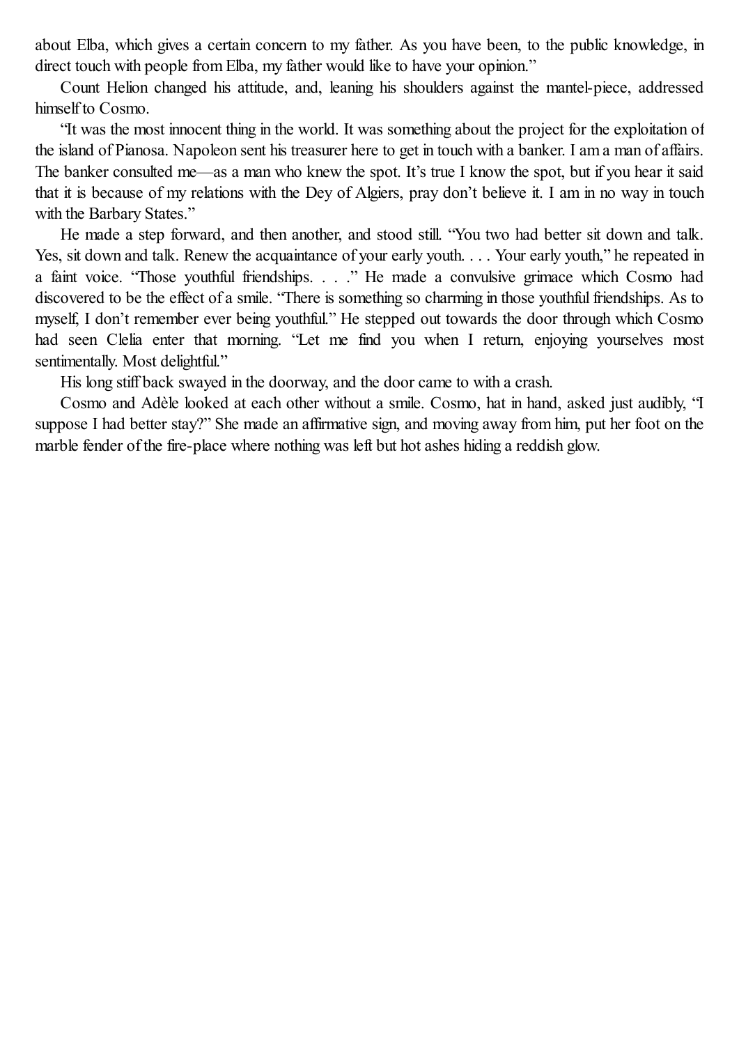about Elba, which gives a certain concern to my father. As you have been, to the public knowledge, in direct touch with people from Elba, my father would like to have your opinion."

Count Helion changed his attitude, and, leaning his shoulders against the mantel-piece, addressed himself to Cosmo.

"It was the most innocent thing in the world. It was something about the project for the exploitation of the island of Pianosa. Napoleon sent his treasurer here to get in touch with a banker. I am a man of affairs. The banker consulted me—as a man who knew the spot. It's true I know the spot, but if you hear it said that it is because of my relations with the Dey of Algiers, pray don't believe it. I am in no way in touch with the Barbary States."

He made a step forward, and then another, and stood still. "You two had better sit down and talk. Yes, sit down and talk. Renew the acquaintance of your early youth. . . . Your early youth," he repeated in a faint voice. "Those youthful friendships. . . ." He made a convulsive grimace which Cosmo had discovered to be the effect of a smile. "There is something so charming in those youthful friendships. As to myself, I don't remember ever being youthful." He stepped out towards the door through which Cosmo had seen Clelia enter that morning. "Let me find you when I return, enjoying yourselves most sentimentally. Most delightful."

His long stiff back swayed in the doorway, and the door came to with a crash.

Cosmo and Adèle looked at each other without a smile. Cosmo, hat in hand, asked just audibly, "I suppose I had better stay?" She made an affirmative sign, and moving away from him, put her foot on the marble fender of the fire-place where nothing was left but hot ashes hiding a reddish glow.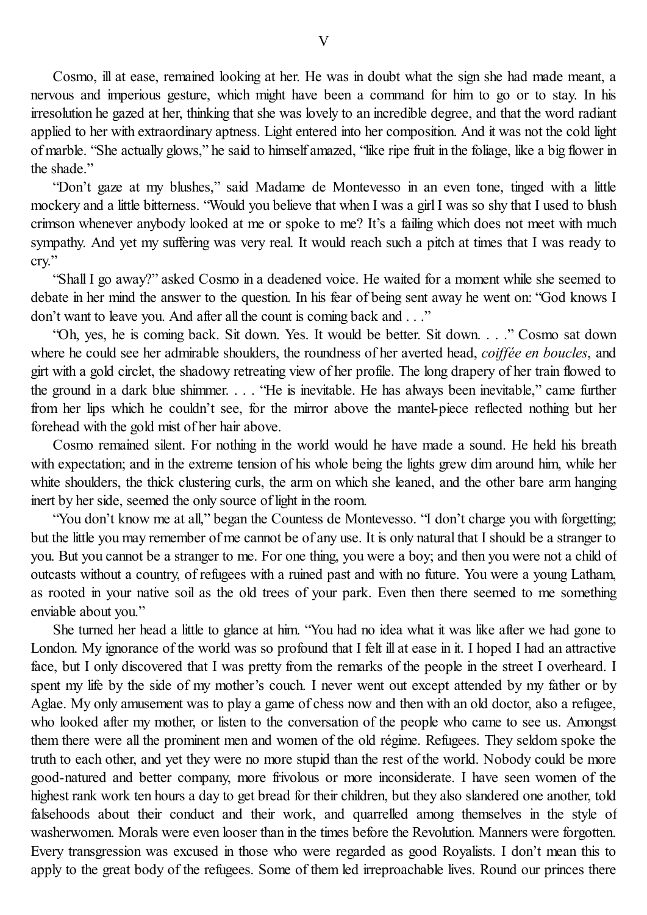# V

Cosmo, ill at ease, remained looking at her. He was in doubt what the sign she had made meant, a nervous and imperious gesture, which might have been a command for him to go or to stay. In his irresolution he gazed at her, thinking that she was lovely to an incredible degree, and that the word radiant applied to her with extraordinary aptness. Light entered into her composition. And it was not the cold light of marble. "She actually glows," he said to himself amazed, "like ripe fruit in the foliage, like a big flower in the shade."

"Don't gaze at my blushes," said Madame de Montevesso in an even tone, tinged with a little mockery and a little bitterness. "Would you believe that when I was a girl I was so shy that I used to blush crimson whenever anybody looked at me or spoke to me? It's a failing which does not meet with much sympathy. And yet my suffering was very real. It would reach such a pitch at times that I was ready to cry."

"Shall I go away?" asked Cosmo in a deadened voice. He waited for a moment while she seemed to debate in her mind the answer to the question. In his fear of being sent away he went on: "God knows I don't want to leave you. And after all the count is coming back and . . ."

"Oh, yes, he is coming back. Sit down. Yes. It would be better. Sit down. . . ." Cosmo sat down where he could see her admirable shoulders, the roundness of her averted head, *coiffée en boucles*, and girt with a gold circlet, the shadowy retreating view of her profile. The long drapery of her train flowed to the ground in a dark blue shimmer. . . . "He is inevitable. He has always been inevitable," came further from her lips which he couldn't see, for the mirror above the mantel-piece reflected nothing but her forehead with the gold mist of her hair above.

Cosmo remained silent. For nothing in the world would he have made a sound. He held his breath with expectation; and in the extreme tension of his whole being the lights grew dim around him, while her white shoulders, the thick clustering curls, the arm on which she leaned, and the other bare arm hanging inert by her side, seemed the only source of light in the room.

"You don't know me at all," began the Countess de Montevesso. "I don't charge you with forgetting; but the little you may remember of me cannot be of any use. It is only natural that I should be a stranger to you. But you cannot be a stranger to me. For one thing, you were a boy; and then you were not a child of outcasts without a country, of refugees with a ruined past and with no future. You were a young Latham, as rooted in your native soil as the old trees of your park. Even then there seemed to me something enviable about you."

She turned her head a little to glance at him. "You had no idea what it was like after we had gone to London. My ignorance of the world was so profound that I felt ill at ease in it. I hoped I had an attractive face, but I only discovered that I was pretty from the remarks of the people in the street I overheard. I spent my life by the side of my mother's couch. I never went out except attended by my father or by Aglae. My only amusement was to play a game of chess now and then with an old doctor, also a refugee, who looked after my mother, or listen to the conversation of the people who came to see us. Amongst them there were all the prominent men and women of the old régime. Refugees. They seldom spoke the truth to each other, and yet they were no more stupid than the rest of the world. Nobody could be more good-natured and better company, more frivolous or more inconsiderate. I have seen women of the highest rank work ten hours a day to get bread for their children, but they also slandered one another, told falsehoods about their conduct and their work, and quarrelled among themselves in the style of washerwomen. Morals were even looser than in the times before the Revolution. Manners were forgotten. Every transgression was excused in those who were regarded as good Royalists. I don't mean this to apply to the great body of the refugees. Some of them led irreproachable lives. Round our princes there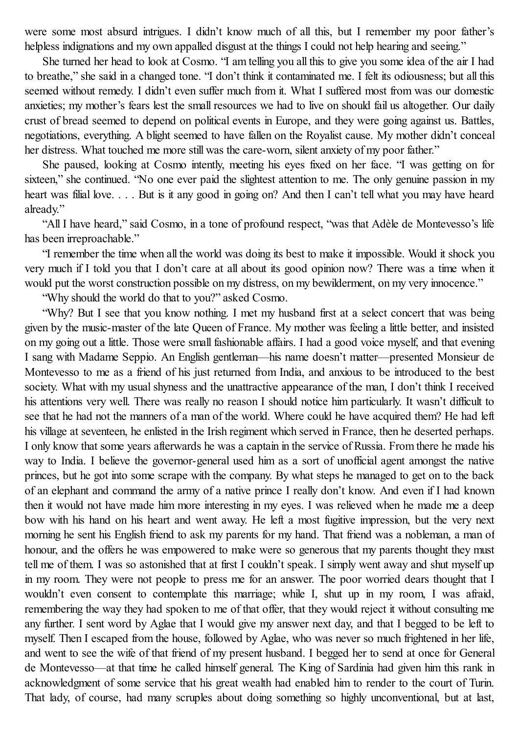were some most absurd intrigues. I didn't know much of all this, but I remember my poor father's helpless indignations and my own appalled disgust at the things I could not help hearing and seeing."

She turned her head to look at Cosmo. "I am telling you all this to give you some idea of the air I had to breathe," she said in a changed tone. "I don't think it contaminated me. I felt its odiousness; but all this seemed without remedy. I didn't even suffer much from it. What I suffered most from was our domestic anxieties; my mother's fears lest the small resources we had to live on should fail us altogether. Our daily crust of bread seemed to depend on political events in Europe, and they were going against us. Battles, negotiations, everything. A blight seemed to have fallen on the Royalist cause. My mother didn't conceal her distress. What touched me more still was the care-worn, silent anxiety of my poor father."

She paused, looking at Cosmo intently, meeting his eyes fixed on her face. "I was getting on for sixteen," she continued. "No one ever paid the slightest attention to me. The only genuine passion in my heart was filial love. . . . But is it any good in going on? And then I can't tell what you may have heard already."

"All I have heard," said Cosmo, in a tone of profound respect, "was that Adèle de Montevesso's life has been irreproachable."

"I remember the time when all the world was doing its best to make it impossible. Would it shock you very much if I told you that I don't care at all about its good opinion now? There was a time when it would put the worst construction possible on my distress, on my bewilderment, on my very innocence."

"Why should the world do that to you?" asked Cosmo.

"Why? But I see that you know nothing. I met my husband first at a select concert that was being given by the music-master of the late Queen of France. My mother was feeling a little better, and insisted on my going out a little. Those were small fashionable affairs. I had a good voice myself, and that evening I sang with Madame Seppio. An English gentleman—his name doesn't matter—presented Monsieur de Montevesso to me as a friend of his just returned from India, and anxious to be introduced to the best society. What with my usual shyness and the unattractive appearance of the man, I don't think I received his attentions very well. There was really no reason I should notice him particularly. It wasn't difficult to see that he had not the manners of a man of the world. Where could he have acquired them? He had left his village at seventeen, he enlisted in the Irish regiment which served in France, then he deserted perhaps. I only know that some years afterwards he was a captain in the service of Russia. From there he made his way to India. I believe the governor-general used him as a sort of unofficial agent amongst the native princes, but he got into some scrape with the company. By what steps he managed to get on to the back of an elephant and command the army of a native prince I really don't know. And even if I had known then it would not have made him more interesting in my eyes. I was relieved when he made me a deep bow with his hand on his heart and went away. He left a most fugitive impression, but the very next morning he sent his English friend to ask my parents for my hand. That friend was a nobleman, a man of honour, and the offers he was empowered to make were so generous that my parents thought they must tell me of them. I was so astonished that at first I couldn't speak. I simply went away and shut myself up in my room. They were not people to press me for an answer. The poor worried dears thought that I wouldn't even consent to contemplate this marriage; while I, shut up in my room, I was afraid, remembering the way they had spoken to me of that offer, that they would reject it without consulting me any further. I sent word by Aglae that I would give my answer next day, and that I begged to be left to myself. Then I escaped from the house, followed by Aglae, who was never so much frightened in her life, and went to see the wife of that friend of my present husband. I begged her to send at once for General de Montevesso—at that time he called himself general. The King of Sardinia had given him this rank in acknowledgment of some service that his great wealth had enabled him to render to the court of Turin. That lady, of course, had many scruples about doing something so highly unconventional, but at last,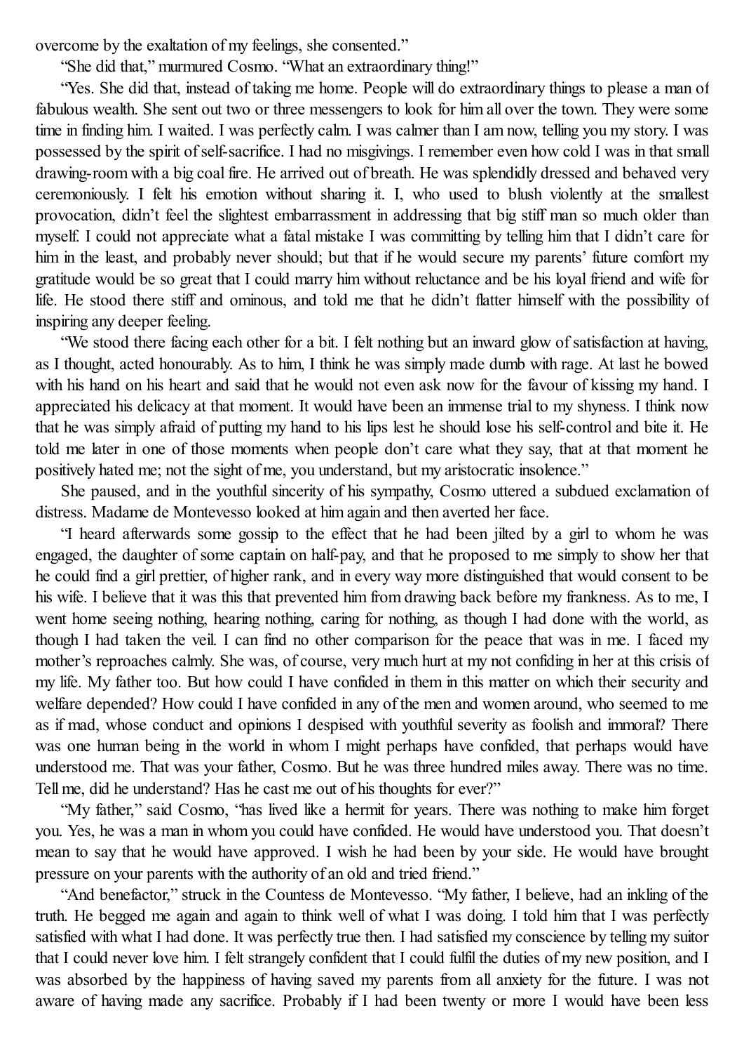overcome by the exaltation of my feelings, she consented."

"She did that," murmured Cosmo. "What an extraordinary thing!"

"Yes. She did that, instead of taking me home. People will do extraordinary things to please a man of fabulous wealth. She sent out two or three messengers to look for him all over the town. They were some time in finding him. I waited. I was perfectly calm. I was calmer than I am now, telling you my story. I was possessed by the spirit of self-sacrifice. I had no misgivings. I remember even how cold I was in that small drawing-room with a big coal fire. He arrived out of breath. He was splendidly dressed and behaved very ceremoniously. I felt his emotion without sharing it. I, who used to blush violently at the smallest provocation, didn't feel the slightest embarrassment in addressing that big stiff man so much older than myself. I could not appreciate what a fatal mistake I was committing by telling him that I didn't care for him in the least, and probably never should; but that if he would secure my parents' future comfort my gratitude would be so great that I could marry him without reluctance and be his loyal friend and wife for life. He stood there stiff and ominous, and told me that he didn't flatter himself with the possibility of inspiring any deeper feeling.

"We stood there facing each other for a bit. I felt nothing but an inward glow of satisfaction at having, as I thought, acted honourably. As to him, I think he was simply made dumb with rage. At last he bowed with his hand on his heart and said that he would not even ask now for the favour of kissing my hand. I appreciated his delicacy at that moment. It would have been an immense trial to my shyness. I think now that he was simply afraid of putting my hand to his lips lest he should lose his self-control and bite it. He told me later in one of those moments when people don't care what they say, that at that moment he positively hated me; not the sight of me, you understand, but my aristocratic insolence."

She paused, and in the youthful sincerity of his sympathy, Cosmo uttered a subdued exclamation of distress. Madame de Montevesso looked at him again and then averted her face.

"I heard afterwards some gossip to the effect that he had been jilted by a girl to whom he was engaged, the daughter of some captain on half-pay, and that he proposed to me simply to show her that he could find a girl prettier, of higher rank, and in every way more distinguished that would consent to be his wife. I believe that it was this that prevented him from drawing back before my frankness. As to me, I went home seeing nothing, hearing nothing, caring for nothing, as though I had done with the world, as though I had taken the veil. I can find no other comparison for the peace that was in me. I faced my mother's reproaches calmly. She was, of course, very much hurt at my not confiding in her at this crisis of my life. My father too. But how could I have confided in them in this matter on which their security and welfare depended? How could I have confided in any of the men and women around, who seemed to me as if mad, whose conduct and opinions I despised with youthful severity as foolish and immoral? There was one human being in the world in whom I might perhaps have confided, that perhaps would have understood me. That was your father, Cosmo. But he was three hundred miles away. There was no time. Tell me, did he understand? Has he cast me out of his thoughts for ever?"

"My father," said Cosmo, "has lived like a hermit for years. There was nothing to make him forget you. Yes, he was a man in whom you could have confided. He would have understood you. That doesn't mean to say that he would have approved. I wish he had been by your side. He would have brought pressure on your parents with the authority of an old and tried friend."

"And benefactor," struck in the Countess de Montevesso. "My father, I believe, had an inkling of the truth. He begged me again and again to think well of what I was doing. I told him that I was perfectly satisfied with what I had done. It was perfectly true then. I had satisfied my conscience by telling my suitor that I could never love him. I felt strangely confident that I could fulfil the duties of my new position, and I was absorbed by the happiness of having saved my parents from all anxiety for the future. I was not aware of having made any sacrifice. Probably if I had been twenty or more I would have been less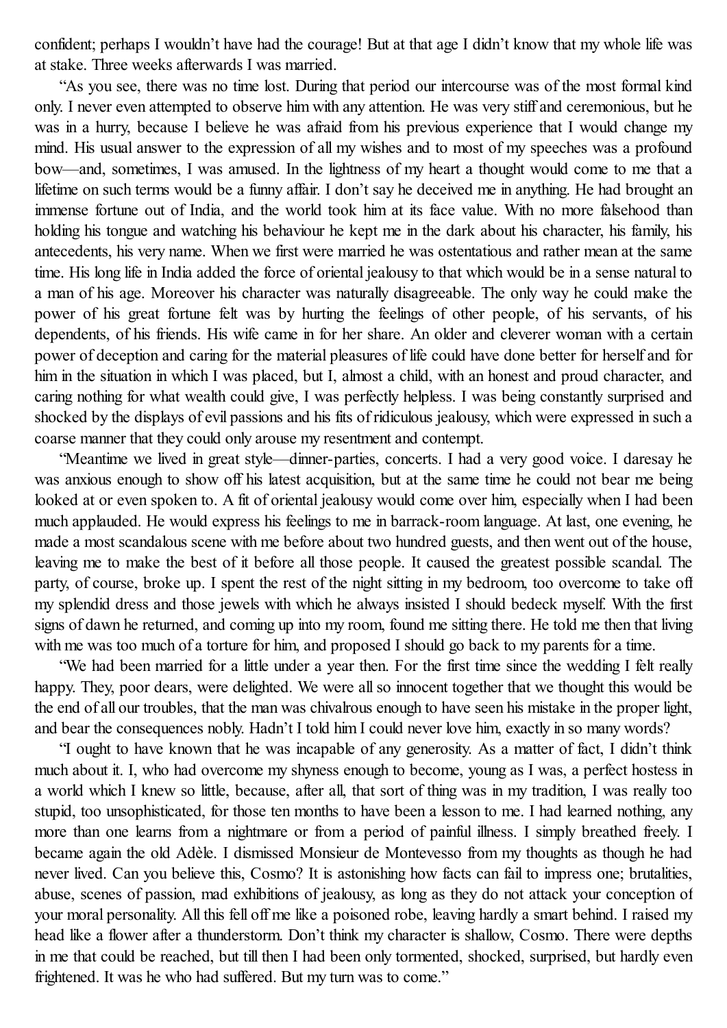confident; perhaps I wouldn't have had the courage! But at that age I didn't know that my whole life was at stake. Three weeks afterwards I was married.

"As you see, there was no time lost. During that period our intercourse was of the most formal kind only. I never even attempted to observe him with any attention. He was very stiff and ceremonious, but he was in a hurry, because I believe he was afraid from his previous experience that I would change my mind. His usual answer to the expression of all my wishes and to most of my speeches was a profound bow—and, sometimes, I was amused. In the lightness of my heart a thought would come to me that a lifetime on such terms would be a funny affair. I don't say he deceived me in anything. He had brought an immense fortune out of India, and the world took him at its face value. With no more falsehood than holding his tongue and watching his behaviour he kept me in the dark about his character, his family, his antecedents, his very name. When we first were married he was ostentatious and rather mean at the same time. His long life in India added the force of oriental jealousy to that which would be in a sense natural to a man of his age. Moreover his character was naturally disagreeable. The only way he could make the power of his great fortune felt was by hurting the feelings of other people, of his servants, of his dependents, of his friends. His wife came in for her share. An older and cleverer woman with a certain power of deception and caring for the material pleasures of life could have done better for herself and for him in the situation in which I was placed, but I, almost a child, with an honest and proud character, and caring nothing for what wealth could give, I was perfectly helpless. I was being constantly surprised and shocked by the displays of evil passions and his fits of ridiculous jealousy, which were expressed in such a coarse manner that they could only arouse my resentment and contempt.

"Meantime we lived in great style—dinner-parties, concerts. I had a very good voice. I daresay he was anxious enough to show off his latest acquisition, but at the same time he could not bear me being looked at or even spoken to. A fit of oriental jealousy would come over him, especially when I had been much applauded. He would express his feelings to me in barrack-room language. At last, one evening, he made a most scandalous scene with me before about two hundred guests, and then went out of the house, leaving me to make the best of it before all those people. It caused the greatest possible scandal. The party, of course, broke up. I spent the rest of the night sitting in my bedroom, too overcome to take off my splendid dress and those jewels with which he always insisted I should bedeck myself. With the first signs of dawn he returned, and coming up into my room, found me sitting there. He told me then that living with me was too much of a torture for him, and proposed I should go back to my parents for a time.

"We had been married for a little under a year then. For the first time since the wedding I felt really happy. They, poor dears, were delighted. We were all so innocent together that we thought this would be the end of all our troubles, that the man was chivalrous enough to have seen his mistake in the proper light, and bear the consequences nobly. Hadn't I told him I could never love him, exactly in so many words?

"I ought to have known that he was incapable of any generosity. As a matter of fact, I didn't think much about it. I, who had overcome my shyness enough to become, young as I was, a perfect hostess in a world which I knew so little, because, after all, that sort of thing was in my tradition, I was really too stupid, too unsophisticated, for those ten months to have been a lesson to me. I had learned nothing, any more than one learns from a nightmare or from a period of painful illness. I simply breathed freely. I became again the old Adèle. I dismissed Monsieur de Montevesso from my thoughts as though he had never lived. Can you believe this, Cosmo? It is astonishing how facts can fail to impress one; brutalities, abuse, scenes of passion, mad exhibitions of jealousy, as long as they do not attack your conception of your moral personality. All this fell off me like a poisoned robe, leaving hardly a smart behind. I raised my head like a flower after a thunderstorm. Don't think my character is shallow, Cosmo. There were depths in me that could be reached, but till then I had been only tormented, shocked, surprised, but hardly even frightened. It was he who had suffered. But my turn was to come."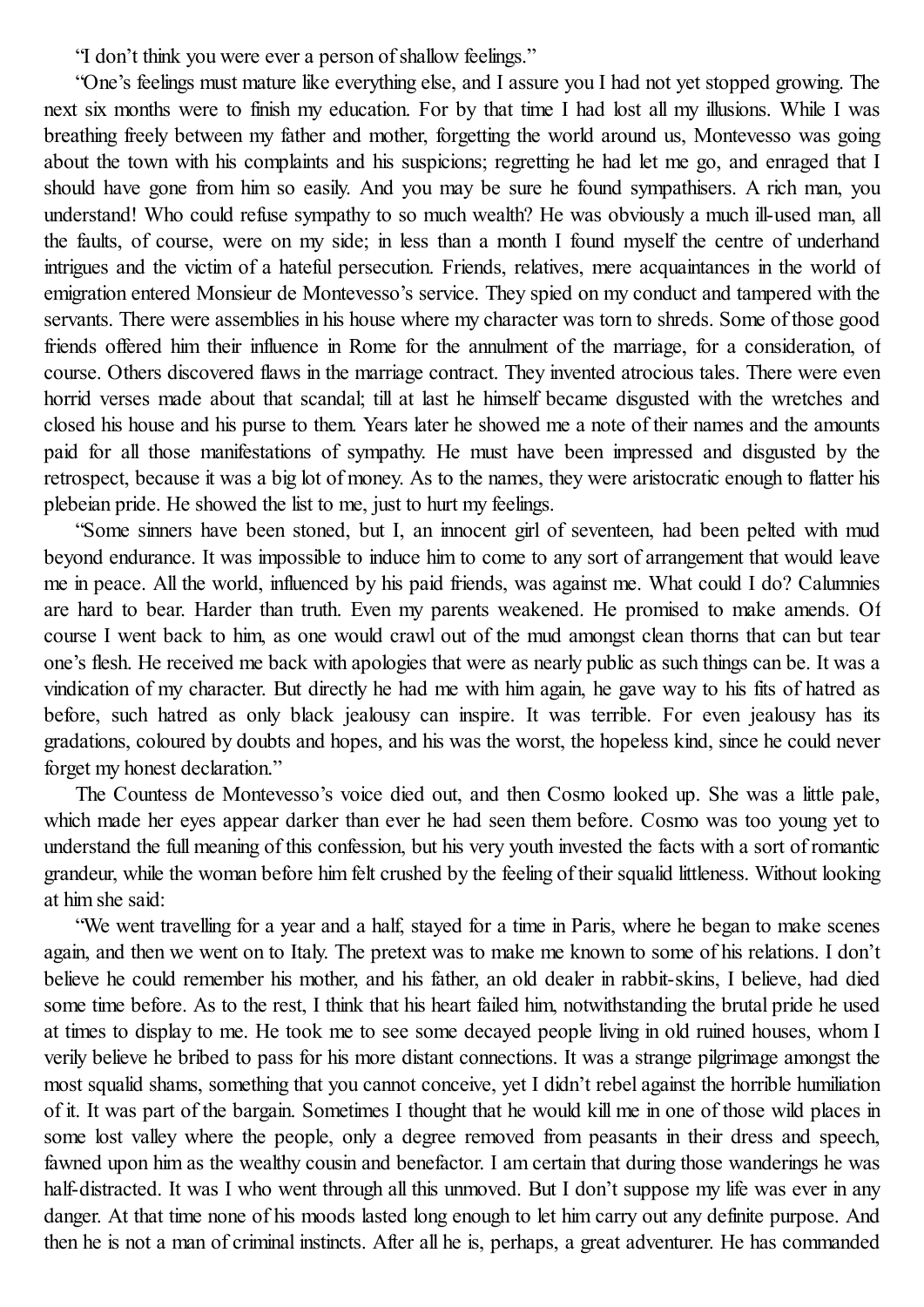"I don't think you were ever a person of shallow feelings."

"One's feelings must mature like everything else, and I assure you I had not yet stopped growing. The next six months were to finish my education. For by that time I had lost all my illusions. While I was breathing freely between my father and mother, forgetting the world around us, Montevesso was going about the town with his complaints and his suspicions; regretting he had let me go, and enraged that I should have gone from him so easily. And you may be sure he found sympathisers. A rich man, you understand! Who could refuse sympathy to so much wealth? He was obviously a much ill-used man, all the faults, of course, were on my side; in less than a month I found myself the centre of underhand intrigues and the victim of a hateful persecution. Friends, relatives, mere acquaintances in the world of emigration entered Monsieur de Montevesso's service. They spied on my conduct and tampered with the servants. There were assemblies in his house where my character was torn to shreds. Some of those good friends offered him their influence in Rome for the annulment of the marriage, for a consideration, of course. Others discovered flaws in the marriage contract. They invented atrocious tales. There were even horrid verses made about that scandal; till at last he himself became disgusted with the wretches and closed his house and his purse to them. Years later he showed me a note of their names and the amounts paid for all those manifestations of sympathy. He must have been impressed and disgusted by the retrospect, because it was a big lot of money. As to the names, they were aristocratic enough to flatter his plebeian pride. He showed the list to me, just to hurt my feelings.

"Some sinners have been stoned, but I, an innocent girl of seventeen, had been pelted with mud beyond endurance. It was impossible to induce him to come to any sort of arrangement that would leave me in peace. All the world, influenced by his paid friends, was against me. What could I do? Calumnies are hard to bear. Harder than truth. Even my parents weakened. He promised to make amends. Of course I went back to him, as one would crawl out of the mud amongst clean thorns that can but tear one's flesh. He received me back with apologies that were as nearly public as such things can be. It was a vindication of my character. But directly he had me with him again, he gave way to his fits of hatred as before, such hatred as only black jealousy can inspire. It was terrible. For even jealousy has its gradations, coloured by doubts and hopes, and his was the worst, the hopeless kind, since he could never forget my honest declaration."

The Countess de Montevesso's voice died out, and then Cosmo looked up. She was a little pale, which made her eyes appear darker than ever he had seen them before. Cosmo was too young yet to understand the full meaning of this confession, but his very youth invested the facts with a sort of romantic grandeur, while the woman before him felt crushed by the feeling of their squalid littleness. Without looking at him she said:

"We went travelling for a year and a half, stayed for a time in Paris, where he began to make scenes again, and then we went on to Italy. The pretext was to make me known to some of his relations. I don't believe he could remember his mother, and his father, an old dealer in rabbit-skins, I believe, had died some time before. As to the rest, I think that his heart failed him, notwithstanding the brutal pride he used at times to display to me. He took me to see some decayed people living in old ruined houses, whom I verily believe he bribed to pass for his more distant connections. It was a strange pilgrimage amongst the most squalid shams, something that you cannot conceive, yet I didn't rebel against the horrible humiliation of it. It was part of the bargain. Sometimes I thought that he would kill me in one of those wild places in some lost valley where the people, only a degree removed from peasants in their dress and speech, fawned upon him as the wealthy cousin and benefactor. I am certain that during those wanderings he was half-distracted. It was I who went through all this unmoved. But I don't suppose my life was ever in any danger. At that time none of his moods lasted long enough to let him carry out any definite purpose. And then he is not a man of criminal instincts. After all he is, perhaps, a great adventurer. He has commanded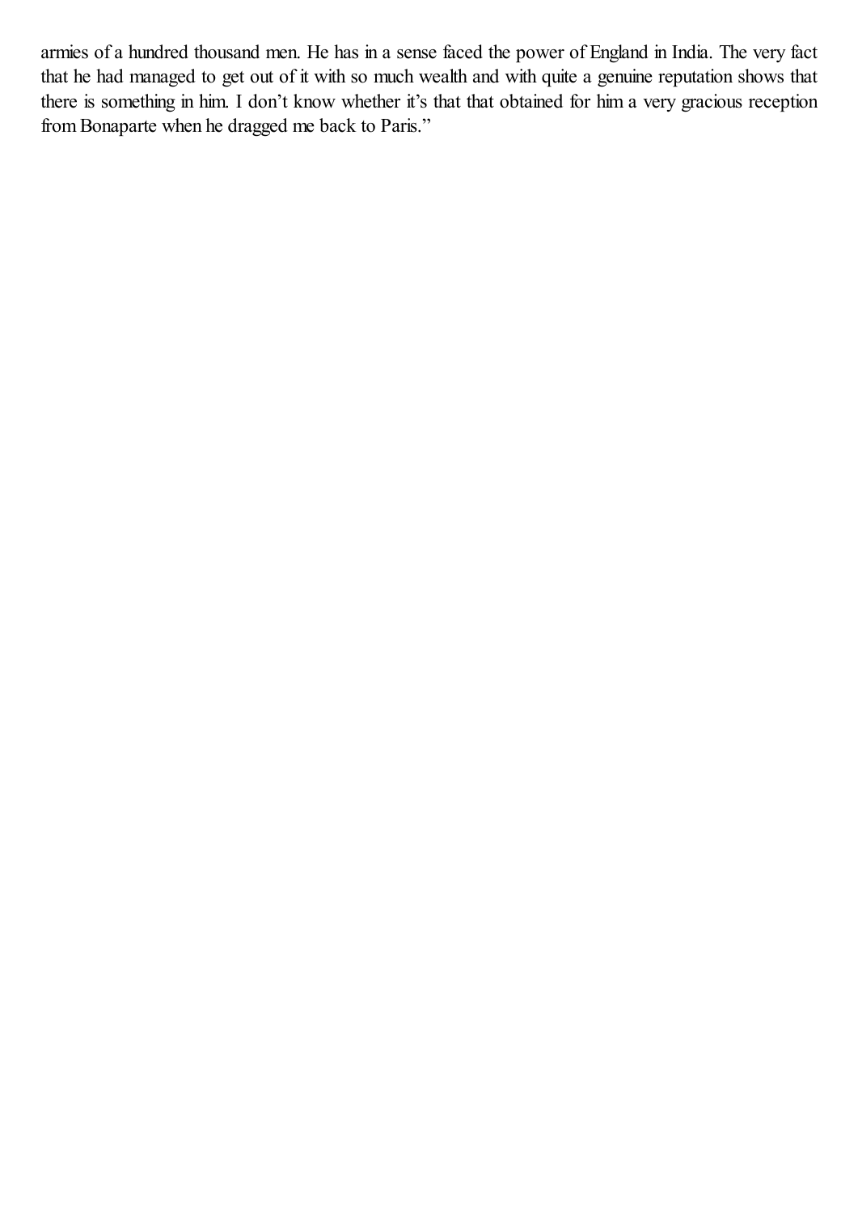armies of a hundred thousand men. He has in a sense faced the power of England in India. The very fact that he had managed to get out of it with so much wealth and with quite a genuine reputation shows that there is something in him. I don't know whether it's that that obtained for him a very gracious reception from Bonaparte when he dragged me back to Paris."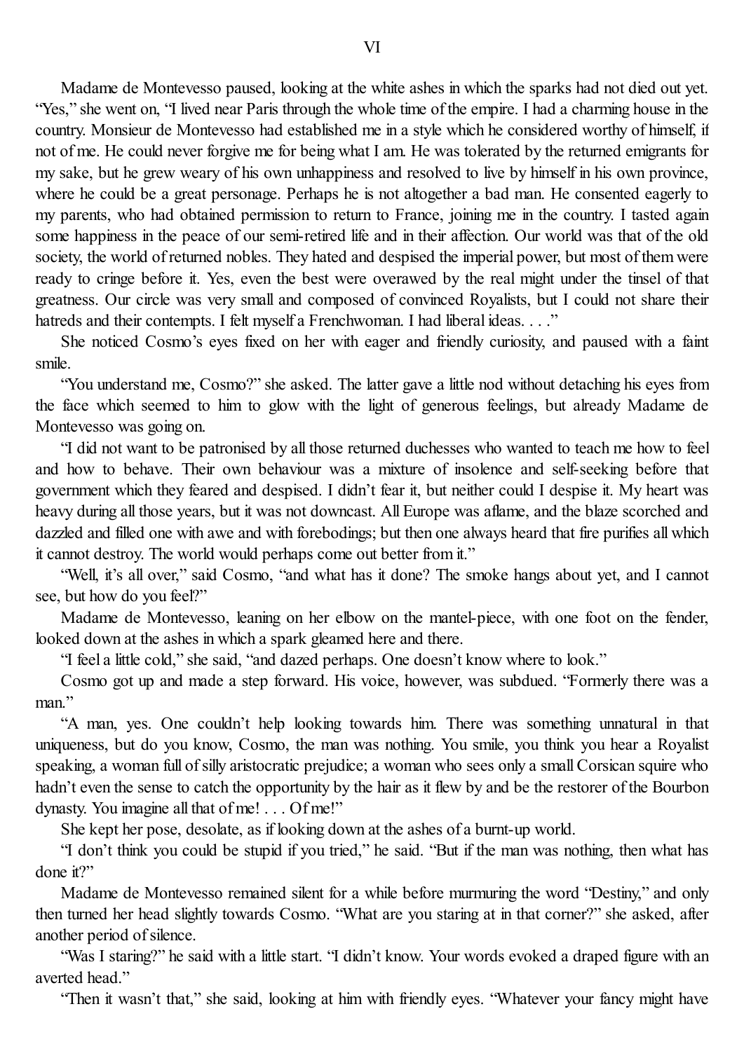## VI

Madame de Montevesso paused, looking at the white ashes in which the sparks had not died out yet. "Yes," she went on, "I lived near Paris through the whole time of the empire. I had a charming house in the country. Monsieur de Montevesso had established me in a style which he considered worthy of himself, if not of me. He could never forgive me for being what I am. He was tolerated by the returned emigrants for my sake, but he grew weary of his own unhappiness and resolved to live by himself in his own province, where he could be a great personage. Perhaps he is not altogether a bad man. He consented eagerly to my parents, who had obtained permission to return to France, joining me in the country. I tasted again some happiness in the peace of our semi-retired life and in their affection. Our world was that of the old society, the world of returned nobles. They hated and despised the imperial power, but most of them were ready to cringe before it. Yes, even the best were overawed by the real might under the tinsel of that greatness. Our circle was very small and composed of convinced Royalists, but I could not share their hatreds and their contempts. I felt myself a Frenchwoman. I had liberal ideas. . . ."

She noticed Cosmo's eyes fixed on her with eager and friendly curiosity, and paused with a faint smile.

"You understand me, Cosmo?" she asked. The latter gave a little nod without detaching his eyes from the face which seemed to him to glow with the light of generous feelings, but already Madame de Montevesso was going on.

"I did not want to be patronised by all those returned duchesses who wanted to teach me how to feel and how to behave. Their own behaviour was a mixture of insolence and self-seeking before that government which they feared and despised. I didn't fear it, but neither could I despise it. My heart was heavy during all those years, but it was not downcast. All Europe was aflame, and the blaze scorched and dazzled and filled one with awe and with forebodings; but then one always heard that fire purifies all which it cannot destroy. The world would perhaps come out better from it."

"Well, it's all over," said Cosmo, "and what has it done? The smoke hangs about yet, and I cannot see, but how do you feel?"

Madame de Montevesso, leaning on her elbow on the mantel-piece, with one foot on the fender, looked down at the ashes in which a spark gleamed here and there.

"I feel a little cold," she said, "and dazed perhaps. One doesn't know where to look."

Cosmo got up and made a step forward. His voice, however, was subdued. "Formerly there was a man."

"A man, yes. One couldn't help looking towards him. There was something unnatural in that uniqueness, but do you know, Cosmo, the man was nothing. You smile, you think you hear a Royalist speaking, a woman full of silly aristocratic prejudice; a woman who sees only a small Corsican squire who hadn't even the sense to catch the opportunity by the hair as it flew by and be the restorer of the Bourbon dynasty. You imagine all that of me! . . . Of me!"

She kept her pose, desolate, as if looking down at the ashes of a burnt-up world.

"I don't think you could be stupid if you tried," he said. "But if the man was nothing, then what has done it?"

Madame de Montevesso remained silent for a while before murmuring the word "Destiny," and only then turned her head slightly towards Cosmo. "What are you staring at in that corner?" she asked, after another period of silence.

"Was I staring?" he said with a little start. "I didn't know. Your words evoked a draped figure with an averted head."

"Then it wasn't that," she said, looking at him with friendly eyes. "Whatever your fancy might have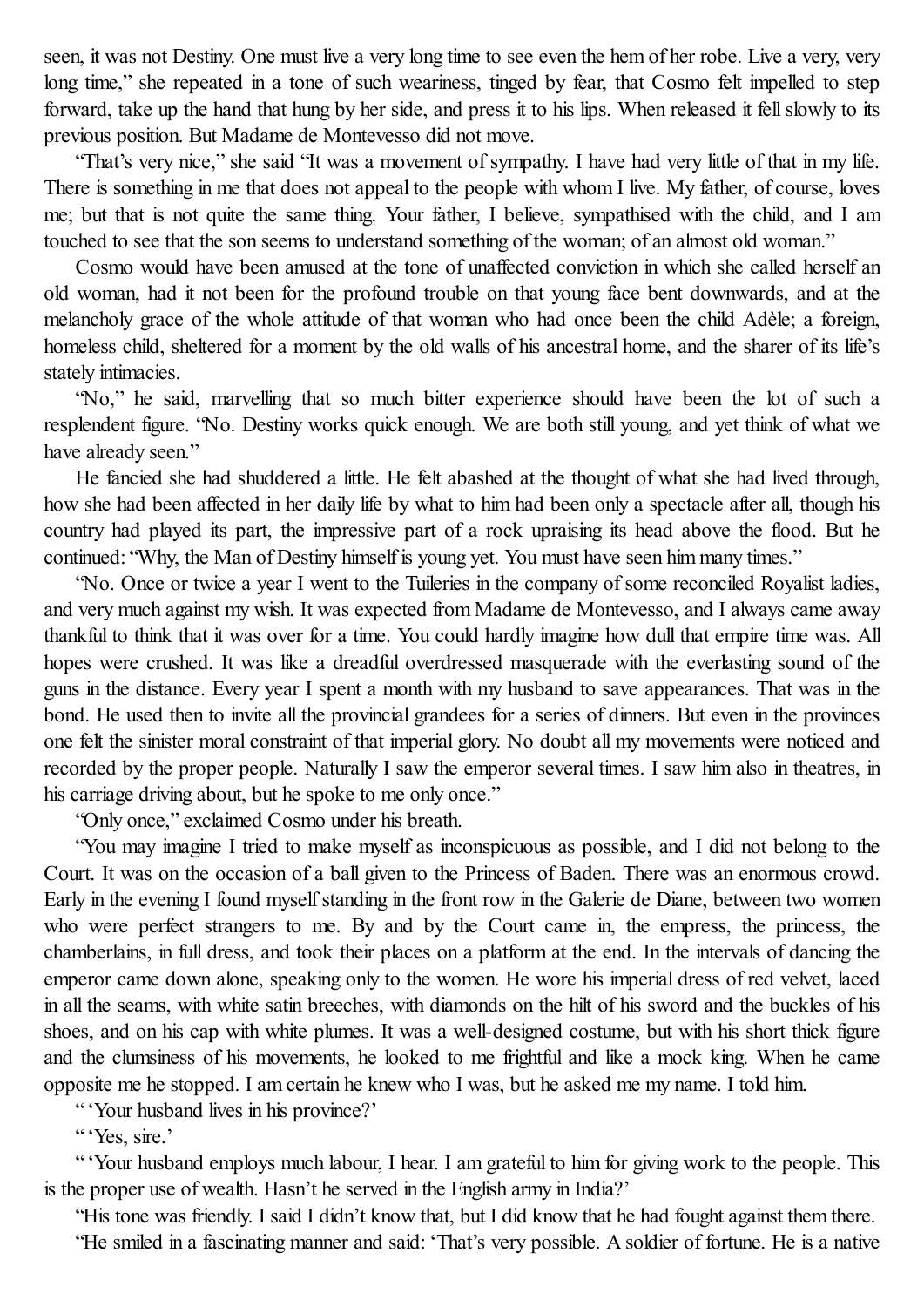seen, it was not Destiny. One must live a very long time to see even the hem of her robe. Live a very, very long time," she repeated in a tone of such weariness, tinged by fear, that Cosmo felt impelled to step forward, take up the hand that hung by her side, and press it to his lips. When released it fell slowly to its previous position. But Madame de Montevesso did not move.

"That's very nice," she said "It was a movement of sympathy. I have had very little of that in my life. There is something in me that does not appeal to the people with whom I live. My father, of course, loves me; but that is not quite the same thing. Your father, I believe, sympathised with the child, and I am touched to see that the son seems to understand something of the woman; of an almost old woman."

Cosmo would have been amused at the tone of unaffected conviction in which she called herself an old woman, had it not been for the profound trouble on that young face bent downwards, and at the melancholy grace of the whole attitude of that woman who had once been the child Adèle; a foreign, homeless child, sheltered for a moment by the old walls of his ancestral home, and the sharer of its life's stately intimacies.

"No," he said, marvelling that so much bitter experience should have been the lot of such a resplendent figure. "No. Destiny works quick enough. We are both still young, and yet think of what we have already seen."

He fancied she had shuddered a little. He felt abashed at the thought of what she had lived through, how she had been affected in her daily life by what to him had been only a spectacle after all, though his country had played its part, the impressive part of a rock upraising its head above the flood. But he continued: "Why, the Man of Destiny himself is young yet. You must have seen him many times."

"No. Once or twice a year I went to the Tuileries in the company of some reconciled Royalist ladies, and very much against my wish. It was expected from Madame de Montevesso, and I always came away thankful to think that it was over for a time. You could hardly imagine how dull that empire time was. All hopes were crushed. It was like a dreadful overdressed masquerade with the everlasting sound of the guns in the distance. Every year I spent a month with my husband to save appearances. That was in the bond. He used then to invite all the provincial grandees for a series of dinners. But even in the provinces one felt the sinister moral constraint of that imperial glory. No doubt all my movements were noticed and recorded by the proper people. Naturally I saw the emperor several times. I saw him also in theatres, in his carriage driving about, but he spoke to me only once."

"Only once," exclaimed Cosmo under his breath.

"You may imagine I tried to make myself as inconspicuous as possible, and I did not belong to the Court. It was on the occasion of a ball given to the Princess of Baden. There was an enormous crowd. Early in the evening I found myself standing in the front row in the Galerie de Diane, between two women who were perfect strangers to me. By and by the Court came in, the empress, the princess, the chamberlains, in full dress, and took their places on a platform at the end. In the intervals of dancing the emperor came down alone, speaking only to the women. He wore his imperial dress of red velvet, laced in all the seams, with white satin breeches, with diamonds on the hilt of his sword and the buckles of his shoes, and on his cap with white plumes. It was a well-designed costume, but with his short thick figure and the clumsiness of his movements, he looked to me frightful and like a mock king. When he came opposite me he stopped. I am certain he knew who I was, but he asked me my name. I told him.

" 'Your husband lives in his province?'

" 'Yes, sire.'

" 'Your husband employs much labour, I hear. I am grateful to him for giving work to the people. This is the proper use of wealth. Hasn't he served in the English army in India?'

"His tone was friendly. I said I didn't know that, but I did know that he had fought against them there.

"He smiled in a fascinating manner and said: 'That's very possible. A soldier of fortune. He is a native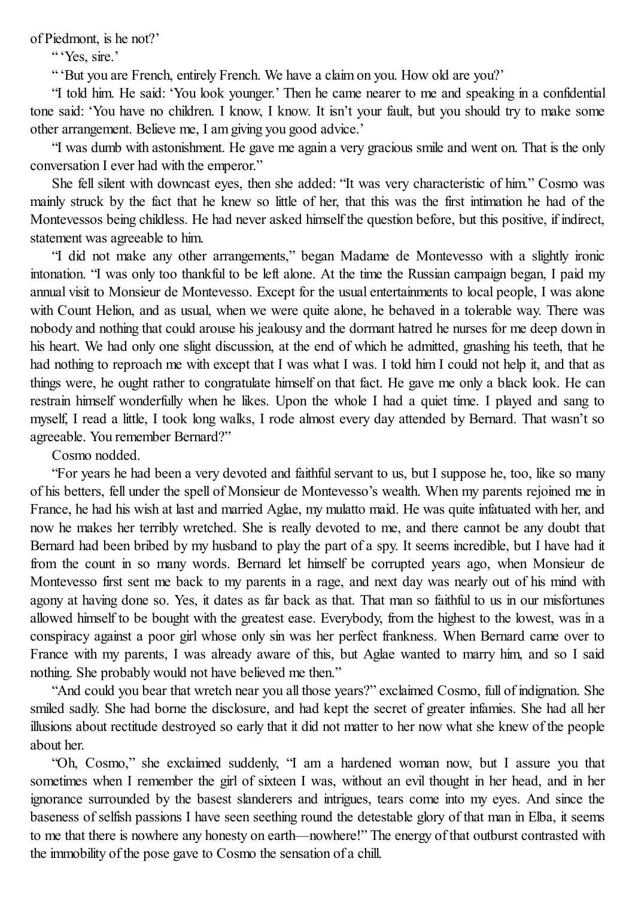of Piedmont, is he not?'

" 'Yes, sire.'

" 'But you are French, entirely French. We have a claim on you. How old are you?'

"I told him. He said: 'You look younger.' Then he came nearer to me and speaking in a confidential tone said: 'You have no children. I know, I know. It isn't your fault, but you should try to make some other arrangement. Believe me, I am giving you good advice.'

"I was dumb with astonishment. He gave me again a very gracious smile and went on. That is the only conversation I ever had with the emperor."

She fell silent with downcast eyes, then she added: "It was very characteristic of him." Cosmo was mainly struck by the fact that he knew so little of her, that this was the first intimation he had of the Montevessos being childless. He had never asked himself the question before, but this positive, if indirect, statement was agreeable to him.

"I did not make any other arrangements," began Madame de Montevesso with a slightly ironic intonation. "I was only too thankful to be left alone. At the time the Russian campaign began, I paid my annual visit to Monsieur de Montevesso. Except for the usual entertainments to local people, I was alone with Count Helion, and as usual, when we were quite alone, he behaved in a tolerable way. There was nobody and nothing that could arouse his jealousy and the dormant hatred he nurses for me deep down in his heart. We had only one slight discussion, at the end of which he admitted, gnashing his teeth, that he had nothing to reproach me with except that I was what I was. I told him I could not help it, and that as things were, he ought rather to congratulate himself on that fact. He gave me only a black look. He can restrain himself wonderfully when he likes. Upon the whole I had a quiet time. I played and sang to myself, I read a little, I took long walks, I rode almost every day attended by Bernard. That wasn't so agreeable. You remember Bernard?"

Cosmo nodded.

"For years he had been a very devoted and faithful servant to us, but I suppose he, too, like so many of his betters, fell under the spell of Monsieur de Montevesso's wealth. When my parents rejoined me in France, he had his wish at last and married Aglae, my mulatto maid. He was quite infatuated with her, and now he makes her terribly wretched. She is really devoted to me, and there cannot be any doubt that Bernard had been bribed by my husband to play the part of a spy. It seems incredible, but I have had it from the count in so many words. Bernard let himself be corrupted years ago, when Monsieur de Montevesso first sent me back to my parents in a rage, and next day was nearly out of his mind with agony at having done so. Yes, it dates as far back as that. That man so faithful to us in our misfortunes allowed himself to be bought with the greatest ease. Everybody, from the highest to the lowest, was in a conspiracy against a poor girl whose only sin was her perfect frankness. When Bernard came over to France with my parents, I was already aware of this, but Aglae wanted to marry him, and so I said nothing. She probably would not have believed me then."

"And could you bear that wretch near you all those years?" exclaimed Cosmo, full of indignation. She smiled sadly. She had borne the disclosure, and had kept the secret of greater infamies. She had all her illusions about rectitude destroyed so early that it did not matter to her now what she knew of the people about her.

"Oh, Cosmo," she exclaimed suddenly, "I am a hardened woman now, but I assure you that sometimes when I remember the girl of sixteen I was, without an evil thought in her head, and in her ignorance surrounded by the basest slanderers and intrigues, tears come into my eyes. And since the baseness of selfish passions I have seen seething round the detestable glory of that man in Elba, it seems to me that there is nowhere any honesty on earth—nowhere!" The energy of that outburst contrasted with the immobility of the pose gave to Cosmo the sensation of a chill.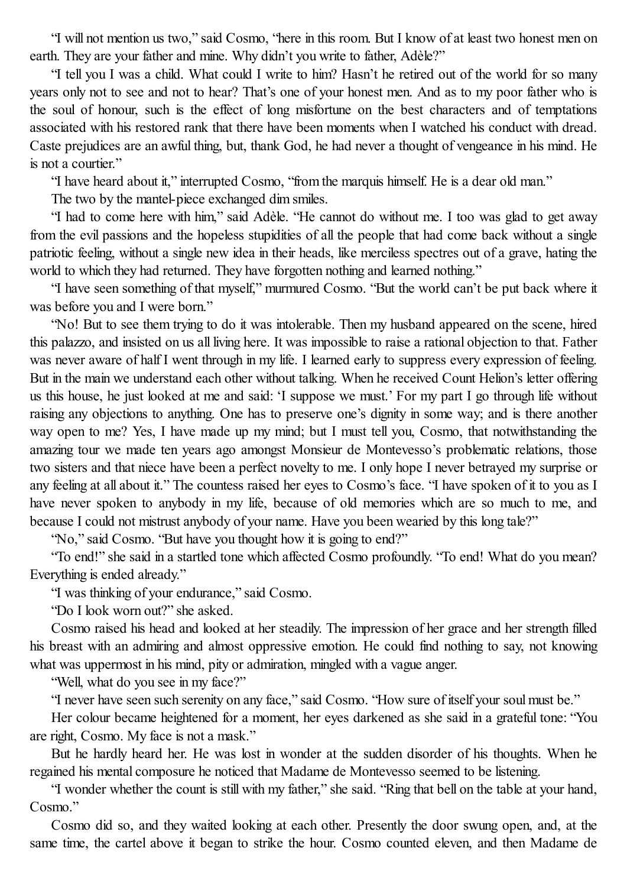"I will not mention us two," said Cosmo, "here in this room. But I know of at least two honest men on earth. They are your father and mine. Why didn't you write to father, Adèle?"

"I tell you I was a child. What could I write to him? Hasn't he retired out of the world for so many years only not to see and not to hear? That's one of your honest men. And as to my poor father who is the soul of honour, such is the effect of long misfortune on the best characters and of temptations associated with his restored rank that there have been moments when I watched his conduct with dread. Caste prejudices are an awful thing, but, thank God, he had never a thought of vengeance in his mind. He is not a courtier."

"I have heard about it," interrupted Cosmo, "from the marquis himself. He is a dear old man."

The two by the mantel-piece exchanged dim smiles.

"I had to come here with him," said Adèle. "He cannot do without me. I too was glad to get away from the evil passions and the hopeless stupidities of all the people that had come back without a single patriotic feeling, without a single new idea in their heads, like merciless spectres out of a grave, hating the world to which they had returned. They have forgotten nothing and learned nothing."

"I have seen something of that myself," murmured Cosmo. "But the world can't be put back where it was before you and I were born."

"No! But to see them trying to do it was intolerable. Then my husband appeared on the scene, hired this palazzo, and insisted on us all living here. It was impossible to raise a rational objection to that. Father was never aware of half I went through in my life. I learned early to suppress every expression of feeling. But in the main we understand each other without talking. When he received Count Helion's letter offering us this house, he just looked at me and said: 'I suppose we must.' For my part I go through life without raising any objections to anything. One has to preserve one's dignity in some way; and is there another way open to me? Yes, I have made up my mind; but I must tell you, Cosmo, that notwithstanding the amazing tour we made ten years ago amongst Monsieur de Montevesso's problematic relations, those two sisters and that niece have been a perfect novelty to me. I only hope I never betrayed my surprise or any feeling at all about it." The countess raised her eyes to Cosmo's face. "I have spoken of it to you as I have never spoken to anybody in my life, because of old memories which are so much to me, and because I could not mistrust anybody of your name. Have you been wearied by this long tale?"

"No," said Cosmo. "But have you thought how it is going to end?"

"To end!" she said in a startled tone which affected Cosmo profoundly. "To end! What do you mean? Everything is ended already."

"I was thinking of your endurance," said Cosmo.

"Do I look worn out?" she asked.

Cosmo raised his head and looked at her steadily. The impression of her grace and her strength filled his breast with an admiring and almost oppressive emotion. He could find nothing to say, not knowing what was uppermost in his mind, pity or admiration, mingled with a vague anger.

"Well, what do you see in my face?"

"I never have seen such serenity on any face," said Cosmo. "How sure of itself your soul must be."

Her colour became heightened for a moment, her eyes darkened as she said in a grateful tone: "You are right, Cosmo. My face is not a mask."

But he hardly heard her. He was lost in wonder at the sudden disorder of his thoughts. When he regained his mental composure he noticed that Madame de Montevesso seemed to be listening.

"I wonder whether the count is still with my father," she said. "Ring that bell on the table at your hand, Cosmo."

Cosmo did so, and they waited looking at each other. Presently the door swung open, and, at the same time, the cartel above it began to strike the hour. Cosmo counted eleven, and then Madame de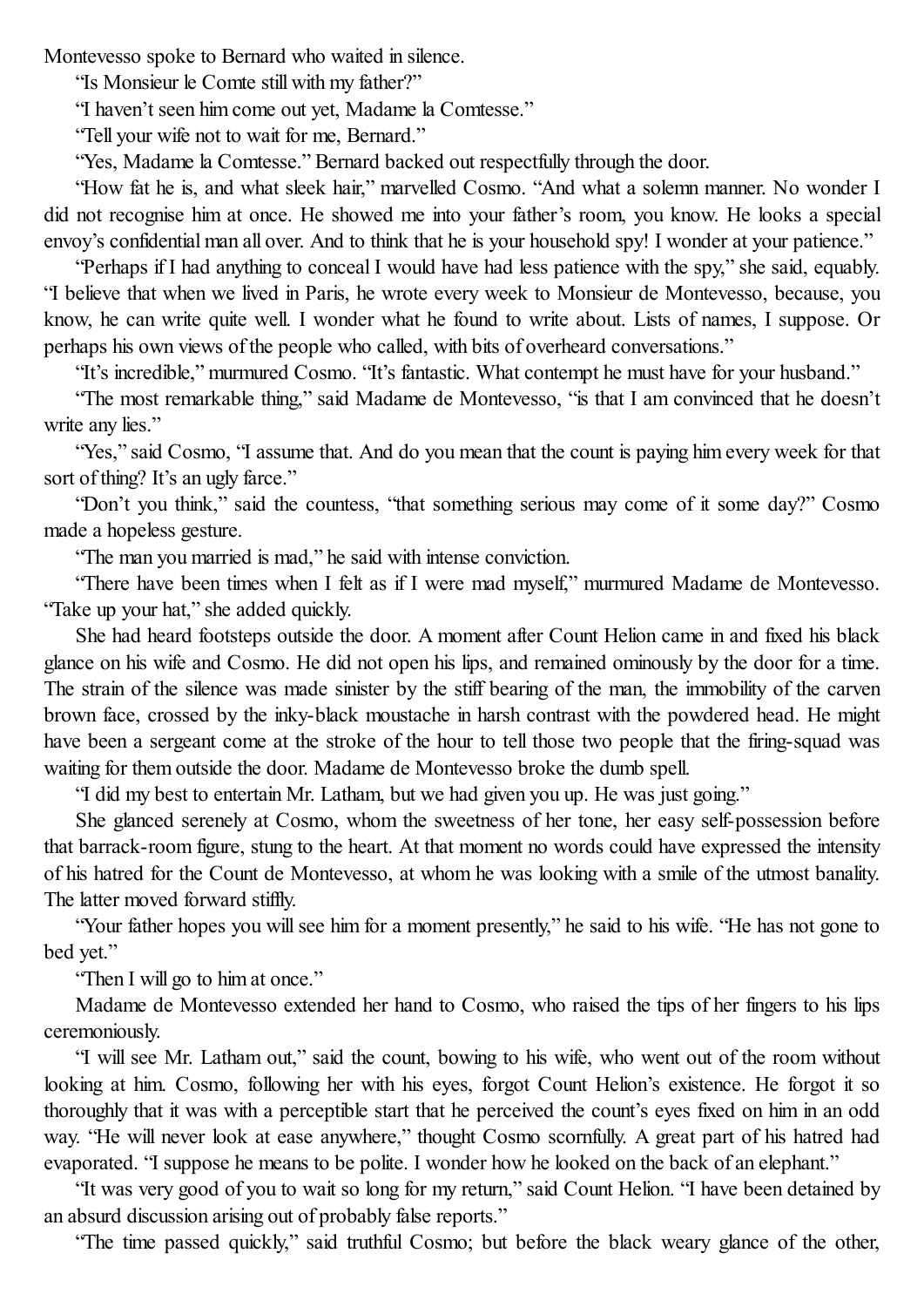Montevesso spoke to Bernard who waited in silence.

"Is Monsieur le Comte still with my father?"

"I haven't seen him come out yet, Madame la Comtesse."

"Tell your wife not to wait for me, Bernard."

"Yes, Madame la Comtesse." Bernard backed out respectfully through the door.

"How fat he is, and what sleek hair," marvelled Cosmo. "And what a solemn manner. No wonder I did not recognise him at once. He showed me into your father's room, you know. He looks a special envoy's confidential man all over. And to think that he is your household spy! I wonder at your patience."

"Perhaps if I had anything to conceal I would have had less patience with the spy," she said, equably. "I believe that when we lived in Paris, he wrote every week to Monsieur de Montevesso, because, you know, he can write quite well. I wonder what he found to write about. Lists of names, I suppose. Or perhaps his own views of the people who called, with bits of overheard conversations."

"It's incredible," murmured Cosmo. "It's fantastic. What contempt he must have for your husband."

"The most remarkable thing," said Madame de Montevesso, "is that I am convinced that he doesn't write any lies."

"Yes," said Cosmo, "I assume that. And do you mean that the count is paying him every week for that sort of thing? It's an ugly farce."

"Don't you think," said the countess, "that something serious may come of it some day?" Cosmo made a hopeless gesture.

"The man you married is mad," he said with intense conviction.

"There have been times when I felt as if I were mad myself," murmured Madame de Montevesso. "Take up your hat," she added quickly.

She had heard footsteps outside the door. A moment after Count Helion came in and fixed his black glance on his wife and Cosmo. He did not open his lips, and remained ominously by the door for a time. The strain of the silence was made sinister by the stiff bearing of the man, the immobility of the carven brown face, crossed by the inky-black moustache in harsh contrast with the powdered head. He might have been a sergeant come at the stroke of the hour to tell those two people that the firing-squad was waiting for them outside the door. Madame de Montevesso broke the dumb spell.

"I did my best to entertain Mr. Latham, but we had given you up. He was just going."

She glanced serenely at Cosmo, whom the sweetness of her tone, her easy self-possession before that barrack-room figure, stung to the heart. At that moment no words could have expressed the intensity of his hatred for the Count de Montevesso, at whom he was looking with a smile of the utmost banality. The latter moved forward stiffly.

"Your father hopes you will see him for a moment presently," he said to his wife. "He has not gone to bed yet."

"Then I will go to him at once."

Madame de Montevesso extended her hand to Cosmo, who raised the tips of her fingers to his lips ceremoniously.

"I will see Mr. Latham out," said the count, bowing to his wife, who went out of the room without looking at him. Cosmo, following her with his eyes, forgot Count Helion's existence. He forgot it so thoroughly that it was with a perceptible start that he perceived the count's eyes fixed on him in an odd way. "He will never look at ease anywhere," thought Cosmo scornfully. A great part of his hatred had evaporated. "I suppose he means to be polite. I wonder how he looked on the back of an elephant."

"It was very good of you to wait so long for my return," said Count Helion. "I have been detained by an absurd discussion arising out of probably false reports."

"The time passed quickly," said truthful Cosmo; but before the black weary glance of the other,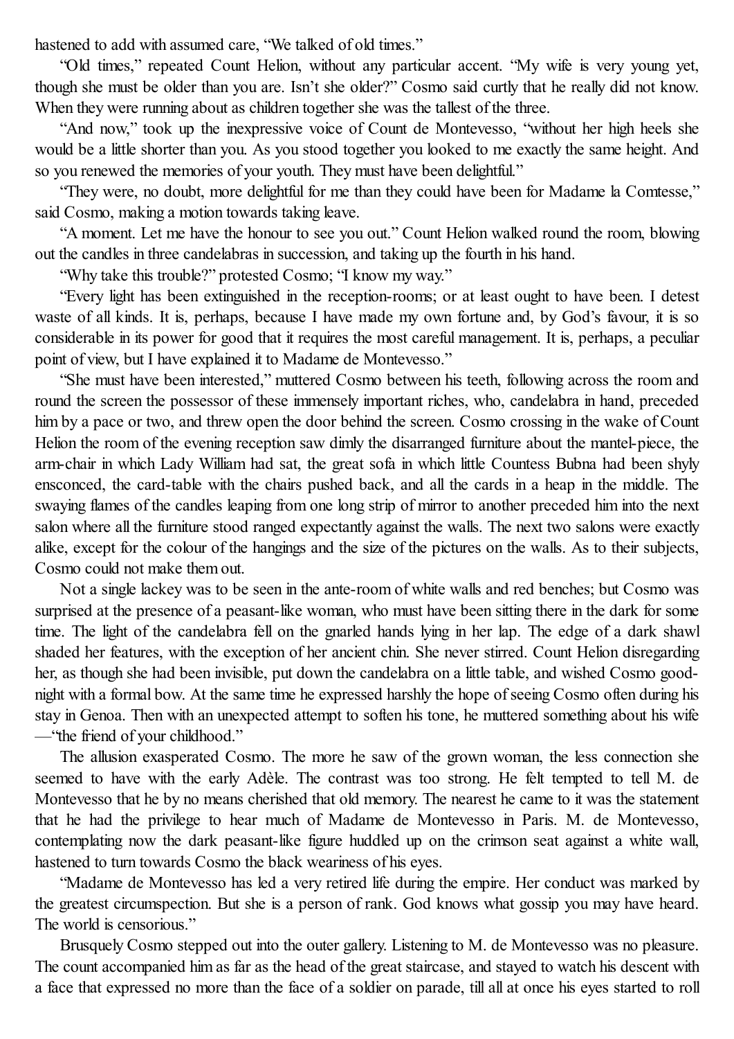hastened to add with assumed care, "We talked of old times."

"Old times," repeated Count Helion, without any particular accent. "My wife is very young yet, though she must be older than you are. Isn't she older?" Cosmo said curtly that he really did not know. When they were running about as children together she was the tallest of the three.

"And now," took up the inexpressive voice of Count de Montevesso, "without her high heels she would be a little shorter than you. As you stood together you looked to me exactly the same height. And so you renewed the memories of your youth. They must have been delightful."

"They were, no doubt, more delightful for me than they could have been for Madame la Comtesse," said Cosmo, making a motion towards taking leave.

"A moment. Let me have the honour to see you out." Count Helion walked round the room, blowing out the candles in three candelabras in succession, and taking up the fourth in his hand.

"Why take this trouble?" protested Cosmo; "I know my way."

"Every light has been extinguished in the reception-rooms; or at least ought to have been. I detest waste of all kinds. It is, perhaps, because I have made my own fortune and, by God's favour, it is so considerable in its power for good that it requires the most careful management. It is, perhaps, a peculiar point of view, but I have explained it to Madame de Montevesso."

"She must have been interested," muttered Cosmo between his teeth, following across the room and round the screen the possessor of these immensely important riches, who, candelabra in hand, preceded him by a pace or two, and threw open the door behind the screen. Cosmo crossing in the wake of Count Helion the room of the evening reception saw dimly the disarranged furniture about the mantel-piece, the arm-chair in which Lady William had sat, the great sofa in which little Countess Bubna had been shyly ensconced, the card-table with the chairs pushed back, and all the cards in a heap in the middle. The swaying flames of the candles leaping from one long strip of mirror to another preceded him into the next salon where all the furniture stood ranged expectantly against the walls. The next two salons were exactly alike, except for the colour of the hangings and the size of the pictures on the walls. As to their subjects, Cosmo could not make them out.

Not a single lackey was to be seen in the ante-room of white walls and red benches; but Cosmo was surprised at the presence of a peasant-like woman, who must have been sitting there in the dark for some time. The light of the candelabra fell on the gnarled hands lying in her lap. The edge of a dark shawl shaded her features, with the exception of her ancient chin. She never stirred. Count Helion disregarding her, as though she had been invisible, put down the candelabra on a little table, and wished Cosmo good-night with a formal bow. At the same time he expressed harshly the hope of seeing Cosmo often during his stay in Genoa. Then with an unexpected attempt to soften his tone, he muttered something about his wife—"the friend of your childhood."

The allusion exasperated Cosmo. The more he saw of the grown woman, the less connection she seemed to have with the early Adèle. The contrast was too strong. He felt tempted to tell M. de Montevesso that he by no means cherished that old memory. The nearest he came to it was the statement that he had the privilege to hear much of Madame de Montevesso in Paris. M. de Montevesso, contemplating now the dark peasant-like figure huddled up on the crimson seat against a white wall, hastened to turn towards Cosmo the black weariness of his eyes.

"Madame de Montevesso has led a very retired life during the empire. Her conduct was marked by the greatest circumspection. But she is a person of rank. God knows what gossip you may have heard. The world is censorious."

Brusquely Cosmo stepped out into the outer gallery. Listening to M. de Montevesso was no pleasure. The count accompanied him as far as the head of the great staircase, and stayed to watch his descent with a face that expressed no more than the face of a soldier on parade, till all at once his eyes started to roll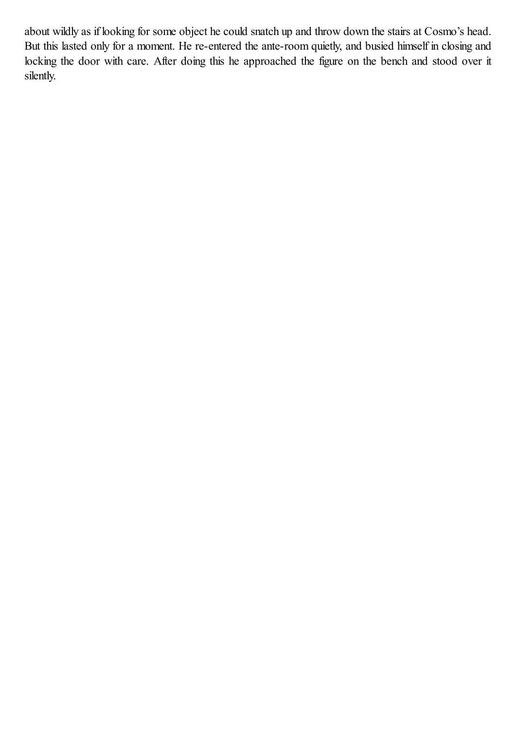about wildly as if looking for some object he could snatch up and throw down the stairs at Cosmo's head. But this lasted only for a moment. He re-entered the ante-room quietly, and busied himself in closing and locking the door with care. After doing this he approached the figure on the bench and stood over it silently.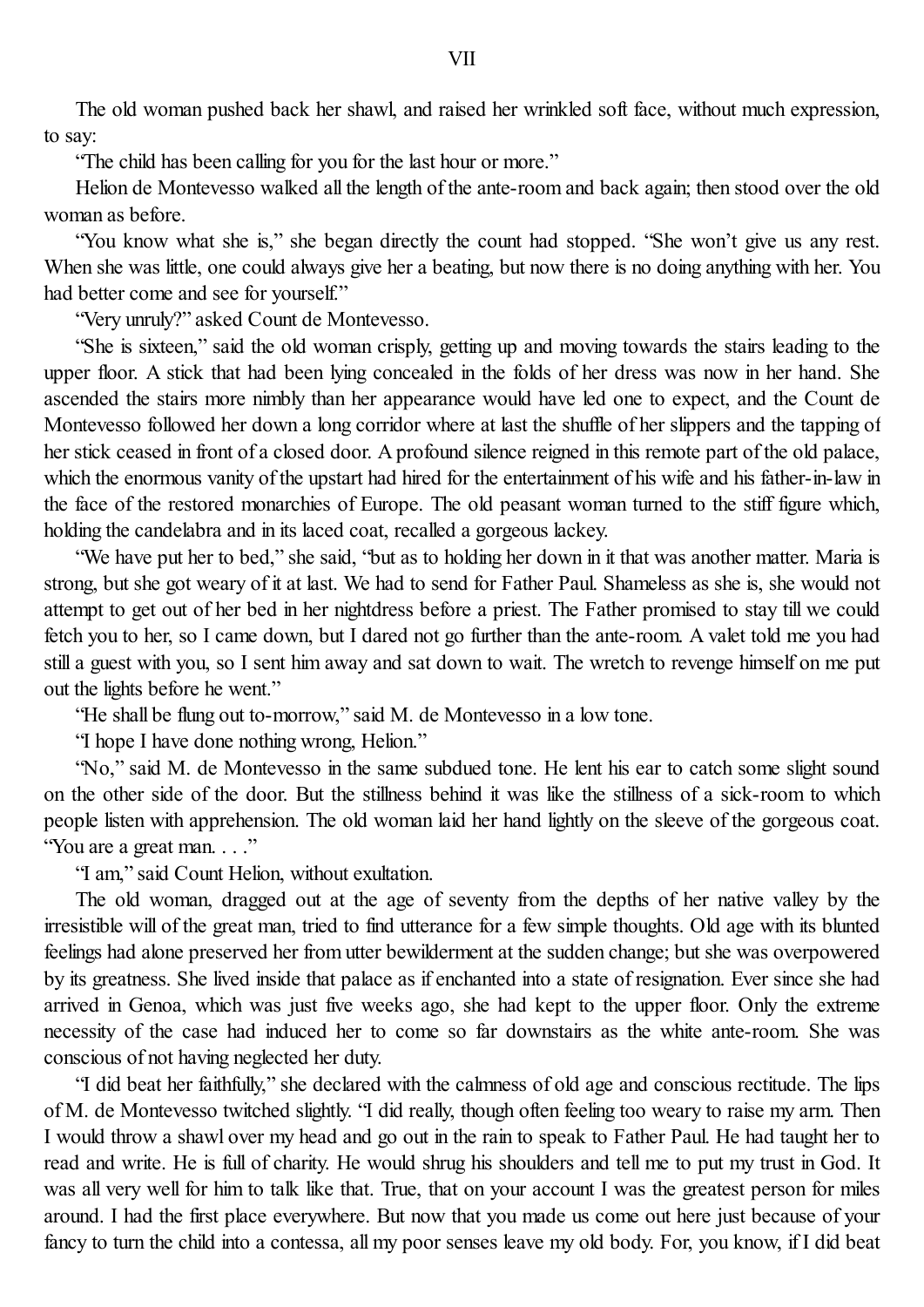# VII

The old woman pushed back her shawl, and raised her wrinkled soft face, without much expression, to say:

"The child has been calling for you for the last hour or more."

Helion de Montevesso walked all the length of the ante-room and back again; then stood over the old woman as before.

"You know what she is," she began directly the count had stopped. "She won't give us any rest. When she was little, one could always give her a beating, but now there is no doing anything with her. You had better come and see for yourself."

"Very unruly?" asked Count de Montevesso.

"She is sixteen," said the old woman crisply, getting up and moving towards the stairs leading to the upper floor. A stick that had been lying concealed in the folds of her dress was now in her hand. She ascended the stairs more nimbly than her appearance would have led one to expect, and the Count de Montevesso followed her down a long corridor where at last the shuffle of her slippers and the tapping of her stick ceased in front of a closed door. A profound silence reigned in this remote part of the old palace, which the enormous vanity of the upstart had hired for the entertainment of his wife and his father-in-law in the face of the restored monarchies of Europe. The old peasant woman turned to the stiff figure which, holding the candelabra and in its laced coat, recalled a gorgeous lackey.

"We have put her to bed," she said, "but as to holding her down in it that was another matter. Maria is strong, but she got weary of it at last. We had to send for Father Paul. Shameless as she is, she would not attempt to get out of her bed in her nightdress before a priest. The Father promised to stay till we could fetch you to her, so I came down, but I dared not go further than the ante-room. A valet told me you had still a guest with you, so I sent him away and sat down to wait. The wretch to revenge himself on me put out the lights before he went."

"He shall be flung out to-morrow," said M. de Montevesso in a low tone.

"I hope I have done nothing wrong, Helion."

"No," said M. de Montevesso in the same subdued tone. He lent his ear to catch some slight sound on the other side of the door. But the stillness behind it was like the stillness of a sick-room to which people listen with apprehension. The old woman laid her hand lightly on the sleeve of the gorgeous coat. "You are a great man. . . ."

"I am," said Count Helion, without exultation.

The old woman, dragged out at the age of seventy from the depths of her native valley by the irresistible will of the great man, tried to find utterance for a few simple thoughts. Old age with its blunted feelings had alone preserved her from utter bewilderment at the sudden change; but she was overpowered by its greatness. She lived inside that palace as if enchanted into a state of resignation. Ever since she had arrived in Genoa, which was just five weeks ago, she had kept to the upper floor. Only the extreme necessity of the case had induced her to come so far downstairs as the white ante-room. She was conscious of not having neglected her duty.

"I did beat her faithfully," she declared with the calmness of old age and conscious rectitude. The lips of M. de Montevesso twitched slightly. "I did really, though often feeling too weary to raise my arm. Then I would throw a shawl over my head and go out in the rain to speak to Father Paul. He had taught her to read and write. He is full of charity. He would shrug his shoulders and tell me to put my trust in God. It was all very well for him to talk like that. True, that on your account I was the greatest person for miles around. I had the first place everywhere. But now that you made us come out here just because of your fancy to turn the child into a contessa, all my poor senses leave my old body. For, you know, if I did beat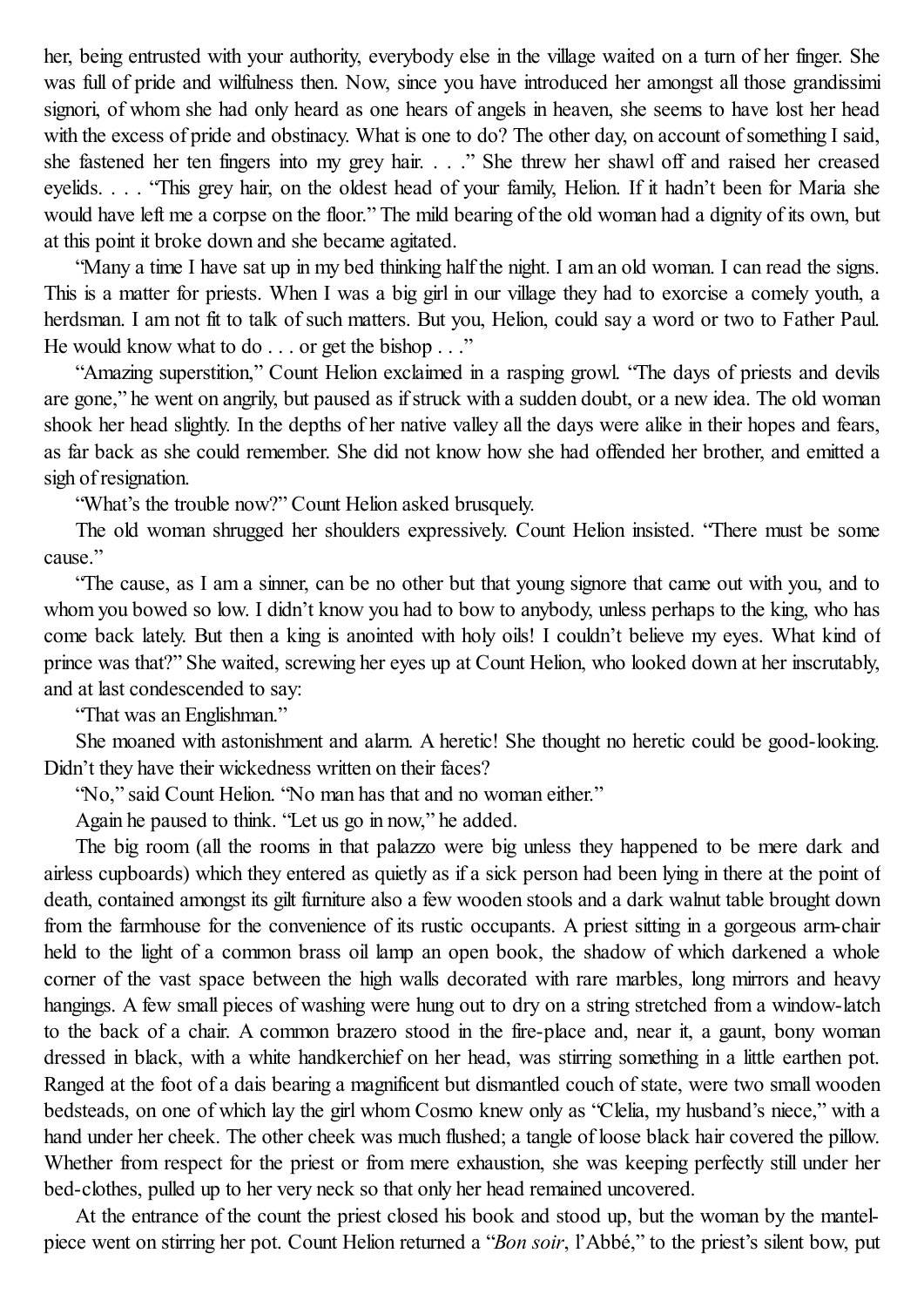her, being entrusted with your authority, everybody else in the village waited on a turn of her finger. She was full of pride and wilfulness then. Now, since you have introduced her amongst all those grandissimi signori, of whom she had only heard as one hears of angels in heaven, she seems to have lost her head with the excess of pride and obstinacy. What is one to do? The other day, on account of something I said, she fastened her ten fingers into my grey hair. . . ." She threw her shawl off and raised her creased eyelids. . . . "This grey hair, on the oldest head of your family, Helion. If it hadn't been for Maria she would have left me a corpse on the floor." The mild bearing of the old woman had a dignity of its own, but at this point it broke down and she became agitated.

"Many a time I have sat up in my bed thinking half the night. I am an old woman. I can read the signs. This is a matter for priests. When I was a big girl in our village they had to exorcise a comely youth, a herdsman. I am not fit to talk of such matters. But you, Helion, could say a word or two to Father Paul. He would know what to do . . . or get the bishop . . ."

"Amazing superstition," Count Helion exclaimed in a rasping growl. "The days of priests and devils are gone," he went on angrily, but paused as if struck with a sudden doubt, or a new idea. The old woman shook her head slightly. In the depths of her native valley all the days were alike in their hopes and fears, as far back as she could remember. She did not know how she had offended her brother, and emitted a sigh of resignation.

"What's the trouble now?" Count Helion asked brusquely.

The old woman shrugged her shoulders expressively. Count Helion insisted. "There must be some cause."

"The cause, as I am a sinner, can be no other but that young signore that came out with you, and to whom you bowed so low. I didn't know you had to bow to anybody, unless perhaps to the king, who has come back lately. But then a king is anointed with holy oils! I couldn't believe my eyes. What kind of prince was that?" She waited, screwing her eyes up at Count Helion, who looked down at her inscrutably, and at last condescended to say:

"That was an Englishman."

She moaned with astonishment and alarm. A heretic! She thought no heretic could be good-looking. Didn't they have their wickedness written on their faces?

"No," said Count Helion. "No man has that and no woman either."

Again he paused to think. "Let us go in now," he added.

The big room (all the rooms in that palazzo were big unless they happened to be mere dark and airless cupboards) which they entered as quietly as if a sick person had been lying in there at the point of death, contained amongst its gilt furniture also a few wooden stools and a dark walnut table brought down from the farmhouse for the convenience of its rustic occupants. A priest sitting in a gorgeous arm-chair held to the light of a common brass oil lamp an open book, the shadow of which darkened a whole corner of the vast space between the high walls decorated with rare marbles, long mirrors and heavy hangings. A few small pieces of washing were hung out to dry on a string stretched from a window-latch to the back of a chair. A common brazero stood in the fire-place and, near it, a gaunt, bony woman dressed in black, with a white handkerchief on her head, was stirring something in a little earthen pot. Ranged at the foot of a dais bearing a magnificent but dismantled couch of state, were two small wooden bedsteads, on one of which lay the girl whom Cosmo knew only as "Clelia, my husband's niece," with a hand under her cheek. The other cheek was much flushed; a tangle of loose black hair covered the pillow. Whether from respect for the priest or from mere exhaustion, she was keeping perfectly still under her bed-clothes, pulled up to her very neck so that only her head remained uncovered.

At the entrance of the count the priest closed his book and stood up, but the woman by the mantel-piece went on stirring her pot. Count Helion returned a "*Bon soir*, l'Abbé," to the priest's silent bow, put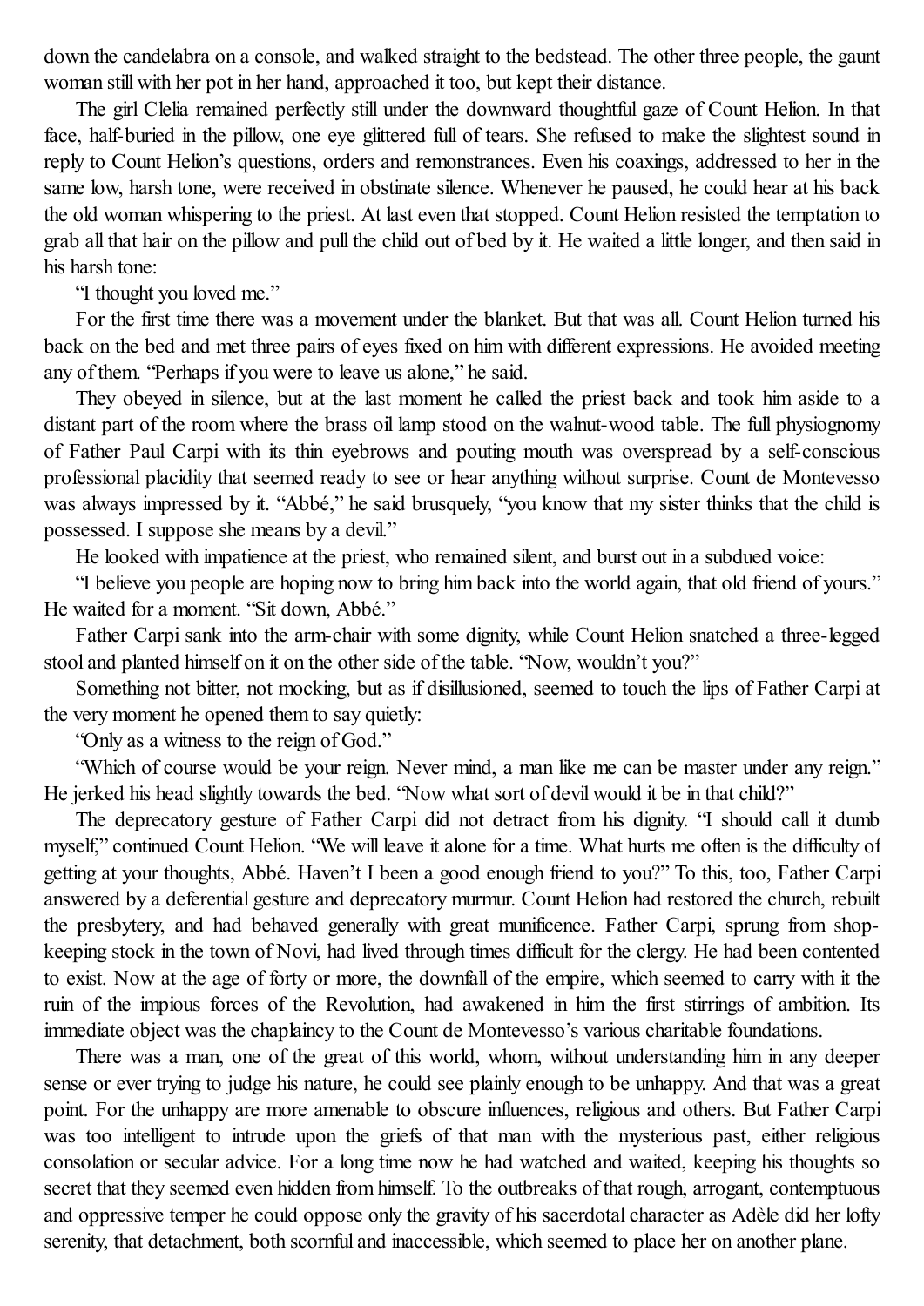down the candelabra on a console, and walked straight to the bedstead. The other three people, the gaunt woman still with her pot in her hand, approached it too, but kept their distance.

The girl Clelia remained perfectly still under the downward thoughtful gaze of Count Helion. In that face, half-buried in the pillow, one eye glittered full of tears. She refused to make the slightest sound in reply to Count Helion's questions, orders and remonstrances. Even his coaxings, addressed to her in the same low, harsh tone, were received in obstinate silence. Whenever he paused, he could hear at his back the old woman whispering to the priest. At last even that stopped. Count Helion resisted the temptation to grab all that hair on the pillow and pull the child out of bed by it. He waited a little longer, and then said in his harsh tone:

"I thought you loved me."

For the first time there was a movement under the blanket. But that was all. Count Helion turned his back on the bed and met three pairs of eyes fixed on him with different expressions. He avoided meeting any of them. "Perhaps if you were to leave us alone," he said.

They obeyed in silence, but at the last moment he called the priest back and took him aside to a distant part of the room where the brass oil lamp stood on the walnut-wood table. The full physiognomy of Father Paul Carpi with its thin eyebrows and pouting mouth was overspread by a self-conscious professional placidity that seemed ready to see or hear anything without surprise. Count de Montevesso was always impressed by it. "Abbé," he said brusquely, "you know that my sister thinks that the child is possessed. I suppose she means by a devil."

He looked with impatience at the priest, who remained silent, and burst out in a subdued voice:

"I believe you people are hoping now to bring him back into the world again, that old friend of yours." He waited for a moment. "Sit down, Abbé."

Father Carpi sank into the arm-chair with some dignity, while Count Helion snatched a three-legged stool and planted himself on it on the other side of the table. "Now, wouldn't you?"

Something not bitter, not mocking, but as if disillusioned, seemed to touch the lips of Father Carpi at the very moment he opened them to say quietly:

"Only as a witness to the reign of God."

"Which of course would be your reign. Never mind, a man like me can be master under any reign." He jerked his head slightly towards the bed. "Now what sort of devil would it be in that child?"

The deprecatory gesture of Father Carpi did not detract from his dignity. "I should call it dumb myself," continued Count Helion. "We will leave it alone for a time. What hurts me often is the difficulty of getting at your thoughts, Abbé. Haven't I been a good enough friend to you?" To this, too, Father Carpi answered by a deferential gesture and deprecatory murmur. Count Helion had restored the church, rebuilt the presbytery, and had behaved generally with great munificence. Father Carpi, sprung from shop-keeping stock in the town of Novi, had lived through times difficult for the clergy. He had been contented to exist. Now at the age of forty or more, the downfall of the empire, which seemed to carry with it the ruin of the impious forces of the Revolution, had awakened in him the first stirrings of ambition. Its immediate object was the chaplaincy to the Count de Montevesso's various charitable foundations.

There was a man, one of the great of this world, whom, without understanding him in any deeper sense or ever trying to judge his nature, he could see plainly enough to be unhappy. And that was a great point. For the unhappy are more amenable to obscure influences, religious and others. But Father Carpi was too intelligent to intrude upon the griefs of that man with the mysterious past, either religious consolation or secular advice. For a long time now he had watched and waited, keeping his thoughts so secret that they seemed even hidden from himself. To the outbreaks of that rough, arrogant, contemptuous and oppressive temper he could oppose only the gravity of his sacerdotal character as Adèle did her lofty serenity, that detachment, both scornful and inaccessible, which seemed to place her on another plane.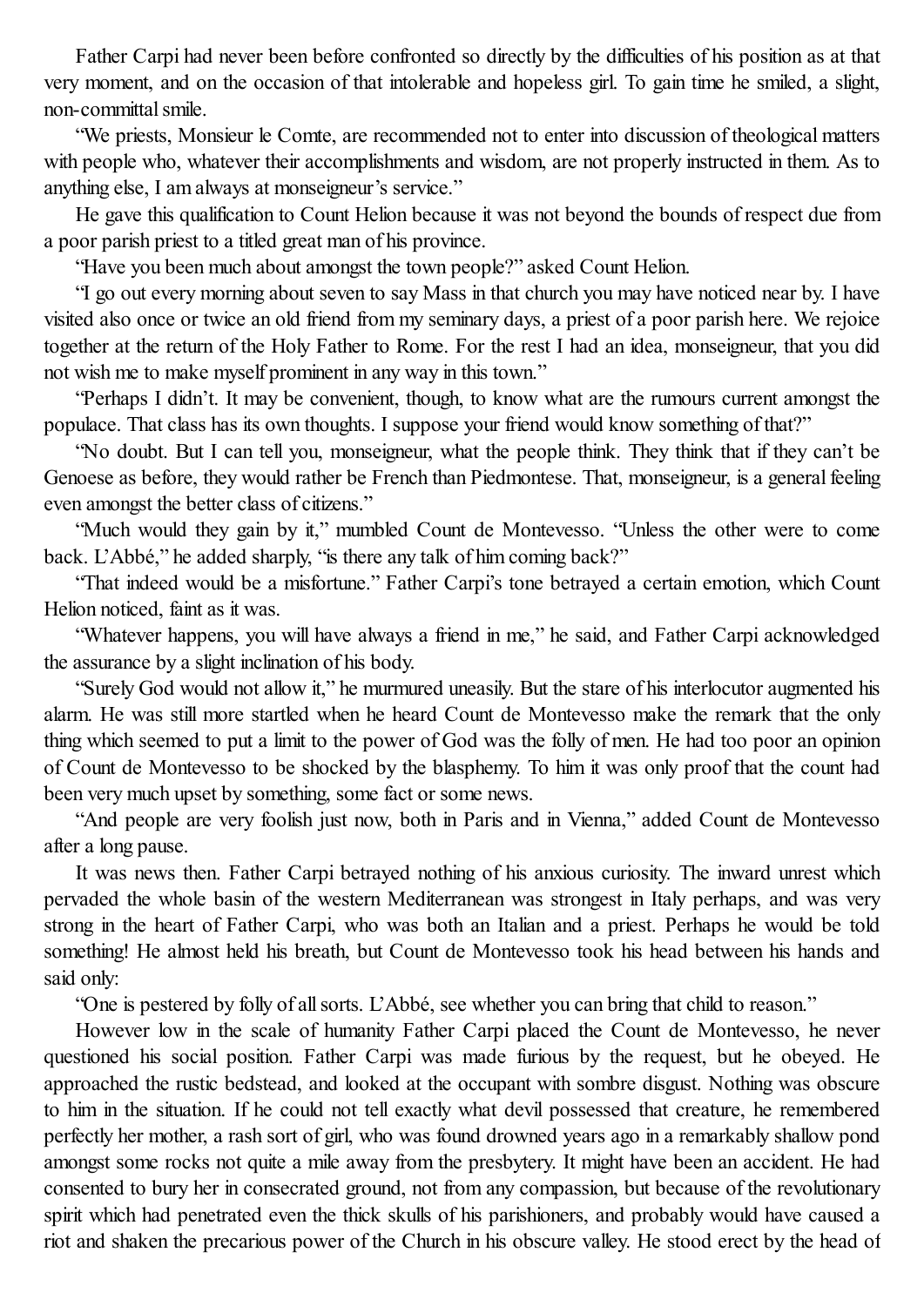Father Carpi had never been before confronted so directly by the difficulties of his position as at that very moment, and on the occasion of that intolerable and hopeless girl. To gain time he smiled, a slight, non-committal smile.

"We priests, Monsieur le Comte, are recommended not to enter into discussion of theological matters with people who, whatever their accomplishments and wisdom, are not properly instructed in them. As to anything else, I am always at monseigneur's service."

He gave this qualification to Count Helion because it was not beyond the bounds of respect due from a poor parish priest to a titled great man of his province.

"Have you been much about amongst the town people?" asked Count Helion.

"I go out every morning about seven to say Mass in that church you may have noticed near by. I have visited also once or twice an old friend from my seminary days, a priest of a poor parish here. We rejoice together at the return of the Holy Father to Rome. For the rest I had an idea, monseigneur, that you did not wish me to make myself prominent in any way in this town."

"Perhaps I didn't. It may be convenient, though, to know what are the rumours current amongst the populace. That class has its own thoughts. I suppose your friend would know something of that?"

"No doubt. But I can tell you, monseigneur, what the people think. They think that if they can't be Genoese as before, they would rather be French than Piedmontese. That, monseigneur, is a general feeling even amongst the better class of citizens."

"Much would they gain by it," mumbled Count de Montevesso. "Unless the other were to come back. L'Abbé," he added sharply, "is there any talk of him coming back?"

"That indeed would be a misfortune." Father Carpi's tone betrayed a certain emotion, which Count Helion noticed, faint as it was.

"Whatever happens, you will have always a friend in me," he said, and Father Carpi acknowledged the assurance by a slight inclination of his body.

"Surely God would not allow it," he murmured uneasily. But the stare of his interlocutor augmented his alarm. He was still more startled when he heard Count de Montevesso make the remark that the only thing which seemed to put a limit to the power of God was the folly of men. He had too poor an opinion of Count de Montevesso to be shocked by the blasphemy. To him it was only proof that the count had been very much upset by something, some fact or some news.

"And people are very foolish just now, both in Paris and in Vienna," added Count de Montevesso after a long pause.

It was news then. Father Carpi betrayed nothing of his anxious curiosity. The inward unrest which pervaded the whole basin of the western Mediterranean was strongest in Italy perhaps, and was very strong in the heart of Father Carpi, who was both an Italian and a priest. Perhaps he would be told something! He almost held his breath, but Count de Montevesso took his head between his hands and said only:

"One is pestered by folly of all sorts. L'Abbé, see whether you can bring that child to reason."

However low in the scale of humanity Father Carpi placed the Count de Montevesso, he never questioned his social position. Father Carpi was made furious by the request, but he obeyed. He approached the rustic bedstead, and looked at the occupant with sombre disgust. Nothing was obscure to him in the situation. If he could not tell exactly what devil possessed that creature, he remembered perfectly her mother, a rash sort of girl, who was found drowned years ago in a remarkably shallow pond amongst some rocks not quite a mile away from the presbytery. It might have been an accident. He had consented to bury her in consecrated ground, not from any compassion, but because of the revolutionary spirit which had penetrated even the thick skulls of his parishioners, and probably would have caused a riot and shaken the precarious power of the Church in his obscure valley. He stood erect by the head of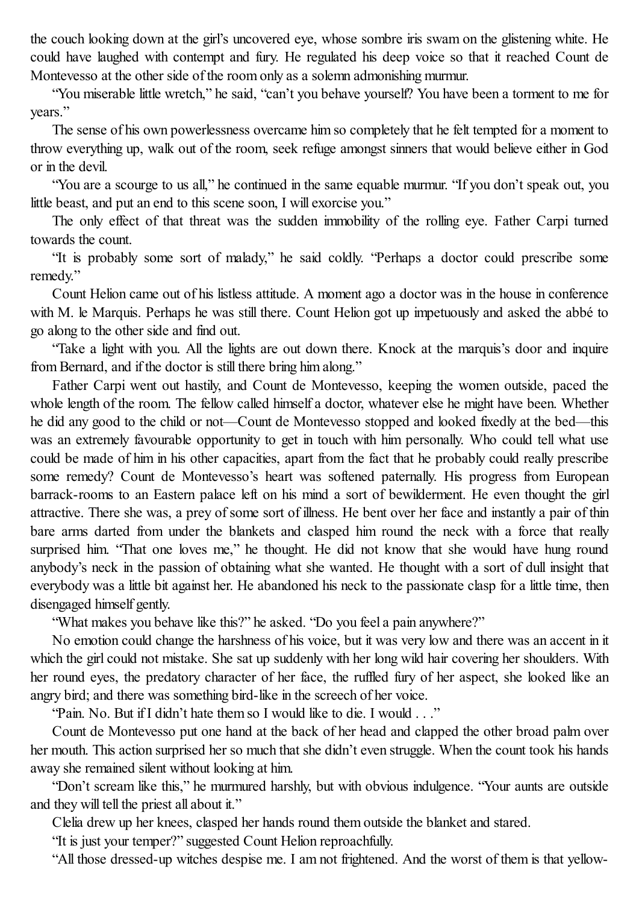the couch looking down at the girl's uncovered eye, whose sombre iris swam on the glistening white. He could have laughed with contempt and fury. He regulated his deep voice so that it reached Count de Montevesso at the other side of the room only as a solemn admonishing murmur.

"You miserable little wretch," he said, "can't you behave yourself? You have been a torment to me for years."

The sense of his own powerlessness overcame him so completely that he felt tempted for a moment to throw everything up, walk out of the room, seek refuge amongst sinners that would believe either in God or in the devil.

"You are a scourge to us all," he continued in the same equable murmur. "If you don't speak out, you little beast, and put an end to this scene soon, I will exorcise you."

The only effect of that threat was the sudden immobility of the rolling eye. Father Carpi turned towards the count.

"It is probably some sort of malady," he said coldly. "Perhaps a doctor could prescribe some remedy."

Count Helion came out of his listless attitude. A moment ago a doctor was in the house in conference with M. le Marquis. Perhaps he was still there. Count Helion got up impetuously and asked the abbé to go along to the other side and find out.

"Take a light with you. All the lights are out down there. Knock at the marquis's door and inquire from Bernard, and if the doctor is still there bring him along."

Father Carpi went out hastily, and Count de Montevesso, keeping the women outside, paced the whole length of the room. The fellow called himself a doctor, whatever else he might have been. Whether he did any good to the child or not—Count de Montevesso stopped and looked fixedly at the bed—this was an extremely favourable opportunity to get in touch with him personally. Who could tell what use could be made of him in his other capacities, apart from the fact that he probably could really prescribe some remedy? Count de Montevesso's heart was softened paternally. His progress from European barrack-rooms to an Eastern palace left on his mind a sort of bewilderment. He even thought the girl attractive. There she was, a prey of some sort of illness. He bent over her face and instantly a pair of thin bare arms darted from under the blankets and clasped him round the neck with a force that really surprised him. "That one loves me," he thought. He did not know that she would have hung round anybody's neck in the passion of obtaining what she wanted. He thought with a sort of dull insight that everybody was a little bit against her. He abandoned his neck to the passionate clasp for a little time, then disengaged himself gently.

"What makes you behave like this?" he asked. "Do you feel a pain anywhere?"

No emotion could change the harshness of his voice, but it was very low and there was an accent in it which the girl could not mistake. She sat up suddenly with her long wild hair covering her shoulders. With her round eyes, the predatory character of her face, the ruffled fury of her aspect, she looked like an angry bird; and there was something bird-like in the screech of her voice.

"Pain. No. But if I didn't hate them so I would like to die. I would . . ."

Count de Montevesso put one hand at the back of her head and clapped the other broad palm over her mouth. This action surprised her so much that she didn't even struggle. When the count took his hands away she remained silent without looking at him.

"Don't scream like this," he murmured harshly, but with obvious indulgence. "Your aunts are outside and they will tell the priest all about it."

Clelia drew up her knees, clasped her hands round them outside the blanket and stared.

"It is just your temper?" suggested Count Helion reproachfully.

"All those dressed-up witches despise me. I am not frightened. And the worst of them is that yellow-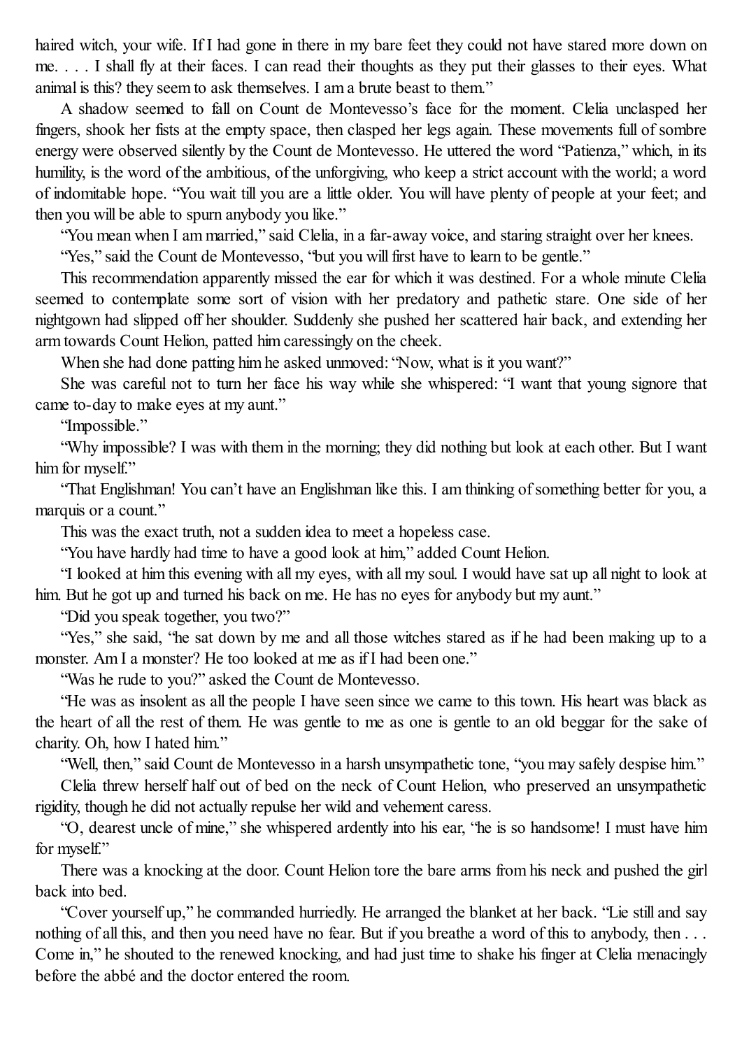haired witch, your wife. If I had gone in there in my bare feet they could not have stared more down on me. . . . I shall fly at their faces. I can read their thoughts as they put their glasses to their eyes. What animal is this? they seem to ask themselves. I am a brute beast to them."

A shadow seemed to fall on Count de Montevesso's face for the moment. Clelia unclasped her fingers, shook her fists at the empty space, then clasped her legs again. These movements full of sombre energy were observed silently by the Count de Montevesso. He uttered the word "Patienza," which, in its humility, is the word of the ambitious, of the unforgiving, who keep a strict account with the world; a word of indomitable hope. "You wait till you are a little older. You will have plenty of people at your feet; and then you will be able to spurn anybody you like."

"You mean when I am married," said Clelia, in a far-away voice, and staring straight over her knees.

"Yes," said the Count de Montevesso, "but you will first have to learn to be gentle."

This recommendation apparently missed the ear for which it was destined. For a whole minute Clelia seemed to contemplate some sort of vision with her predatory and pathetic stare. One side of her nightgown had slipped off her shoulder. Suddenly she pushed her scattered hair back, and extending her arm towards Count Helion, patted him caressingly on the cheek.

When she had done patting him he asked unmoved: "Now, what is it you want?"

She was careful not to turn her face his way while she whispered: "I want that young signore that came to-day to make eyes at my aunt."

"Impossible."

"Why impossible? I was with them in the morning; they did nothing but look at each other. But I want him for myself."

"That Englishman! You can't have an Englishman like this. I am thinking of something better for you, a marquis or a count."

This was the exact truth, not a sudden idea to meet a hopeless case.

"You have hardly had time to have a good look at him," added Count Helion.

"I looked at him this evening with all my eyes, with all my soul. I would have sat up all night to look at him. But he got up and turned his back on me. He has no eyes for anybody but my aunt."

"Did you speak together, you two?"

"Yes," she said, "he sat down by me and all those witches stared as if he had been making up to a monster. Am I a monster? He too looked at me as if I had been one."

"Was he rude to you?" asked the Count de Montevesso.

"He was as insolent as all the people I have seen since we came to this town. His heart was black as the heart of all the rest of them. He was gentle to me as one is gentle to an old beggar for the sake of charity. Oh, how I hated him."

"Well, then," said Count de Montevesso in a harsh unsympathetic tone, "you may safely despise him."

Clelia threw herself half out of bed on the neck of Count Helion, who preserved an unsympathetic rigidity, though he did not actually repulse her wild and vehement caress.

"O, dearest uncle of mine," she whispered ardently into his ear, "he is so handsome! I must have him for myself."

There was a knocking at the door. Count Helion tore the bare arms from his neck and pushed the girl back into bed.

"Cover yourself up," he commanded hurriedly. He arranged the blanket at her back. "Lie still and say nothing of all this, and then you need have no fear. But if you breathe a word of this to anybody, then . . . Come in," he shouted to the renewed knocking, and had just time to shake his finger at Clelia menacingly before the abbé and the doctor entered the room.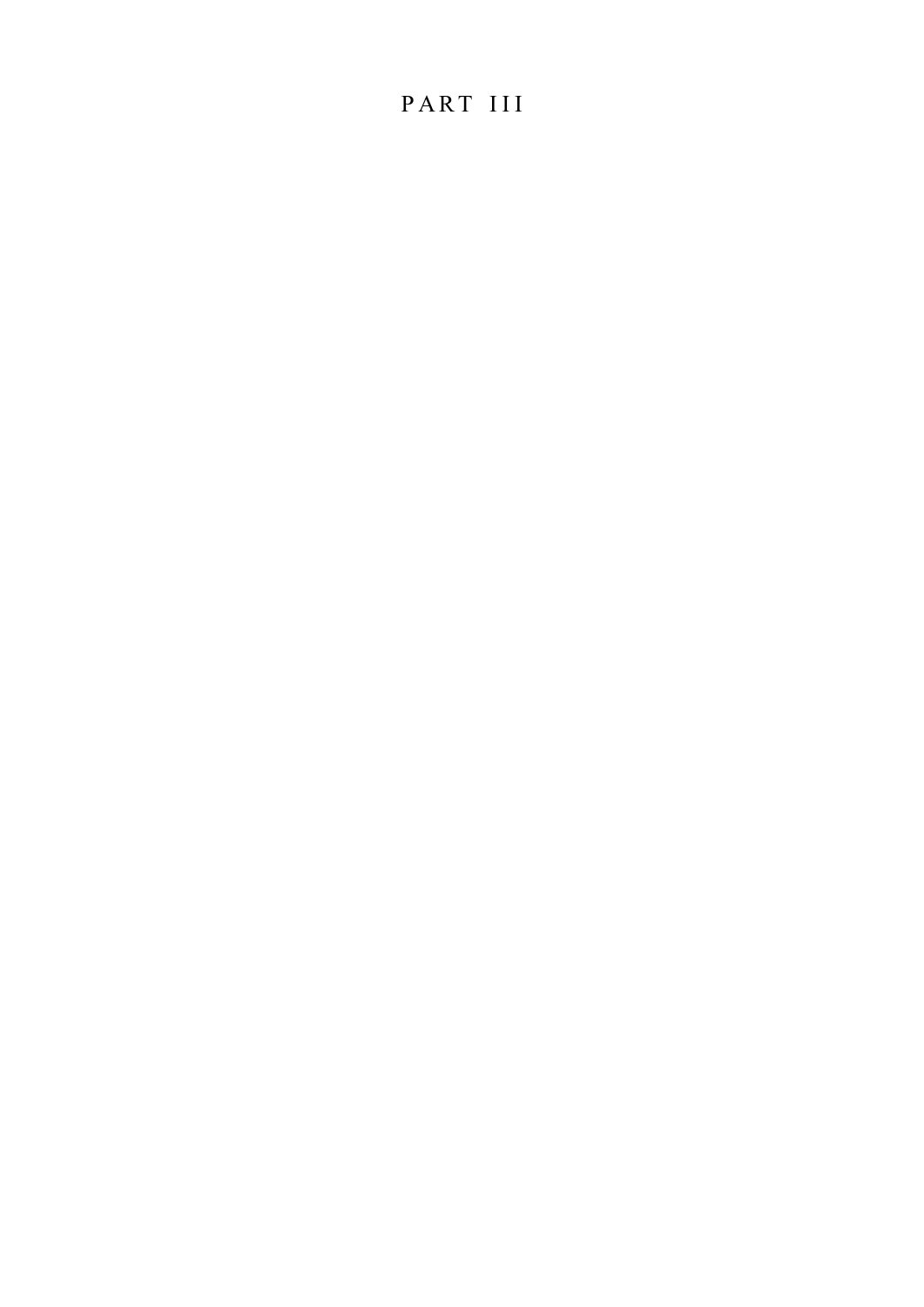# PART III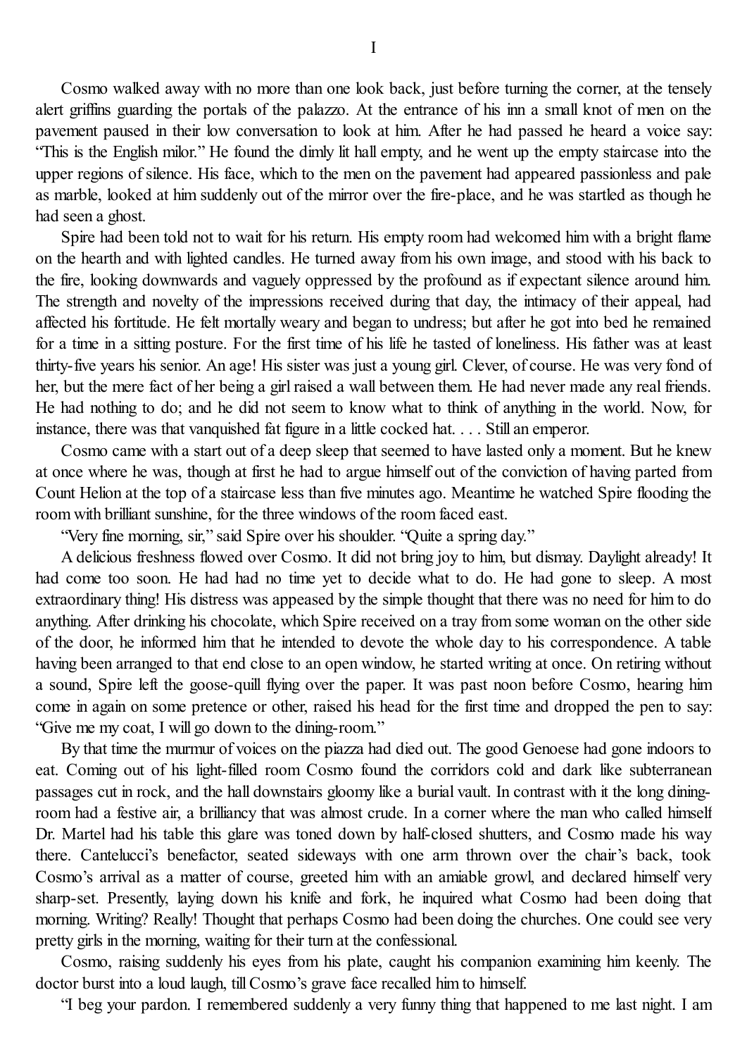# I

Cosmo walked away with no more than one look back, just before turning the corner, at the tensely alert griffins guarding the portals of the palazzo. At the entrance of his inn a small knot of men on the pavement paused in their low conversation to look at him. After he had passed he heard a voice say: "This is the English milor." He found the dimly lit hall empty, and he went up the empty staircase into the upper regions of silence. His face, which to the men on the pavement had appeared passionless and pale as marble, looked at him suddenly out of the mirror over the fire-place, and he was startled as though he had seen a ghost.

Spire had been told not to wait for his return. His empty room had welcomed him with a bright flame on the hearth and with lighted candles. He turned away from his own image, and stood with his back to the fire, looking downwards and vaguely oppressed by the profound as if expectant silence around him. The strength and novelty of the impressions received during that day, the intimacy of their appeal, had affected his fortitude. He felt mortally weary and began to undress; but after he got into bed he remained for a time in a sitting posture. For the first time of his life he tasted of loneliness. His father was at least thirty-five years his senior. An age! His sister was just a young girl. Clever, of course. He was very fond of her, but the mere fact of her being a girl raised a wall between them. He had never made any real friends. He had nothing to do; and he did not seem to know what to think of anything in the world. Now, for instance, there was that vanquished fat figure in a little cocked hat. . . . Still an emperor.

Cosmo came with a start out of a deep sleep that seemed to have lasted only a moment. But he knew at once where he was, though at first he had to argue himself out of the conviction of having parted from Count Helion at the top of a staircase less than five minutes ago. Meantime he watched Spire flooding the room with brilliant sunshine, for the three windows of the room faced east.

"Very fine morning, sir," said Spire over his shoulder. "Quite a spring day."

A delicious freshness flowed over Cosmo. It did not bring joy to him, but dismay. Daylight already! It had come too soon. He had had no time yet to decide what to do. He had gone to sleep. A most extraordinary thing! His distress was appeased by the simple thought that there was no need for him to do anything. After drinking his chocolate, which Spire received on a tray from some woman on the other side of the door, he informed him that he intended to devote the whole day to his correspondence. A table having been arranged to that end close to an open window, he started writing at once. On retiring without a sound, Spire left the goose-quill flying over the paper. It was past noon before Cosmo, hearing him come in again on some pretence or other, raised his head for the first time and dropped the pen to say: "Give me my coat, I will go down to the dining-room."

By that time the murmur of voices on the piazza had died out. The good Genoese had gone indoors to eat. Coming out of his light-filled room Cosmo found the corridors cold and dark like subterranean passages cut in rock, and the hall downstairs gloomy like a burial vault. In contrast with it the long dining-room had a festive air, a brilliancy that was almost crude. In a corner where the man who called himself Dr. Martel had his table this glare was toned down by half-closed shutters, and Cosmo made his way there. Cantelucci's benefactor, seated sideways with one arm thrown over the chair's back, took Cosmo's arrival as a matter of course, greeted him with an amiable growl, and declared himself very sharp-set. Presently, laying down his knife and fork, he inquired what Cosmo had been doing that morning. Writing? Really! Thought that perhaps Cosmo had been doing the churches. One could see very pretty girls in the morning, waiting for their turn at the confessional.

Cosmo, raising suddenly his eyes from his plate, caught his companion examining him keenly. The doctor burst into a loud laugh, till Cosmo's grave face recalled him to himself.

"I beg your pardon. I remembered suddenly a very funny thing that happened to me last night. I am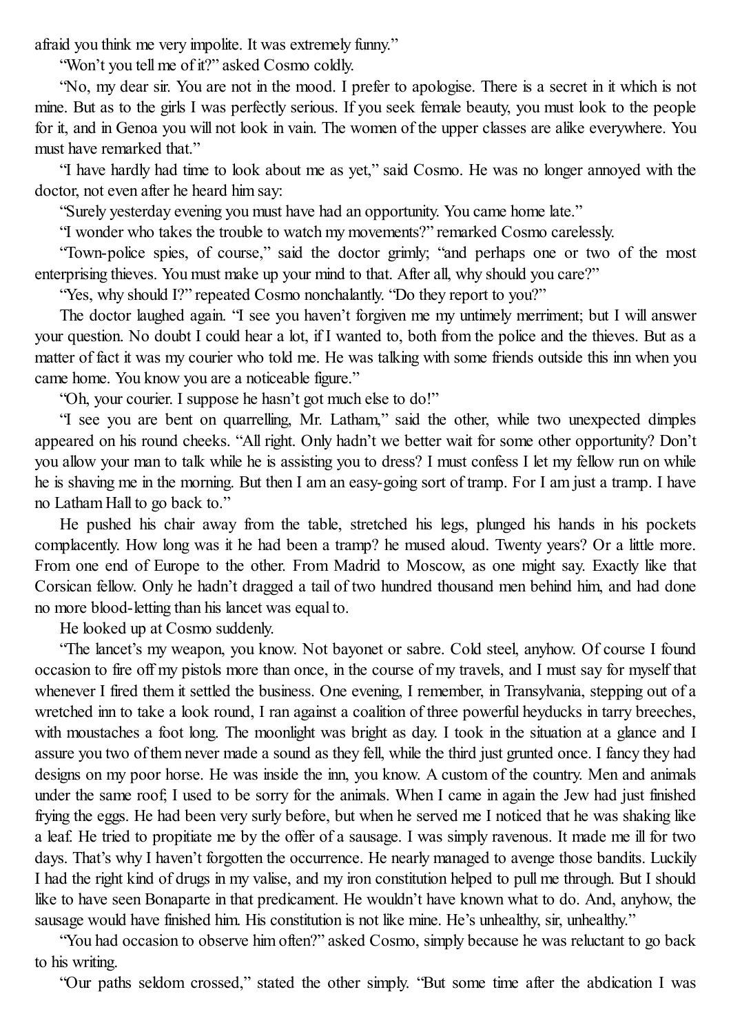afraid you think me very impolite. It was extremely funny."

"Won't you tell me of it?" asked Cosmo coldly.

"No, my dear sir. You are not in the mood. I prefer to apologise. There is a secret in it which is not mine. But as to the girls I was perfectly serious. If you seek female beauty, you must look to the people for it, and in Genoa you will not look in vain. The women of the upper classes are alike everywhere. You must have remarked that."

"I have hardly had time to look about me as yet," said Cosmo. He was no longer annoyed with the doctor, not even after he heard him say:

"Surely yesterday evening you must have had an opportunity. You came home late."

"I wonder who takes the trouble to watch my movements?" remarked Cosmo carelessly.

"Town-police spies, of course," said the doctor grimly; "and perhaps one or two of the most enterprising thieves. You must make up your mind to that. After all, why should you care?"

"Yes, why should I?" repeated Cosmo nonchalantly. "Do they report to you?"

The doctor laughed again. "I see you haven't forgiven me my untimely merriment; but I will answer your question. No doubt I could hear a lot, if I wanted to, both from the police and the thieves. But as a matter of fact it was my courier who told me. He was talking with some friends outside this inn when you came home. You know you are a noticeable figure."

"Oh, your courier. I suppose he hasn't got much else to do!"

"I see you are bent on quarrelling, Mr. Latham," said the other, while two unexpected dimples appeared on his round cheeks. "All right. Only hadn't we better wait for some other opportunity? Don't you allow your man to talk while he is assisting you to dress? I must confess I let my fellow run on while he is shaving me in the morning. But then I am an easy-going sort of tramp. For I am just a tramp. I have no Latham Hall to go back to."

He pushed his chair away from the table, stretched his legs, plunged his hands in his pockets complacently. How long was it he had been a tramp? he mused aloud. Twenty years? Or a little more. From one end of Europe to the other. From Madrid to Moscow, as one might say. Exactly like that Corsican fellow. Only he hadn't dragged a tail of two hundred thousand men behind him, and had done no more blood-letting than his lancet was equal to.

He looked up at Cosmo suddenly.

"The lancet's my weapon, you know. Not bayonet or sabre. Cold steel, anyhow. Of course I found occasion to fire off my pistols more than once, in the course of my travels, and I must say for myself that whenever I fired them it settled the business. One evening, I remember, in Transylvania, stepping out of a wretched inn to take a look round, I ran against a coalition of three powerful heyducks in tarry breeches, with moustaches a foot long. The moonlight was bright as day. I took in the situation at a glance and I assure you two of them never made a sound as they fell, while the third just grunted once. I fancy they had designs on my poor horse. He was inside the inn, you know. A custom of the country. Men and animals under the same roof; I used to be sorry for the animals. When I came in again the Jew had just finished frying the eggs. He had been very surly before, but when he served me I noticed that he was shaking like a leaf. He tried to propitiate me by the offer of a sausage. I was simply ravenous. It made me ill for two days. That's why I haven't forgotten the occurrence. He nearly managed to avenge those bandits. Luckily I had the right kind of drugs in my valise, and my iron constitution helped to pull me through. But I should like to have seen Bonaparte in that predicament. He wouldn't have known what to do. And, anyhow, the sausage would have finished him. His constitution is not like mine. He's unhealthy, sir, unhealthy."

"You had occasion to observe him often?" asked Cosmo, simply because he was reluctant to go back to his writing.

"Our paths seldom crossed," stated the other simply. "But some time after the abdication I was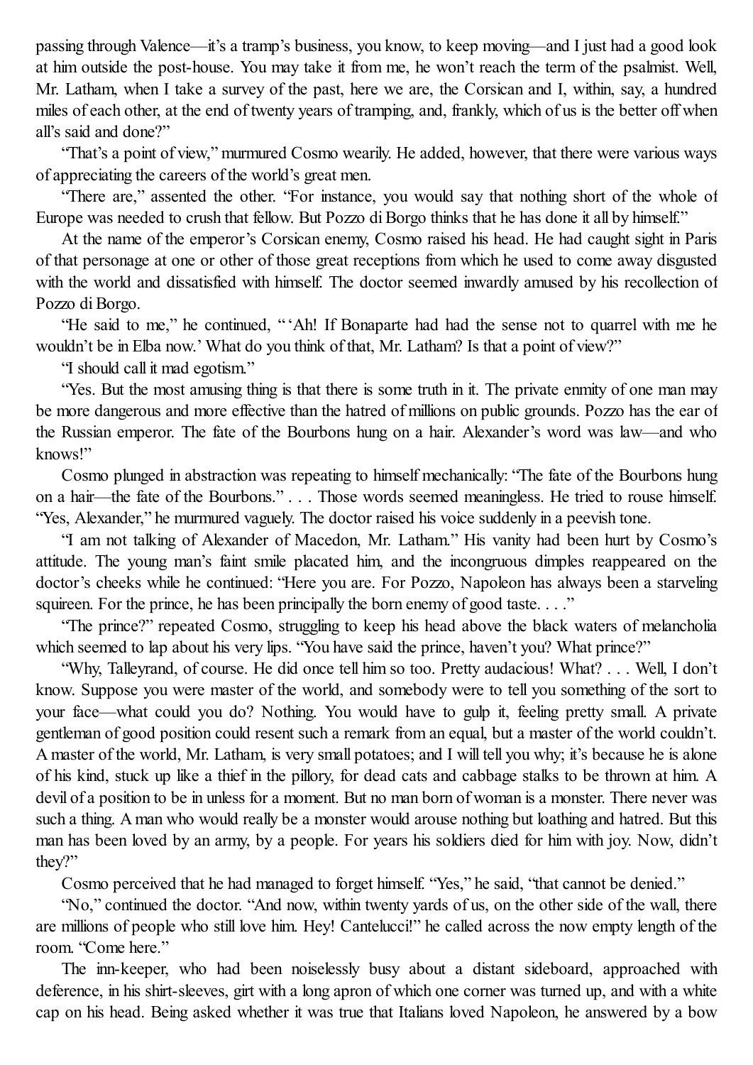passing through Valence—it's a tramp's business, you know, to keep moving—and I just had a good look at him outside the post-house. You may take it from me, he won't reach the term of the psalmist. Well, Mr. Latham, when I take a survey of the past, here we are, the Corsican and I, within, say, a hundred miles of each other, at the end of twenty years of tramping, and, frankly, which of us is the better off when all's said and done?"

"That's a point of view," murmured Cosmo wearily. He added, however, that there were various ways of appreciating the careers of the world's great men.

"There are," assented the other. "For instance, you would say that nothing short of the whole of Europe was needed to crush that fellow. But Pozzo di Borgo thinks that he has done it all by himself."

At the name of the emperor's Corsican enemy, Cosmo raised his head. He had caught sight in Paris of that personage at one or other of those great receptions from which he used to come away disgusted with the world and dissatisfied with himself. The doctor seemed inwardly amused by his recollection of Pozzo di Borgo.

"He said to me," he continued, "'Ah! If Bonaparte had had the sense not to quarrel with me he wouldn't be in Elba now.' What do you think of that, Mr. Latham? Is that a point of view?"

"I should call it mad egotism."

"Yes. But the most amusing thing is that there is some truth in it. The private enmity of one man may be more dangerous and more effective than the hatred of millions on public grounds. Pozzo has the ear of the Russian emperor. The fate of the Bourbons hung on a hair. Alexander's word was law—and who knows!"

Cosmo plunged in abstraction was repeating to himself mechanically: "The fate of the Bourbons hung on a hair—the fate of the Bourbons." . . . Those words seemed meaningless. He tried to rouse himself. "Yes, Alexander," he murmured vaguely. The doctor raised his voice suddenly in a peevish tone.

"I am not talking of Alexander of Macedon, Mr. Latham." His vanity had been hurt by Cosmo's attitude. The young man's faint smile placated him, and the incongruous dimples reappeared on the doctor's cheeks while he continued: "Here you are. For Pozzo, Napoleon has always been a starveling squireen. For the prince, he has been principally the born enemy of good taste. . . ."

"The prince?" repeated Cosmo, struggling to keep his head above the black waters of melancholia which seemed to lap about his very lips. "You have said the prince, haven't you? What prince?"

"Why, Talleyrand, of course. He did once tell him so too. Pretty audacious! What? . . . Well, I don't know. Suppose you were master of the world, and somebody were to tell you something of the sort to your face—what could you do? Nothing. You would have to gulp it, feeling pretty small. A private gentleman of good position could resent such a remark from an equal, but a master of the world couldn't. A master of the world, Mr. Latham, is very small potatoes; and I will tell you why; it's because he is alone of his kind, stuck up like a thief in the pillory, for dead cats and cabbage stalks to be thrown at him. A devil of a position to be in unless for a moment. But no man born of woman is a monster. There never was such a thing. A man who would really be a monster would arouse nothing but loathing and hatred. But this man has been loved by an army, by a people. For years his soldiers died for him with joy. Now, didn't they?"

Cosmo perceived that he had managed to forget himself. "Yes," he said, "that cannot be denied."

"No," continued the doctor. "And now, within twenty yards of us, on the other side of the wall, there are millions of people who still love him. Hey! Cantelucci!" he called across the now empty length of the room. "Come here."

The inn-keeper, who had been noiselessly busy about a distant sideboard, approached with deference, in his shirt-sleeves, girt with a long apron of which one corner was turned up, and with a white cap on his head. Being asked whether it was true that Italians loved Napoleon, he answered by a bow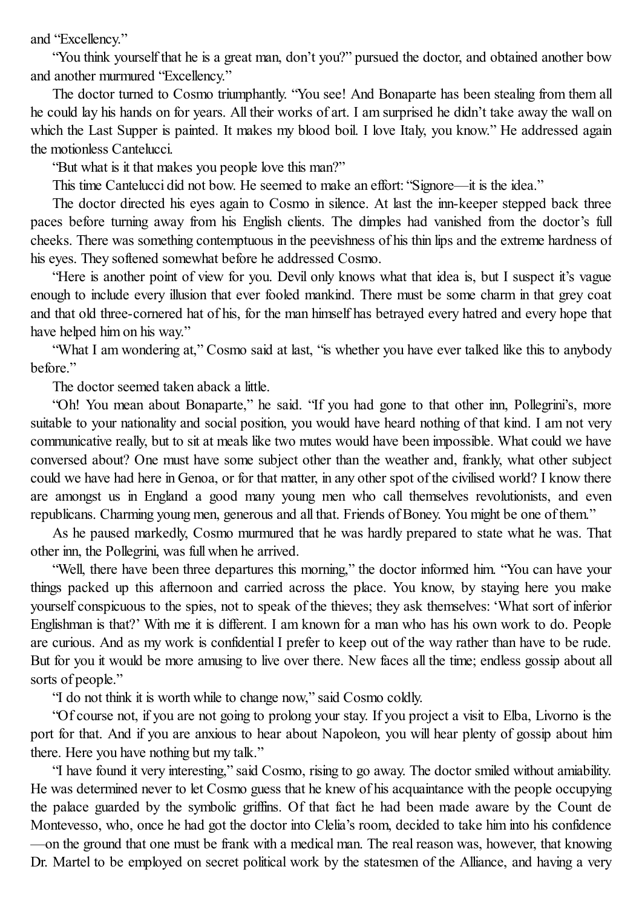and “Excellency.”

“You think yourself that he is a great man, don’t you?” pursued the doctor, and obtained another bow and another murmured “Excellency.”

The doctor turned to Cosmo triumphantly. “You see! And Bonaparte has been stealing from them all he could lay his hands on for years. All their works of art. I am surprised he didn’t take away the wall on which the Last Supper is painted. It makes my blood boil. I love Italy, you know.” He addressed again the motionless Cantelucci.

“But what is it that makes you people love this man?”

This time Cantelucci did not bow. He seemed to make an effort: “Signore—it is the idea.”

The doctor directed his eyes again to Cosmo in silence. At last the inn-keeper stepped back three paces before turning away from his English clients. The dimples had vanished from the doctor’s full cheeks. There was something contemptuous in the peevishness of his thin lips and the extreme hardness of his eyes. They softened somewhat before he addressed Cosmo.

“Here is another point of view for you. Devil only knows what that idea is, but I suspect it’s vague enough to include every illusion that ever fooled mankind. There must be some charm in that grey coat and that old three-cornered hat of his, for the man himself has betrayed every hatred and every hope that have helped him on his way.”

“What I am wondering at,” Cosmo said at last, “is whether you have ever talked like this to anybody before.”

The doctor seemed taken aback a little.

“Oh! You mean about Bonaparte,” he said. “If you had gone to that other inn, Pollegrini’s, more suitable to your nationality and social position, you would have heard nothing of that kind. I am not very communicative really, but to sit at meals like two mutes would have been impossible. What could we have conversed about? One must have some subject other than the weather and, frankly, what other subject could we have had here in Genoa, or for that matter, in any other spot of the civilised world? I know there are amongst us in England a good many young men who call themselves revolutionists, and even republicans. Charming young men, generous and all that. Friends of Boney. You might be one of them.”

As he paused markedly, Cosmo murmured that he was hardly prepared to state what he was. That other inn, the Pollegrini, was full when he arrived.

“Well, there have been three departures this morning,” the doctor informed him. “You can have your things packed up this afternoon and carried across the place. You know, by staying here you make yourself conspicuous to the spies, not to speak of the thieves; they ask themselves: ‘What sort of inferior Englishman is that?’ With me it is different. I am known for a man who has his own work to do. People are curious. And as my work is confidential I prefer to keep out of the way rather than have to be rude. But for you it would be more amusing to live over there. New faces all the time; endless gossip about all sorts of people.”

“I do not think it is worth while to change now,” said Cosmo coldly.

“Of course not, if you are not going to prolong your stay. If you project a visit to Elba, Livorno is the port for that. And if you are anxious to hear about Napoleon, you will hear plenty of gossip about him there. Here you have nothing but my talk.”

“I have found it very interesting,” said Cosmo, rising to go away. The doctor smiled without amiability. He was determined never to let Cosmo guess that he knew of his acquaintance with the people occupying the palace guarded by the symbolic griffins. Of that fact he had been made aware by the Count de Montevesso, who, once he had got the doctor into Clelia’s room, decided to take him into his confidence —on the ground that one must be frank with a medical man. The real reason was, however, that knowing Dr. Martel to be employed on secret political work by the statesmen of the Alliance, and having a very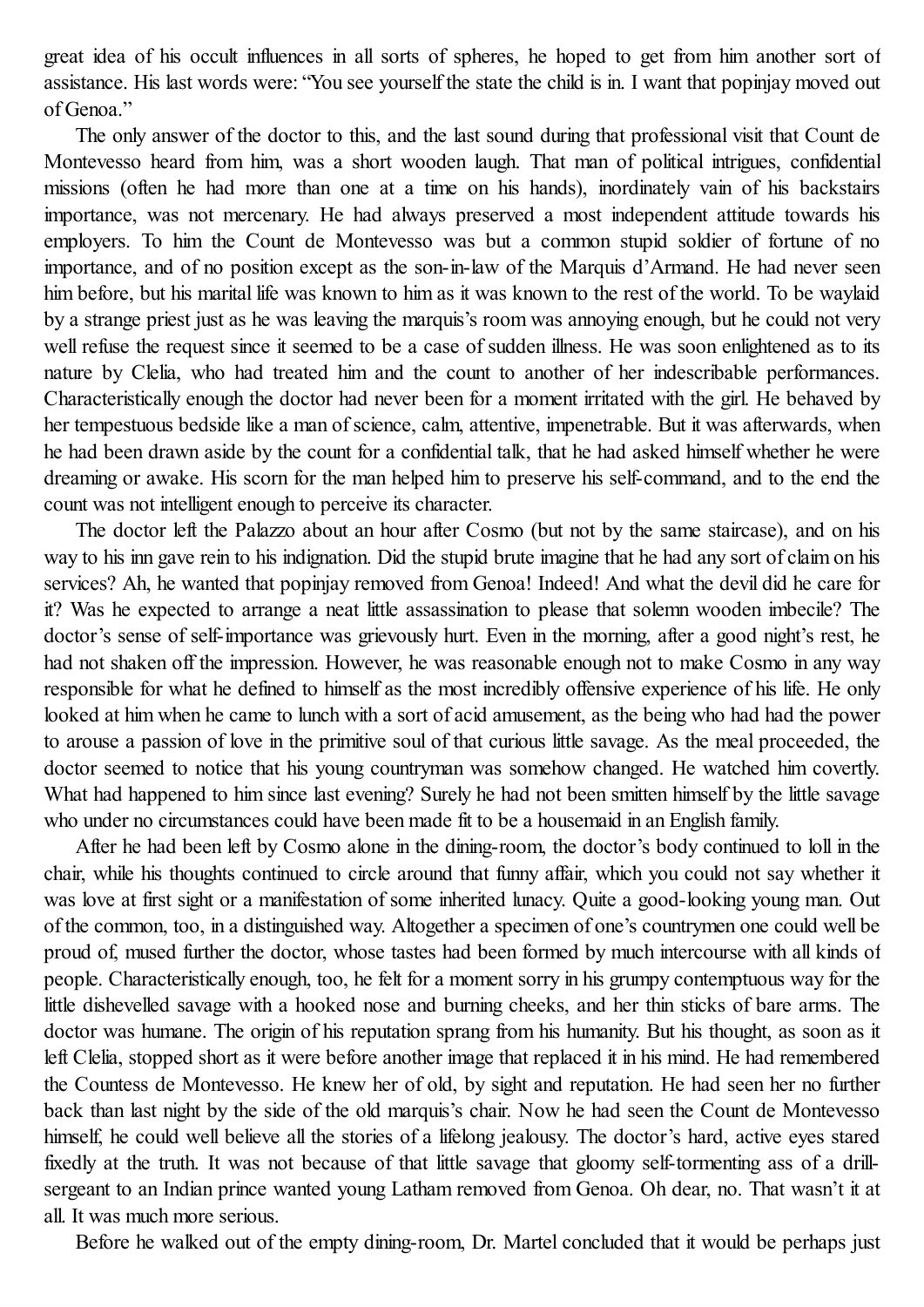great idea of his occult influences in all sorts of spheres, he hoped to get from him another sort of assistance. His last words were: "You see yourself the state the child is in. I want that popinjay moved out of Genoa."

The only answer of the doctor to this, and the last sound during that professional visit that Count de Montevesso heard from him, was a short wooden laugh. That man of political intrigues, confidential missions (often he had more than one at a time on his hands), inordinately vain of his backstairs importance, was not mercenary. He had always preserved a most independent attitude towards his employers. To him the Count de Montevesso was but a common stupid soldier of fortune of no importance, and of no position except as the son-in-law of the Marquis d'Armand. He had never seen him before, but his marital life was known to him as it was known to the rest of the world. To be waylaid by a strange priest just as he was leaving the marquis's room was annoying enough, but he could not very well refuse the request since it seemed to be a case of sudden illness. He was soon enlightened as to its nature by Clelia, who had treated him and the count to another of her indescribable performances. Characteristically enough the doctor had never been for a moment irritated with the girl. He behaved by her tempestuous bedside like a man of science, calm, attentive, impenetrable. But it was afterwards, when he had been drawn aside by the count for a confidential talk, that he had asked himself whether he were dreaming or awake. His scorn for the man helped him to preserve his self-command, and to the end the count was not intelligent enough to perceive its character.

The doctor left the Palazzo about an hour after Cosmo (but not by the same staircase), and on his way to his inn gave rein to his indignation. Did the stupid brute imagine that he had any sort of claim on his services? Ah, he wanted that popinjay removed from Genoa! Indeed! And what the devil did he care for it? Was he expected to arrange a neat little assassination to please that solemn wooden imbecile? The doctor's sense of self-importance was grievously hurt. Even in the morning, after a good night's rest, he had not shaken off the impression. However, he was reasonable enough not to make Cosmo in any way responsible for what he defined to himself as the most incredibly offensive experience of his life. He only looked at him when he came to lunch with a sort of acid amusement, as the being who had had the power to arouse a passion of love in the primitive soul of that curious little savage. As the meal proceeded, the doctor seemed to notice that his young countryman was somehow changed. He watched him covertly. What had happened to him since last evening? Surely he had not been smitten himself by the little savage who under no circumstances could have been made fit to be a housemaid in an English family.

After he had been left by Cosmo alone in the dining-room, the doctor's body continued to loll in the chair, while his thoughts continued to circle around that funny affair, which you could not say whether it was love at first sight or a manifestation of some inherited lunacy. Quite a good-looking young man. Out of the common, too, in a distinguished way. Altogether a specimen of one's countrymen one could well be proud of, mused further the doctor, whose tastes had been formed by much intercourse with all kinds of people. Characteristically enough, too, he felt for a moment sorry in his grumpy contemptuous way for the little dishevelled savage with a hooked nose and burning cheeks, and her thin sticks of bare arms. The doctor was humane. The origin of his reputation sprang from his humanity. But his thought, as soon as it left Clelia, stopped short as it were before another image that replaced it in his mind. He had remembered the Countess de Montevesso. He knew her of old, by sight and reputation. He had seen her no further back than last night by the side of the old marquis's chair. Now he had seen the Count de Montevesso himself, he could well believe all the stories of a lifelong jealousy. The doctor's hard, active eyes stared fixedly at the truth. It was not because of that little savage that gloomy self-tormenting ass of a drill-sergeant to an Indian prince wanted young Latham removed from Genoa. Oh dear, no. That wasn't it at all. It was much more serious.

Before he walked out of the empty dining-room, Dr. Martel concluded that it would be perhaps just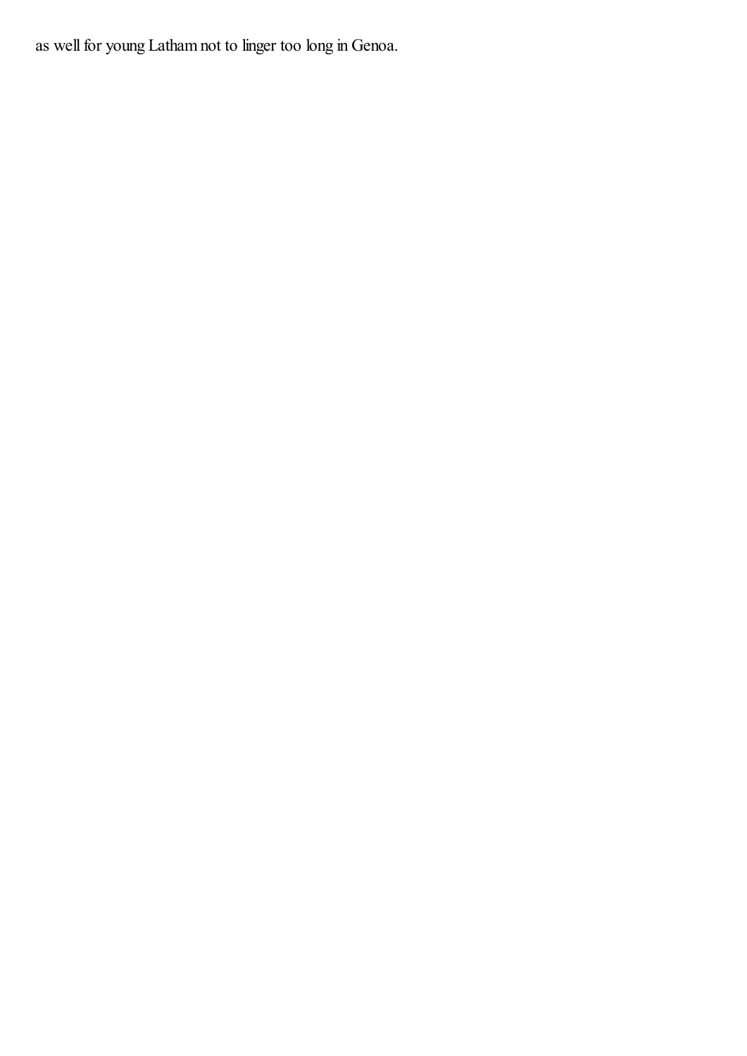as well for young Latham not to linger too long in Genoa.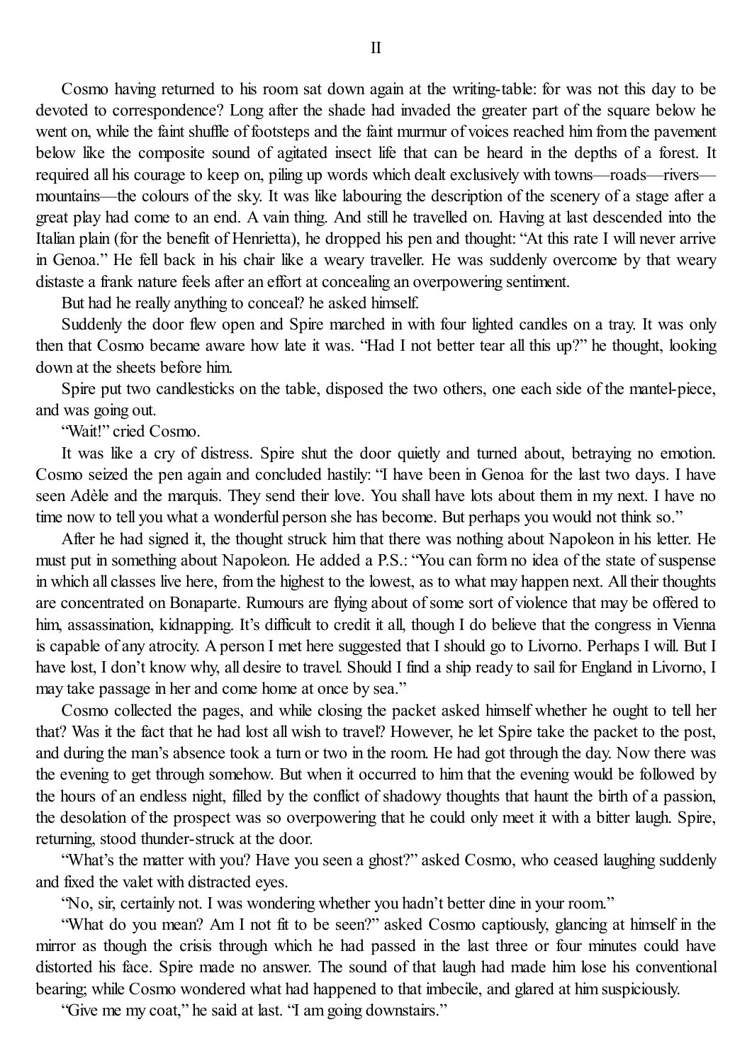## II

Cosmo having returned to his room sat down again at the writing-table: for was not this day to be devoted to correspondence? Long after the shade had invaded the greater part of the square below he went on, while the faint shuffle of footsteps and the faint murmur of voices reached him from the pavement below like the composite sound of agitated insect life that can be heard in the depths of a forest. It required all his courage to keep on, piling up words which dealt exclusively with towns—roads—rivers—mountains—the colours of the sky. It was like labouring the description of the scenery of a stage after a great play had come to an end. A vain thing. And still he travelled on. Having at last descended into the Italian plain (for the benefit of Henrietta), he dropped his pen and thought: "At this rate I will never arrive in Genoa." He fell back in his chair like a weary traveller. He was suddenly overcome by that weary distaste a frank nature feels after an effort at concealing an overpowering sentiment.

But had he really anything to conceal? he asked himself.

Suddenly the door flew open and Spire marched in with four lighted candles on a tray. It was only then that Cosmo became aware how late it was. "Had I not better tear all this up?" he thought, looking down at the sheets before him.

Spire put two candlesticks on the table, disposed the two others, one each side of the mantel-piece, and was going out.

"Wait!" cried Cosmo.

It was like a cry of distress. Spire shut the door quietly and turned about, betraying no emotion. Cosmo seized the pen again and concluded hastily: "I have been in Genoa for the last two days. I have seen Adèle and the marquis. They send their love. You shall have lots about them in my next. I have no time now to tell you what a wonderful person she has become. But perhaps you would not think so."

After he had signed it, the thought struck him that there was nothing about Napoleon in his letter. He must put in something about Napoleon. He added a P.S.: "You can form no idea of the state of suspense in which all classes live here, from the highest to the lowest, as to what may happen next. All their thoughts are concentrated on Bonaparte. Rumours are flying about of some sort of violence that may be offered to him, assassination, kidnapping. It's difficult to credit it all, though I do believe that the congress in Vienna is capable of any atrocity. A person I met here suggested that I should go to Livorno. Perhaps I will. But I have lost, I don't know why, all desire to travel. Should I find a ship ready to sail for England in Livorno, I may take passage in her and come home at once by sea."

Cosmo collected the pages, and while closing the packet asked himself whether he ought to tell her that? Was it the fact that he had lost all wish to travel? However, he let Spire take the packet to the post, and during the man's absence took a turn or two in the room. He had got through the day. Now there was the evening to get through somehow. But when it occurred to him that the evening would be followed by the hours of an endless night, filled by the conflict of shadowy thoughts that haunt the birth of a passion, the desolation of the prospect was so overpowering that he could only meet it with a bitter laugh. Spire, returning, stood thunder-struck at the door.

"What's the matter with you? Have you seen a ghost?" asked Cosmo, who ceased laughing suddenly and fixed the valet with distracted eyes.

"No, sir, certainly not. I was wondering whether you hadn't better dine in your room."

"What do you mean? Am I not fit to be seen?" asked Cosmo captiously, glancing at himself in the mirror as though the crisis through which he had passed in the last three or four minutes could have distorted his face. Spire made no answer. The sound of that laugh had made him lose his conventional bearing; while Cosmo wondered what had happened to that imbecile, and glared at him suspiciously.

"Give me my coat," he said at last. "I am going downstairs."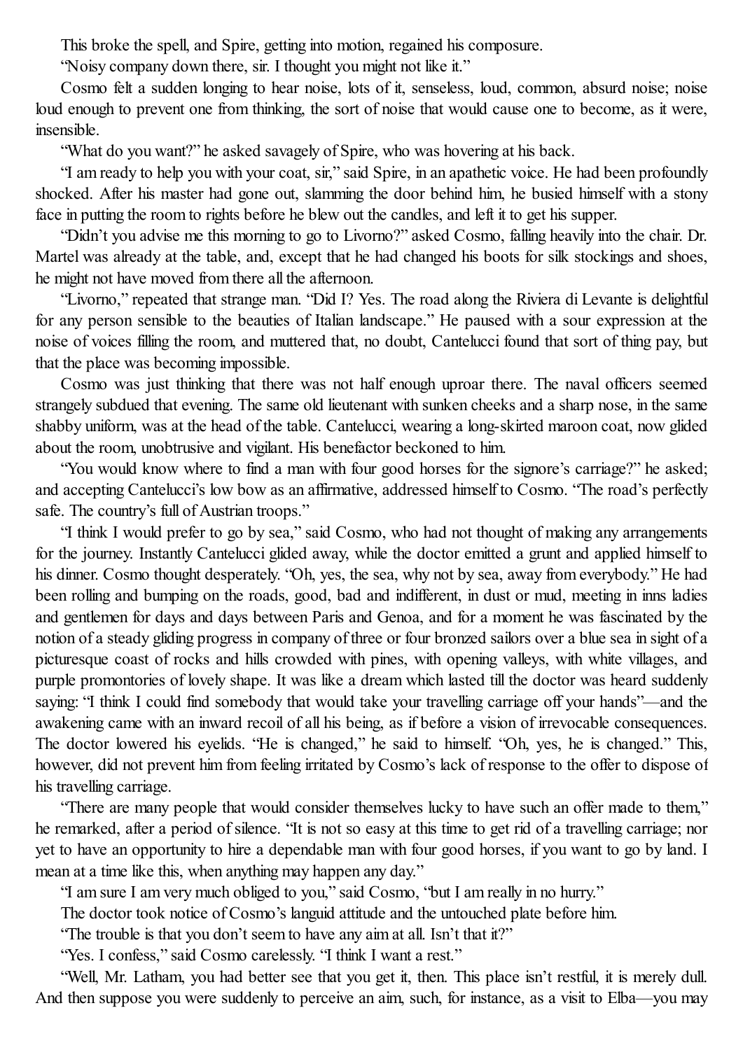This broke the spell, and Spire, getting into motion, regained his composure.

"Noisy company down there, sir. I thought you might not like it."

Cosmo felt a sudden longing to hear noise, lots of it, senseless, loud, common, absurd noise; noise loud enough to prevent one from thinking, the sort of noise that would cause one to become, as it were, insensible.

"What do you want?" he asked savagely of Spire, who was hovering at his back.

"I am ready to help you with your coat, sir," said Spire, in an apathetic voice. He had been profoundly shocked. After his master had gone out, slamming the door behind him, he busied himself with a stony face in putting the room to rights before he blew out the candles, and left it to get his supper.

"Didn't you advise me this morning to go to Livorno?" asked Cosmo, falling heavily into the chair. Dr. Martel was already at the table, and, except that he had changed his boots for silk stockings and shoes, he might not have moved from there all the afternoon.

"Livorno," repeated that strange man. "Did I? Yes. The road along the Riviera di Levante is delightful for any person sensible to the beauties of Italian landscape." He paused with a sour expression at the noise of voices filling the room, and muttered that, no doubt, Cantelucci found that sort of thing pay, but that the place was becoming impossible.

Cosmo was just thinking that there was not half enough uproar there. The naval officers seemed strangely subdued that evening. The same old lieutenant with sunken cheeks and a sharp nose, in the same shabby uniform, was at the head of the table. Cantelucci, wearing a long-skirted maroon coat, now glided about the room, unobtrusive and vigilant. His benefactor beckoned to him.

"You would know where to find a man with four good horses for the signore's carriage?" he asked; and accepting Cantelucci's low bow as an affirmative, addressed himself to Cosmo. "The road's perfectly safe. The country's full of Austrian troops."

"I think I would prefer to go by sea," said Cosmo, who had not thought of making any arrangements for the journey. Instantly Cantelucci glided away, while the doctor emitted a grunt and applied himself to his dinner. Cosmo thought desperately. "Oh, yes, the sea, why not by sea, away from everybody." He had been rolling and bumping on the roads, good, bad and indifferent, in dust or mud, meeting in inns ladies and gentlemen for days and days between Paris and Genoa, and for a moment he was fascinated by the notion of a steady gliding progress in company of three or four bronzed sailors over a blue sea in sight of a picturesque coast of rocks and hills crowded with pines, with opening valleys, with white villages, and purple promontories of lovely shape. It was like a dream which lasted till the doctor was heard suddenly saying: "I think I could find somebody that would take your travelling carriage off your hands"—and the awakening came with an inward recoil of all his being, as if before a vision of irrevocable consequences. The doctor lowered his eyelids. "He is changed," he said to himself. "Oh, yes, he is changed." This, however, did not prevent him from feeling irritated by Cosmo's lack of response to the offer to dispose of his travelling carriage.

"There are many people that would consider themselves lucky to have such an offer made to them," he remarked, after a period of silence. "It is not so easy at this time to get rid of a travelling carriage; nor yet to have an opportunity to hire a dependable man with four good horses, if you want to go by land. I mean at a time like this, when anything may happen any day."

"I am sure I am very much obliged to you," said Cosmo, "but I am really in no hurry."

The doctor took notice of Cosmo's languid attitude and the untouched plate before him.

"The trouble is that you don't seem to have any aim at all. Isn't that it?"

"Yes. I confess," said Cosmo carelessly. "I think I want a rest."

"Well, Mr. Latham, you had better see that you get it, then. This place isn't restful, it is merely dull. And then suppose you were suddenly to perceive an aim, such, for instance, as a visit to Elba—you may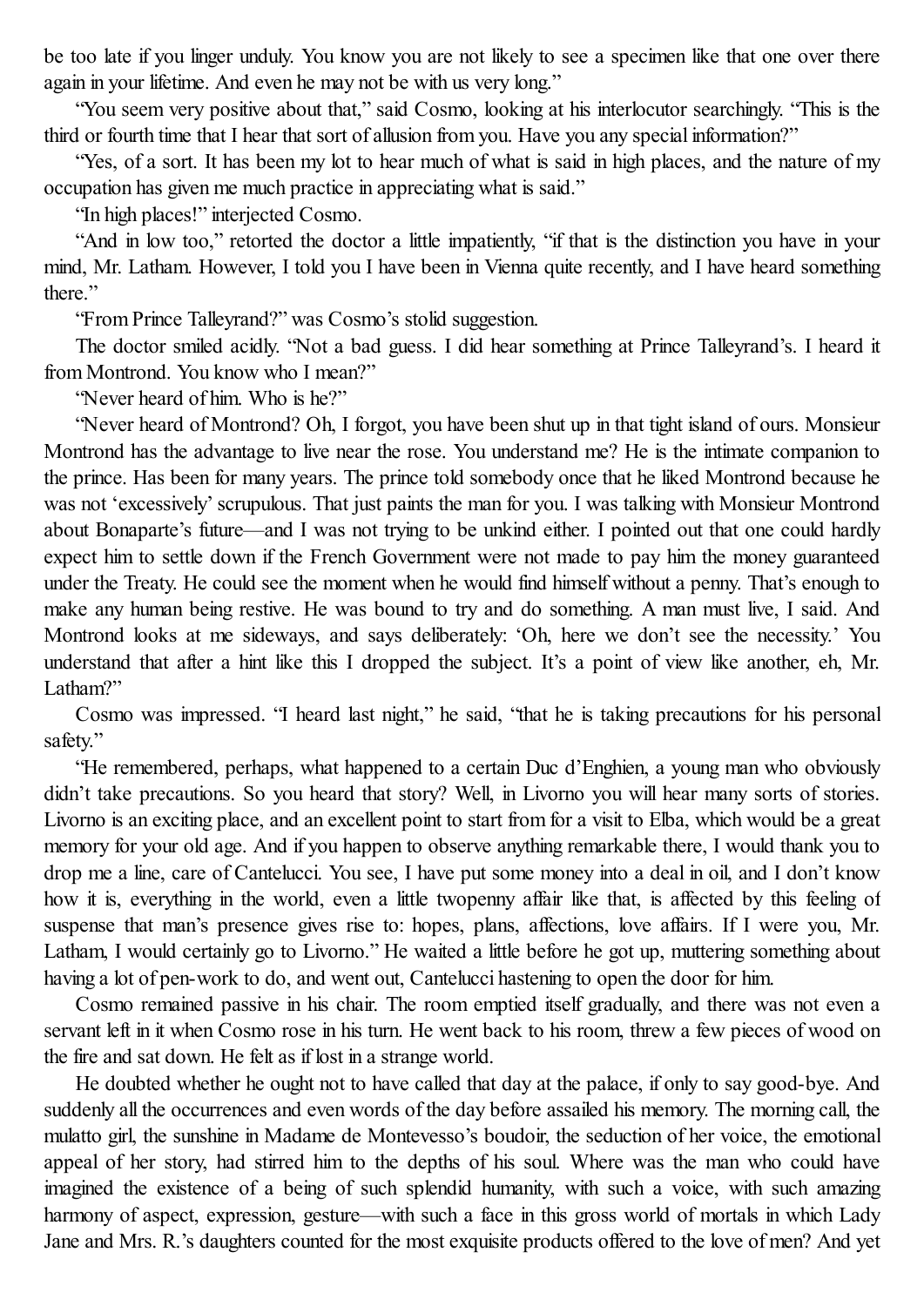be too late if you linger unduly. You know you are not likely to see a specimen like that one over there again in your lifetime. And even he may not be with us very long."

"You seem very positive about that," said Cosmo, looking at his interlocutor searchingly. "This is the third or fourth time that I hear that sort of allusion from you. Have you any special information?"

"Yes, of a sort. It has been my lot to hear much of what is said in high places, and the nature of my occupation has given me much practice in appreciating what is said."

"In high places!" interjected Cosmo.

"And in low too," retorted the doctor a little impatiently, "if that is the distinction you have in your mind, Mr. Latham. However, I told you I have been in Vienna quite recently, and I have heard something there."

"From Prince Talleyrand?" was Cosmo's stolid suggestion.

The doctor smiled acidly. "Not a bad guess. I did hear something at Prince Talleyrand's. I heard it from Montrond. You know who I mean?"

"Never heard of him. Who is he?"

"Never heard of Montrond? Oh, I forgot, you have been shut up in that tight island of ours. Monsieur Montrond has the advantage to live near the rose. You understand me? He is the intimate companion to the prince. Has been for many years. The prince told somebody once that he liked Montrond because he was not 'excessively' scrupulous. That just paints the man for you. I was talking with Monsieur Montrond about Bonaparte's future—and I was not trying to be unkind either. I pointed out that one could hardly expect him to settle down if the French Government were not made to pay him the money guaranteed under the Treaty. He could see the moment when he would find himself without a penny. That's enough to make any human being restive. He was bound to try and do something. A man must live, I said. And Montrond looks at me sideways, and says deliberately: 'Oh, here we don't see the necessity.' You understand that after a hint like this I dropped the subject. It's a point of view like another, eh, Mr. Latham?"

Cosmo was impressed. "I heard last night," he said, "that he is taking precautions for his personal safety."

"He remembered, perhaps, what happened to a certain Duc d'Enghien, a young man who obviously didn't take precautions. So you heard that story? Well, in Livorno you will hear many sorts of stories. Livorno is an exciting place, and an excellent point to start from for a visit to Elba, which would be a great memory for your old age. And if you happen to observe anything remarkable there, I would thank you to drop me a line, care of Cantelucci. You see, I have put some money into a deal in oil, and I don't know how it is, everything in the world, even a little twopenny affair like that, is affected by this feeling of suspense that man's presence gives rise to: hopes, plans, affections, love affairs. If I were you, Mr. Latham, I would certainly go to Livorno." He waited a little before he got up, muttering something about having a lot of pen-work to do, and went out, Cantelucci hastening to open the door for him.

Cosmo remained passive in his chair. The room emptied itself gradually, and there was not even a servant left in it when Cosmo rose in his turn. He went back to his room, threw a few pieces of wood on the fire and sat down. He felt as if lost in a strange world.

He doubted whether he ought not to have called that day at the palace, if only to say good-bye. And suddenly all the occurrences and even words of the day before assailed his memory. The morning call, the mulatto girl, the sunshine in Madame de Montevesso's boudoir, the seduction of her voice, the emotional appeal of her story, had stirred him to the depths of his soul. Where was the man who could have imagined the existence of a being of such splendid humanity, with such a voice, with such amazing harmony of aspect, expression, gesture—with such a face in this gross world of mortals in which Lady Jane and Mrs. R.'s daughters counted for the most exquisite products offered to the love of men? And yet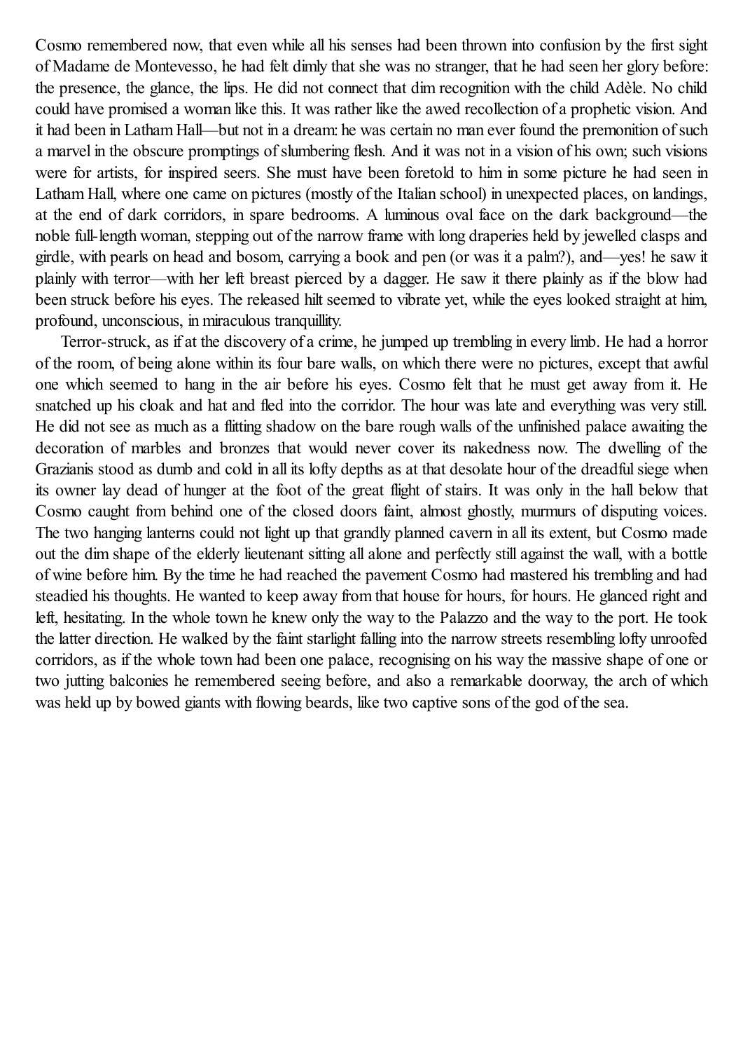Cosmo remembered now, that even while all his senses had been thrown into confusion by the first sight of Madame de Montevesso, he had felt dimly that she was no stranger, that he had seen her glory before: the presence, the glance, the lips. He did not connect that dim recognition with the child Adèle. No child could have promised a woman like this. It was rather like the awed recollection of a prophetic vision. And it had been in Latham Hall—but not in a dream: he was certain no man ever found the premonition of such a marvel in the obscure promptings of slumbering flesh. And it was not in a vision of his own; such visions were for artists, for inspired seers. She must have been foretold to him in some picture he had seen in Latham Hall, where one came on pictures (mostly of the Italian school) in unexpected places, on landings, at the end of dark corridors, in spare bedrooms. A luminous oval face on the dark background—the noble full-length woman, stepping out of the narrow frame with long draperies held by jewelled clasps and girdle, with pearls on head and bosom, carrying a book and pen (or was it a palm?), and—yes! he saw it plainly with terror—with her left breast pierced by a dagger. He saw it there plainly as if the blow had been struck before his eyes. The released hilt seemed to vibrate yet, while the eyes looked straight at him, profound, unconscious, in miraculous tranquillity.

Terror-struck, as if at the discovery of a crime, he jumped up trembling in every limb. He had a horror of the room, of being alone within its four bare walls, on which there were no pictures, except that awful one which seemed to hang in the air before his eyes. Cosmo felt that he must get away from it. He snatched up his cloak and hat and fled into the corridor. The hour was late and everything was very still. He did not see as much as a flitting shadow on the bare rough walls of the unfinished palace awaiting the decoration of marbles and bronzes that would never cover its nakedness now. The dwelling of the Grazianis stood as dumb and cold in all its lofty depths as at that desolate hour of the dreadful siege when its owner lay dead of hunger at the foot of the great flight of stairs. It was only in the hall below that Cosmo caught from behind one of the closed doors faint, almost ghostly, murmurs of disputing voices. The two hanging lanterns could not light up that grandly planned cavern in all its extent, but Cosmo made out the dim shape of the elderly lieutenant sitting all alone and perfectly still against the wall, with a bottle of wine before him. By the time he had reached the pavement Cosmo had mastered his trembling and had steadied his thoughts. He wanted to keep away from that house for hours, for hours. He glanced right and left, hesitating. In the whole town he knew only the way to the Palazzo and the way to the port. He took the latter direction. He walked by the faint starlight falling into the narrow streets resembling lofty unroofed corridors, as if the whole town had been one palace, recognising on his way the massive shape of one or two jutting balconies he remembered seeing before, and also a remarkable doorway, the arch of which was held up by bowed giants with flowing beards, like two captive sons of the god of the sea.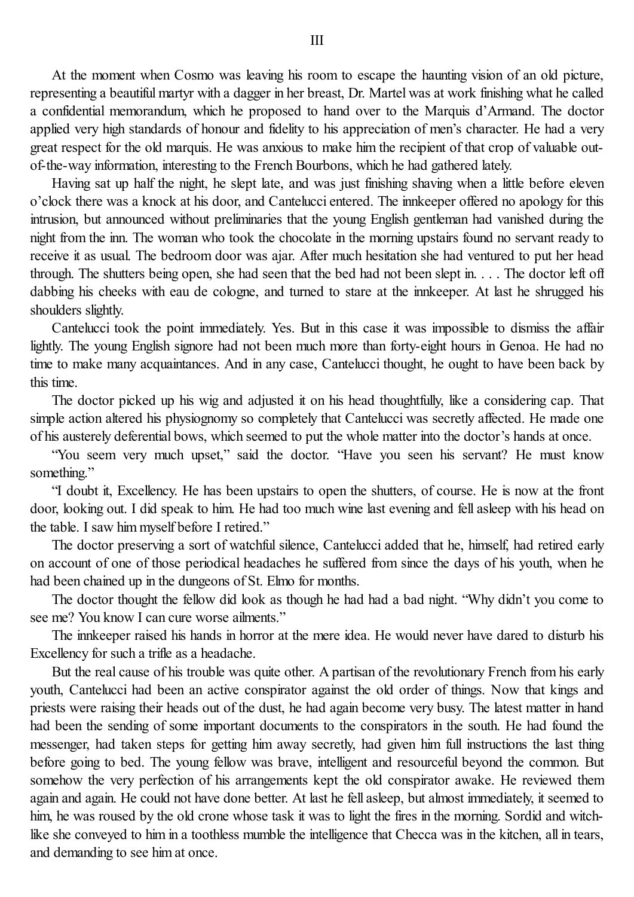# III

At the moment when Cosmo was leaving his room to escape the haunting vision of an old picture, representing a beautiful martyr with a dagger in her breast, Dr. Martel was at work finishing what he called a confidential memorandum, which he proposed to hand over to the Marquis d'Armand. The doctor applied very high standards of honour and fidelity to his appreciation of men's character. He had a very great respect for the old marquis. He was anxious to make him the recipient of that crop of valuable out-of-the-way information, interesting to the French Bourbons, which he had gathered lately.

Having sat up half the night, he slept late, and was just finishing shaving when a little before eleven o'clock there was a knock at his door, and Cantelucci entered. The innkeeper offered no apology for this intrusion, but announced without preliminaries that the young English gentleman had vanished during the night from the inn. The woman who took the chocolate in the morning upstairs found no servant ready to receive it as usual. The bedroom door was ajar. After much hesitation she had ventured to put her head through. The shutters being open, she had seen that the bed had not been slept in. . . . The doctor left off dabbing his cheeks with eau de cologne, and turned to stare at the innkeeper. At last he shrugged his shoulders slightly.

Cantelucci took the point immediately. Yes. But in this case it was impossible to dismiss the affair lightly. The young English signore had not been much more than forty-eight hours in Genoa. He had no time to make many acquaintances. And in any case, Cantelucci thought, he ought to have been back by this time.

The doctor picked up his wig and adjusted it on his head thoughtfully, like a considering cap. That simple action altered his physiognomy so completely that Cantelucci was secretly affected. He made one of his austerely deferential bows, which seemed to put the whole matter into the doctor's hands at once.

"You seem very much upset," said the doctor. "Have you seen his servant? He must know something."

"I doubt it, Excellency. He has been upstairs to open the shutters, of course. He is now at the front door, looking out. I did speak to him. He had too much wine last evening and fell asleep with his head on the table. I saw him myself before I retired."

The doctor preserving a sort of watchful silence, Cantelucci added that he, himself, had retired early on account of one of those periodical headaches he suffered from since the days of his youth, when he had been chained up in the dungeons of St. Elmo for months.

The doctor thought the fellow did look as though he had had a bad night. "Why didn't you come to see me? You know I can cure worse ailments."

The innkeeper raised his hands in horror at the mere idea. He would never have dared to disturb his Excellency for such a trifle as a headache.

But the real cause of his trouble was quite other. A partisan of the revolutionary French from his early youth, Cantelucci had been an active conspirator against the old order of things. Now that kings and priests were raising their heads out of the dust, he had again become very busy. The latest matter in hand had been the sending of some important documents to the conspirators in the south. He had found the messenger, had taken steps for getting him away secretly, had given him full instructions the last thing before going to bed. The young fellow was brave, intelligent and resourceful beyond the common. But somehow the very perfection of his arrangements kept the old conspirator awake. He reviewed them again and again. He could not have done better. At last he fell asleep, but almost immediately, it seemed to him, he was roused by the old crone whose task it was to light the fires in the morning. Sordid and witch-like she conveyed to him in a toothless mumble the intelligence that Checca was in the kitchen, all in tears, and demanding to see him at once.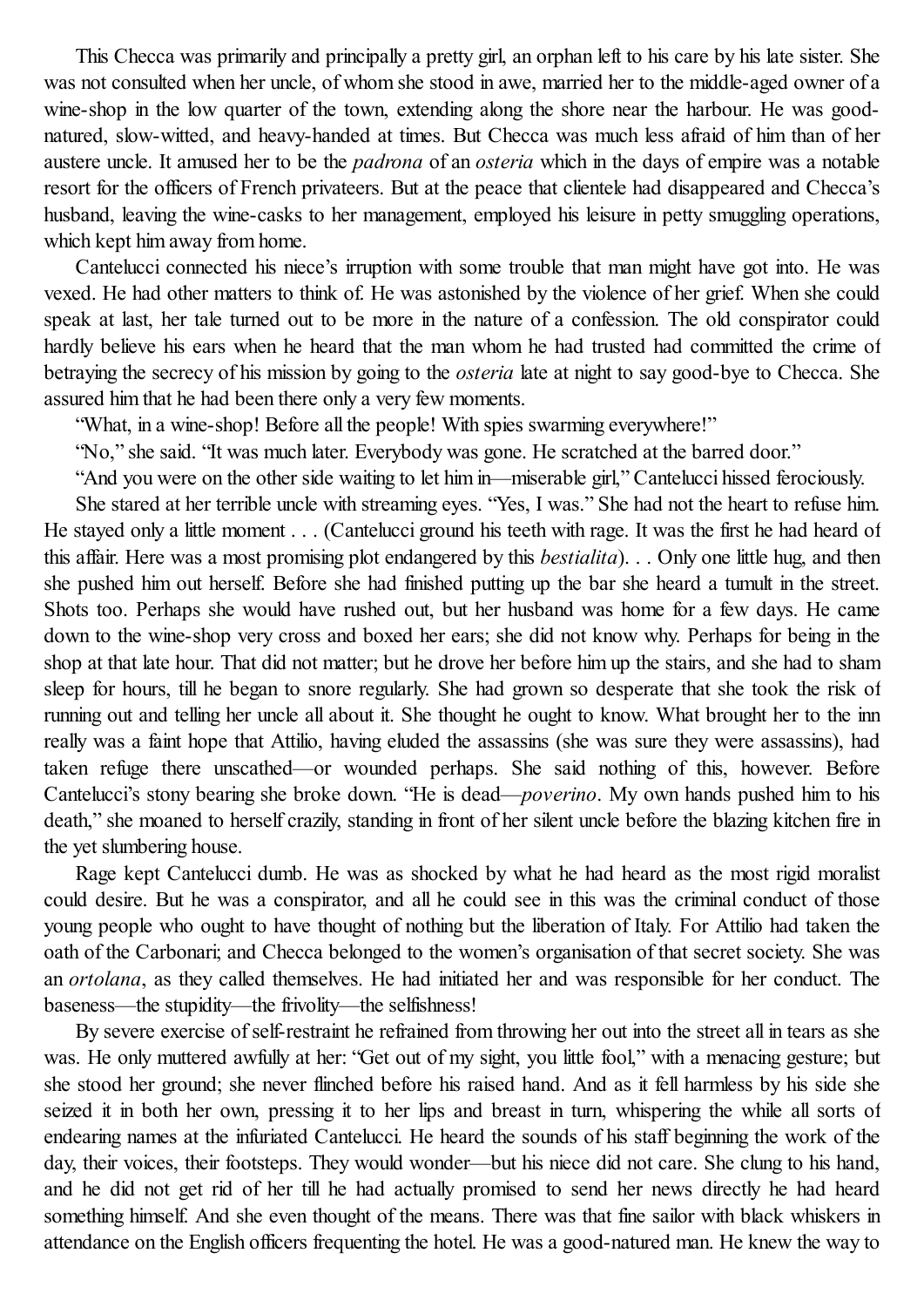This Checca was primarily and principally a pretty girl, an orphan left to his care by his late sister. She was not consulted when her uncle, of whom she stood in awe, married her to the middle-aged owner of a wine-shop in the low quarter of the town, extending along the shore near the harbour. He was good-natured, slow-witted, and heavy-handed at times. But Checca was much less afraid of him than of her austere uncle. It amused her to be the *padrona* of an *osteria* which in the days of empire was a notable resort for the officers of French privateers. But at the peace that clientele had disappeared and Checca's husband, leaving the wine-casks to her management, employed his leisure in petty smuggling operations, which kept him away from home.

Cantelucci connected his niece's irruption with some trouble that man might have got into. He was vexed. He had other matters to think of. He was astonished by the violence of her grief. When she could speak at last, her tale turned out to be more in the nature of a confession. The old conspirator could hardly believe his ears when he heard that the man whom he had trusted had committed the crime of betraying the secrecy of his mission by going to the *osteria* late at night to say good-bye to Checca. She assured him that he had been there only a very few moments.

"What, in a wine-shop! Before all the people! With spies swarming everywhere!"

"No," she said. "It was much later. Everybody was gone. He scratched at the barred door."

"And you were on the other side waiting to let him in—miserable girl," Cantelucci hissed ferociously.

She stared at her terrible uncle with streaming eyes. "Yes, I was." She had not the heart to refuse him. He stayed only a little moment . . . (Cantelucci ground his teeth with rage. It was the first he had heard of this affair. Here was a most promising plot endangered by this *bestialita*). . . Only one little hug, and then she pushed him out herself. Before she had finished putting up the bar she heard a tumult in the street. Shots too. Perhaps she would have rushed out, but her husband was home for a few days. He came down to the wine-shop very cross and boxed her ears; she did not know why. Perhaps for being in the shop at that late hour. That did not matter; but he drove her before him up the stairs, and she had to sham sleep for hours, till he began to snore regularly. She had grown so desperate that she took the risk of running out and telling her uncle all about it. She thought he ought to know. What brought her to the inn really was a faint hope that Attilio, having eluded the assassins (she was sure they were assassins), had taken refuge there unscathed—or wounded perhaps. She said nothing of this, however. Before Cantelucci's stony bearing she broke down. "He is dead—*poverino*. My own hands pushed him to his death," she moaned to herself crazily, standing in front of her silent uncle before the blazing kitchen fire in the yet slumbering house.

Rage kept Cantelucci dumb. He was as shocked by what he had heard as the most rigid moralist could desire. But he was a conspirator, and all he could see in this was the criminal conduct of those young people who ought to have thought of nothing but the liberation of Italy. For Attilio had taken the oath of the Carbonari; and Checca belonged to the women's organisation of that secret society. She was an *ortolana*, as they called themselves. He had initiated her and was responsible for her conduct. The baseness—the stupidity—the frivolity—the selfishness!

By severe exercise of self-restraint he refrained from throwing her out into the street all in tears as she was. He only muttered awfully at her: "Get out of my sight, you little fool," with a menacing gesture; but she stood her ground; she never flinched before his raised hand. And as it fell harmless by his side she seized it in both her own, pressing it to her lips and breast in turn, whispering the while all sorts of endearing names at the infuriated Cantelucci. He heard the sounds of his staff beginning the work of the day, their voices, their footsteps. They would wonder—but his niece did not care. She clung to his hand, and he did not get rid of her till he had actually promised to send her news directly he had heard something himself. And she even thought of the means. There was that fine sailor with black whiskers in attendance on the English officers frequenting the hotel. He was a good-natured man. He knew the way to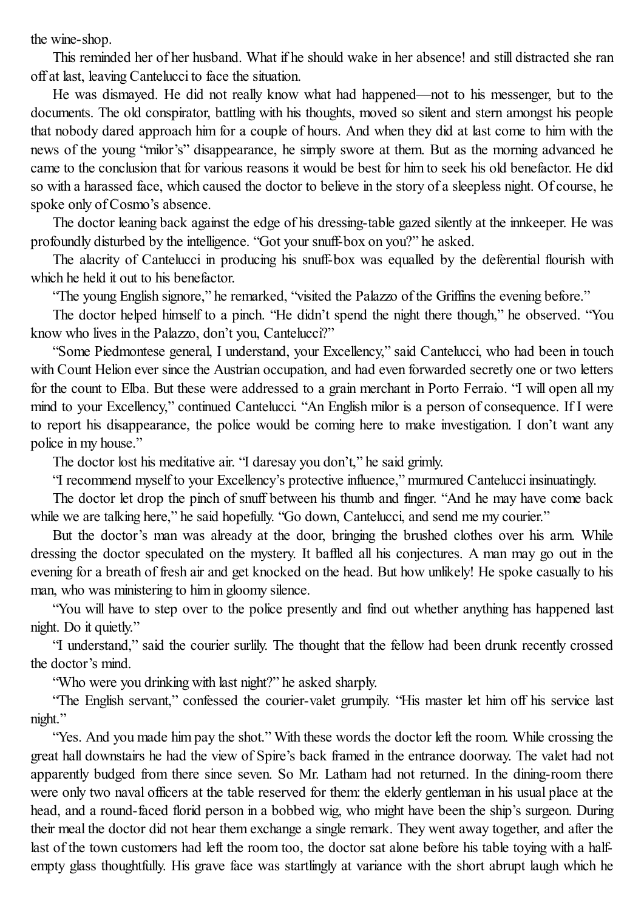the wine-shop.

This reminded her of her husband. What if he should wake in her absence! and still distracted she ran off at last, leaving Cantelucci to face the situation.

He was dismayed. He did not really know what had happened—not to his messenger, but to the documents. The old conspirator, battling with his thoughts, moved so silent and stern amongst his people that nobody dared approach him for a couple of hours. And when they did at last come to him with the news of the young "milor's" disappearance, he simply swore at them. But as the morning advanced he came to the conclusion that for various reasons it would be best for him to seek his old benefactor. He did so with a harassed face, which caused the doctor to believe in the story of a sleepless night. Of course, he spoke only of Cosmo's absence.

The doctor leaning back against the edge of his dressing-table gazed silently at the innkeeper. He was profoundly disturbed by the intelligence. "Got your snuff-box on you?" he asked.

The alacrity of Cantelucci in producing his snuff-box was equalled by the deferential flourish with which he held it out to his benefactor.

"The young English signore," he remarked, "visited the Palazzo of the Griffins the evening before."

The doctor helped himself to a pinch. "He didn't spend the night there though," he observed. "You know who lives in the Palazzo, don't you, Cantelucci?"

"Some Piedmontese general, I understand, your Excellency," said Cantelucci, who had been in touch with Count Helion ever since the Austrian occupation, and had even forwarded secretly one or two letters for the count to Elba. But these were addressed to a grain merchant in Porto Ferraio. "I will open all my mind to your Excellency," continued Cantelucci. "An English milor is a person of consequence. If I were to report his disappearance, the police would be coming here to make investigation. I don't want any police in my house."

The doctor lost his meditative air. "I daresay you don't," he said grimly.

"I recommend myself to your Excellency's protective influence," murmured Cantelucci insinuatingly.

The doctor let drop the pinch of snuff between his thumb and finger. "And he may have come back while we are talking here," he said hopefully. "Go down, Cantelucci, and send me my courier."

But the doctor's man was already at the door, bringing the brushed clothes over his arm. While dressing the doctor speculated on the mystery. It baffled all his conjectures. A man may go out in the evening for a breath of fresh air and get knocked on the head. But how unlikely! He spoke casually to his man, who was ministering to him in gloomy silence.

"You will have to step over to the police presently and find out whether anything has happened last night. Do it quietly."

"I understand," said the courier surlily. The thought that the fellow had been drunk recently crossed the doctor's mind.

"Who were you drinking with last night?" he asked sharply.

"The English servant," confessed the courier-valet grumpily. "His master let him off his service last night."

"Yes. And you made him pay the shot." With these words the doctor left the room. While crossing the great hall downstairs he had the view of Spire's back framed in the entrance doorway. The valet had not apparently budged from there since seven. So Mr. Latham had not returned. In the dining-room there were only two naval officers at the table reserved for them: the elderly gentleman in his usual place at the head, and a round-faced florid person in a bobbed wig, who might have been the ship's surgeon. During their meal the doctor did not hear them exchange a single remark. They went away together, and after the last of the town customers had left the room too, the doctor sat alone before his table toying with a half-empty glass thoughtfully. His grave face was startlingly at variance with the short abrupt laugh which he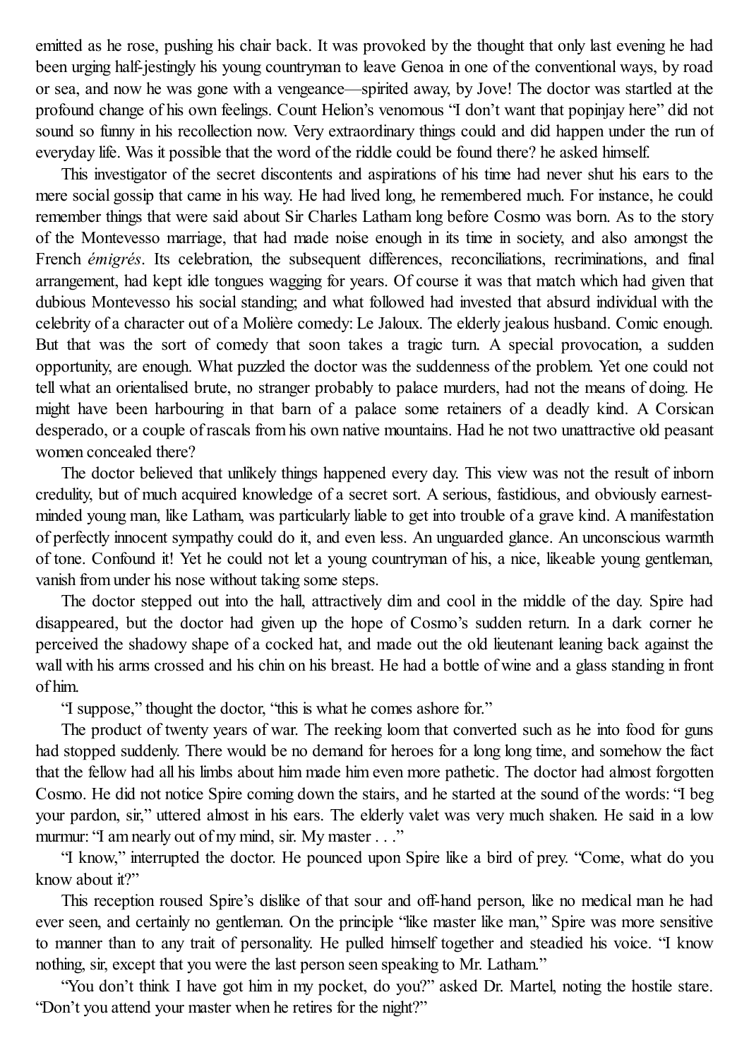emitted as he rose, pushing his chair back. It was provoked by the thought that only last evening he had been urging half-jestingly his young countryman to leave Genoa in one of the conventional ways, by road or sea, and now he was gone with a vengeance—spirited away, by Jove! The doctor was startled at the profound change of his own feelings. Count Helion's venomous "I don't want that popinjay here" did not sound so funny in his recollection now. Very extraordinary things could and did happen under the run of everyday life. Was it possible that the word of the riddle could be found there? he asked himself.

This investigator of the secret discontents and aspirations of his time had never shut his ears to the mere social gossip that came in his way. He had lived long, he remembered much. For instance, he could remember things that were said about Sir Charles Latham long before Cosmo was born. As to the story of the Montevesso marriage, that had made noise enough in its time in society, and also amongst the French *émigrés*. Its celebration, the subsequent differences, reconciliations, recriminations, and final arrangement, had kept idle tongues wagging for years. Of course it was that match which had given that dubious Montevesso his social standing; and what followed had invested that absurd individual with the celebrity of a character out of a Molière comedy: Le Jaloux. The elderly jealous husband. Comic enough. But that was the sort of comedy that soon takes a tragic turn. A special provocation, a sudden opportunity, are enough. What puzzled the doctor was the suddenness of the problem. Yet one could not tell what an orientalised brute, no stranger probably to palace murders, had not the means of doing. He might have been harbouring in that barn of a palace some retainers of a deadly kind. A Corsican desperado, or a couple of rascals from his own native mountains. Had he not two unattractive old peasant women concealed there?

The doctor believed that unlikely things happened every day. This view was not the result of inborn credulity, but of much acquired knowledge of a secret sort. A serious, fastidious, and obviously earnest-minded young man, like Latham, was particularly liable to get into trouble of a grave kind. A manifestation of perfectly innocent sympathy could do it, and even less. An unguarded glance. An unconscious warmth of tone. Confound it! Yet he could not let a young countryman of his, a nice, likeable young gentleman, vanish from under his nose without taking some steps.

The doctor stepped out into the hall, attractively dim and cool in the middle of the day. Spire had disappeared, but the doctor had given up the hope of Cosmo's sudden return. In a dark corner he perceived the shadowy shape of a cocked hat, and made out the old lieutenant leaning back against the wall with his arms crossed and his chin on his breast. He had a bottle of wine and a glass standing in front of him.

"I suppose," thought the doctor, "this is what he comes ashore for."

The product of twenty years of war. The reeking loom that converted such as he into food for guns had stopped suddenly. There would be no demand for heroes for a long long time, and somehow the fact that the fellow had all his limbs about him made him even more pathetic. The doctor had almost forgotten Cosmo. He did not notice Spire coming down the stairs, and he started at the sound of the words: "I beg your pardon, sir," uttered almost in his ears. The elderly valet was very much shaken. He said in a low murmur: "I am nearly out of my mind, sir. My master . . ."

"I know," interrupted the doctor. He pounced upon Spire like a bird of prey. "Come, what do you know about it?"

This reception roused Spire's dislike of that sour and off-hand person, like no medical man he had ever seen, and certainly no gentleman. On the principle "like master like man," Spire was more sensitive to manner than to any trait of personality. He pulled himself together and steadied his voice. "I know nothing, sir, except that you were the last person seen speaking to Mr. Latham."

"You don't think I have got him in my pocket, do you?" asked Dr. Martel, noting the hostile stare. "Don't you attend your master when he retires for the night?"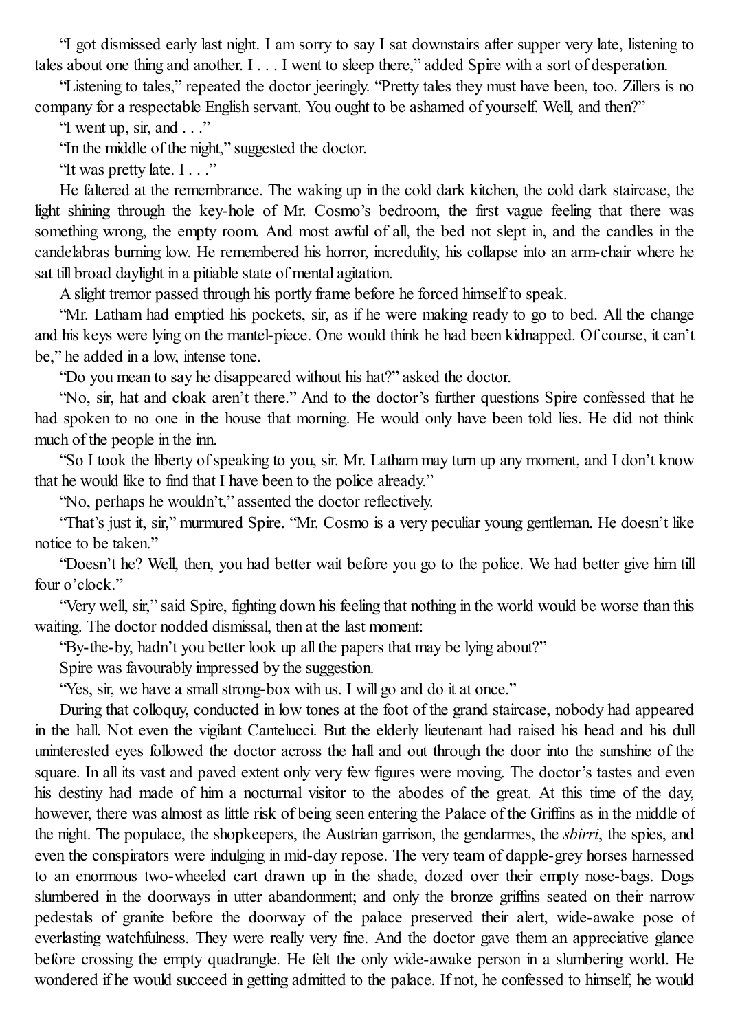"I got dismissed early last night. I am sorry to say I sat downstairs after supper very late, listening to tales about one thing and another. I . . . I went to sleep there," added Spire with a sort of desperation.

"Listening to tales," repeated the doctor jeeringly. "Pretty tales they must have been, too. Zillers is no company for a respectable English servant. You ought to be ashamed of yourself. Well, and then?"

"I went up, sir, and . . ."

"In the middle of the night," suggested the doctor.

"It was pretty late. I . . ."

He faltered at the remembrance. The waking up in the cold dark kitchen, the cold dark staircase, the light shining through the key-hole of Mr. Cosmo's bedroom, the first vague feeling that there was something wrong, the empty room. And most awful of all, the bed not slept in, and the candles in the candelabras burning low. He remembered his horror, incredulity, his collapse into an arm-chair where he sat till broad daylight in a pitiable state of mental agitation.

A slight tremor passed through his portly frame before he forced himself to speak.

"Mr. Latham had emptied his pockets, sir, as if he were making ready to go to bed. All the change and his keys were lying on the mantel-piece. One would think he had been kidnapped. Of course, it can't be," he added in a low, intense tone.

"Do you mean to say he disappeared without his hat?" asked the doctor.

"No, sir, hat and cloak aren't there." And to the doctor's further questions Spire confessed that he had spoken to no one in the house that morning. He would only have been told lies. He did not think much of the people in the inn.

"So I took the liberty of speaking to you, sir. Mr. Latham may turn up any moment, and I don't know that he would like to find that I have been to the police already."

"No, perhaps he wouldn't," assented the doctor reflectively.

"That's just it, sir," murmured Spire. "Mr. Cosmo is a very peculiar young gentleman. He doesn't like notice to be taken."

"Doesn't he? Well, then, you had better wait before you go to the police. We had better give him till four o'clock."

"Very well, sir," said Spire, fighting down his feeling that nothing in the world would be worse than this waiting. The doctor nodded dismissal, then at the last moment:

"By-the-by, hadn't you better look up all the papers that may be lying about?"

Spire was favourably impressed by the suggestion.

"Yes, sir, we have a small strong-box with us. I will go and do it at once."

During that colloquy, conducted in low tones at the foot of the grand staircase, nobody had appeared in the hall. Not even the vigilant Cantelucci. But the elderly lieutenant had raised his head and his dull uninterested eyes followed the doctor across the hall and out through the door into the sunshine of the square. In all its vast and paved extent only very few figures were moving. The doctor's tastes and even his destiny had made of him a nocturnal visitor to the abodes of the great. At this time of the day, however, there was almost as little risk of being seen entering the Palace of the Griffins as in the middle of the night. The populace, the shopkeepers, the Austrian garrison, the gendarmes, the *sbirri*, the spies, and even the conspirators were indulging in mid-day repose. The very team of dapple-grey horses harnessed to an enormous two-wheeled cart drawn up in the shade, dozed over their empty nose-bags. Dogs slumbered in the doorways in utter abandonment; and only the bronze griffins seated on their narrow pedestals of granite before the doorway of the palace preserved their alert, wide-awake pose of everlasting watchfulness. They were really very fine. And the doctor gave them an appreciative glance before crossing the empty quadrangle. He felt the only wide-awake person in a slumbering world. He wondered if he would succeed in getting admitted to the palace. If not, he confessed to himself, he would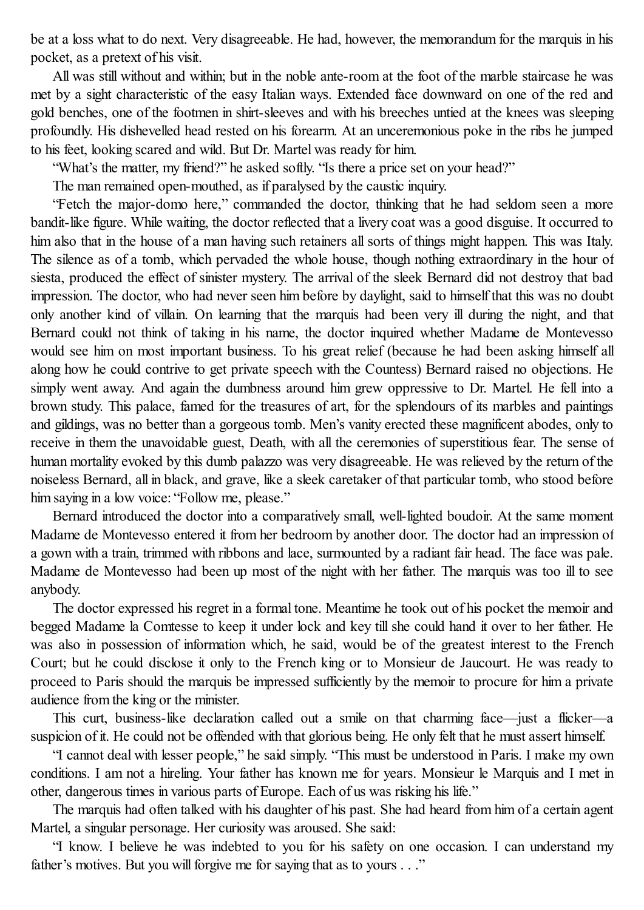be at a loss what to do next. Very disagreeable. He had, however, the memorandum for the marquis in his pocket, as a pretext of his visit.

All was still without and within; but in the noble ante-room at the foot of the marble staircase he was met by a sight characteristic of the easy Italian ways. Extended face downward on one of the red and gold benches, one of the footmen in shirt-sleeves and with his breeches untied at the knees was sleeping profoundly. His dishevelled head rested on his forearm. At an unceremonious poke in the ribs he jumped to his feet, looking scared and wild. But Dr. Martel was ready for him.

"What's the matter, my friend?" he asked softly. "Is there a price set on your head?"

The man remained open-mouthed, as if paralysed by the caustic inquiry.

"Fetch the major-domo here," commanded the doctor, thinking that he had seldom seen a more bandit-like figure. While waiting, the doctor reflected that a livery coat was a good disguise. It occurred to him also that in the house of a man having such retainers all sorts of things might happen. This was Italy. The silence as of a tomb, which pervaded the whole house, though nothing extraordinary in the hour of siesta, produced the effect of sinister mystery. The arrival of the sleek Bernard did not destroy that bad impression. The doctor, who had never seen him before by daylight, said to himself that this was no doubt only another kind of villain. On learning that the marquis had been very ill during the night, and that Bernard could not think of taking in his name, the doctor inquired whether Madame de Montevesso would see him on most important business. To his great relief (because he had been asking himself all along how he could contrive to get private speech with the Countess) Bernard raised no objections. He simply went away. And again the dumbness around him grew oppressive to Dr. Martel. He fell into a brown study. This palace, famed for the treasures of art, for the splendours of its marbles and paintings and gildings, was no better than a gorgeous tomb. Men's vanity erected these magnificent abodes, only to receive in them the unavoidable guest, Death, with all the ceremonies of superstitious fear. The sense of human mortality evoked by this dumb palazzo was very disagreeable. He was relieved by the return of the noiseless Bernard, all in black, and grave, like a sleek caretaker of that particular tomb, who stood before him saying in a low voice: "Follow me, please."

Bernard introduced the doctor into a comparatively small, well-lighted boudoir. At the same moment Madame de Montevesso entered it from her bedroom by another door. The doctor had an impression of a gown with a train, trimmed with ribbons and lace, surmounted by a radiant fair head. The face was pale. Madame de Montevesso had been up most of the night with her father. The marquis was too ill to see anybody.

The doctor expressed his regret in a formal tone. Meantime he took out of his pocket the memoir and begged Madame la Comtesse to keep it under lock and key till she could hand it over to her father. He was also in possession of information which, he said, would be of the greatest interest to the French Court; but he could disclose it only to the French king or to Monsieur de Jaucourt. He was ready to proceed to Paris should the marquis be impressed sufficiently by the memoir to procure for him a private audience from the king or the minister.

This curt, business-like declaration called out a smile on that charming face—just a flicker—a suspicion of it. He could not be offended with that glorious being. He only felt that he must assert himself.

"I cannot deal with lesser people," he said simply. "This must be understood in Paris. I make my own conditions. I am not a hireling. Your father has known me for years. Monsieur le Marquis and I met in other, dangerous times in various parts of Europe. Each of us was risking his life."

The marquis had often talked with his daughter of his past. She had heard from him of a certain agent Martel, a singular personage. Her curiosity was aroused. She said:

"I know. I believe he was indebted to you for his safety on one occasion. I can understand my father's motives. But you will forgive me for saying that as to yours . . ."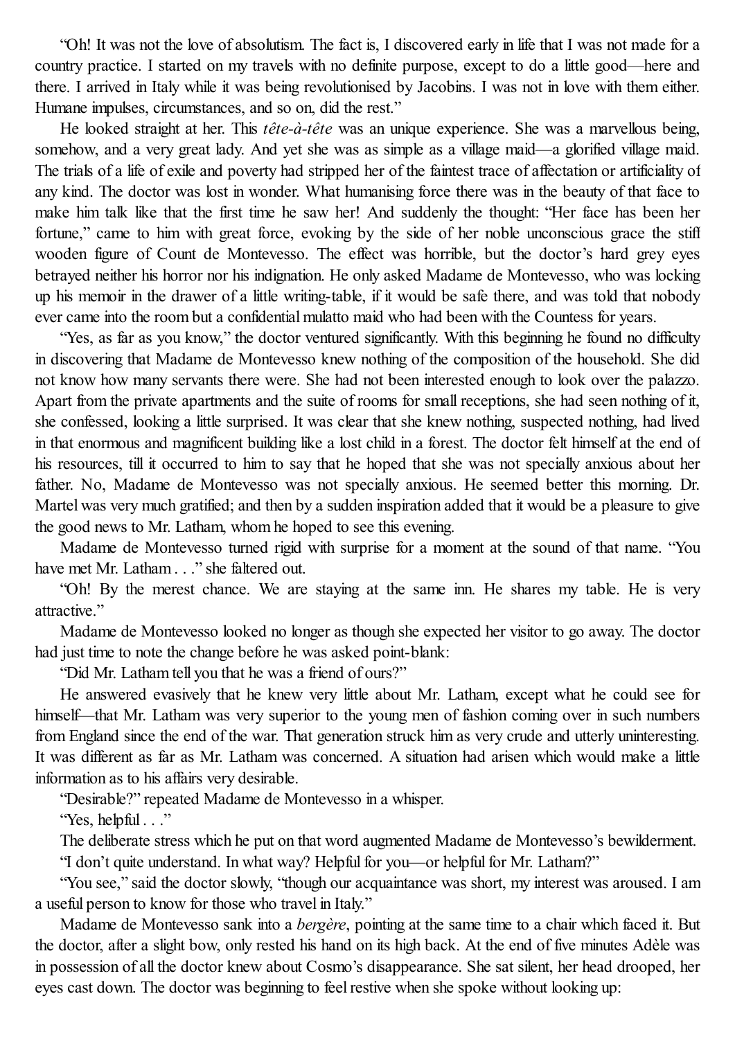"Oh! It was not the love of absolutism. The fact is, I discovered early in life that I was not made for a country practice. I started on my travels with no definite purpose, except to do a little good—here and there. I arrived in Italy while it was being revolutionised by Jacobins. I was not in love with them either. Humane impulses, circumstances, and so on, did the rest."

He looked straight at her. This *tête-à-tête* was an unique experience. She was a marvellous being, somehow, and a very great lady. And yet she was as simple as a village maid—a glorified village maid. The trials of a life of exile and poverty had stripped her of the faintest trace of affectation or artificiality of any kind. The doctor was lost in wonder. What humanising force there was in the beauty of that face to make him talk like that the first time he saw her! And suddenly the thought: "Her face has been her fortune," came to him with great force, evoking by the side of her noble unconscious grace the stiff wooden figure of Count de Montevesso. The effect was horrible, but the doctor's hard grey eyes betrayed neither his horror nor his indignation. He only asked Madame de Montevesso, who was locking up his memoir in the drawer of a little writing-table, if it would be safe there, and was told that nobody ever came into the room but a confidential mulatto maid who had been with the Countess for years.

"Yes, as far as you know," the doctor ventured significantly. With this beginning he found no difficulty in discovering that Madame de Montevesso knew nothing of the composition of the household. She did not know how many servants there were. She had not been interested enough to look over the palazzo. Apart from the private apartments and the suite of rooms for small receptions, she had seen nothing of it, she confessed, looking a little surprised. It was clear that she knew nothing, suspected nothing, had lived in that enormous and magnificent building like a lost child in a forest. The doctor felt himself at the end of his resources, till it occurred to him to say that he hoped that she was not specially anxious about her father. No, Madame de Montevesso was not specially anxious. He seemed better this morning. Dr. Martel was very much gratified; and then by a sudden inspiration added that it would be a pleasure to give the good news to Mr. Latham, whom he hoped to see this evening.

Madame de Montevesso turned rigid with surprise for a moment at the sound of that name. "You have met Mr. Latham . . ." she faltered out.

"Oh! By the merest chance. We are staying at the same inn. He shares my table. He is very attractive."

Madame de Montevesso looked no longer as though she expected her visitor to go away. The doctor had just time to note the change before he was asked point-blank:

"Did Mr. Latham tell you that he was a friend of ours?"

He answered evasively that he knew very little about Mr. Latham, except what he could see for himself—that Mr. Latham was very superior to the young men of fashion coming over in such numbers from England since the end of the war. That generation struck him as very crude and utterly uninteresting. It was different as far as Mr. Latham was concerned. A situation had arisen which would make a little information as to his affairs very desirable.

"Desirable?" repeated Madame de Montevesso in a whisper.

"Yes, helpful . . ."

The deliberate stress which he put on that word augmented Madame de Montevesso's bewilderment.

"I don't quite understand. In what way? Helpful for you—or helpful for Mr. Latham?"

"You see," said the doctor slowly, "though our acquaintance was short, my interest was aroused. I am a useful person to know for those who travel in Italy."

Madame de Montevesso sank into a *bergère*, pointing at the same time to a chair which faced it. But the doctor, after a slight bow, only rested his hand on its high back. At the end of five minutes Adèle was in possession of all the doctor knew about Cosmo's disappearance. She sat silent, her head drooped, her eyes cast down. The doctor was beginning to feel restive when she spoke without looking up: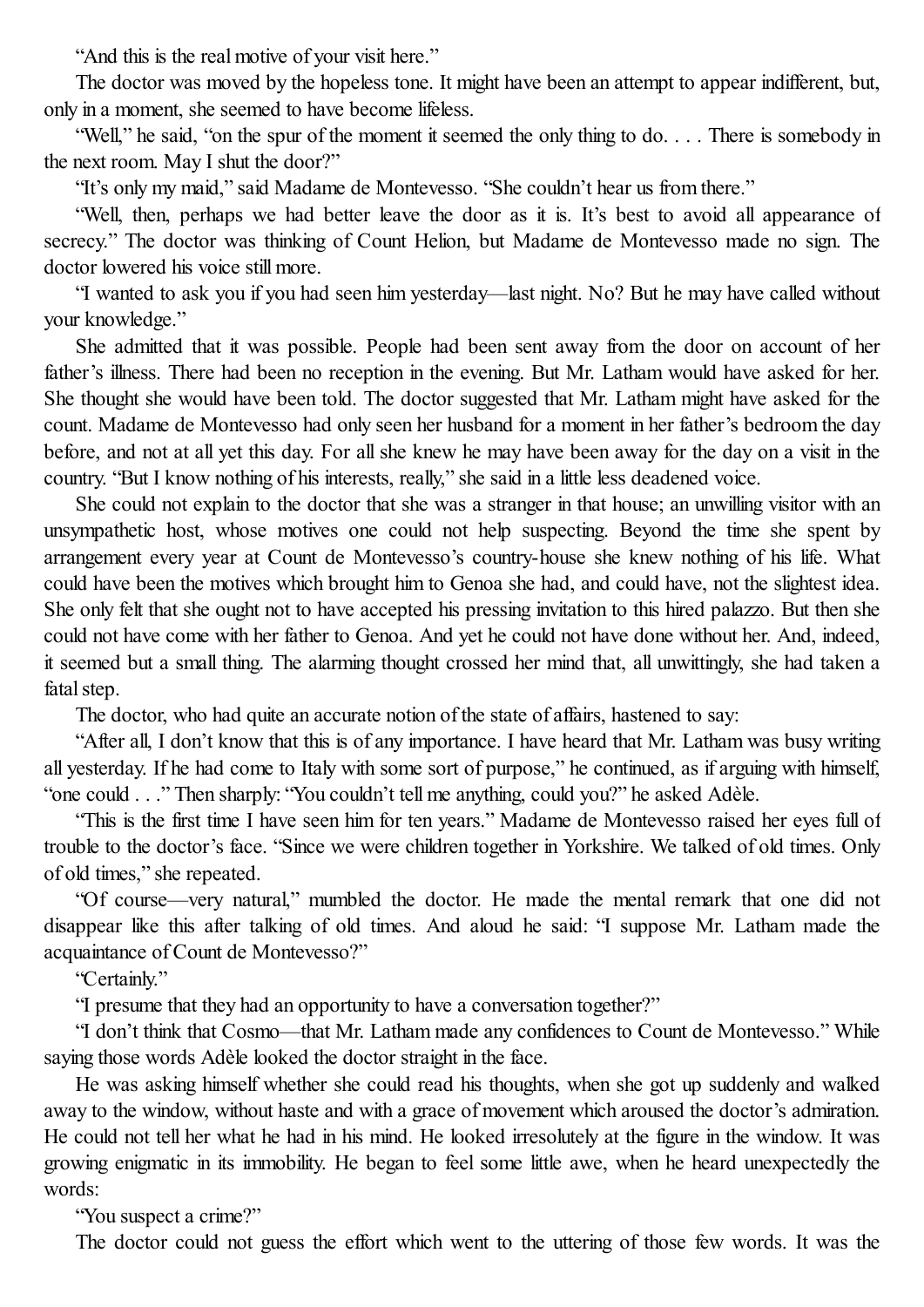"And this is the real motive of your visit here."

The doctor was moved by the hopeless tone. It might have been an attempt to appear indifferent, but, only in a moment, she seemed to have become lifeless.

"Well," he said, "on the spur of the moment it seemed the only thing to do. . . . There is somebody in the next room. May I shut the door?"

"It's only my maid," said Madame de Montevesso. "She couldn't hear us from there."

"Well, then, perhaps we had better leave the door as it is. It's best to avoid all appearance of secrecy." The doctor was thinking of Count Helion, but Madame de Montevesso made no sign. The doctor lowered his voice still more.

"I wanted to ask you if you had seen him yesterday—last night. No? But he may have called without your knowledge."

She admitted that it was possible. People had been sent away from the door on account of her father's illness. There had been no reception in the evening. But Mr. Latham would have asked for her. She thought she would have been told. The doctor suggested that Mr. Latham might have asked for the count. Madame de Montevesso had only seen her husband for a moment in her father's bedroom the day before, and not at all yet this day. For all she knew he may have been away for the day on a visit in the country. "But I know nothing of his interests, really," she said in a little less deadened voice.

She could not explain to the doctor that she was a stranger in that house; an unwilling visitor with an unsympathetic host, whose motives one could not help suspecting. Beyond the time she spent by arrangement every year at Count de Montevesso's country-house she knew nothing of his life. What could have been the motives which brought him to Genoa she had, and could have, not the slightest idea. She only felt that she ought not to have accepted his pressing invitation to this hired palazzo. But then she could not have come with her father to Genoa. And yet he could not have done without her. And, indeed, it seemed but a small thing. The alarming thought crossed her mind that, all unwittingly, she had taken a fatal step.

The doctor, who had quite an accurate notion of the state of affairs, hastened to say:

"After all, I don't know that this is of any importance. I have heard that Mr. Latham was busy writing all yesterday. If he had come to Italy with some sort of purpose," he continued, as if arguing with himself, "one could . . ." Then sharply: "You couldn't tell me anything, could you?" he asked Adèle.

"This is the first time I have seen him for ten years." Madame de Montevesso raised her eyes full of trouble to the doctor's face. "Since we were children together in Yorkshire. We talked of old times. Only of old times," she repeated.

"Of course—very natural," mumbled the doctor. He made the mental remark that one did not disappear like this after talking of old times. And aloud he said: "I suppose Mr. Latham made the acquaintance of Count de Montevesso?"

"Certainly."

"I presume that they had an opportunity to have a conversation together?"

"I don't think that Cosmo—that Mr. Latham made any confidences to Count de Montevesso." While saying those words Adèle looked the doctor straight in the face.

He was asking himself whether she could read his thoughts, when she got up suddenly and walked away to the window, without haste and with a grace of movement which aroused the doctor's admiration. He could not tell her what he had in his mind. He looked irresolutely at the figure in the window. It was growing enigmatic in its immobility. He began to feel some little awe, when he heard unexpectedly the words:

"You suspect a crime?"

The doctor could not guess the effort which went to the uttering of those few words. It was the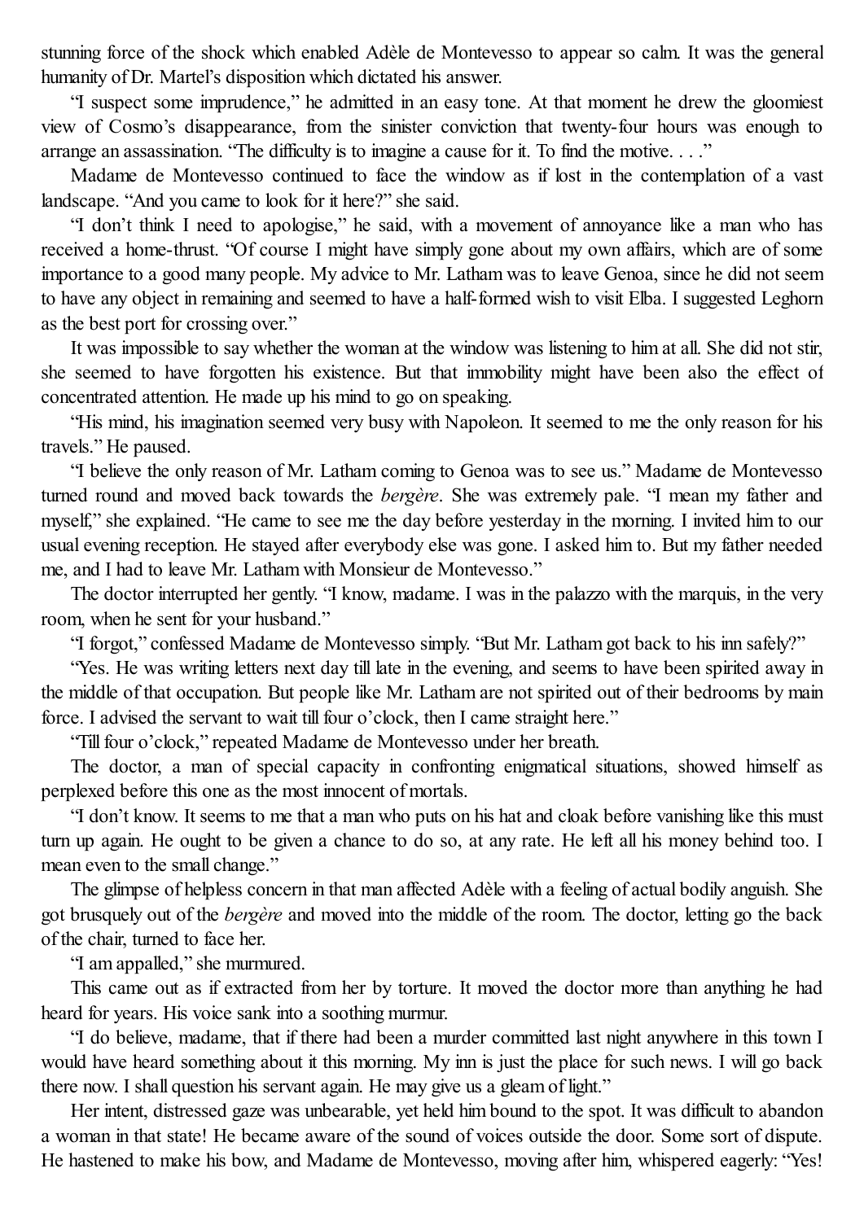stunning force of the shock which enabled Adèle de Montevesso to appear so calm. It was the general humanity of Dr. Martel's disposition which dictated his answer.

"I suspect some imprudence," he admitted in an easy tone. At that moment he drew the gloomiest view of Cosmo's disappearance, from the sinister conviction that twenty-four hours was enough to arrange an assassination. "The difficulty is to imagine a cause for it. To find the motive. . . ."

Madame de Montevesso continued to face the window as if lost in the contemplation of a vast landscape. "And you came to look for it here?" she said.

"I don't think I need to apologise," he said, with a movement of annoyance like a man who has received a home-thrust. "Of course I might have simply gone about my own affairs, which are of some importance to a good many people. My advice to Mr. Latham was to leave Genoa, since he did not seem to have any object in remaining and seemed to have a half-formed wish to visit Elba. I suggested Leghorn as the best port for crossing over."

It was impossible to say whether the woman at the window was listening to him at all. She did not stir, she seemed to have forgotten his existence. But that immobility might have been also the effect of concentrated attention. He made up his mind to go on speaking.

"His mind, his imagination seemed very busy with Napoleon. It seemed to me the only reason for his travels." He paused.

"I believe the only reason of Mr. Latham coming to Genoa was to see us." Madame de Montevesso turned round and moved back towards the *bergère*. She was extremely pale. "I mean my father and myself," she explained. "He came to see me the day before yesterday in the morning. I invited him to our usual evening reception. He stayed after everybody else was gone. I asked him to. But my father needed me, and I had to leave Mr. Latham with Monsieur de Montevesso."

The doctor interrupted her gently. "I know, madame. I was in the palazzo with the marquis, in the very room, when he sent for your husband."

"I forgot," confessed Madame de Montevesso simply. "But Mr. Latham got back to his inn safely?"

"Yes. He was writing letters next day till late in the evening, and seems to have been spirited away in the middle of that occupation. But people like Mr. Latham are not spirited out of their bedrooms by main force. I advised the servant to wait till four o'clock, then I came straight here."

"Till four o'clock," repeated Madame de Montevesso under her breath.

The doctor, a man of special capacity in confronting enigmatical situations, showed himself as perplexed before this one as the most innocent of mortals.

"I don't know. It seems to me that a man who puts on his hat and cloak before vanishing like this must turn up again. He ought to be given a chance to do so, at any rate. He left all his money behind too. I mean even to the small change."

The glimpse of helpless concern in that man affected Adèle with a feeling of actual bodily anguish. She got brusquely out of the *bergère* and moved into the middle of the room. The doctor, letting go the back of the chair, turned to face her.

"I am appalled," she murmured.

This came out as if extracted from her by torture. It moved the doctor more than anything he had heard for years. His voice sank into a soothing murmur.

"I do believe, madame, that if there had been a murder committed last night anywhere in this town I would have heard something about it this morning. My inn is just the place for such news. I will go back there now. I shall question his servant again. He may give us a gleam of light."

Her intent, distressed gaze was unbearable, yet held him bound to the spot. It was difficult to abandon a woman in that state! He became aware of the sound of voices outside the door. Some sort of dispute. He hastened to make his bow, and Madame de Montevesso, moving after him, whispered eagerly: "Yes!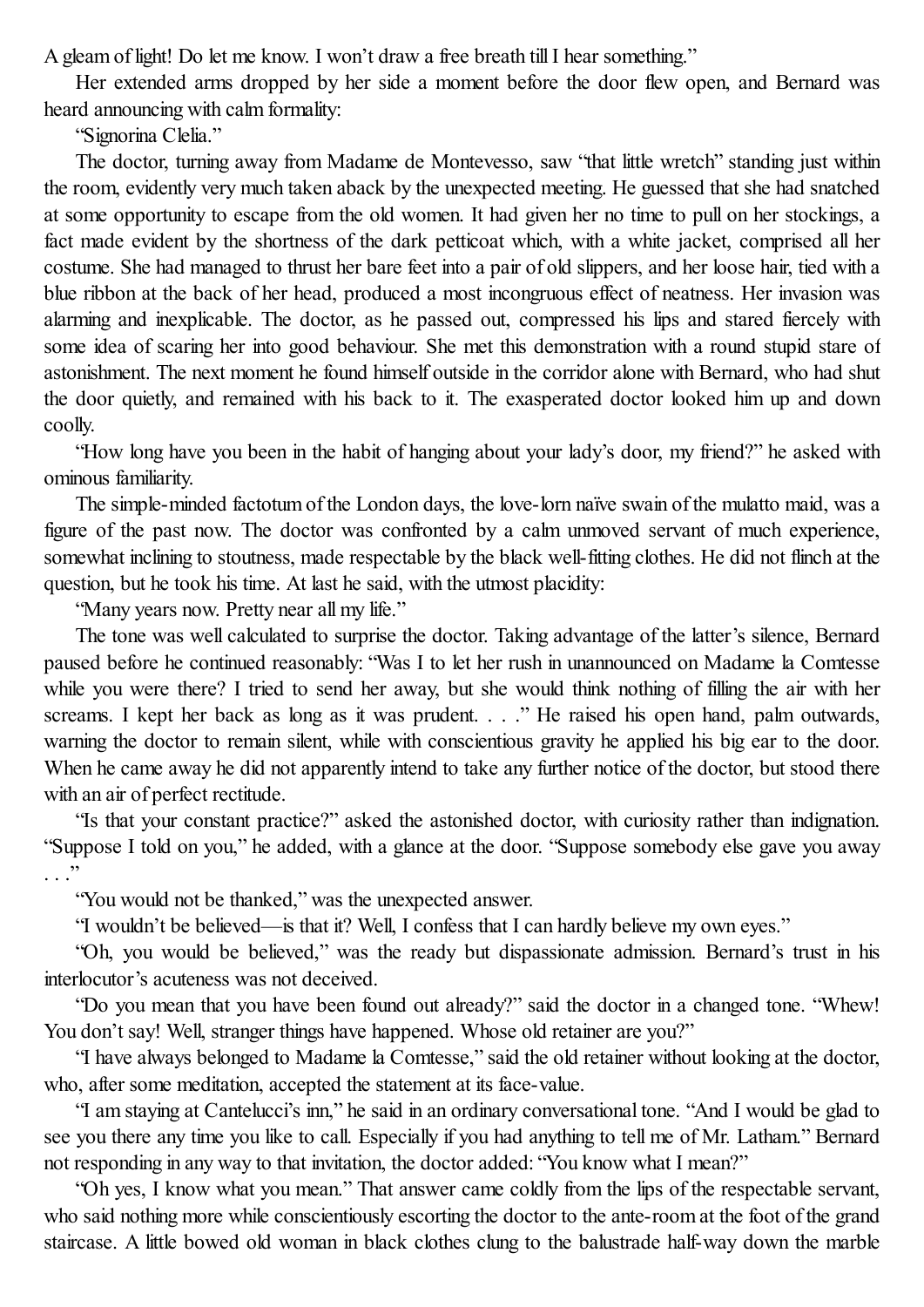A gleam of light! Do let me know. I won't draw a free breath till I hear something."

Her extended arms dropped by her side a moment before the door flew open, and Bernard was heard announcing with calm formality:

"Signorina Clelia."

The doctor, turning away from Madame de Montevesso, saw "that little wretch" standing just within the room, evidently very much taken aback by the unexpected meeting. He guessed that she had snatched at some opportunity to escape from the old women. It had given her no time to pull on her stockings, a fact made evident by the shortness of the dark petticoat which, with a white jacket, comprised all her costume. She had managed to thrust her bare feet into a pair of old slippers, and her loose hair, tied with a blue ribbon at the back of her head, produced a most incongruous effect of neatness. Her invasion was alarming and inexplicable. The doctor, as he passed out, compressed his lips and stared fiercely with some idea of scaring her into good behaviour. She met this demonstration with a round stupid stare of astonishment. The next moment he found himself outside in the corridor alone with Bernard, who had shut the door quietly, and remained with his back to it. The exasperated doctor looked him up and down coolly.

"How long have you been in the habit of hanging about your lady's door, my friend?" he asked with ominous familiarity.

The simple-minded factotum of the London days, the love-lorn naïve swain of the mulatto maid, was a figure of the past now. The doctor was confronted by a calm unmoved servant of much experience, somewhat inclining to stoutness, made respectable by the black well-fitting clothes. He did not flinch at the question, but he took his time. At last he said, with the utmost placidity:

"Many years now. Pretty near all my life."

The tone was well calculated to surprise the doctor. Taking advantage of the latter's silence, Bernard paused before he continued reasonably: "Was I to let her rush in unannounced on Madame la Comtesse while you were there? I tried to send her away, but she would think nothing of filling the air with her screams. I kept her back as long as it was prudent. . . ." He raised his open hand, palm outwards, warning the doctor to remain silent, while with conscientious gravity he applied his big ear to the door. When he came away he did not apparently intend to take any further notice of the doctor, but stood there with an air of perfect rectitude.

"Is that your constant practice?" asked the astonished doctor, with curiosity rather than indignation. "Suppose I told on you," he added, with a glance at the door. "Suppose somebody else gave you away . . ."

"You would not be thanked," was the unexpected answer.

"I wouldn't be believed—is that it? Well, I confess that I can hardly believe my own eyes."

"Oh, you would be believed," was the ready but dispassionate admission. Bernard's trust in his interlocutor's acuteness was not deceived.

"Do you mean that you have been found out already?" said the doctor in a changed tone. "Whew! You don't say! Well, stranger things have happened. Whose old retainer are you?"

"I have always belonged to Madame la Comtesse," said the old retainer without looking at the doctor, who, after some meditation, accepted the statement at its face-value.

"I am staying at Cantelucci's inn," he said in an ordinary conversational tone. "And I would be glad to see you there any time you like to call. Especially if you had anything to tell me of Mr. Latham." Bernard not responding in any way to that invitation, the doctor added: "You know what I mean?"

"Oh yes, I know what you mean." That answer came coldly from the lips of the respectable servant, who said nothing more while conscientiously escorting the doctor to the ante-room at the foot of the grand staircase. A little bowed old woman in black clothes clung to the balustrade half-way down the marble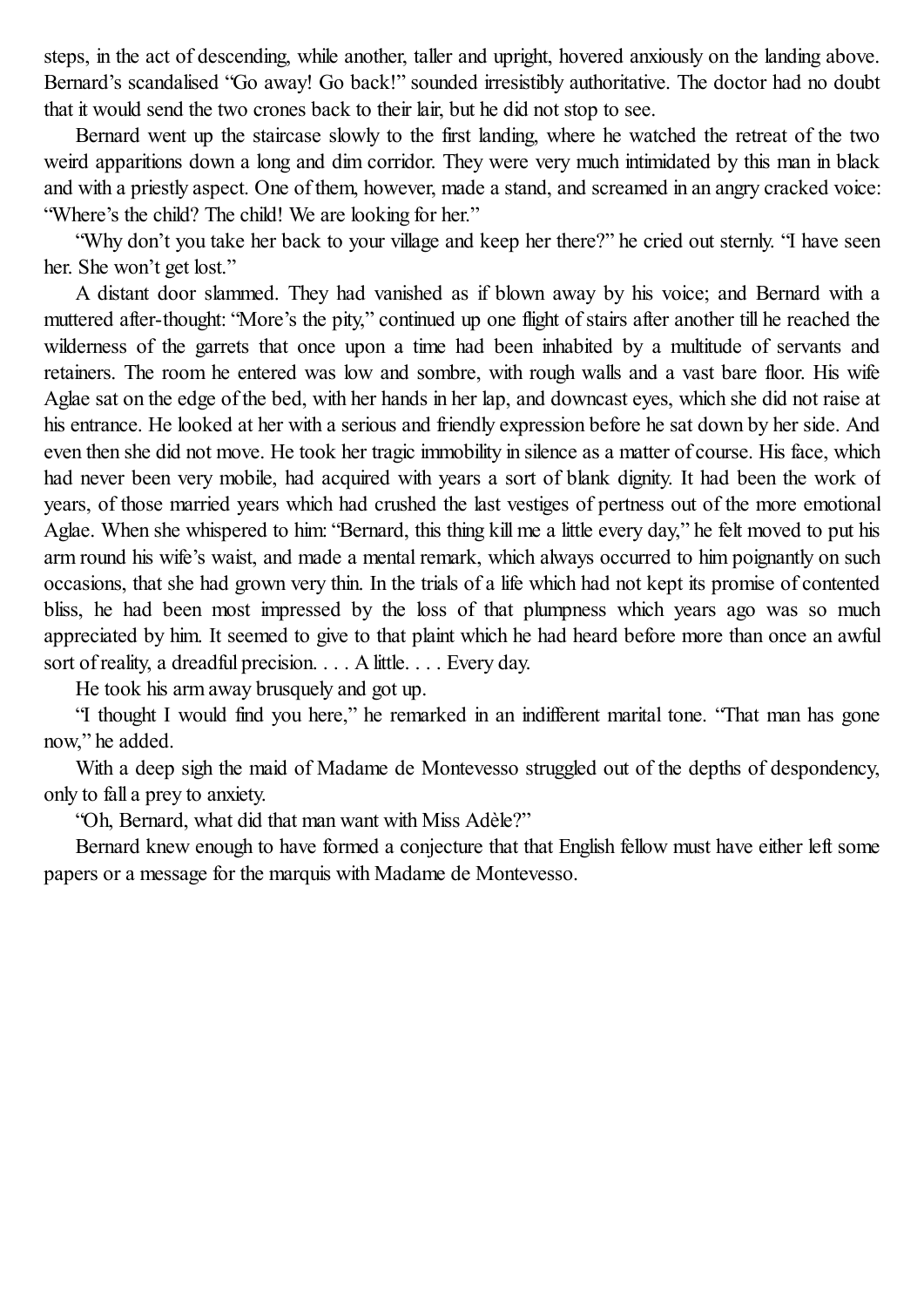steps, in the act of descending, while another, taller and upright, hovered anxiously on the landing above. Bernard's scandalised "Go away! Go back!" sounded irresistibly authoritative. The doctor had no doubt that it would send the two crones back to their lair, but he did not stop to see.

Bernard went up the staircase slowly to the first landing, where he watched the retreat of the two weird apparitions down a long and dim corridor. They were very much intimidated by this man in black and with a priestly aspect. One of them, however, made a stand, and screamed in an angry cracked voice: "Where's the child? The child! We are looking for her."

"Why don't you take her back to your village and keep her there?" he cried out sternly. "I have seen her. She won't get lost."

A distant door slammed. They had vanished as if blown away by his voice; and Bernard with a muttered after-thought: "More's the pity," continued up one flight of stairs after another till he reached the wilderness of the garrets that once upon a time had been inhabited by a multitude of servants and retainers. The room he entered was low and sombre, with rough walls and a vast bare floor. His wife Aglae sat on the edge of the bed, with her hands in her lap, and downcast eyes, which she did not raise at his entrance. He looked at her with a serious and friendly expression before he sat down by her side. And even then she did not move. He took her tragic immobility in silence as a matter of course. His face, which had never been very mobile, had acquired with years a sort of blank dignity. It had been the work of years, of those married years which had crushed the last vestiges of pertness out of the more emotional Aglae. When she whispered to him: "Bernard, this thing kill me a little every day," he felt moved to put his arm round his wife's waist, and made a mental remark, which always occurred to him poignantly on such occasions, that she had grown very thin. In the trials of a life which had not kept its promise of contented bliss, he had been most impressed by the loss of that plumpness which years ago was so much appreciated by him. It seemed to give to that plaint which he had heard before more than once an awful sort of reality, a dreadful precision. . . . A little. . . . Every day.

He took his arm away brusquely and got up.

"I thought I would find you here," he remarked in an indifferent marital tone. "That man has gone now," he added.

With a deep sigh the maid of Madame de Montevesso struggled out of the depths of despondency, only to fall a prey to anxiety.

"Oh, Bernard, what did that man want with Miss Adèle?"

Bernard knew enough to have formed a conjecture that that English fellow must have either left some papers or a message for the marquis with Madame de Montevesso.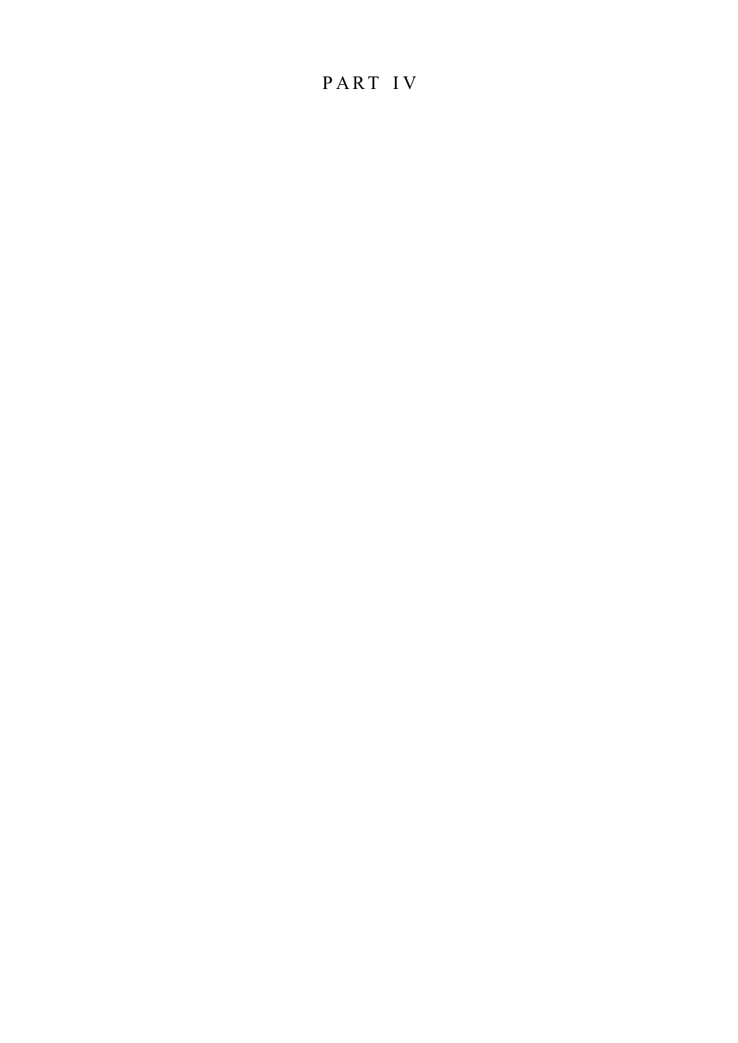# PART IV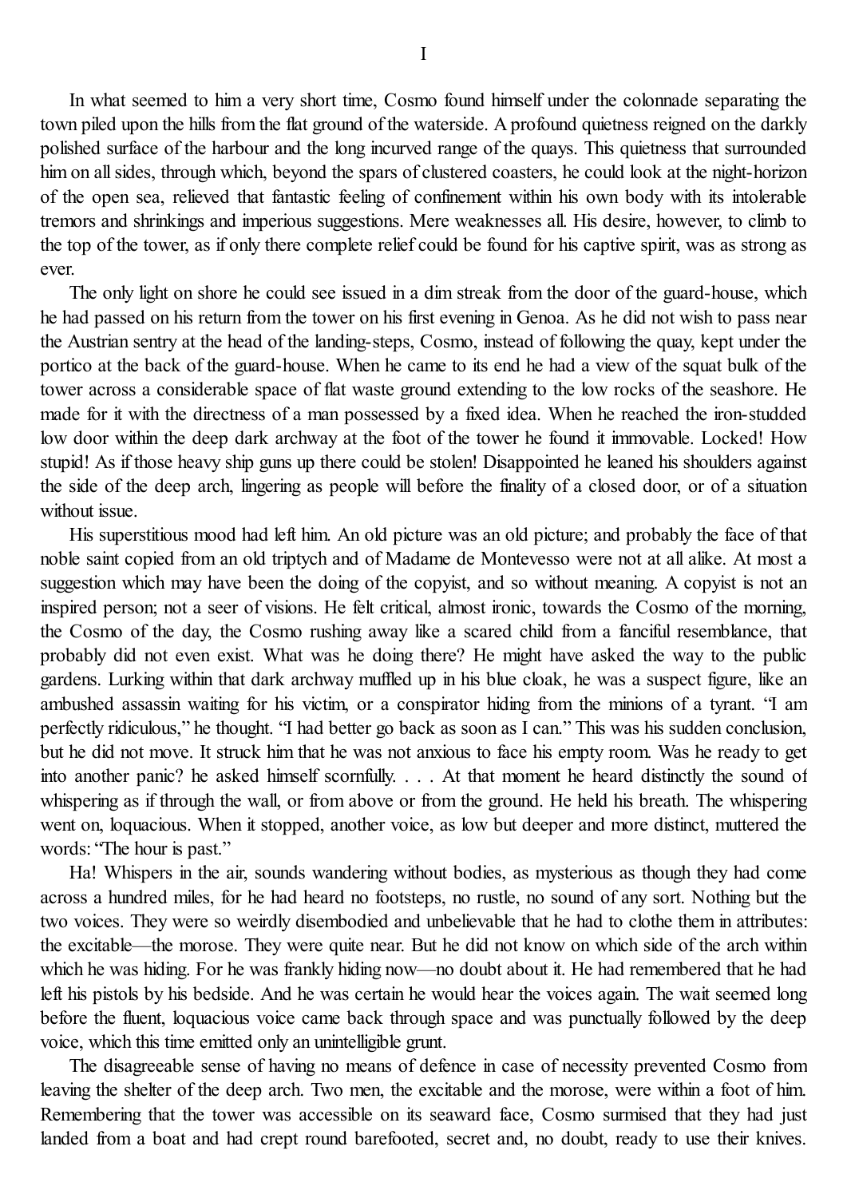# I

In what seemed to him a very short time, Cosmo found himself under the colonnade separating the town piled upon the hills from the flat ground of the waterside. A profound quietness reigned on the darkly polished surface of the harbour and the long incurved range of the quays. This quietness that surrounded him on all sides, through which, beyond the spars of clustered coasters, he could look at the night-horizon of the open sea, relieved that fantastic feeling of confinement within his own body with its intolerable tremors and shrinkings and imperious suggestions. Mere weaknesses all. His desire, however, to climb to the top of the tower, as if only there complete relief could be found for his captive spirit, was as strong as ever.

The only light on shore he could see issued in a dim streak from the door of the guard-house, which he had passed on his return from the tower on his first evening in Genoa. As he did not wish to pass near the Austrian sentry at the head of the landing-steps, Cosmo, instead of following the quay, kept under the portico at the back of the guard-house. When he came to its end he had a view of the squat bulk of the tower across a considerable space of flat waste ground extending to the low rocks of the seashore. He made for it with the directness of a man possessed by a fixed idea. When he reached the iron-studded low door within the deep dark archway at the foot of the tower he found it immovable. Locked! How stupid! As if those heavy ship guns up there could be stolen! Disappointed he leaned his shoulders against the side of the deep arch, lingering as people will before the finality of a closed door, or of a situation without issue.

His superstitious mood had left him. An old picture was an old picture; and probably the face of that noble saint copied from an old triptych and of Madame de Montevesso were not at all alike. At most a suggestion which may have been the doing of the copyist, and so without meaning. A copyist is not an inspired person; not a seer of visions. He felt critical, almost ironic, towards the Cosmo of the morning, the Cosmo of the day, the Cosmo rushing away like a scared child from a fanciful resemblance, that probably did not even exist. What was he doing there? He might have asked the way to the public gardens. Lurking within that dark archway muffled up in his blue cloak, he was a suspect figure, like an ambushed assassin waiting for his victim, or a conspirator hiding from the minions of a tyrant. "I am perfectly ridiculous," he thought. "I had better go back as soon as I can." This was his sudden conclusion, but he did not move. It struck him that he was not anxious to face his empty room. Was he ready to get into another panic? he asked himself scornfully. . . . At that moment he heard distinctly the sound of whispering as if through the wall, or from above or from the ground. He held his breath. The whispering went on, loquacious. When it stopped, another voice, as low but deeper and more distinct, muttered the words: "The hour is past."

Ha! Whispers in the air, sounds wandering without bodies, as mysterious as though they had come across a hundred miles, for he had heard no footsteps, no rustle, no sound of any sort. Nothing but the two voices. They were so weirdly disembodied and unbelievable that he had to clothe them in attributes: the excitable—the morose. They were quite near. But he did not know on which side of the arch within which he was hiding. For he was frankly hiding now—no doubt about it. He had remembered that he had left his pistols by his bedside. And he was certain he would hear the voices again. The wait seemed long before the fluent, loquacious voice came back through space and was punctually followed by the deep voice, which this time emitted only an unintelligible grunt.

The disagreeable sense of having no means of defence in case of necessity prevented Cosmo from leaving the shelter of the deep arch. Two men, the excitable and the morose, were within a foot of him. Remembering that the tower was accessible on its seaward face, Cosmo surmised that they had just landed from a boat and had crept round barefooted, secret and, no doubt, ready to use their knives.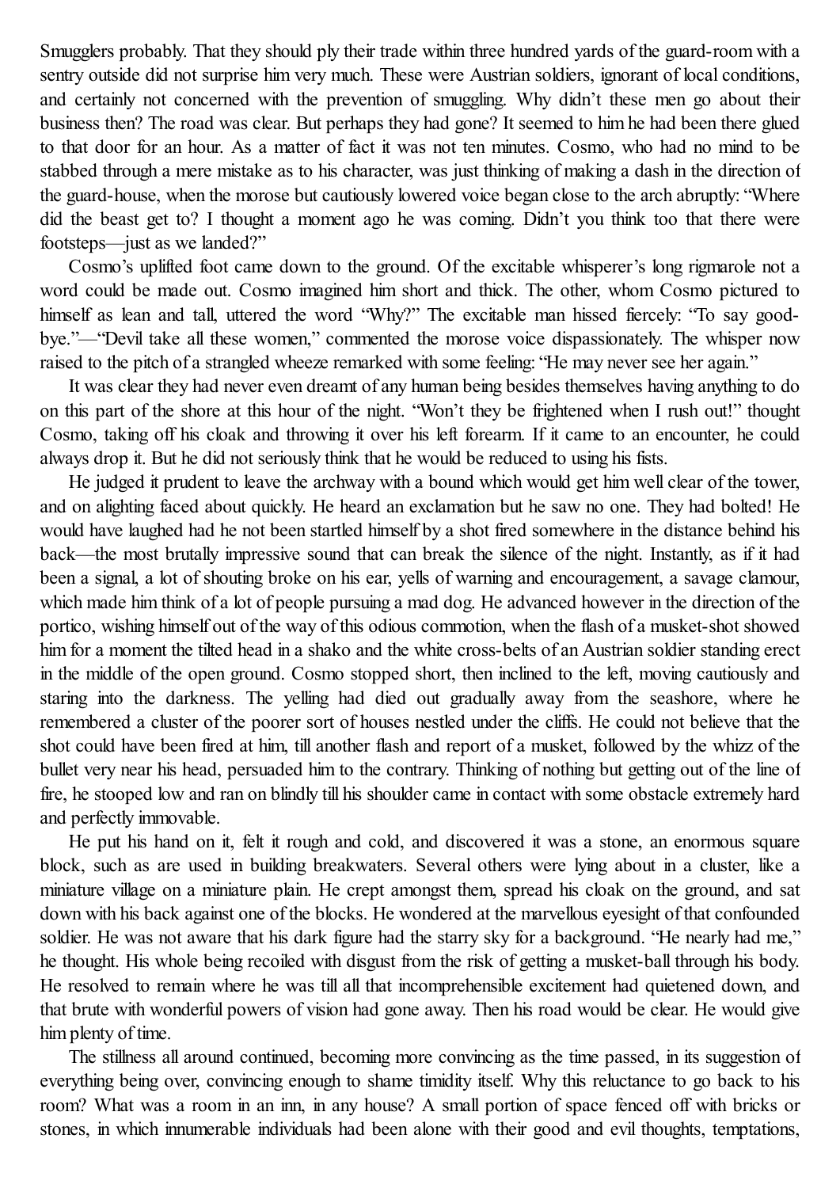Smugglers probably. That they should ply their trade within three hundred yards of the guard-room with a sentry outside did not surprise him very much. These were Austrian soldiers, ignorant of local conditions, and certainly not concerned with the prevention of smuggling. Why didn't these men go about their business then? The road was clear. But perhaps they had gone? It seemed to him he had been there glued to that door for an hour. As a matter of fact it was not ten minutes. Cosmo, who had no mind to be stabbed through a mere mistake as to his character, was just thinking of making a dash in the direction of the guard-house, when the morose but cautiously lowered voice began close to the arch abruptly: "Where did the beast get to? I thought a moment ago he was coming. Didn't you think too that there were footsteps—just as we landed?"

Cosmo's uplifted foot came down to the ground. Of the excitable whisperer's long rigmarole not a word could be made out. Cosmo imagined him short and thick. The other, whom Cosmo pictured to himself as lean and tall, uttered the word "Why?" The excitable man hissed fiercely: "To say good-bye."—"Devil take all these women," commented the morose voice dispassionately. The whisper now raised to the pitch of a strangled wheeze remarked with some feeling: "He may never see her again."

It was clear they had never even dreamt of any human being besides themselves having anything to do on this part of the shore at this hour of the night. "Won't they be frightened when I rush out!" thought Cosmo, taking off his cloak and throwing it over his left forearm. If it came to an encounter, he could always drop it. But he did not seriously think that he would be reduced to using his fists.

He judged it prudent to leave the archway with a bound which would get him well clear of the tower, and on alighting faced about quickly. He heard an exclamation but he saw no one. They had bolted! He would have laughed had he not been startled himself by a shot fired somewhere in the distance behind his back—the most brutally impressive sound that can break the silence of the night. Instantly, as if it had been a signal, a lot of shouting broke on his ear, yells of warning and encouragement, a savage clamour, which made him think of a lot of people pursuing a mad dog. He advanced however in the direction of the portico, wishing himself out of the way of this odious commotion, when the flash of a musket-shot showed him for a moment the tilted head in a shako and the white cross-belts of an Austrian soldier standing erect in the middle of the open ground. Cosmo stopped short, then inclined to the left, moving cautiously and staring into the darkness. The yelling had died out gradually away from the seashore, where he remembered a cluster of the poorer sort of houses nestled under the cliffs. He could not believe that the shot could have been fired at him, till another flash and report of a musket, followed by the whizz of the bullet very near his head, persuaded him to the contrary. Thinking of nothing but getting out of the line of fire, he stooped low and ran on blindly till his shoulder came in contact with some obstacle extremely hard and perfectly immovable.

He put his hand on it, felt it rough and cold, and discovered it was a stone, an enormous square block, such as are used in building breakwaters. Several others were lying about in a cluster, like a miniature village on a miniature plain. He crept amongst them, spread his cloak on the ground, and sat down with his back against one of the blocks. He wondered at the marvellous eyesight of that confounded soldier. He was not aware that his dark figure had the starry sky for a background. "He nearly had me," he thought. His whole being recoiled with disgust from the risk of getting a musket-ball through his body. He resolved to remain where he was till all that incomprehensible excitement had quietened down, and that brute with wonderful powers of vision had gone away. Then his road would be clear. He would give him plenty of time.

The stillness all around continued, becoming more convincing as the time passed, in its suggestion of everything being over, convincing enough to shame timidity itself. Why this reluctance to go back to his room? What was a room in an inn, in any house? A small portion of space fenced off with bricks or stones, in which innumerable individuals had been alone with their good and evil thoughts, temptations,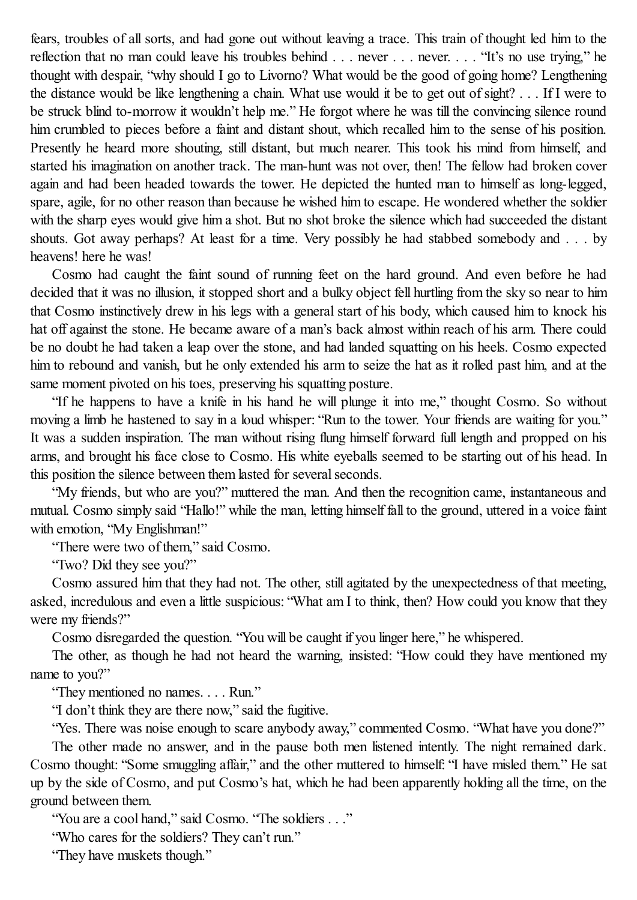fears, troubles of all sorts, and had gone out without leaving a trace. This train of thought led him to the reflection that no man could leave his troubles behind . . . never . . . never. . . . "It's no use trying," he thought with despair, "why should I go to Livorno? What would be the good of going home? Lengthening the distance would be like lengthening a chain. What use would it be to get out of sight? . . . If I were to be struck blind to-morrow it wouldn't help me." He forgot where he was till the convincing silence round him crumbled to pieces before a faint and distant shout, which recalled him to the sense of his position. Presently he heard more shouting, still distant, but much nearer. This took his mind from himself, and started his imagination on another track. The man-hunt was not over, then! The fellow had broken cover again and had been headed towards the tower. He depicted the hunted man to himself as long-legged, spare, agile, for no other reason than because he wished him to escape. He wondered whether the soldier with the sharp eyes would give him a shot. But no shot broke the silence which had succeeded the distant shouts. Got away perhaps? At least for a time. Very possibly he had stabbed somebody and . . . by heavens! here he was!

Cosmo had caught the faint sound of running feet on the hard ground. And even before he had decided that it was no illusion, it stopped short and a bulky object fell hurtling from the sky so near to him that Cosmo instinctively drew in his legs with a general start of his body, which caused him to knock his hat off against the stone. He became aware of a man's back almost within reach of his arm. There could be no doubt he had taken a leap over the stone, and had landed squatting on his heels. Cosmo expected him to rebound and vanish, but he only extended his arm to seize the hat as it rolled past him, and at the same moment pivoted on his toes, preserving his squatting posture.

"If he happens to have a knife in his hand he will plunge it into me," thought Cosmo. So without moving a limb he hastened to say in a loud whisper: "Run to the tower. Your friends are waiting for you." It was a sudden inspiration. The man without rising flung himself forward full length and propped on his arms, and brought his face close to Cosmo. His white eyeballs seemed to be starting out of his head. In this position the silence between them lasted for several seconds.

"My friends, but who are you?" muttered the man. And then the recognition came, instantaneous and mutual. Cosmo simply said "Hallo!" while the man, letting himself fall to the ground, uttered in a voice faint with emotion, "My Englishman!"

"There were two of them," said Cosmo.

"Two? Did they see you?"

Cosmo assured him that they had not. The other, still agitated by the unexpectedness of that meeting, asked, incredulous and even a little suspicious: "What am I to think, then? How could you know that they were my friends?"

Cosmo disregarded the question. "You will be caught if you linger here," he whispered.

The other, as though he had not heard the warning, insisted: "How could they have mentioned my name to you?"

"They mentioned no names. . . . Run."

"I don't think they are there now," said the fugitive.

"Yes. There was noise enough to scare anybody away," commented Cosmo. "What have you done?"

The other made no answer, and in the pause both men listened intently. The night remained dark. Cosmo thought: "Some smuggling affair," and the other muttered to himself: "I have misled them." He sat up by the side of Cosmo, and put Cosmo's hat, which he had been apparently holding all the time, on the ground between them.

"You are a cool hand," said Cosmo. "The soldiers . . ."

"Who cares for the soldiers? They can't run."

"They have muskets though."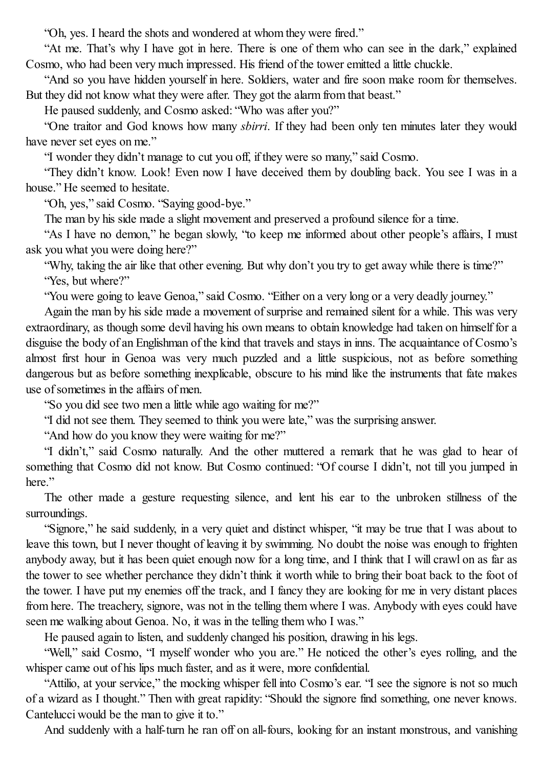"Oh, yes. I heard the shots and wondered at whom they were fired."

"At me. That's why I have got in here. There is one of them who can see in the dark," explained Cosmo, who had been very much impressed. His friend of the tower emitted a little chuckle.

"And so you have hidden yourself in here. Soldiers, water and fire soon make room for themselves. But they did not know what they were after. They got the alarm from that beast."

He paused suddenly, and Cosmo asked: "Who was after you?"

"One traitor and God knows how many *sbirri*. If they had been only ten minutes later they would have never set eyes on me."

"I wonder they didn't manage to cut you off, if they were so many," said Cosmo.

"They didn't know. Look! Even now I have deceived them by doubling back. You see I was in a house." He seemed to hesitate.

"Oh, yes," said Cosmo. "Saying good-bye."

The man by his side made a slight movement and preserved a profound silence for a time.

"As I have no demon," he began slowly, "to keep me informed about other people's affairs, I must ask you what you were doing here?"

"Why, taking the air like that other evening. But why don't you try to get away while there is time?"

"Yes, but where?"

"You were going to leave Genoa," said Cosmo. "Either on a very long or a very deadly journey."

Again the man by his side made a movement of surprise and remained silent for a while. This was very extraordinary, as though some devil having his own means to obtain knowledge had taken on himself for a disguise the body of an Englishman of the kind that travels and stays in inns. The acquaintance of Cosmo's almost first hour in Genoa was very much puzzled and a little suspicious, not as before something dangerous but as before something inexplicable, obscure to his mind like the instruments that fate makes use of sometimes in the affairs of men.

"So you did see two men a little while ago waiting for me?"

"I did not see them. They seemed to think you were late," was the surprising answer.

"And how do you know they were waiting for me?"

"I didn't," said Cosmo naturally. And the other muttered a remark that he was glad to hear of something that Cosmo did not know. But Cosmo continued: "Of course I didn't, not till you jumped in here."

The other made a gesture requesting silence, and lent his ear to the unbroken stillness of the surroundings.

"Signore," he said suddenly, in a very quiet and distinct whisper, "it may be true that I was about to leave this town, but I never thought of leaving it by swimming. No doubt the noise was enough to frighten anybody away, but it has been quiet enough now for a long time, and I think that I will crawl on as far as the tower to see whether perchance they didn't think it worth while to bring their boat back to the foot of the tower. I have put my enemies off the track, and I fancy they are looking for me in very distant places from here. The treachery, signore, was not in the telling them where I was. Anybody with eyes could have seen me walking about Genoa. No, it was in the telling them who I was."

He paused again to listen, and suddenly changed his position, drawing in his legs.

"Well," said Cosmo, "I myself wonder who you are." He noticed the other's eyes rolling, and the whisper came out of his lips much faster, and as it were, more confidential.

"Attilio, at your service," the mocking whisper fell into Cosmo's ear. "I see the signore is not so much of a wizard as I thought." Then with great rapidity: "Should the signore find something, one never knows. Cantelucci would be the man to give it to."

And suddenly with a half-turn he ran off on all-fours, looking for an instant monstrous, and vanishing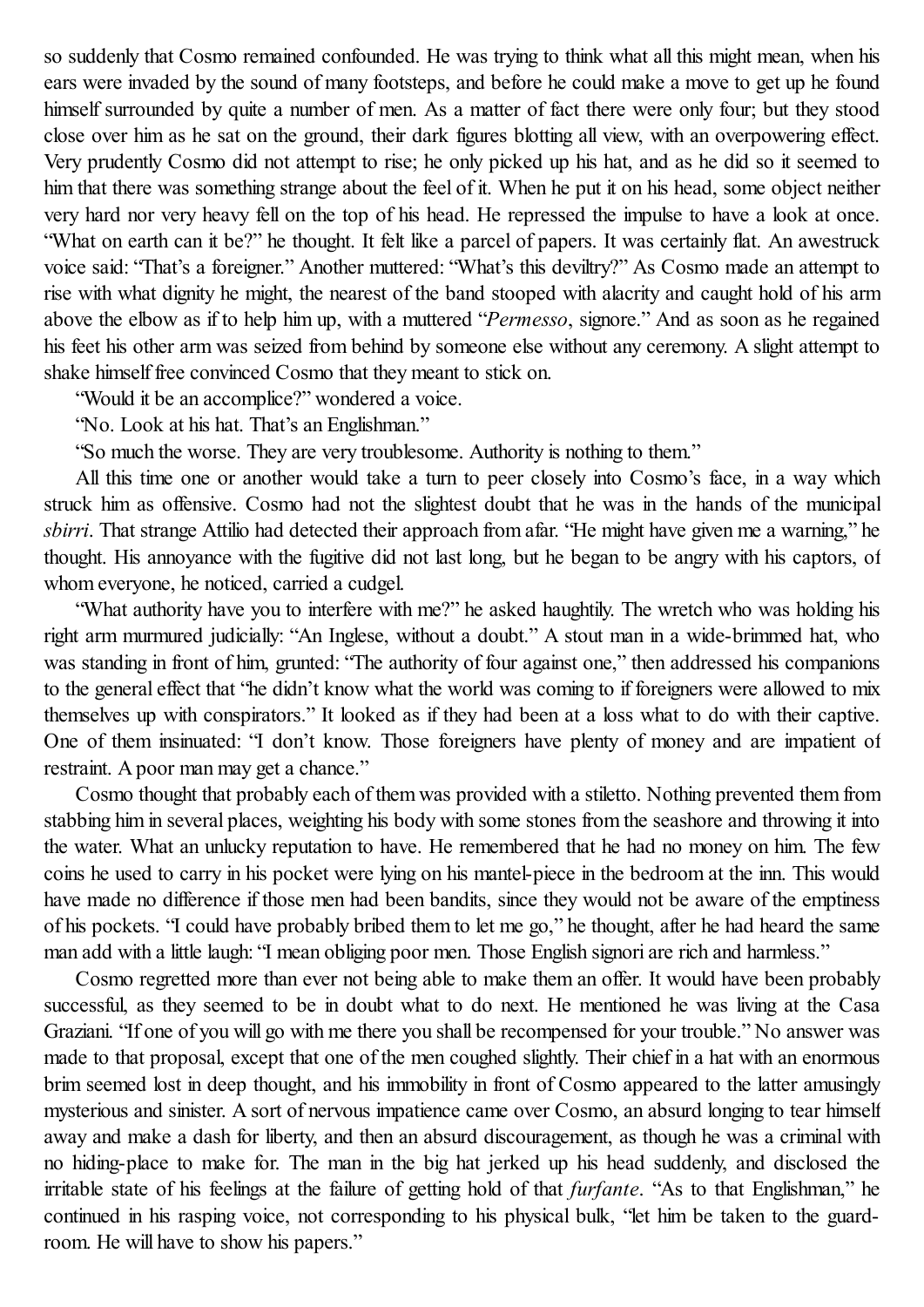so suddenly that Cosmo remained confounded. He was trying to think what all this might mean, when his ears were invaded by the sound of many footsteps, and before he could make a move to get up he found himself surrounded by quite a number of men. As a matter of fact there were only four; but they stood close over him as he sat on the ground, their dark figures blotting all view, with an overpowering effect. Very prudently Cosmo did not attempt to rise; he only picked up his hat, and as he did so it seemed to him that there was something strange about the feel of it. When he put it on his head, some object neither very hard nor very heavy fell on the top of his head. He repressed the impulse to have a look at once. "What on earth can it be?" he thought. It felt like a parcel of papers. It was certainly flat. An awestruck voice said: "That's a foreigner." Another muttered: "What's this deviltry?" As Cosmo made an attempt to rise with what dignity he might, the nearest of the band stooped with alacrity and caught hold of his arm above the elbow as if to help him up, with a muttered "*Permesso*, signore." And as soon as he regained his feet his other arm was seized from behind by someone else without any ceremony. A slight attempt to shake himself free convinced Cosmo that they meant to stick on.

"Would it be an accomplice?" wondered a voice.

"No. Look at his hat. That's an Englishman."

"So much the worse. They are very troublesome. Authority is nothing to them."

All this time one or another would take a turn to peer closely into Cosmo's face, in a way which struck him as offensive. Cosmo had not the slightest doubt that he was in the hands of the municipal *sbirri*. That strange Attilio had detected their approach from afar. "He might have given me a warning," he thought. His annoyance with the fugitive did not last long, but he began to be angry with his captors, of whom everyone, he noticed, carried a cudgel.

"What authority have you to interfere with me?" he asked haughtily. The wretch who was holding his right arm murmured judicially: "An Inglese, without a doubt." A stout man in a wide-brimmed hat, who was standing in front of him, grunted: "The authority of four against one," then addressed his companions to the general effect that "he didn't know what the world was coming to if foreigners were allowed to mix themselves up with conspirators." It looked as if they had been at a loss what to do with their captive. One of them insinuated: "I don't know. Those foreigners have plenty of money and are impatient of restraint. A poor man may get a chance."

Cosmo thought that probably each of them was provided with a stiletto. Nothing prevented them from stabbing him in several places, weighting his body with some stones from the seashore and throwing it into the water. What an unlucky reputation to have. He remembered that he had no money on him. The few coins he used to carry in his pocket were lying on his mantel-piece in the bedroom at the inn. This would have made no difference if those men had been bandits, since they would not be aware of the emptiness of his pockets. "I could have probably bribed them to let me go," he thought, after he had heard the same man add with a little laugh: "I mean obliging poor men. Those English signori are rich and harmless."

Cosmo regretted more than ever not being able to make them an offer. It would have been probably successful, as they seemed to be in doubt what to do next. He mentioned he was living at the Casa Graziani. "If one of you will go with me there you shall be recompensed for your trouble." No answer was made to that proposal, except that one of the men coughed slightly. Their chief in a hat with an enormous brim seemed lost in deep thought, and his immobility in front of Cosmo appeared to the latter amusingly mysterious and sinister. A sort of nervous impatience came over Cosmo, an absurd longing to tear himself away and make a dash for liberty, and then an absurd discouragement, as though he was a criminal with no hiding-place to make for. The man in the big hat jerked up his head suddenly, and disclosed the irritable state of his feelings at the failure of getting hold of that *furfante*. "As to that Englishman," he continued in his rasping voice, not corresponding to his physical bulk, "let him be taken to the guard-room. He will have to show his papers."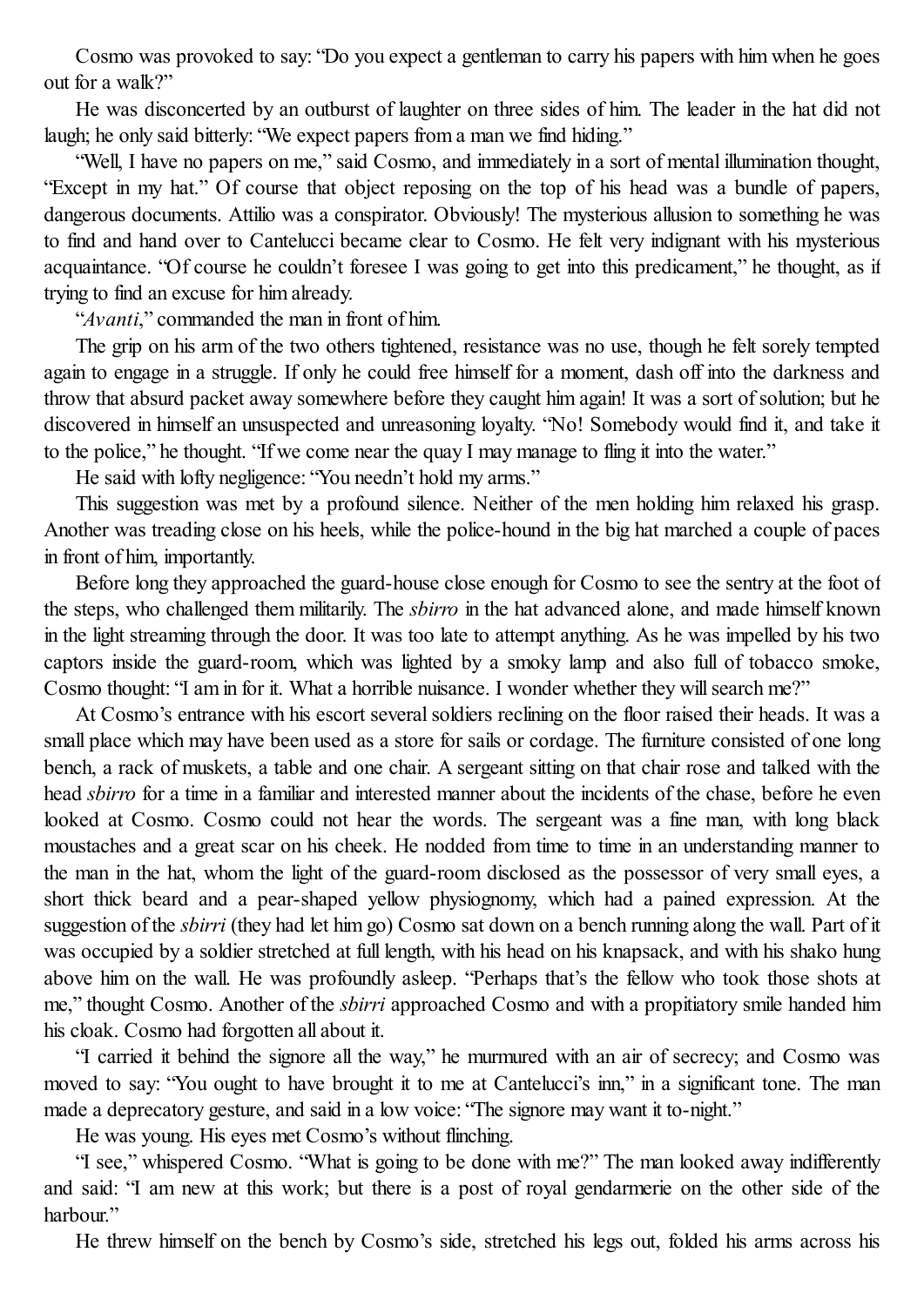Cosmo was provoked to say: "Do you expect a gentleman to carry his papers with him when he goes out for a walk?"

He was disconcerted by an outburst of laughter on three sides of him. The leader in the hat did not laugh; he only said bitterly: "We expect papers from a man we find hiding."

"Well, I have no papers on me," said Cosmo, and immediately in a sort of mental illumination thought, "Except in my hat." Of course that object reposing on the top of his head was a bundle of papers, dangerous documents. Attilio was a conspirator. Obviously! The mysterious allusion to something he was to find and hand over to Cantelucci became clear to Cosmo. He felt very indignant with his mysterious acquaintance. "Of course he couldn't foresee I was going to get into this predicament," he thought, as if trying to find an excuse for him already.

"*Avanti*," commanded the man in front of him.

The grip on his arm of the two others tightened, resistance was no use, though he felt sorely tempted again to engage in a struggle. If only he could free himself for a moment, dash off into the darkness and throw that absurd packet away somewhere before they caught him again! It was a sort of solution; but he discovered in himself an unsuspected and unreasoning loyalty. "No! Somebody would find it, and take it to the police," he thought. "If we come near the quay I may manage to fling it into the water."

He said with lofty negligence: "You needn't hold my arms."

This suggestion was met by a profound silence. Neither of the men holding him relaxed his grasp. Another was treading close on his heels, while the police-hound in the big hat marched a couple of paces in front of him, importantly.

Before long they approached the guard-house close enough for Cosmo to see the sentry at the foot of the steps, who challenged them militarily. The *sbirro* in the hat advanced alone, and made himself known in the light streaming through the door. It was too late to attempt anything. As he was impelled by his two captors inside the guard-room, which was lighted by a smoky lamp and also full of tobacco smoke, Cosmo thought: "I am in for it. What a horrible nuisance. I wonder whether they will search me?"

At Cosmo's entrance with his escort several soldiers reclining on the floor raised their heads. It was a small place which may have been used as a store for sails or cordage. The furniture consisted of one long bench, a rack of muskets, a table and one chair. A sergeant sitting on that chair rose and talked with the head *sbirro* for a time in a familiar and interested manner about the incidents of the chase, before he even looked at Cosmo. Cosmo could not hear the words. The sergeant was a fine man, with long black moustaches and a great scar on his cheek. He nodded from time to time in an understanding manner to the man in the hat, whom the light of the guard-room disclosed as the possessor of very small eyes, a short thick beard and a pear-shaped yellow physiognomy, which had a pained expression. At the suggestion of the *sbirri* (they had let him go) Cosmo sat down on a bench running along the wall. Part of it was occupied by a soldier stretched at full length, with his head on his knapsack, and with his shako hung above him on the wall. He was profoundly asleep. "Perhaps that's the fellow who took those shots at me," thought Cosmo. Another of the *sbirri* approached Cosmo and with a propitiatory smile handed him his cloak. Cosmo had forgotten all about it.

"I carried it behind the signore all the way," he murmured with an air of secrecy; and Cosmo was moved to say: "You ought to have brought it to me at Cantelucci's inn," in a significant tone. The man made a deprecatory gesture, and said in a low voice: "The signore may want it to-night."

He was young. His eyes met Cosmo's without flinching.

"I see," whispered Cosmo. "What is going to be done with me?" The man looked away indifferently and said: "I am new at this work; but there is a post of royal gendarmerie on the other side of the harbour."

He threw himself on the bench by Cosmo's side, stretched his legs out, folded his arms across his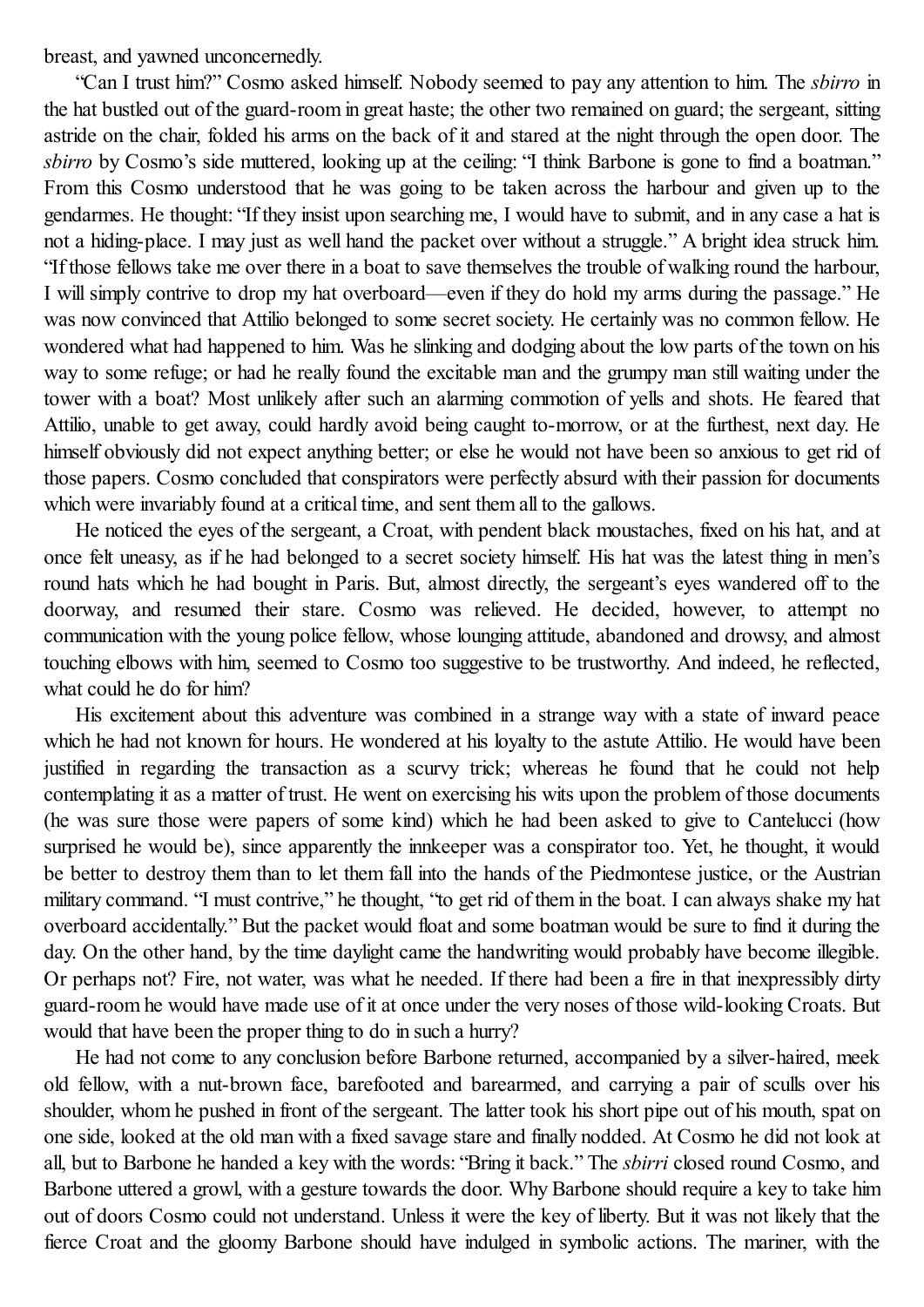breast, and yawned unconcernedly.

"Can I trust him?" Cosmo asked himself. Nobody seemed to pay any attention to him. The *sbirro* in the hat bustled out of the guard-room in great haste; the other two remained on guard; the sergeant, sitting astride on the chair, folded his arms on the back of it and stared at the night through the open door. The *sbirro* by Cosmo's side muttered, looking up at the ceiling: "I think Barbone is gone to find a boatman." From this Cosmo understood that he was going to be taken across the harbour and given up to the gendarmes. He thought: "If they insist upon searching me, I would have to submit, and in any case a hat is not a hiding-place. I may just as well hand the packet over without a struggle." A bright idea struck him. "If those fellows take me over there in a boat to save themselves the trouble of walking round the harbour, I will simply contrive to drop my hat overboard—even if they do hold my arms during the passage." He was now convinced that Attilio belonged to some secret society. He certainly was no common fellow. He wondered what had happened to him. Was he slinking and dodging about the low parts of the town on his way to some refuge; or had he really found the excitable man and the grumpy man still waiting under the tower with a boat? Most unlikely after such an alarming commotion of yells and shots. He feared that Attilio, unable to get away, could hardly avoid being caught to-morrow, or at the furthest, next day. He himself obviously did not expect anything better; or else he would not have been so anxious to get rid of those papers. Cosmo concluded that conspirators were perfectly absurd with their passion for documents which were invariably found at a critical time, and sent them all to the gallows.

He noticed the eyes of the sergeant, a Croat, with pendent black moustaches, fixed on his hat, and at once felt uneasy, as if he had belonged to a secret society himself. His hat was the latest thing in men's round hats which he had bought in Paris. But, almost directly, the sergeant's eyes wandered off to the doorway, and resumed their stare. Cosmo was relieved. He decided, however, to attempt no communication with the young police fellow, whose lounging attitude, abandoned and drowsy, and almost touching elbows with him, seemed to Cosmo too suggestive to be trustworthy. And indeed, he reflected, what could he do for him?

His excitement about this adventure was combined in a strange way with a state of inward peace which he had not known for hours. He wondered at his loyalty to the astute Attilio. He would have been justified in regarding the transaction as a scurvy trick; whereas he found that he could not help contemplating it as a matter of trust. He went on exercising his wits upon the problem of those documents (he was sure those were papers of some kind) which he had been asked to give to Cantelucci (how surprised he would be), since apparently the innkeeper was a conspirator too. Yet, he thought, it would be better to destroy them than to let them fall into the hands of the Piedmontese justice, or the Austrian military command. "I must contrive," he thought, "to get rid of them in the boat. I can always shake my hat overboard accidentally." But the packet would float and some boatman would be sure to find it during the day. On the other hand, by the time daylight came the handwriting would probably have become illegible. Or perhaps not? Fire, not water, was what he needed. If there had been a fire in that inexpressibly dirty guard-room he would have made use of it at once under the very noses of those wild-looking Croats. But would that have been the proper thing to do in such a hurry?

He had not come to any conclusion before Barbone returned, accompanied by a silver-haired, meek old fellow, with a nut-brown face, barefooted and barearmed, and carrying a pair of sculls over his shoulder, whom he pushed in front of the sergeant. The latter took his short pipe out of his mouth, spat on one side, looked at the old man with a fixed savage stare and finally nodded. At Cosmo he did not look at all, but to Barbone he handed a key with the words: "Bring it back." The *sbirri* closed round Cosmo, and Barbone uttered a growl, with a gesture towards the door. Why Barbone should require a key to take him out of doors Cosmo could not understand. Unless it were the key of liberty. But it was not likely that the fierce Croat and the gloomy Barbone should have indulged in symbolic actions. The mariner, with the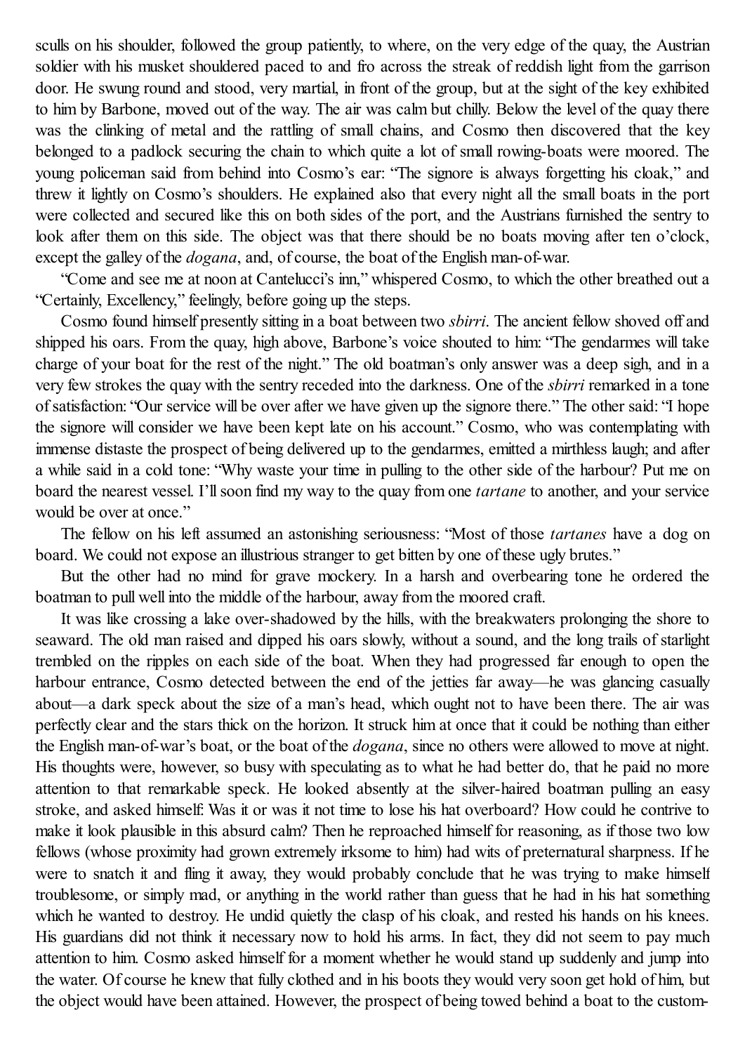sculls on his shoulder, followed the group patiently, to where, on the very edge of the quay, the Austrian soldier with his musket shouldered paced to and fro across the streak of reddish light from the garrison door. He swung round and stood, very martial, in front of the group, but at the sight of the key exhibited to him by Barbone, moved out of the way. The air was calm but chilly. Below the level of the quay there was the clinking of metal and the rattling of small chains, and Cosmo then discovered that the key belonged to a padlock securing the chain to which quite a lot of small rowing-boats were moored. The young policeman said from behind into Cosmo's ear: "The signore is always forgetting his cloak," and threw it lightly on Cosmo's shoulders. He explained also that every night all the small boats in the port were collected and secured like this on both sides of the port, and the Austrians furnished the sentry to look after them on this side. The object was that there should be no boats moving after ten o'clock, except the galley of the *dogana*, and, of course, the boat of the English man-of-war.

"Come and see me at noon at Cantelucci's inn," whispered Cosmo, to which the other breathed out a "Certainly, Excellency," feelingly, before going up the steps.

Cosmo found himself presently sitting in a boat between two *sbirri*. The ancient fellow shoved off and shipped his oars. From the quay, high above, Barbone's voice shouted to him: "The gendarmes will take charge of your boat for the rest of the night." The old boatman's only answer was a deep sigh, and in a very few strokes the quay with the sentry receded into the darkness. One of the *sbirri* remarked in a tone of satisfaction: "Our service will be over after we have given up the signore there." The other said: "I hope the signore will consider we have been kept late on his account." Cosmo, who was contemplating with immense distaste the prospect of being delivered up to the gendarmes, emitted a mirthless laugh; and after a while said in a cold tone: "Why waste your time in pulling to the other side of the harbour? Put me on board the nearest vessel. I'll soon find my way to the quay from one *tartane* to another, and your service would be over at once."

The fellow on his left assumed an astonishing seriousness: "Most of those *tartanes* have a dog on board. We could not expose an illustrious stranger to get bitten by one of these ugly brutes."

But the other had no mind for grave mockery. In a harsh and overbearing tone he ordered the boatman to pull well into the middle of the harbour, away from the moored craft.

It was like crossing a lake over-shadowed by the hills, with the breakwaters prolonging the shore to seaward. The old man raised and dipped his oars slowly, without a sound, and the long trails of starlight trembled on the ripples on each side of the boat. When they had progressed far enough to open the harbour entrance, Cosmo detected between the end of the jetties far away—he was glancing casually about—a dark speck about the size of a man's head, which ought not to have been there. The air was perfectly clear and the stars thick on the horizon. It struck him at once that it could be nothing than either the English man-of-war's boat, or the boat of the *dogana*, since no others were allowed to move at night. His thoughts were, however, so busy with speculating as to what he had better do, that he paid no more attention to that remarkable speck. He looked absently at the silver-haired boatman pulling an easy stroke, and asked himself: Was it or was it not time to lose his hat overboard? How could he contrive to make it look plausible in this absurd calm? Then he reproached himself for reasoning, as if those two low fellows (whose proximity had grown extremely irksome to him) had wits of preternatural sharpness. If he were to snatch it and fling it away, they would probably conclude that he was trying to make himself troublesome, or simply mad, or anything in the world rather than guess that he had in his hat something which he wanted to destroy. He undid quietly the clasp of his cloak, and rested his hands on his knees. His guardians did not think it necessary now to hold his arms. In fact, they did not seem to pay much attention to him. Cosmo asked himself for a moment whether he would stand up suddenly and jump into the water. Of course he knew that fully clothed and in his boots they would very soon get hold of him, but the object would have been attained. However, the prospect of being towed behind a boat to the custom-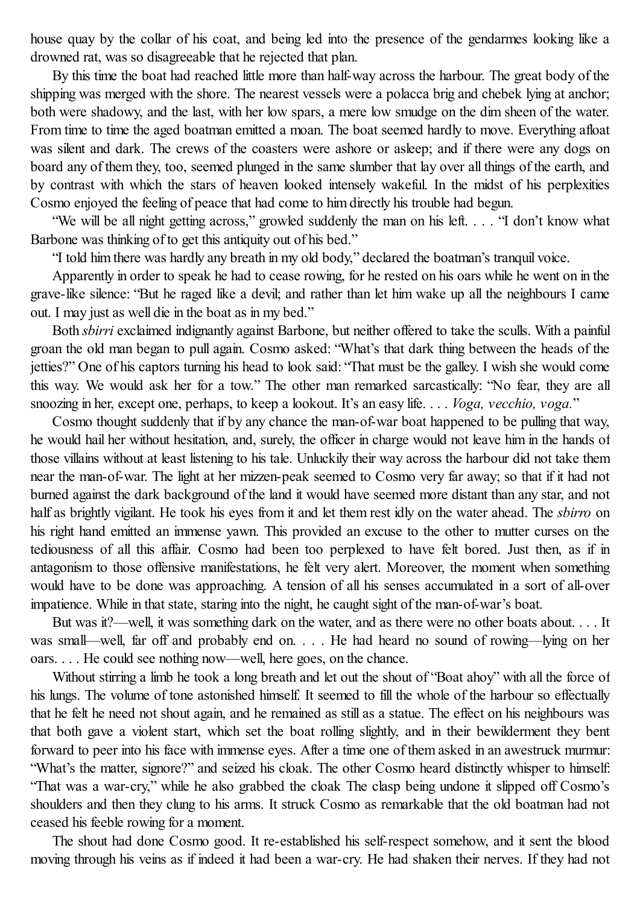house quay by the collar of his coat, and being led into the presence of the gendarmes looking like a drowned rat, was so disagreeable that he rejected that plan.

By this time the boat had reached little more than half-way across the harbour. The great body of the shipping was merged with the shore. The nearest vessels were a polacca brig and chebek lying at anchor; both were shadowy, and the last, with her low spars, a mere low smudge on the dim sheen of the water. From time to time the aged boatman emitted a moan. The boat seemed hardly to move. Everything afloat was silent and dark. The crews of the coasters were ashore or asleep; and if there were any dogs on board any of them they, too, seemed plunged in the same slumber that lay over all things of the earth, and by contrast with which the stars of heaven looked intensely wakeful. In the midst of his perplexities Cosmo enjoyed the feeling of peace that had come to him directly his trouble had begun.

"We will be all night getting across," growled suddenly the man on his left. . . . "I don't know what Barbone was thinking of to get this antiquity out of his bed."

"I told him there was hardly any breath in my old body," declared the boatman's tranquil voice.

Apparently in order to speak he had to cease rowing, for he rested on his oars while he went on in the grave-like silence: "But he raged like a devil; and rather than let him wake up all the neighbours I came out. I may just as well die in the boat as in my bed."

Both *sbirri* exclaimed indignantly against Barbone, but neither offered to take the sculls. With a painful groan the old man began to pull again. Cosmo asked: "What's that dark thing between the heads of the jetties?" One of his captors turning his head to look said: "That must be the galley. I wish she would come this way. We would ask her for a tow." The other man remarked sarcastically: "No fear, they are all snoozing in her, except one, perhaps, to keep a lookout. It's an easy life. . . . *Voga, vecchio, voga.*"

Cosmo thought suddenly that if by any chance the man-of-war boat happened to be pulling that way, he would hail her without hesitation, and, surely, the officer in charge would not leave him in the hands of those villains without at least listening to his tale. Unluckily their way across the harbour did not take them near the man-of-war. The light at her mizzen-peak seemed to Cosmo very far away; so that if it had not burned against the dark background of the land it would have seemed more distant than any star, and not half as brightly vigilant. He took his eyes from it and let them rest idly on the water ahead. The *sbirro* on his right hand emitted an immense yawn. This provided an excuse to the other to mutter curses on the tediousness of all this affair. Cosmo had been too perplexed to have felt bored. Just then, as if in antagonism to those offensive manifestations, he felt very alert. Moreover, the moment when something would have to be done was approaching. A tension of all his senses accumulated in a sort of all-over impatience. While in that state, staring into the night, he caught sight of the man-of-war's boat.

But was it?—well, it was something dark on the water, and as there were no other boats about. . . . It was small—well, far off and probably end on. . . . He had heard no sound of rowing—lying on her oars. . . . He could see nothing now—well, here goes, on the chance.

Without stirring a limb he took a long breath and let out the shout of "Boat ahoy" with all the force of his lungs. The volume of tone astonished himself. It seemed to fill the whole of the harbour so effectually that he felt he need not shout again, and he remained as still as a statue. The effect on his neighbours was that both gave a violent start, which set the boat rolling slightly, and in their bewilderment they bent forward to peer into his face with immense eyes. After a time one of them asked in an awestruck murmur: "What's the matter, signore?" and seized his cloak. The other Cosmo heard distinctly whisper to himself: "That was a war-cry," while he also grabbed the cloak The clasp being undone it slipped off Cosmo's shoulders and then they clung to his arms. It struck Cosmo as remarkable that the old boatman had not ceased his feeble rowing for a moment.

The shout had done Cosmo good. It re-established his self-respect somehow, and it sent the blood moving through his veins as if indeed it had been a war-cry. He had shaken their nerves. If they had not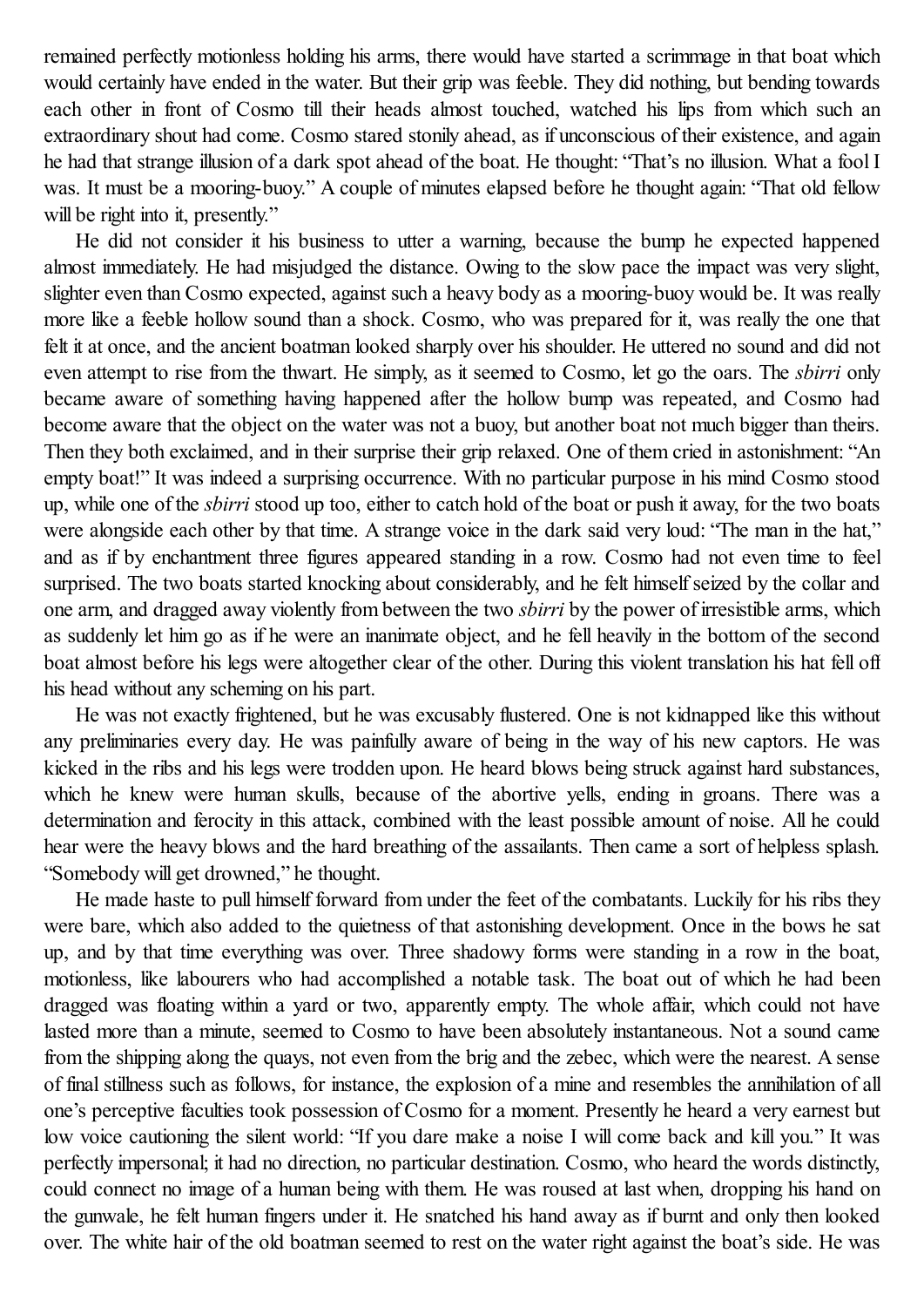remained perfectly motionless holding his arms, there would have started a scrimmage in that boat which would certainly have ended in the water. But their grip was feeble. They did nothing, but bending towards each other in front of Cosmo till their heads almost touched, watched his lips from which such an extraordinary shout had come. Cosmo stared stonily ahead, as if unconscious of their existence, and again he had that strange illusion of a dark spot ahead of the boat. He thought: "That's no illusion. What a fool I was. It must be a mooring-buoy." A couple of minutes elapsed before he thought again: "That old fellow will be right into it, presently."

He did not consider it his business to utter a warning, because the bump he expected happened almost immediately. He had misjudged the distance. Owing to the slow pace the impact was very slight, slighter even than Cosmo expected, against such a heavy body as a mooring-buoy would be. It was really more like a feeble hollow sound than a shock. Cosmo, who was prepared for it, was really the one that felt it at once, and the ancient boatman looked sharply over his shoulder. He uttered no sound and did not even attempt to rise from the thwart. He simply, as it seemed to Cosmo, let go the oars. The *sbirri* only became aware of something having happened after the hollow bump was repeated, and Cosmo had become aware that the object on the water was not a buoy, but another boat not much bigger than theirs. Then they both exclaimed, and in their surprise their grip relaxed. One of them cried in astonishment: "An empty boat!" It was indeed a surprising occurrence. With no particular purpose in his mind Cosmo stood up, while one of the *sbirri* stood up too, either to catch hold of the boat or push it away, for the two boats were alongside each other by that time. A strange voice in the dark said very loud: "The man in the hat," and as if by enchantment three figures appeared standing in a row. Cosmo had not even time to feel surprised. The two boats started knocking about considerably, and he felt himself seized by the collar and one arm, and dragged away violently from between the two *sbirri* by the power of irresistible arms, which as suddenly let him go as if he were an inanimate object, and he fell heavily in the bottom of the second boat almost before his legs were altogether clear of the other. During this violent translation his hat fell off his head without any scheming on his part.

He was not exactly frightened, but he was excusably flustered. One is not kidnapped like this without any preliminaries every day. He was painfully aware of being in the way of his new captors. He was kicked in the ribs and his legs were trodden upon. He heard blows being struck against hard substances, which he knew were human skulls, because of the abortive yells, ending in groans. There was a determination and ferocity in this attack, combined with the least possible amount of noise. All he could hear were the heavy blows and the hard breathing of the assailants. Then came a sort of helpless splash. "Somebody will get drowned," he thought.

He made haste to pull himself forward from under the feet of the combatants. Luckily for his ribs they were bare, which also added to the quietness of that astonishing development. Once in the bows he sat up, and by that time everything was over. Three shadowy forms were standing in a row in the boat, motionless, like labourers who had accomplished a notable task. The boat out of which he had been dragged was floating within a yard or two, apparently empty. The whole affair, which could not have lasted more than a minute, seemed to Cosmo to have been absolutely instantaneous. Not a sound came from the shipping along the quays, not even from the brig and the zebec, which were the nearest. A sense of final stillness such as follows, for instance, the explosion of a mine and resembles the annihilation of all one's perceptive faculties took possession of Cosmo for a moment. Presently he heard a very earnest but low voice cautioning the silent world: "If you dare make a noise I will come back and kill you." It was perfectly impersonal; it had no direction, no particular destination. Cosmo, who heard the words distinctly, could connect no image of a human being with them. He was roused at last when, dropping his hand on the gunwale, he felt human fingers under it. He snatched his hand away as if burnt and only then looked over. The white hair of the old boatman seemed to rest on the water right against the boat's side. He was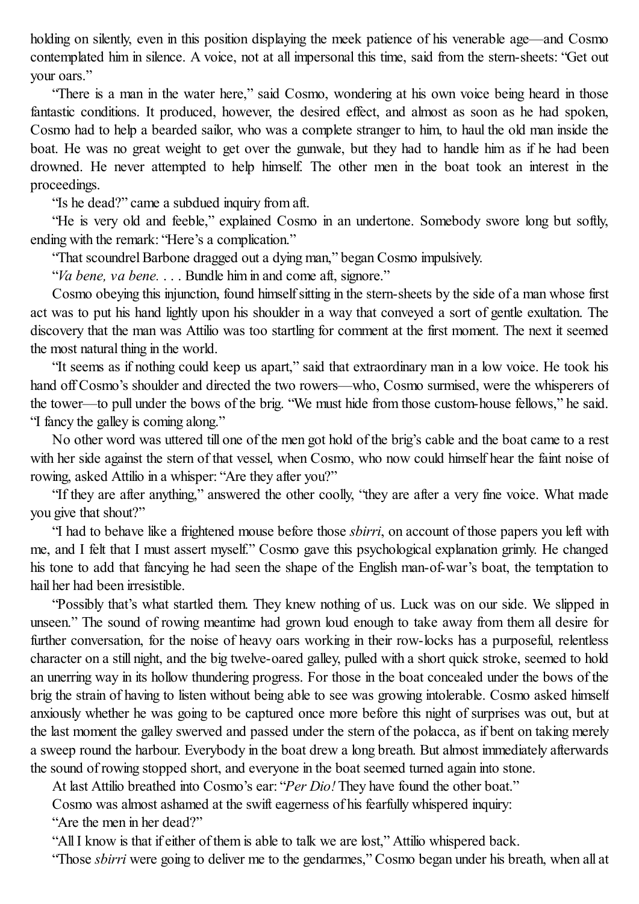holding on silently, even in this position displaying the meek patience of his venerable age—and Cosmo contemplated him in silence. A voice, not at all impersonal this time, said from the stern-sheets: "Get out your oars."

"There is a man in the water here," said Cosmo, wondering at his own voice being heard in those fantastic conditions. It produced, however, the desired effect, and almost as soon as he had spoken, Cosmo had to help a bearded sailor, who was a complete stranger to him, to haul the old man inside the boat. He was no great weight to get over the gunwale, but they had to handle him as if he had been drowned. He never attempted to help himself. The other men in the boat took an interest in the proceedings.

"Is he dead?" came a subdued inquiry from aft.

"He is very old and feeble," explained Cosmo in an undertone. Somebody swore long but softly, ending with the remark: "Here's a complication."

"That scoundrel Barbone dragged out a dying man," began Cosmo impulsively.

"*Va bene, va bene.* . . . Bundle him in and come aft, signore."

Cosmo obeying this injunction, found himself sitting in the stern-sheets by the side of a man whose first act was to put his hand lightly upon his shoulder in a way that conveyed a sort of gentle exultation. The discovery that the man was Attilio was too startling for comment at the first moment. The next it seemed the most natural thing in the world.

"It seems as if nothing could keep us apart," said that extraordinary man in a low voice. He took his hand off Cosmo's shoulder and directed the two rowers—who, Cosmo surmised, were the whisperers of the tower—to pull under the bows of the brig. "We must hide from those custom-house fellows," he said. "I fancy the galley is coming along."

No other word was uttered till one of the men got hold of the brig's cable and the boat came to a rest with her side against the stern of that vessel, when Cosmo, who now could himself hear the faint noise of rowing, asked Attilio in a whisper: "Are they after you?"

"If they are after anything," answered the other coolly, "they are after a very fine voice. What made you give that shout?"

"I had to behave like a frightened mouse before those *sbirri*, on account of those papers you left with me, and I felt that I must assert myself." Cosmo gave this psychological explanation grimly. He changed his tone to add that fancying he had seen the shape of the English man-of-war's boat, the temptation to hail her had been irresistible.

"Possibly that's what startled them. They knew nothing of us. Luck was on our side. We slipped in unseen." The sound of rowing meantime had grown loud enough to take away from them all desire for further conversation, for the noise of heavy oars working in their row-locks has a purposeful, relentless character on a still night, and the big twelve-oared galley, pulled with a short quick stroke, seemed to hold an unerring way in its hollow thundering progress. For those in the boat concealed under the bows of the brig the strain of having to listen without being able to see was growing intolerable. Cosmo asked himself anxiously whether he was going to be captured once more before this night of surprises was out, but at the last moment the galley swerved and passed under the stern of the polacca, as if bent on taking merely a sweep round the harbour. Everybody in the boat drew a long breath. But almost immediately afterwards the sound of rowing stopped short, and everyone in the boat seemed turned again into stone.

At last Attilio breathed into Cosmo's ear: "*Per Dio!* They have found the other boat."

Cosmo was almost ashamed at the swift eagerness of his fearfully whispered inquiry:

"Are the men in her dead?"

"All I know is that if either of them is able to talk we are lost," Attilio whispered back.

"Those *sbirri* were going to deliver me to the gendarmes," Cosmo began under his breath, when all at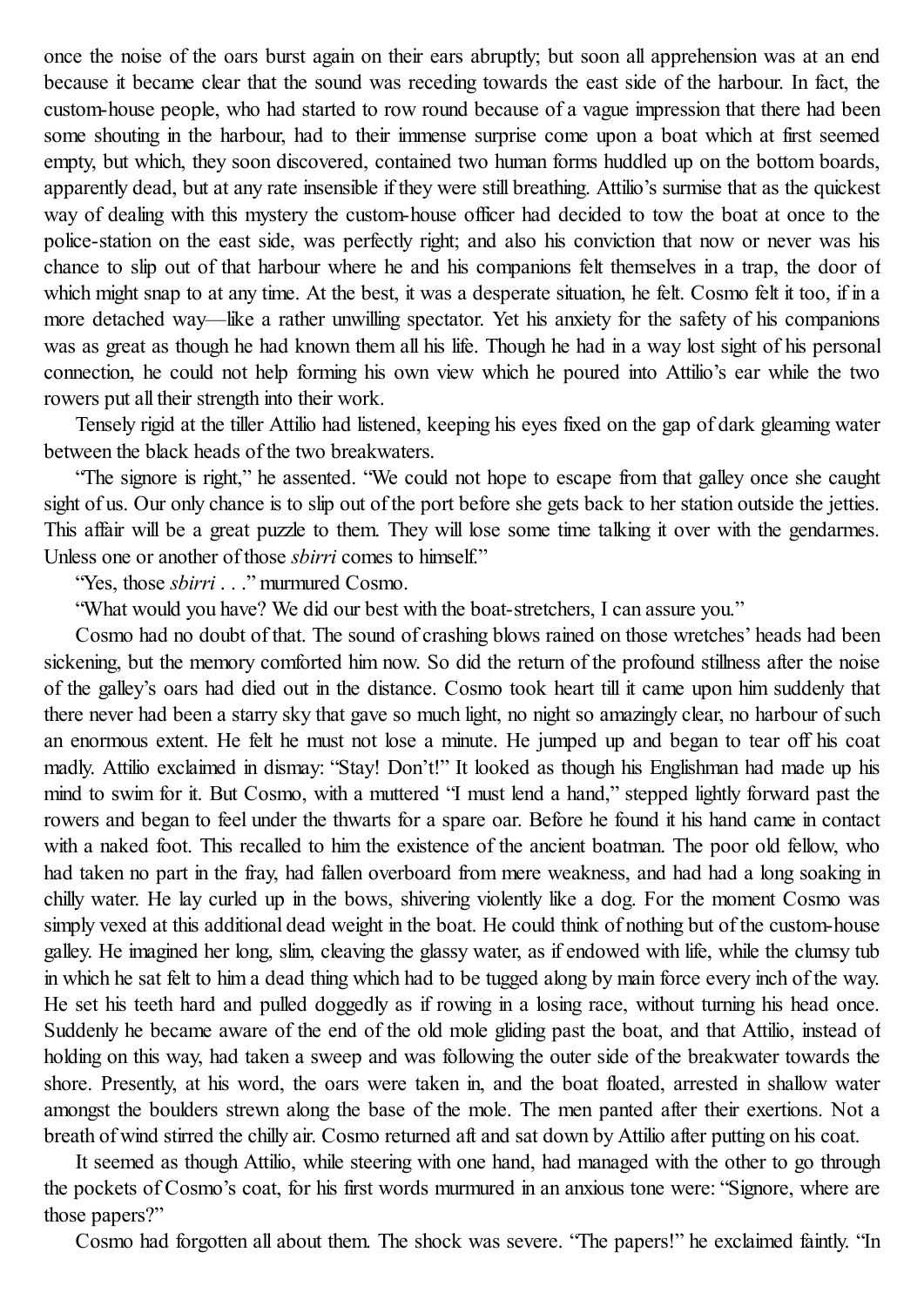once the noise of the oars burst again on their ears abruptly; but soon all apprehension was at an end because it became clear that the sound was receding towards the east side of the harbour. In fact, the custom-house people, who had started to row round because of a vague impression that there had been some shouting in the harbour, had to their immense surprise come upon a boat which at first seemed empty, but which, they soon discovered, contained two human forms huddled up on the bottom boards, apparently dead, but at any rate insensible if they were still breathing. Attilio's surmise that as the quickest way of dealing with this mystery the custom-house officer had decided to tow the boat at once to the police-station on the east side, was perfectly right; and also his conviction that now or never was his chance to slip out of that harbour where he and his companions felt themselves in a trap, the door of which might snap to at any time. At the best, it was a desperate situation, he felt. Cosmo felt it too, if in a more detached way—like a rather unwilling spectator. Yet his anxiety for the safety of his companions was as great as though he had known them all his life. Though he had in a way lost sight of his personal connection, he could not help forming his own view which he poured into Attilio's ear while the two rowers put all their strength into their work.

Tensely rigid at the tiller Attilio had listened, keeping his eyes fixed on the gap of dark gleaming water between the black heads of the two breakwaters.

"The signore is right," he assented. "We could not hope to escape from that galley once she caught sight of us. Our only chance is to slip out of the port before she gets back to her station outside the jetties. This affair will be a great puzzle to them. They will lose some time talking it over with the gendarmes. Unless one or another of those *sbirri* comes to himself."

"Yes, those *sbirri* . . ." murmured Cosmo.

"What would you have? We did our best with the boat-stretchers, I can assure you."

Cosmo had no doubt of that. The sound of crashing blows rained on those wretches' heads had been sickening, but the memory comforted him now. So did the return of the profound stillness after the noise of the galley's oars had died out in the distance. Cosmo took heart till it came upon him suddenly that there never had been a starry sky that gave so much light, no night so amazingly clear, no harbour of such an enormous extent. He felt he must not lose a minute. He jumped up and began to tear off his coat madly. Attilio exclaimed in dismay: "Stay! Don't!" It looked as though his Englishman had made up his mind to swim for it. But Cosmo, with a muttered "I must lend a hand," stepped lightly forward past the rowers and began to feel under the thwarts for a spare oar. Before he found it his hand came in contact with a naked foot. This recalled to him the existence of the ancient boatman. The poor old fellow, who had taken no part in the fray, had fallen overboard from mere weakness, and had had a long soaking in chilly water. He lay curled up in the bows, shivering violently like a dog. For the moment Cosmo was simply vexed at this additional dead weight in the boat. He could think of nothing but of the custom-house galley. He imagined her long, slim, cleaving the glassy water, as if endowed with life, while the clumsy tub in which he sat felt to him a dead thing which had to be tugged along by main force every inch of the way. He set his teeth hard and pulled doggedly as if rowing in a losing race, without turning his head once. Suddenly he became aware of the end of the old mole gliding past the boat, and that Attilio, instead of holding on this way, had taken a sweep and was following the outer side of the breakwater towards the shore. Presently, at his word, the oars were taken in, and the boat floated, arrested in shallow water amongst the boulders strewn along the base of the mole. The men panted after their exertions. Not a breath of wind stirred the chilly air. Cosmo returned aft and sat down by Attilio after putting on his coat.

It seemed as though Attilio, while steering with one hand, had managed with the other to go through the pockets of Cosmo's coat, for his first words murmured in an anxious tone were: "Signore, where are those papers?"

Cosmo had forgotten all about them. The shock was severe. "The papers!" he exclaimed faintly. "In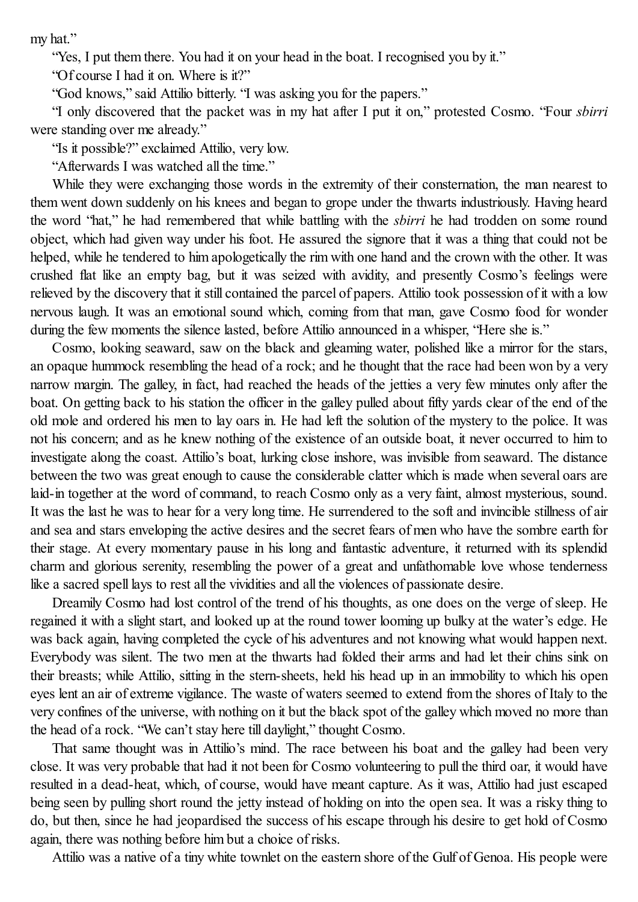my hat."

"Yes, I put them there. You had it on your head in the boat. I recognised you by it."

"Of course I had it on. Where is it?"

"God knows," said Attilio bitterly. "I was asking you for the papers."

"I only discovered that the packet was in my hat after I put it on," protested Cosmo. "Four *sbirri* were standing over me already."

"Is it possible?" exclaimed Attilio, very low.

"Afterwards I was watched all the time."

While they were exchanging those words in the extremity of their consternation, the man nearest to them went down suddenly on his knees and began to grope under the thwarts industriously. Having heard the word "hat," he had remembered that while battling with the *sbirri* he had trodden on some round object, which had given way under his foot. He assured the signore that it was a thing that could not be helped, while he tendered to him apologetically the rim with one hand and the crown with the other. It was crushed flat like an empty bag, but it was seized with avidity, and presently Cosmo's feelings were relieved by the discovery that it still contained the parcel of papers. Attilio took possession of it with a low nervous laugh. It was an emotional sound which, coming from that man, gave Cosmo food for wonder during the few moments the silence lasted, before Attilio announced in a whisper, "Here she is."

Cosmo, looking seaward, saw on the black and gleaming water, polished like a mirror for the stars, an opaque hummock resembling the head of a rock; and he thought that the race had been won by a very narrow margin. The galley, in fact, had reached the heads of the jetties a very few minutes only after the boat. On getting back to his station the officer in the galley pulled about fifty yards clear of the end of the old mole and ordered his men to lay oars in. He had left the solution of the mystery to the police. It was not his concern; and as he knew nothing of the existence of an outside boat, it never occurred to him to investigate along the coast. Attilio's boat, lurking close inshore, was invisible from seaward. The distance between the two was great enough to cause the considerable clatter which is made when several oars are laid-in together at the word of command, to reach Cosmo only as a very faint, almost mysterious, sound. It was the last he was to hear for a very long time. He surrendered to the soft and invincible stillness of air and sea and stars enveloping the active desires and the secret fears of men who have the sombre earth for their stage. At every momentary pause in his long and fantastic adventure, it returned with its splendid charm and glorious serenity, resembling the power of a great and unfathomable love whose tenderness like a sacred spell lays to rest all the vividities and all the violences of passionate desire.

Dreamily Cosmo had lost control of the trend of his thoughts, as one does on the verge of sleep. He regained it with a slight start, and looked up at the round tower looming up bulky at the water's edge. He was back again, having completed the cycle of his adventures and not knowing what would happen next. Everybody was silent. The two men at the thwarts had folded their arms and had let their chins sink on their breasts; while Attilio, sitting in the stern-sheets, held his head up in an immobility to which his open eyes lent an air of extreme vigilance. The waste of waters seemed to extend from the shores of Italy to the very confines of the universe, with nothing on it but the black spot of the galley which moved no more than the head of a rock. "We can't stay here till daylight," thought Cosmo.

That same thought was in Attilio's mind. The race between his boat and the galley had been very close. It was very probable that had it not been for Cosmo volunteering to pull the third oar, it would have resulted in a dead-heat, which, of course, would have meant capture. As it was, Attilio had just escaped being seen by pulling short round the jetty instead of holding on into the open sea. It was a risky thing to do, but then, since he had jeopardised the success of his escape through his desire to get hold of Cosmo again, there was nothing before him but a choice of risks.

Attilio was a native of a tiny white townlet on the eastern shore of the Gulf of Genoa. His people were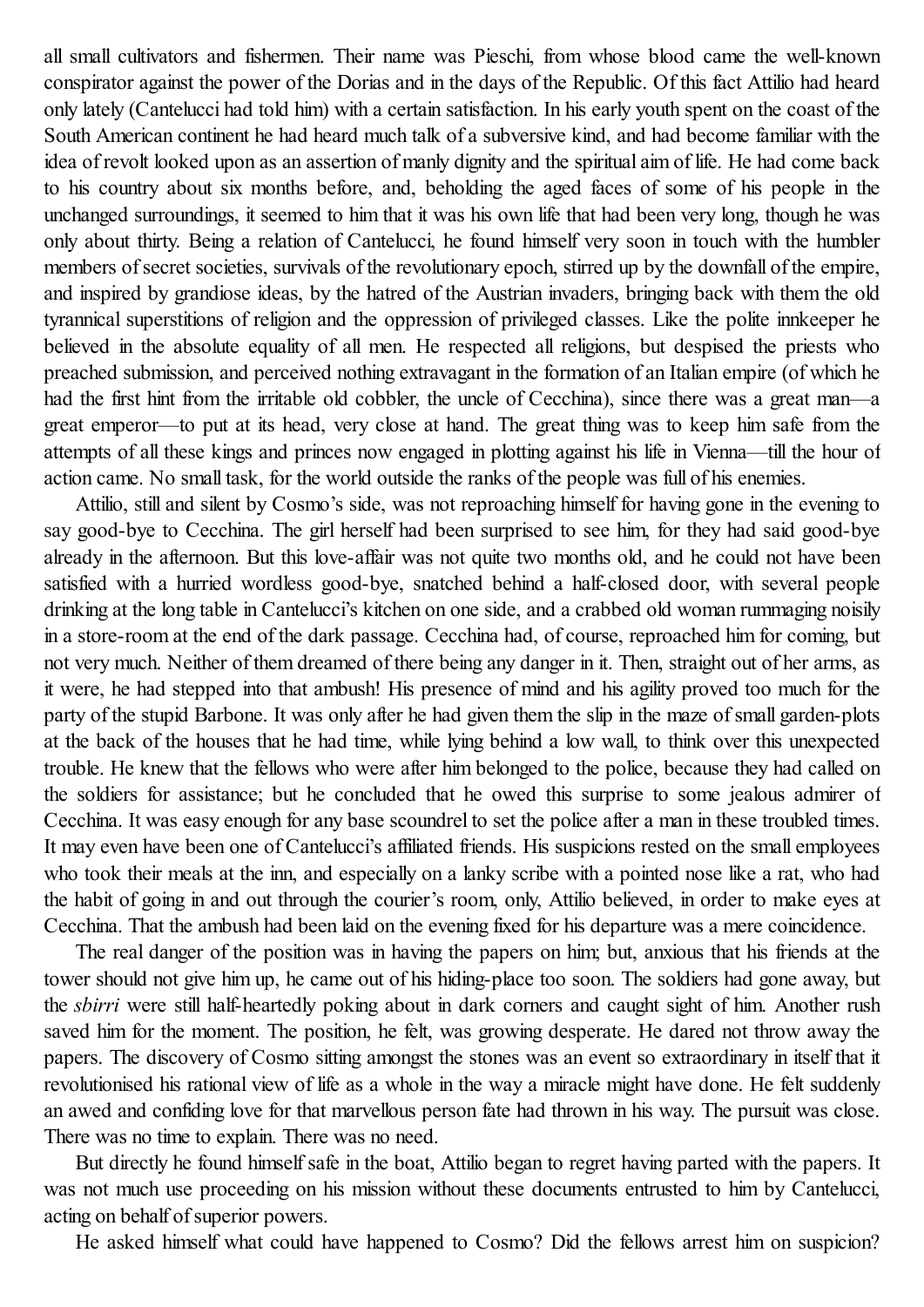all small cultivators and fishermen. Their name was Pieschi, from whose blood came the well-known conspirator against the power of the Dorias and in the days of the Republic. Of this fact Attilio had heard only lately (Cantelucci had told him) with a certain satisfaction. In his early youth spent on the coast of the South American continent he had heard much talk of a subversive kind, and had become familiar with the idea of revolt looked upon as an assertion of manly dignity and the spiritual aim of life. He had come back to his country about six months before, and, beholding the aged faces of some of his people in the unchanged surroundings, it seemed to him that it was his own life that had been very long, though he was only about thirty. Being a relation of Cantelucci, he found himself very soon in touch with the humbler members of secret societies, survivals of the revolutionary epoch, stirred up by the downfall of the empire, and inspired by grandiose ideas, by the hatred of the Austrian invaders, bringing back with them the old tyrannical superstitions of religion and the oppression of privileged classes. Like the polite innkeeper he believed in the absolute equality of all men. He respected all religions, but despised the priests who preached submission, and perceived nothing extravagant in the formation of an Italian empire (of which he had the first hint from the irritable old cobbler, the uncle of Cecchina), since there was a great man—a great emperor—to put at its head, very close at hand. The great thing was to keep him safe from the attempts of all these kings and princes now engaged in plotting against his life in Vienna—till the hour of action came. No small task, for the world outside the ranks of the people was full of his enemies.

Attilio, still and silent by Cosmo's side, was not reproaching himself for having gone in the evening to say good-bye to Cecchina. The girl herself had been surprised to see him, for they had said good-bye already in the afternoon. But this love-affair was not quite two months old, and he could not have been satisfied with a hurried wordless good-bye, snatched behind a half-closed door, with several people drinking at the long table in Cantelucci's kitchen on one side, and a crabbed old woman rummaging noisily in a store-room at the end of the dark passage. Cecchina had, of course, reproached him for coming, but not very much. Neither of them dreamed of there being any danger in it. Then, straight out of her arms, as it were, he had stepped into that ambush! His presence of mind and his agility proved too much for the party of the stupid Barbone. It was only after he had given them the slip in the maze of small garden-plots at the back of the houses that he had time, while lying behind a low wall, to think over this unexpected trouble. He knew that the fellows who were after him belonged to the police, because they had called on the soldiers for assistance; but he concluded that he owed this surprise to some jealous admirer of Cecchina. It was easy enough for any base scoundrel to set the police after a man in these troubled times. It may even have been one of Cantelucci's affiliated friends. His suspicions rested on the small employees who took their meals at the inn, and especially on a lanky scribe with a pointed nose like a rat, who had the habit of going in and out through the courier's room, only, Attilio believed, in order to make eyes at Cecchina. That the ambush had been laid on the evening fixed for his departure was a mere coincidence.

The real danger of the position was in having the papers on him; but, anxious that his friends at the tower should not give him up, he came out of his hiding-place too soon. The soldiers had gone away, but the *sbirri* were still half-heartedly poking about in dark corners and caught sight of him. Another rush saved him for the moment. The position, he felt, was growing desperate. He dared not throw away the papers. The discovery of Cosmo sitting amongst the stones was an event so extraordinary in itself that it revolutionised his rational view of life as a whole in the way a miracle might have done. He felt suddenly an awed and confiding love for that marvellous person fate had thrown in his way. The pursuit was close. There was no time to explain. There was no need.

But directly he found himself safe in the boat, Attilio began to regret having parted with the papers. It was not much use proceeding on his mission without these documents entrusted to him by Cantelucci, acting on behalf of superior powers.

He asked himself what could have happened to Cosmo? Did the fellows arrest him on suspicion?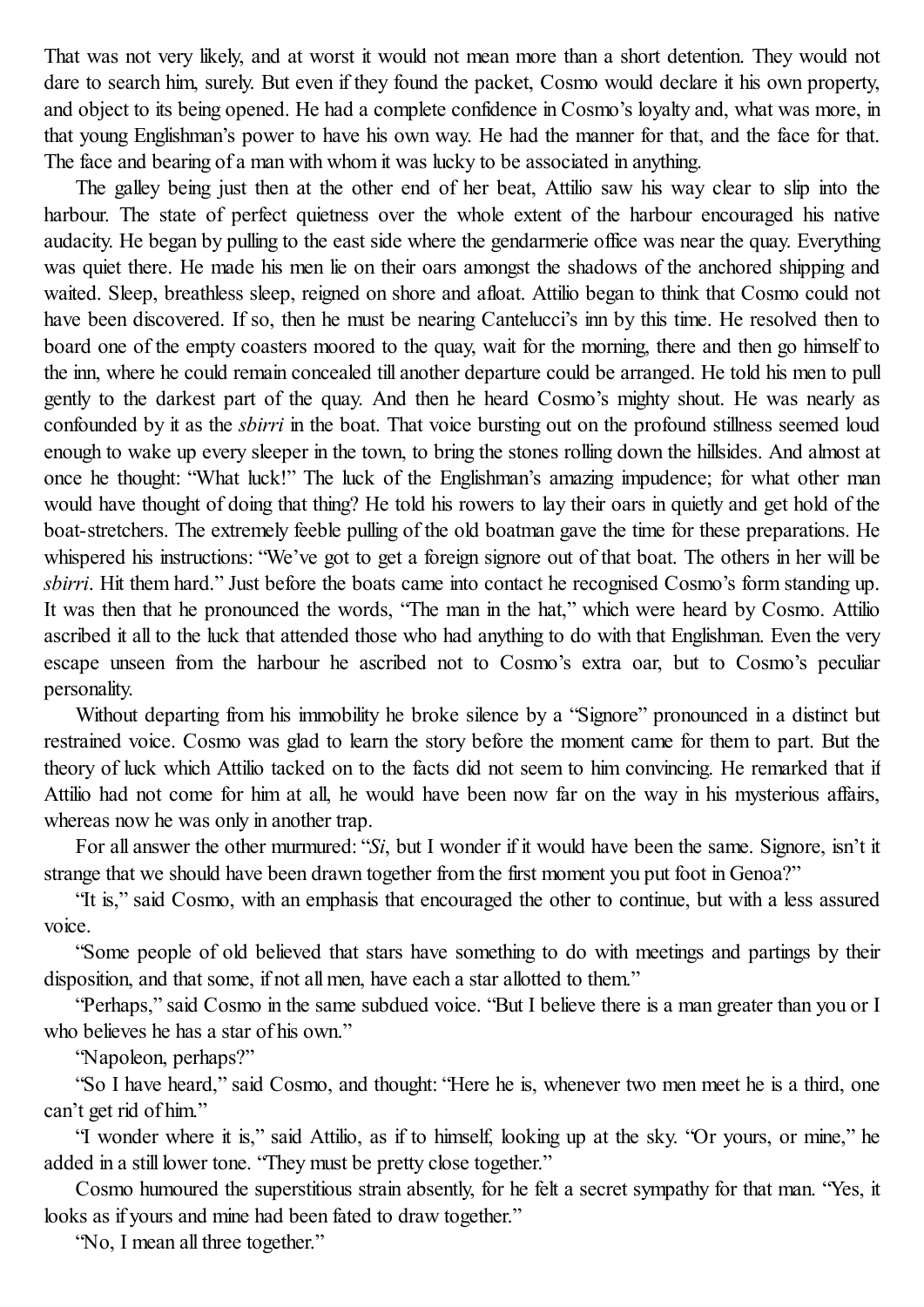That was not very likely, and at worst it would not mean more than a short detention. They would not dare to search him, surely. But even if they found the packet, Cosmo would declare it his own property, and object to its being opened. He had a complete confidence in Cosmo's loyalty and, what was more, in that young Englishman's power to have his own way. He had the manner for that, and the face for that. The face and bearing of a man with whom it was lucky to be associated in anything.

The galley being just then at the other end of her beat, Attilio saw his way clear to slip into the harbour. The state of perfect quietness over the whole extent of the harbour encouraged his native audacity. He began by pulling to the east side where the gendarmerie office was near the quay. Everything was quiet there. He made his men lie on their oars amongst the shadows of the anchored shipping and waited. Sleep, breathless sleep, reigned on shore and afloat. Attilio began to think that Cosmo could not have been discovered. If so, then he must be nearing Cantelucci's inn by this time. He resolved then to board one of the empty coasters moored to the quay, wait for the morning, there and then go himself to the inn, where he could remain concealed till another departure could be arranged. He told his men to pull gently to the darkest part of the quay. And then he heard Cosmo's mighty shout. He was nearly as confounded by it as the *sbirri* in the boat. That voice bursting out on the profound stillness seemed loud enough to wake up every sleeper in the town, to bring the stones rolling down the hillsides. And almost at once he thought: "What luck!" The luck of the Englishman's amazing impudence; for what other man would have thought of doing that thing? He told his rowers to lay their oars in quietly and get hold of the boat-stretchers. The extremely feeble pulling of the old boatman gave the time for these preparations. He whispered his instructions: "We've got to get a foreign signore out of that boat. The others in her will be *sbirri*. Hit them hard." Just before the boats came into contact he recognised Cosmo's form standing up. It was then that he pronounced the words, "The man in the hat," which were heard by Cosmo. Attilio ascribed it all to the luck that attended those who had anything to do with that Englishman. Even the very escape unseen from the harbour he ascribed not to Cosmo's extra oar, but to Cosmo's peculiar personality.

Without departing from his immobility he broke silence by a "Signore" pronounced in a distinct but restrained voice. Cosmo was glad to learn the story before the moment came for them to part. But the theory of luck which Attilio tacked on to the facts did not seem to him convincing. He remarked that if Attilio had not come for him at all, he would have been now far on the way in his mysterious affairs, whereas now he was only in another trap.

For all answer the other murmured: "*Si*, but I wonder if it would have been the same. Signore, isn't it strange that we should have been drawn together from the first moment you put foot in Genoa?"

"It is," said Cosmo, with an emphasis that encouraged the other to continue, but with a less assured voice.

"Some people of old believed that stars have something to do with meetings and partings by their disposition, and that some, if not all men, have each a star allotted to them."

"Perhaps," said Cosmo in the same subdued voice. "But I believe there is a man greater than you or I who believes he has a star of his own."

"Napoleon, perhaps?"

"So I have heard," said Cosmo, and thought: "Here he is, whenever two men meet he is a third, one can't get rid of him."

"I wonder where it is," said Attilio, as if to himself, looking up at the sky. "Or yours, or mine," he added in a still lower tone. "They must be pretty close together."

Cosmo humoured the superstitious strain absently, for he felt a secret sympathy for that man. "Yes, it looks as if yours and mine had been fated to draw together."

"No, I mean all three together."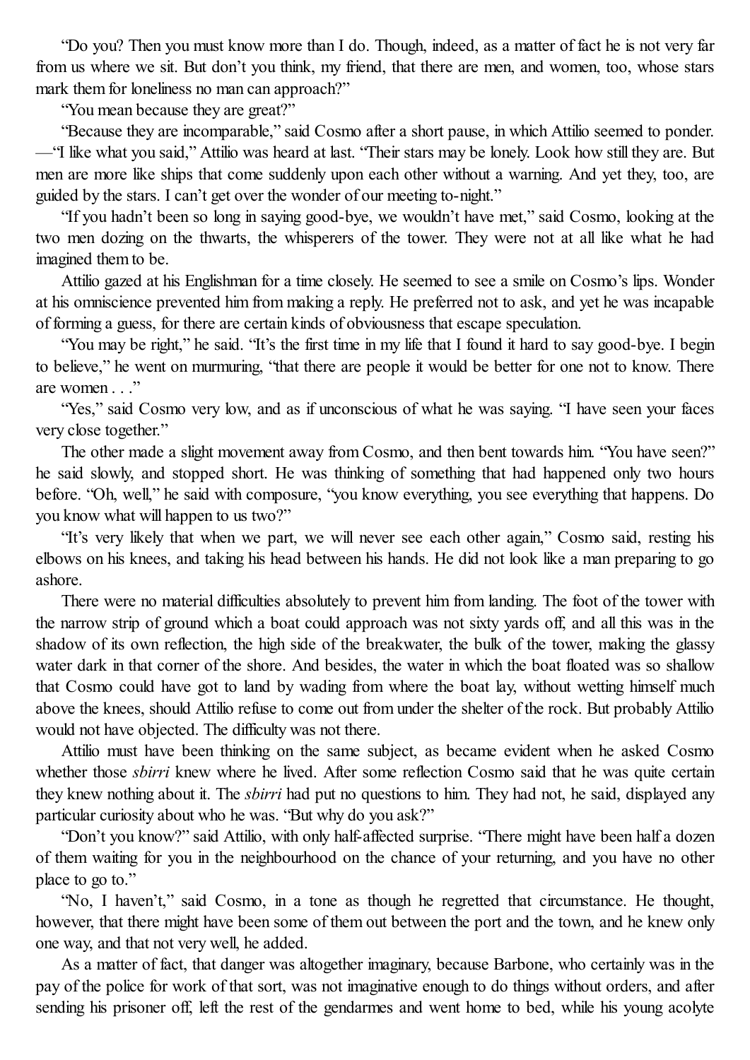"Do you? Then you must know more than I do. Though, indeed, as a matter of fact he is not very far from us where we sit. But don't you think, my friend, that there are men, and women, too, whose stars mark them for loneliness no man can approach?"

"You mean because they are great?"

"Because they are incomparable," said Cosmo after a short pause, in which Attilio seemed to ponder. —"I like what you said," Attilio was heard at last. "Their stars may be lonely. Look how still they are. But men are more like ships that come suddenly upon each other without a warning. And yet they, too, are guided by the stars. I can't get over the wonder of our meeting to-night."

"If you hadn't been so long in saying good-bye, we wouldn't have met," said Cosmo, looking at the two men dozing on the thwarts, the whisperers of the tower. They were not at all like what he had imagined them to be.

Attilio gazed at his Englishman for a time closely. He seemed to see a smile on Cosmo's lips. Wonder at his omniscience prevented him from making a reply. He preferred not to ask, and yet he was incapable of forming a guess, for there are certain kinds of obviousness that escape speculation.

"You may be right," he said. "It's the first time in my life that I found it hard to say good-bye. I begin to believe," he went on murmuring, "that there are people it would be better for one not to know. There are women . . ."

"Yes," said Cosmo very low, and as if unconscious of what he was saying. "I have seen your faces very close together."

The other made a slight movement away from Cosmo, and then bent towards him. "You have seen?" he said slowly, and stopped short. He was thinking of something that had happened only two hours before. "Oh, well," he said with composure, "you know everything, you see everything that happens. Do you know what will happen to us two?"

"It's very likely that when we part, we will never see each other again," Cosmo said, resting his elbows on his knees, and taking his head between his hands. He did not look like a man preparing to go ashore.

There were no material difficulties absolutely to prevent him from landing. The foot of the tower with the narrow strip of ground which a boat could approach was not sixty yards off, and all this was in the shadow of its own reflection, the high side of the breakwater, the bulk of the tower, making the glassy water dark in that corner of the shore. And besides, the water in which the boat floated was so shallow that Cosmo could have got to land by wading from where the boat lay, without wetting himself much above the knees, should Attilio refuse to come out from under the shelter of the rock. But probably Attilio would not have objected. The difficulty was not there.

Attilio must have been thinking on the same subject, as became evident when he asked Cosmo whether those *sbirri* knew where he lived. After some reflection Cosmo said that he was quite certain they knew nothing about it. The *sbirri* had put no questions to him. They had not, he said, displayed any particular curiosity about who he was. "But why do you ask?"

"Don't you know?" said Attilio, with only half-affected surprise. "There might have been half a dozen of them waiting for you in the neighbourhood on the chance of your returning, and you have no other place to go to."

"No, I haven't," said Cosmo, in a tone as though he regretted that circumstance. He thought, however, that there might have been some of them out between the port and the town, and he knew only one way, and that not very well, he added.

As a matter of fact, that danger was altogether imaginary, because Barbone, who certainly was in the pay of the police for work of that sort, was not imaginative enough to do things without orders, and after sending his prisoner off, left the rest of the gendarmes and went home to bed, while his young acolyte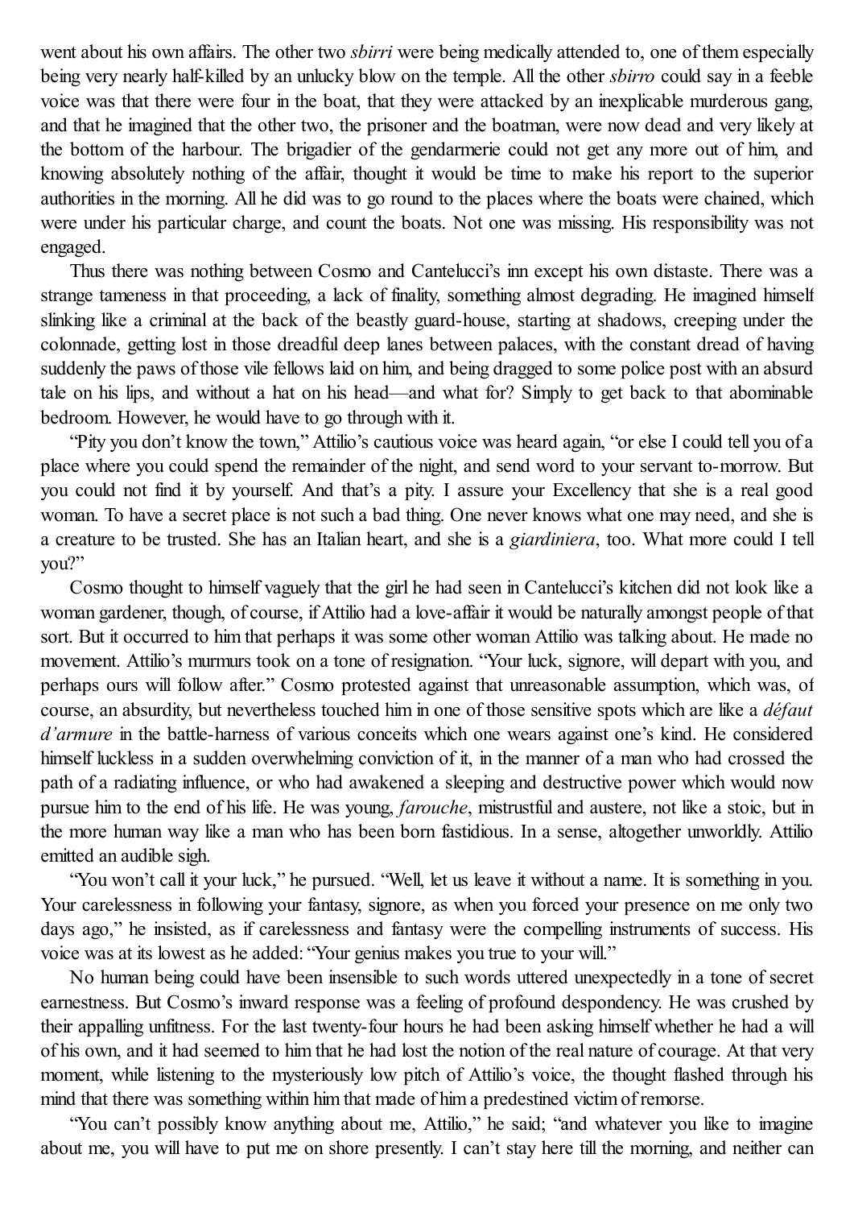went about his own affairs. The other two *sbirri* were being medically attended to, one of them especially being very nearly half-killed by an unlucky blow on the temple. All the other *sbirro* could say in a feeble voice was that there were four in the boat, that they were attacked by an inexplicable murderous gang, and that he imagined that the other two, the prisoner and the boatman, were now dead and very likely at the bottom of the harbour. The brigadier of the gendarmerie could not get any more out of him, and knowing absolutely nothing of the affair, thought it would be time to make his report to the superior authorities in the morning. All he did was to go round to the places where the boats were chained, which were under his particular charge, and count the boats. Not one was missing. His responsibility was not engaged.

Thus there was nothing between Cosmo and Cantelucci's inn except his own distaste. There was a strange tameness in that proceeding, a lack of finality, something almost degrading. He imagined himself slinking like a criminal at the back of the beastly guard-house, starting at shadows, creeping under the colonnade, getting lost in those dreadful deep lanes between palaces, with the constant dread of having suddenly the paws of those vile fellows laid on him, and being dragged to some police post with an absurd tale on his lips, and without a hat on his head—and what for? Simply to get back to that abominable bedroom. However, he would have to go through with it.

"Pity you don't know the town," Attilio's cautious voice was heard again, "or else I could tell you of a place where you could spend the remainder of the night, and send word to your servant to-morrow. But you could not find it by yourself. And that's a pity. I assure your Excellency that she is a real good woman. To have a secret place is not such a bad thing. One never knows what one may need, and she is a creature to be trusted. She has an Italian heart, and she is a *giardiniera*, too. What more could I tell you?"

Cosmo thought to himself vaguely that the girl he had seen in Cantelucci's kitchen did not look like a woman gardener, though, of course, if Attilio had a love-affair it would be naturally amongst people of that sort. But it occurred to him that perhaps it was some other woman Attilio was talking about. He made no movement. Attilio's murmurs took on a tone of resignation. "Your luck, signore, will depart with you, and perhaps ours will follow after." Cosmo protested against that unreasonable assumption, which was, of course, an absurdity, but nevertheless touched him in one of those sensitive spots which are like a *défaut d'armure* in the battle-harness of various conceits which one wears against one's kind. He considered himself luckless in a sudden overwhelming conviction of it, in the manner of a man who had crossed the path of a radiating influence, or who had awakened a sleeping and destructive power which would now pursue him to the end of his life. He was young, *farouche*, mistrustful and austere, not like a stoic, but in the more human way like a man who has been born fastidious. In a sense, altogether unworldly. Attilio emitted an audible sigh.

"You won't call it your luck," he pursued. "Well, let us leave it without a name. It is something in you. Your carelessness in following your fantasy, signore, as when you forced your presence on me only two days ago," he insisted, as if carelessness and fantasy were the compelling instruments of success. His voice was at its lowest as he added: "Your genius makes you true to your will."

No human being could have been insensible to such words uttered unexpectedly in a tone of secret earnestness. But Cosmo's inward response was a feeling of profound despondency. He was crushed by their appalling unfitness. For the last twenty-four hours he had been asking himself whether he had a will of his own, and it had seemed to him that he had lost the notion of the real nature of courage. At that very moment, while listening to the mysteriously low pitch of Attilio's voice, the thought flashed through his mind that there was something within him that made of him a predestined victim of remorse.

"You can't possibly know anything about me, Attilio," he said; "and whatever you like to imagine about me, you will have to put me on shore presently. I can't stay here till the morning, and neither can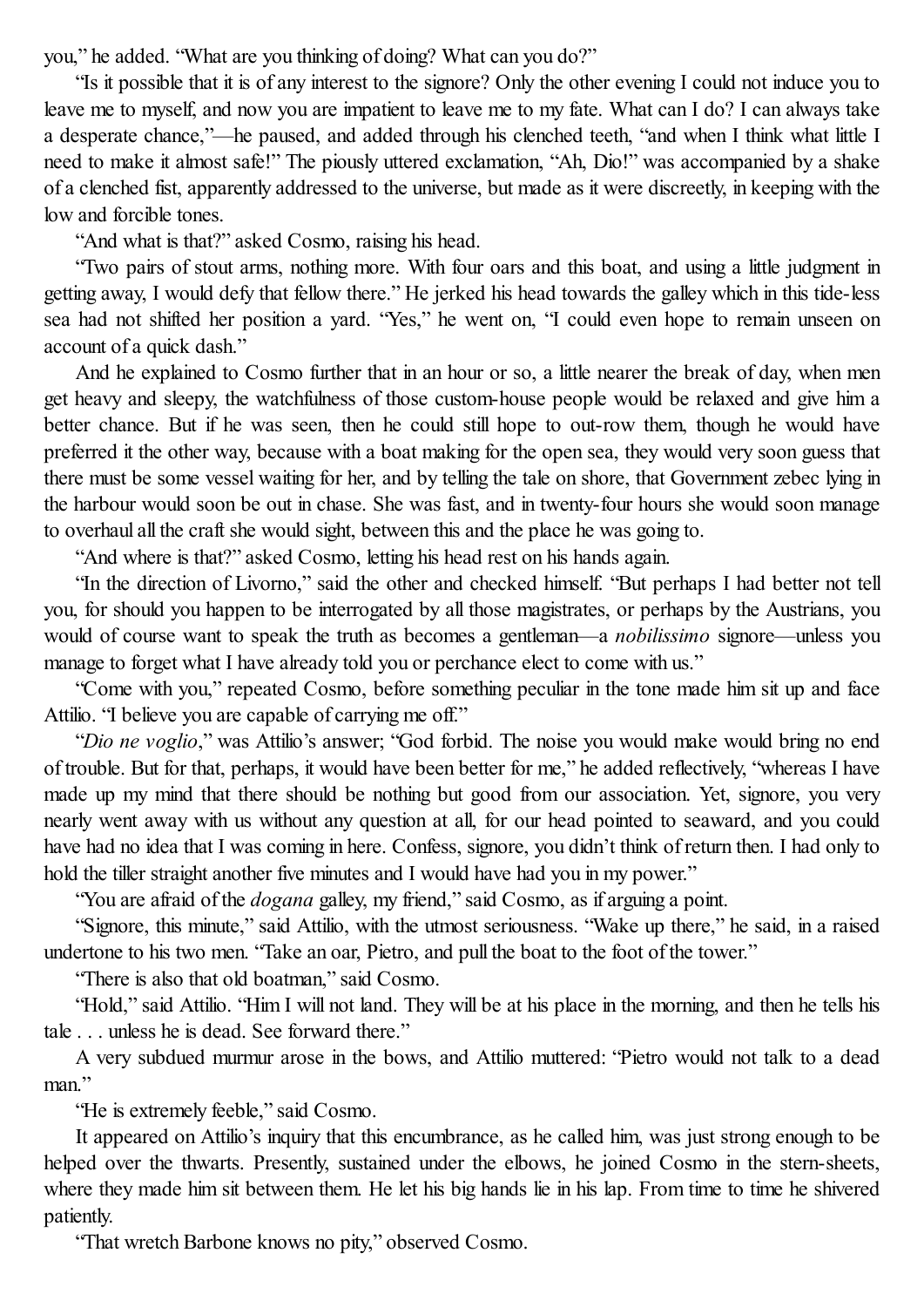you," he added. "What are you thinking of doing? What can you do?"

"Is it possible that it is of any interest to the signore? Only the other evening I could not induce you to leave me to myself, and now you are impatient to leave me to my fate. What can I do? I can always take a desperate chance,"—he paused, and added through his clenched teeth, "and when I think what little I need to make it almost safe!" The piously uttered exclamation, "Ah, Dio!" was accompanied by a shake of a clenched fist, apparently addressed to the universe, but made as it were discreetly, in keeping with the low and forcible tones.

"And what is that?" asked Cosmo, raising his head.

"Two pairs of stout arms, nothing more. With four oars and this boat, and using a little judgment in getting away, I would defy that fellow there." He jerked his head towards the galley which in this tide-less sea had not shifted her position a yard. "Yes," he went on, "I could even hope to remain unseen on account of a quick dash."

And he explained to Cosmo further that in an hour or so, a little nearer the break of day, when men get heavy and sleepy, the watchfulness of those custom-house people would be relaxed and give him a better chance. But if he was seen, then he could still hope to out-row them, though he would have preferred it the other way, because with a boat making for the open sea, they would very soon guess that there must be some vessel waiting for her, and by telling the tale on shore, that Government zebec lying in the harbour would soon be out in chase. She was fast, and in twenty-four hours she would soon manage to overhaul all the craft she would sight, between this and the place he was going to.

"And where is that?" asked Cosmo, letting his head rest on his hands again.

"In the direction of Livorno," said the other and checked himself. "But perhaps I had better not tell you, for should you happen to be interrogated by all those magistrates, or perhaps by the Austrians, you would of course want to speak the truth as becomes a gentleman—a *nobilissimo* signore—unless you manage to forget what I have already told you or perchance elect to come with us."

"Come with you," repeated Cosmo, before something peculiar in the tone made him sit up and face Attilio. "I believe you are capable of carrying me off."

"*Dio ne voglio*," was Attilio's answer; "God forbid. The noise you would make would bring no end of trouble. But for that, perhaps, it would have been better for me," he added reflectively, "whereas I have made up my mind that there should be nothing but good from our association. Yet, signore, you very nearly went away with us without any question at all, for our head pointed to seaward, and you could have had no idea that I was coming in here. Confess, signore, you didn't think of return then. I had only to hold the tiller straight another five minutes and I would have had you in my power."

"You are afraid of the *dogana* galley, my friend," said Cosmo, as if arguing a point.

"Signore, this minute," said Attilio, with the utmost seriousness. "Wake up there," he said, in a raised undertone to his two men. "Take an oar, Pietro, and pull the boat to the foot of the tower."

"There is also that old boatman," said Cosmo.

"Hold," said Attilio. "Him I will not land. They will be at his place in the morning, and then he tells his tale . . . unless he is dead. See forward there."

A very subdued murmur arose in the bows, and Attilio muttered: "Pietro would not talk to a dead man."

"He is extremely feeble," said Cosmo.

It appeared on Attilio's inquiry that this encumbrance, as he called him, was just strong enough to be helped over the thwarts. Presently, sustained under the elbows, he joined Cosmo in the stern-sheets, where they made him sit between them. He let his big hands lie in his lap. From time to time he shivered patiently.

"That wretch Barbone knows no pity," observed Cosmo.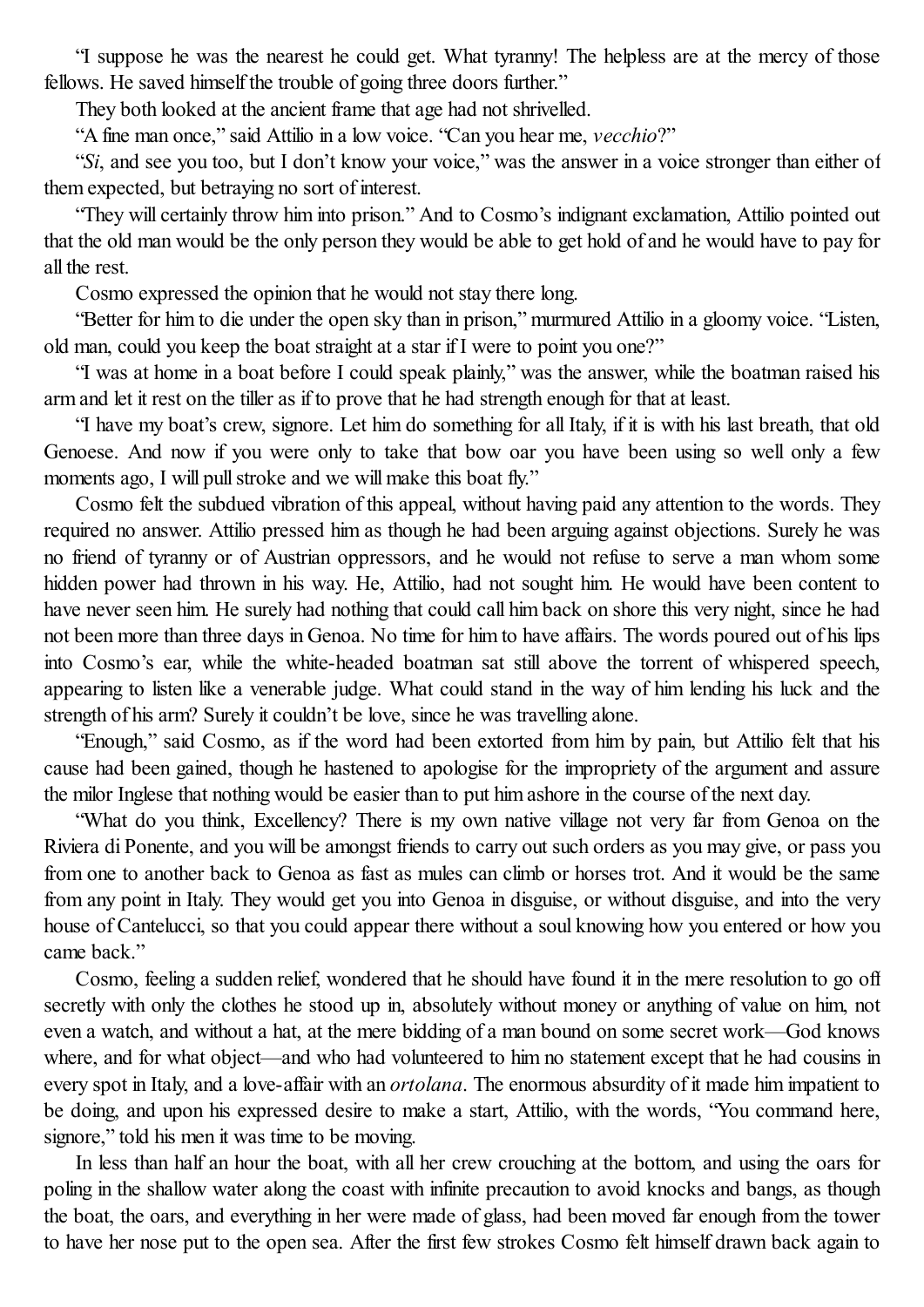"I suppose he was the nearest he could get. What tyranny! The helpless are at the mercy of those fellows. He saved himself the trouble of going three doors further."

They both looked at the ancient frame that age had not shrivelled.

"A fine man once," said Attilio in a low voice. "Can you hear me, *vecchio*?"

"*Si*, and see you too, but I don't know your voice," was the answer in a voice stronger than either of them expected, but betraying no sort of interest.

"They will certainly throw him into prison." And to Cosmo's indignant exclamation, Attilio pointed out that the old man would be the only person they would be able to get hold of and he would have to pay for all the rest.

Cosmo expressed the opinion that he would not stay there long.

"Better for him to die under the open sky than in prison," murmured Attilio in a gloomy voice. "Listen, old man, could you keep the boat straight at a star if I were to point you one?"

"I was at home in a boat before I could speak plainly," was the answer, while the boatman raised his arm and let it rest on the tiller as if to prove that he had strength enough for that at least.

"I have my boat's crew, signore. Let him do something for all Italy, if it is with his last breath, that old Genoese. And now if you were only to take that bow oar you have been using so well only a few moments ago, I will pull stroke and we will make this boat fly."

Cosmo felt the subdued vibration of this appeal, without having paid any attention to the words. They required no answer. Attilio pressed him as though he had been arguing against objections. Surely he was no friend of tyranny or of Austrian oppressors, and he would not refuse to serve a man whom some hidden power had thrown in his way. He, Attilio, had not sought him. He would have been content to have never seen him. He surely had nothing that could call him back on shore this very night, since he had not been more than three days in Genoa. No time for him to have affairs. The words poured out of his lips into Cosmo's ear, while the white-headed boatman sat still above the torrent of whispered speech, appearing to listen like a venerable judge. What could stand in the way of him lending his luck and the strength of his arm? Surely it couldn't be love, since he was travelling alone.

"Enough," said Cosmo, as if the word had been extorted from him by pain, but Attilio felt that his cause had been gained, though he hastened to apologise for the impropriety of the argument and assure the milor Inglese that nothing would be easier than to put him ashore in the course of the next day.

"What do you think, Excellency? There is my own native village not very far from Genoa on the Riviera di Ponente, and you will be amongst friends to carry out such orders as you may give, or pass you from one to another back to Genoa as fast as mules can climb or horses trot. And it would be the same from any point in Italy. They would get you into Genoa in disguise, or without disguise, and into the very house of Cantelucci, so that you could appear there without a soul knowing how you entered or how you came back."

Cosmo, feeling a sudden relief, wondered that he should have found it in the mere resolution to go off secretly with only the clothes he stood up in, absolutely without money or anything of value on him, not even a watch, and without a hat, at the mere bidding of a man bound on some secret work—God knows where, and for what object—and who had volunteered to him no statement except that he had cousins in every spot in Italy, and a love-affair with an *ortolana*. The enormous absurdity of it made him impatient to be doing, and upon his expressed desire to make a start, Attilio, with the words, "You command here, signore," told his men it was time to be moving.

In less than half an hour the boat, with all her crew crouching at the bottom, and using the oars for poling in the shallow water along the coast with infinite precaution to avoid knocks and bangs, as though the boat, the oars, and everything in her were made of glass, had been moved far enough from the tower to have her nose put to the open sea. After the first few strokes Cosmo felt himself drawn back again to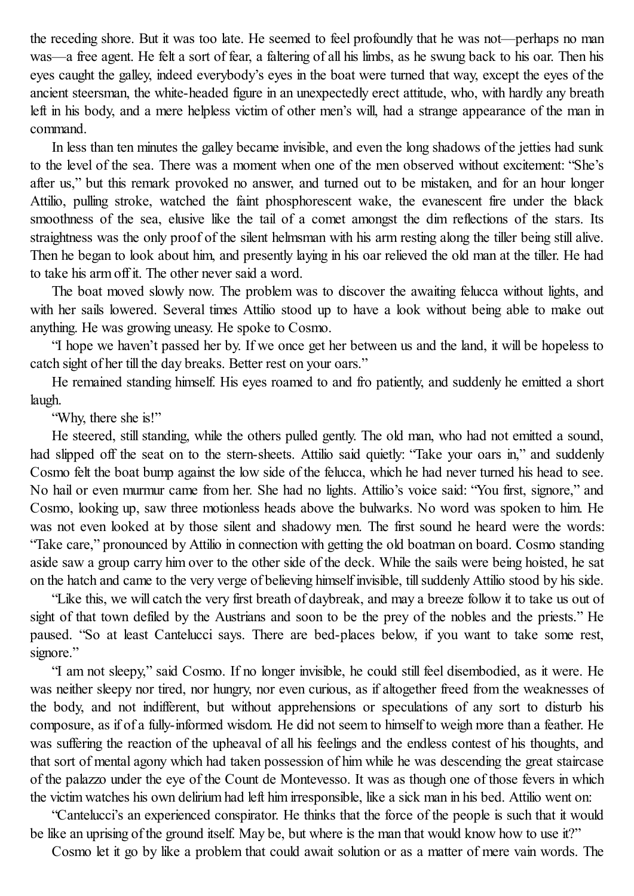the receding shore. But it was too late. He seemed to feel profoundly that he was not—perhaps no man was—a free agent. He felt a sort of fear, a faltering of all his limbs, as he swung back to his oar. Then his eyes caught the galley, indeed everybody's eyes in the boat were turned that way, except the eyes of the ancient steersman, the white-headed figure in an unexpectedly erect attitude, who, with hardly any breath left in his body, and a mere helpless victim of other men's will, had a strange appearance of the man in command.

In less than ten minutes the galley became invisible, and even the long shadows of the jetties had sunk to the level of the sea. There was a moment when one of the men observed without excitement: "She's after us," but this remark provoked no answer, and turned out to be mistaken, and for an hour longer Attilio, pulling stroke, watched the faint phosphorescent wake, the evanescent fire under the black smoothness of the sea, elusive like the tail of a comet amongst the dim reflections of the stars. Its straightness was the only proof of the silent helmsman with his arm resting along the tiller being still alive. Then he began to look about him, and presently laying in his oar relieved the old man at the tiller. He had to take his arm off it. The other never said a word.

The boat moved slowly now. The problem was to discover the awaiting felucca without lights, and with her sails lowered. Several times Attilio stood up to have a look without being able to make out anything. He was growing uneasy. He spoke to Cosmo.

"I hope we haven't passed her by. If we once get her between us and the land, it will be hopeless to catch sight of her till the day breaks. Better rest on your oars."

He remained standing himself. His eyes roamed to and fro patiently, and suddenly he emitted a short laugh.

"Why, there she is!"

He steered, still standing, while the others pulled gently. The old man, who had not emitted a sound, had slipped off the seat on to the stern-sheets. Attilio said quietly: "Take your oars in," and suddenly Cosmo felt the boat bump against the low side of the felucca, which he had never turned his head to see. No hail or even murmur came from her. She had no lights. Attilio's voice said: "You first, signore," and Cosmo, looking up, saw three motionless heads above the bulwarks. No word was spoken to him. He was not even looked at by those silent and shadowy men. The first sound he heard were the words: "Take care," pronounced by Attilio in connection with getting the old boatman on board. Cosmo standing aside saw a group carry him over to the other side of the deck. While the sails were being hoisted, he sat on the hatch and came to the very verge of believing himself invisible, till suddenly Attilio stood by his side.

"Like this, we will catch the very first breath of daybreak, and may a breeze follow it to take us out of sight of that town defiled by the Austrians and soon to be the prey of the nobles and the priests." He paused. "So at least Cantelucci says. There are bed-places below, if you want to take some rest, signore."

"I am not sleepy," said Cosmo. If no longer invisible, he could still feel disembodied, as it were. He was neither sleepy nor tired, nor hungry, nor even curious, as if altogether freed from the weaknesses of the body, and not indifferent, but without apprehensions or speculations of any sort to disturb his composure, as if of a fully-informed wisdom. He did not seem to himself to weigh more than a feather. He was suffering the reaction of the upheaval of all his feelings and the endless contest of his thoughts, and that sort of mental agony which had taken possession of him while he was descending the great staircase of the palazzo under the eye of the Count de Montevesso. It was as though one of those fevers in which the victim watches his own delirium had left him irresponsible, like a sick man in his bed. Attilio went on:

"Cantelucci's an experienced conspirator. He thinks that the force of the people is such that it would be like an uprising of the ground itself. May be, but where is the man that would know how to use it?"

Cosmo let it go by like a problem that could await solution or as a matter of mere vain words. The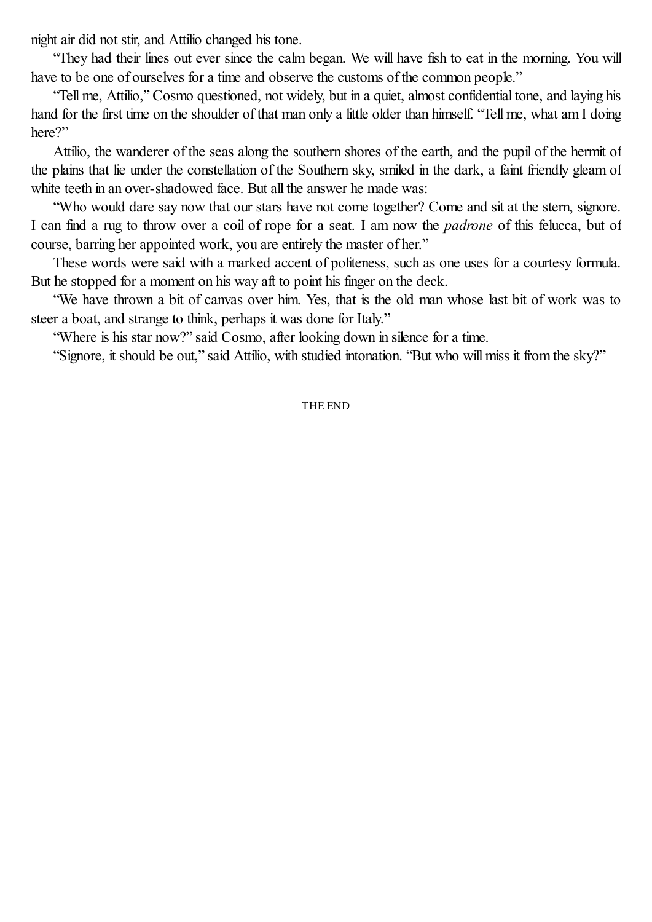night air did not stir, and Attilio changed his tone.

"They had their lines out ever since the calm began. We will have fish to eat in the morning. You will have to be one of ourselves for a time and observe the customs of the common people."

"Tell me, Attilio," Cosmo questioned, not widely, but in a quiet, almost confidential tone, and laying his hand for the first time on the shoulder of that man only a little older than himself. "Tell me, what am I doing here?"

Attilio, the wanderer of the seas along the southern shores of the earth, and the pupil of the hermit of the plains that lie under the constellation of the Southern sky, smiled in the dark, a faint friendly gleam of white teeth in an over-shadowed face. But all the answer he made was:

"Who would dare say now that our stars have not come together? Come and sit at the stern, signore. I can find a rug to throw over a coil of rope for a seat. I am now the *padrone* of this felucca, but of course, barring her appointed work, you are entirely the master of her."

These words were said with a marked accent of politeness, such as one uses for a courtesy formula. But he stopped for a moment on his way aft to point his finger on the deck.

"We have thrown a bit of canvas over him. Yes, that is the old man whose last bit of work was to steer a boat, and strange to think, perhaps it was done for Italy."

"Where is his star now?" said Cosmo, after looking down in silence for a time.

"Signore, it should be out," said Attilio, with studied intonation. "But who will miss it from the sky?"

THE END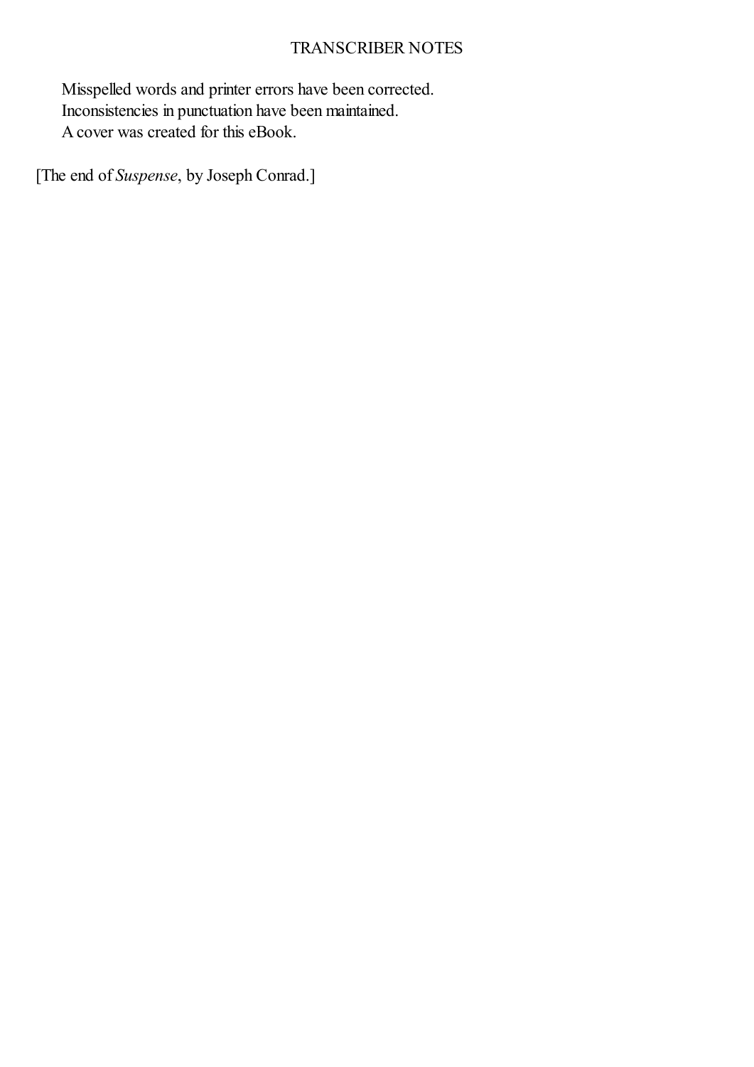## TRANSCRIBER NOTES

Misspelled words and printer errors have been corrected.
Inconsistencies in punctuation have been maintained.
A cover was created for this eBook.

[The end of *Suspense*, by Joseph Conrad.]